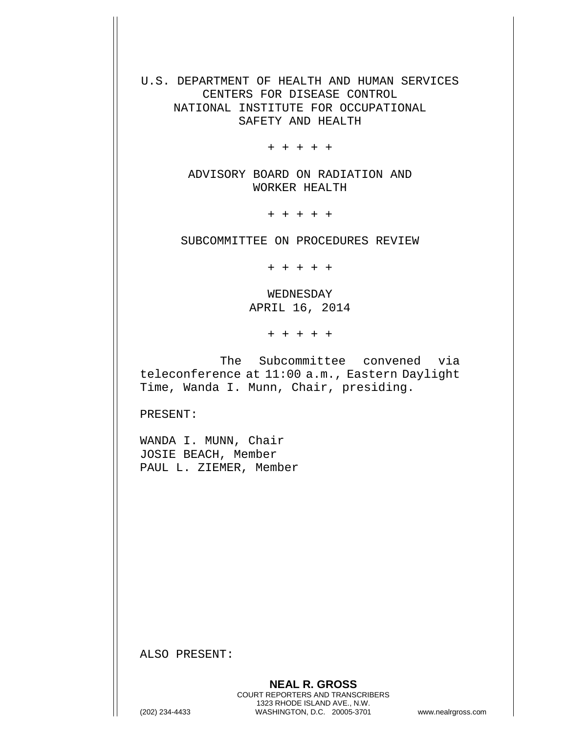U.S. DEPARTMENT OF HEALTH AND HUMAN SERVICES
CENTERS FOR DISEASE CONTROL
NATIONAL INSTITUTE FOR OCCUPATIONAL
SAFETY AND HEALTH

+ + + + +

ADVISORY BOARD ON RADIATION AND
WORKER HEALTH

+ + + + +

SUBCOMMITTEE ON PROCEDURES REVIEW

+ + + + +

WEDNESDAY
APRIL 16, 2014

+ + + + +

The Subcommittee convened via teleconference at 11:00 a.m., Eastern Daylight Time, Wanda I. Munn, Chair, presiding.

PRESENT:

WANDA I. MUNN, Chair
JOSIE BEACH, Member
PAUL L. ZIEMER, Member

ALSO PRESENT: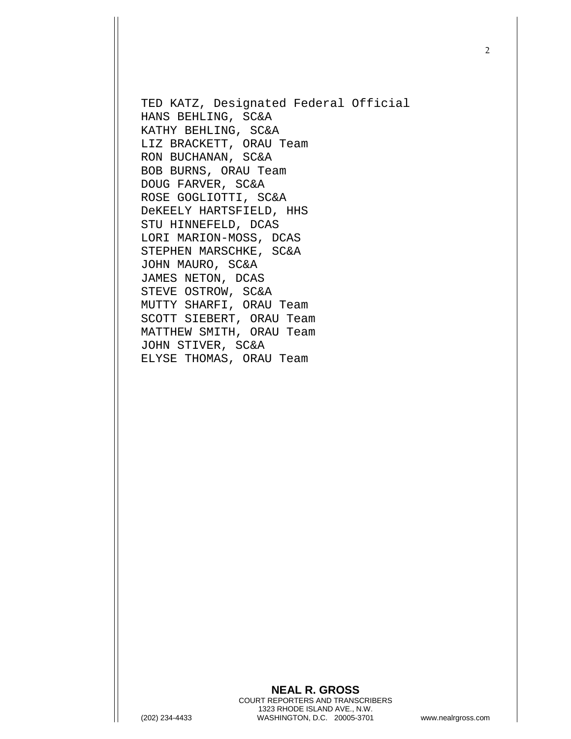TED KATZ, Designated Federal Official
HANS BEHLING, SC&A
KATHY BEHLING, SC&A
LIZ BRACKETT, ORAU Team
RON BUCHANAN, SC&A
BOB BURNS, ORAU Team
DOUG FARVER, SC&A
ROSE GOGLIOTTI, SC&A
DeKEELY HARTSFIELD, HHS
STU HINNEFELD, DCAS
LORI MARION-MOSS, DCAS
STEPHEN MARSCHKE, SC&A
JOHN MAURO, SC&A
JAMES NETON, DCAS
STEVE OSTROW, SC&A
MUTTY SHARFI, ORAU Team
SCOTT SIEBERT, ORAU Team
MATTHEW SMITH, ORAU Team
JOHN STIVER, SC&A
ELYSE THOMAS, ORAU Team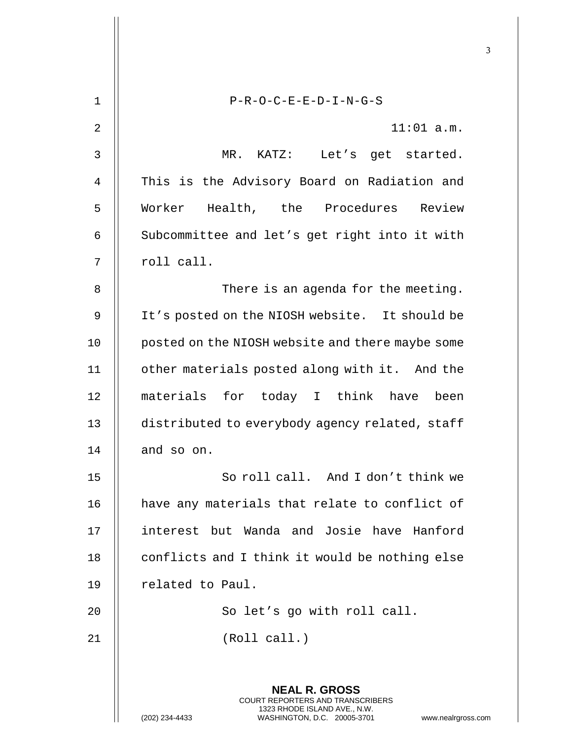P-R-O-C-E-E-D-I-N-G-S

11:01 a.m.

MR. KATZ: Let's get started. This is the Advisory Board on Radiation and Worker Health, the Procedures Review Subcommittee and let's get right into it with roll call.

There is an agenda for the meeting. It's posted on the NIOSH website. It should be posted on the NIOSH website and there maybe some other materials posted along with it. And the materials for today I think have been distributed to everybody agency related, staff and so on.

So roll call. And I don't think we have any materials that relate to conflict of interest but Wanda and Josie have Hanford conflicts and I think it would be nothing else related to Paul.

So let's go with roll call.

(Roll call.)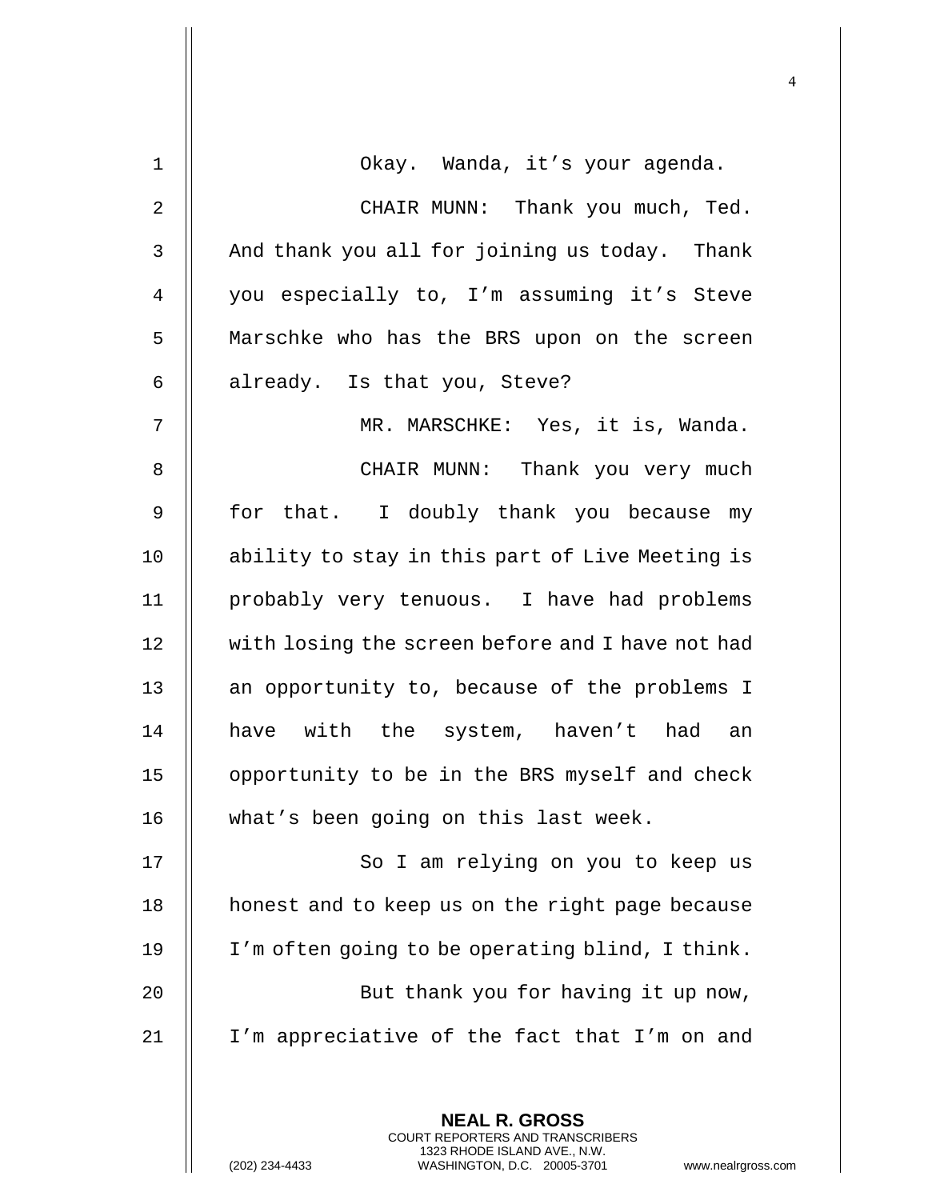Okay. Wanda, it's your agenda.

CHAIR MUNN: Thank you much, Ted. And thank you all for joining us today. Thank you especially to, I'm assuming it's Steve Marschke who has the BRS upon on the screen already. Is that you, Steve?

MR. MARSCHKE: Yes, it is, Wanda.

CHAIR MUNN: Thank you very much for that. I doubly thank you because my ability to stay in this part of Live Meeting is probably very tenuous. I have had problems with losing the screen before and I have not had an opportunity to, because of the problems I have with the system, haven't had an opportunity to be in the BRS myself and check what's been going on this last week.

So I am relying on you to keep us honest and to keep us on the right page because I'm often going to be operating blind, I think.

But thank you for having it up now, I'm appreciative of the fact that I'm on and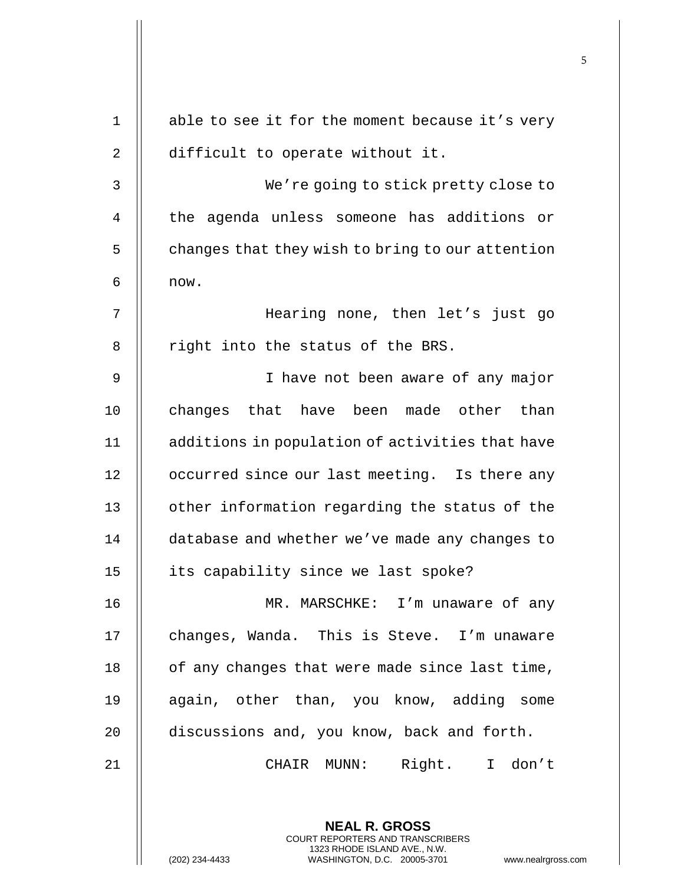able to see it for the moment because it's very difficult to operate without it.

We're going to stick pretty close to the agenda unless someone has additions or changes that they wish to bring to our attention now.

Hearing none, then let's just go right into the status of the BRS.

I have not been aware of any major changes that have been made other than additions in population of activities that have occurred since our last meeting. Is there any other information regarding the status of the database and whether we've made any changes to its capability since we last spoke?

MR. MARSCHKE: I'm unaware of any changes, Wanda. This is Steve. I'm unaware of any changes that were made since last time, again, other than, you know, adding some discussions and, you know, back and forth.

CHAIR MUNN: Right. I don't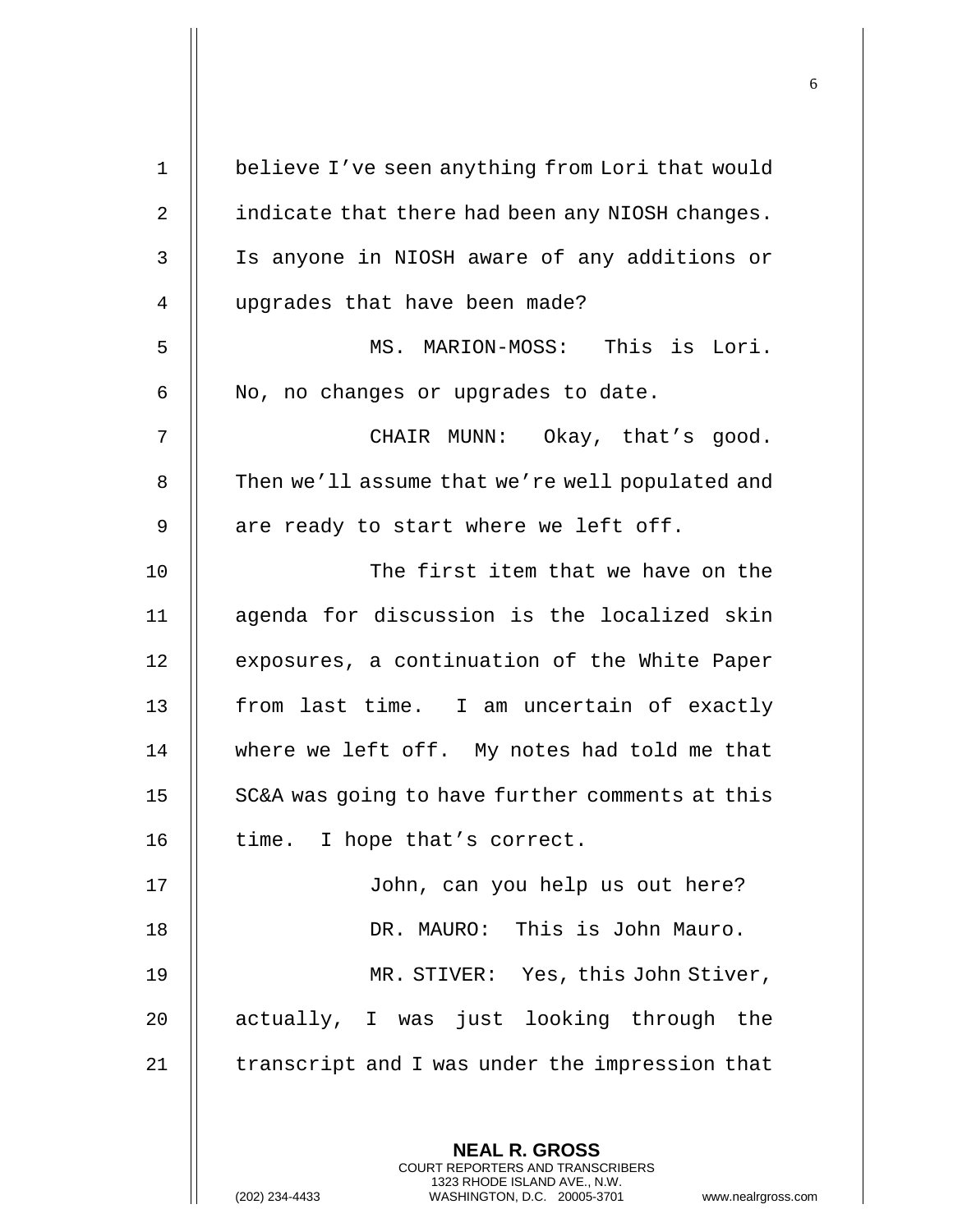believe I've seen anything from Lori that would indicate that there had been any NIOSH changes. Is anyone in NIOSH aware of any additions or upgrades that have been made?

MS. MARION-MOSS: This is Lori. No, no changes or upgrades to date.

CHAIR MUNN: Okay, that's good. Then we'll assume that we're well populated and are ready to start where we left off.

The first item that we have on the agenda for discussion is the localized skin exposures, a continuation of the White Paper from last time. I am uncertain of exactly where we left off. My notes had told me that SC&A was going to have further comments at this time. I hope that's correct.

John, can you help us out here?

DR. MAURO: This is John Mauro.

MR. STIVER: Yes, this John Stiver, actually, I was just looking through the transcript and I was under the impression that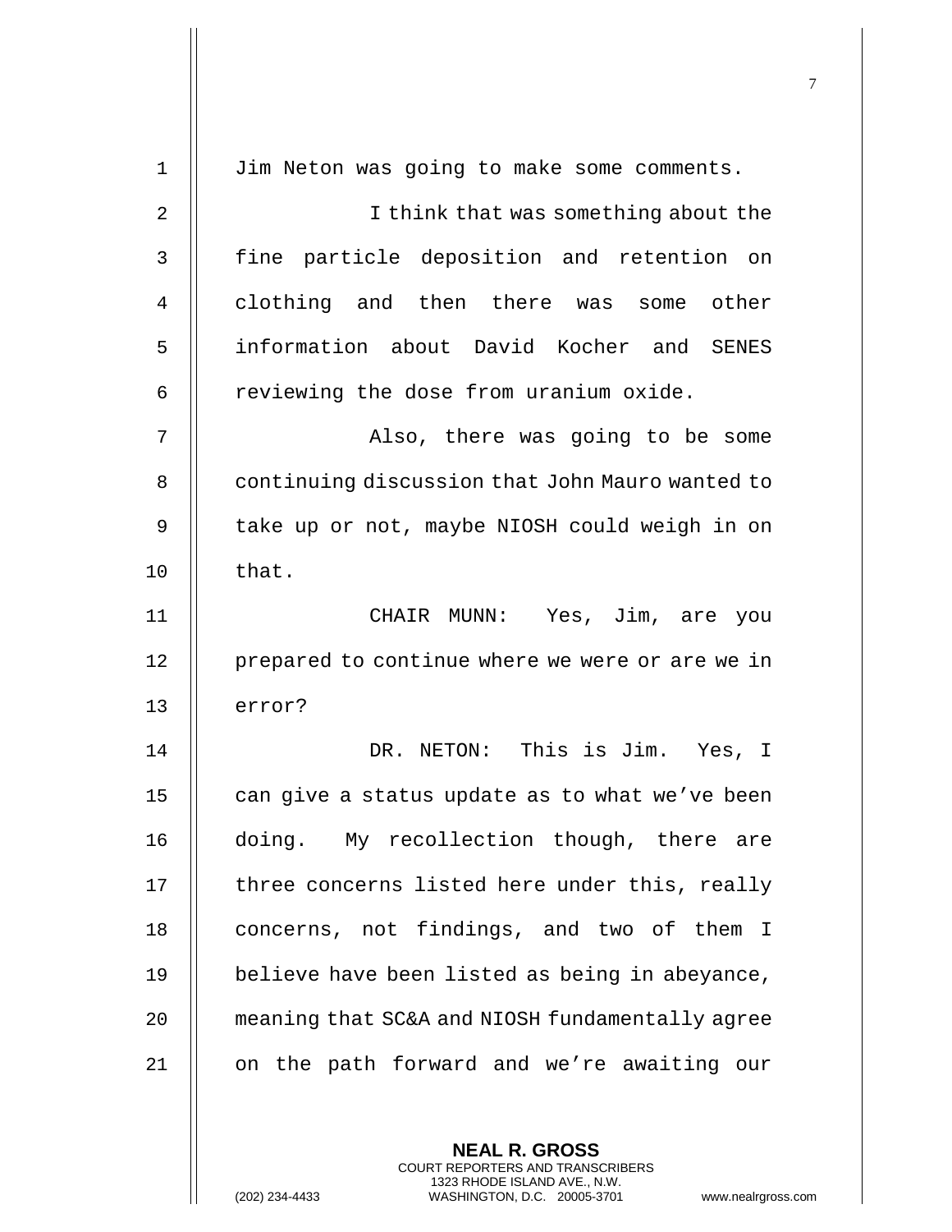Jim Neton was going to make some comments.

I think that was something about the fine particle deposition and retention on clothing and then there was some other information about David Kocher and SENES reviewing the dose from uranium oxide.

Also, there was going to be some continuing discussion that John Mauro wanted to take up or not, maybe NIOSH could weigh in on that.

CHAIR MUNN: Yes, Jim, are you prepared to continue where we were or are we in error?

DR. NETON: This is Jim. Yes, I can give a status update as to what we've been doing. My recollection though, there are three concerns listed here under this, really concerns, not findings, and two of them I believe have been listed as being in abeyance, meaning that SC&A and NIOSH fundamentally agree on the path forward and we're awaiting our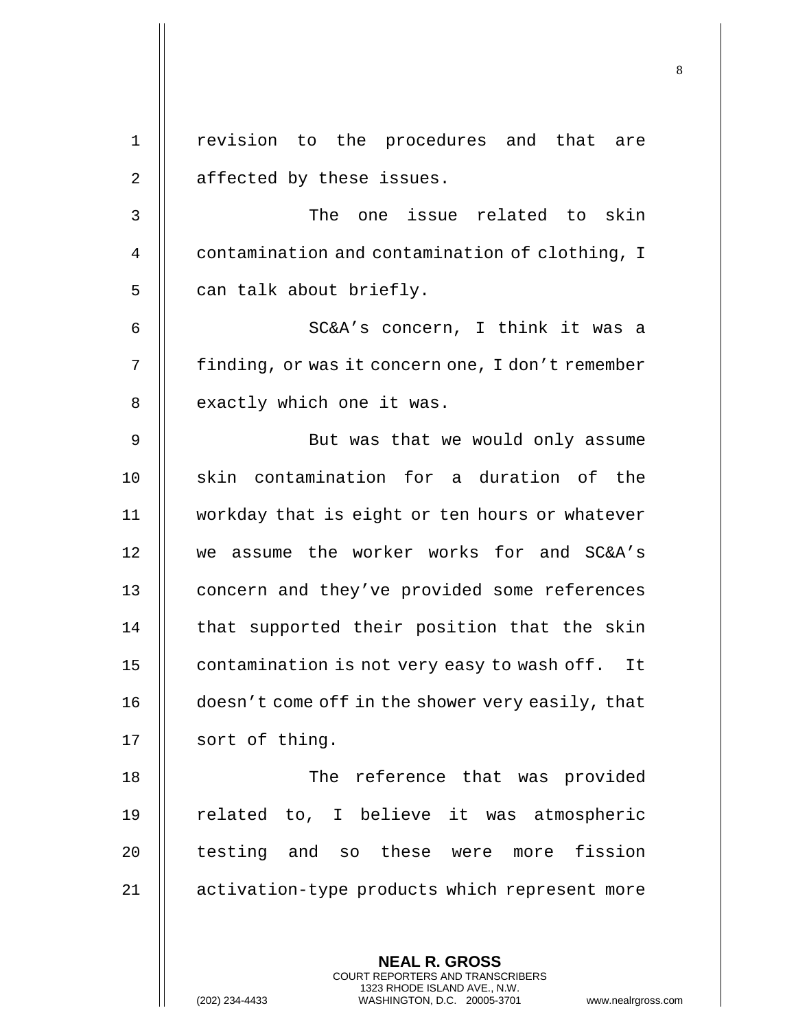revision to the procedures and that are affected by these issues.

The one issue related to skin contamination and contamination of clothing, I can talk about briefly.

SC&A's concern, I think it was a finding, or was it concern one, I don't remember exactly which one it was.

But was that we would only assume skin contamination for a duration of the workday that is eight or ten hours or whatever we assume the worker works for and SC&A's concern and they've provided some references that supported their position that the skin contamination is not very easy to wash off. It doesn't come off in the shower very easily, that sort of thing.

The reference that was provided related to, I believe it was atmospheric testing and so these were more fission activation-type products which represent more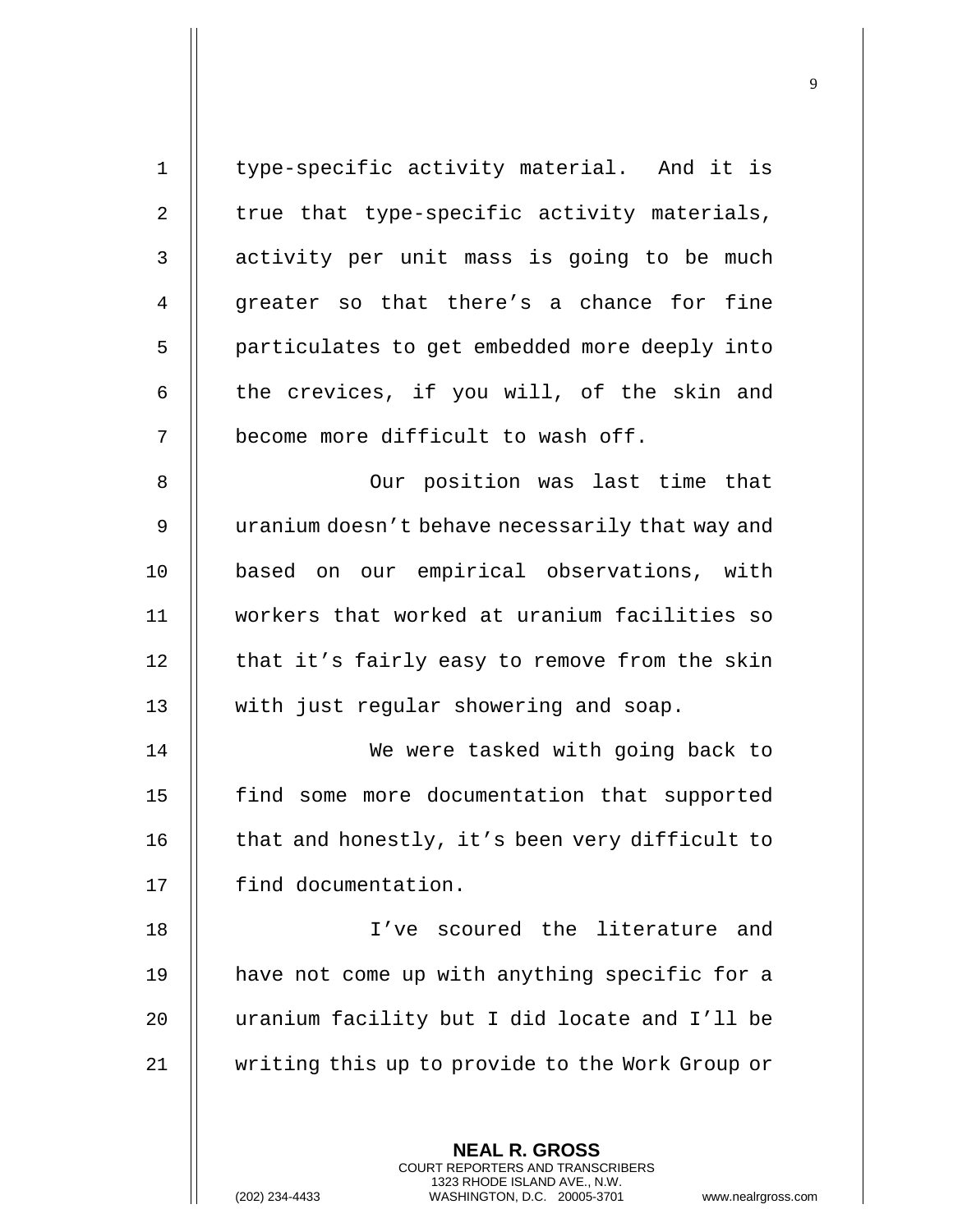type-specific activity material. And it is true that type-specific activity materials, activity per unit mass is going to be much greater so that there's a chance for fine particulates to get embedded more deeply into the crevices, if you will, of the skin and become more difficult to wash off.

Our position was last time that uranium doesn't behave necessarily that way and based on our empirical observations, with workers that worked at uranium facilities so that it's fairly easy to remove from the skin with just regular showering and soap.

We were tasked with going back to find some more documentation that supported that and honestly, it's been very difficult to find documentation.

I've scoured the literature and have not come up with anything specific for a uranium facility but I did locate and I'll be writing this up to provide to the Work Group or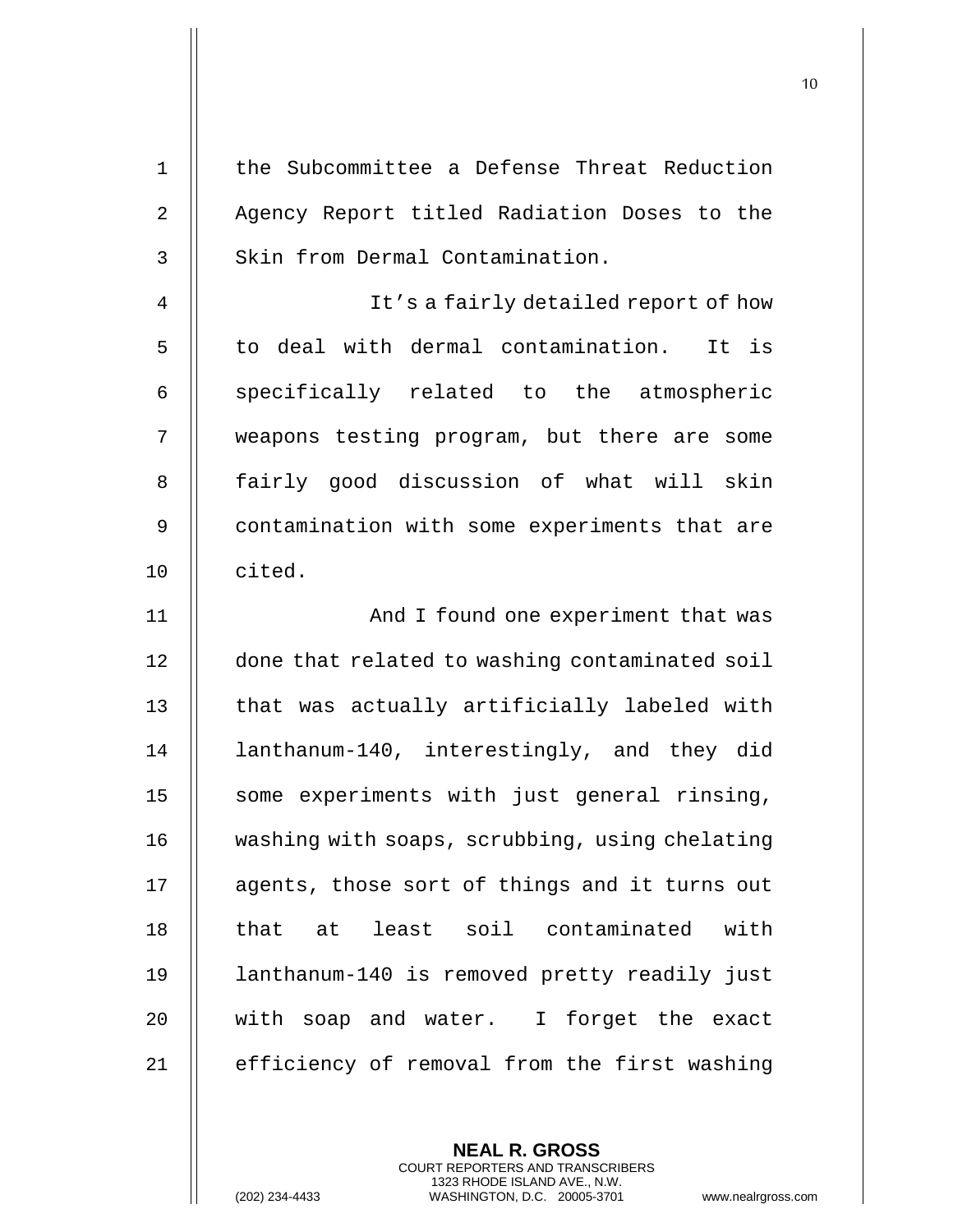the Subcommittee a Defense Threat Reduction Agency Report titled Radiation Doses to the Skin from Dermal Contamination.

It's a fairly detailed report of how to deal with dermal contamination. It is specifically related to the atmospheric weapons testing program, but there are some fairly good discussion of what will skin contamination with some experiments that are cited.

And I found one experiment that was done that related to washing contaminated soil that was actually artificially labeled with lanthanum-140, interestingly, and they did some experiments with just general rinsing, washing with soaps, scrubbing, using chelating agents, those sort of things and it turns out that at least soil contaminated with lanthanum-140 is removed pretty readily just with soap and water. I forget the exact efficiency of removal from the first washing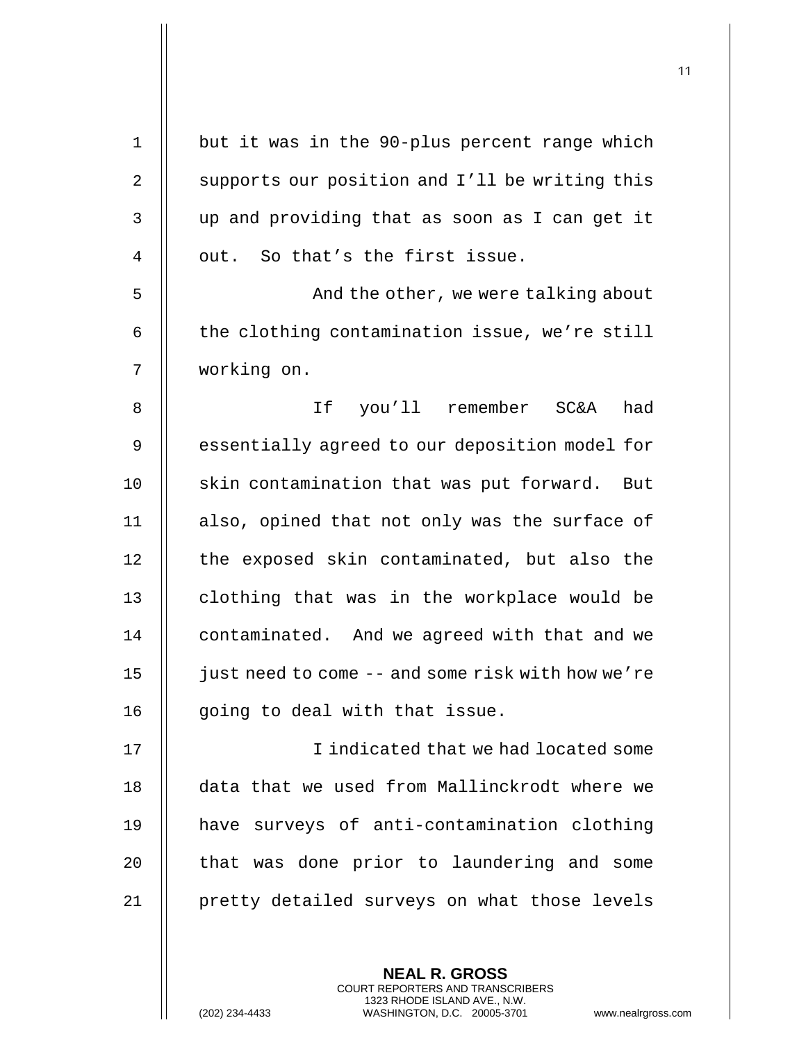but it was in the 90-plus percent range which supports our position and I'll be writing this up and providing that as soon as I can get it out. So that's the first issue.

And the other, we were talking about the clothing contamination issue, we're still working on.

If you'll remember SC&A had essentially agreed to our deposition model for skin contamination that was put forward. But also, opined that not only was the surface of the exposed skin contaminated, but also the clothing that was in the workplace would be contaminated. And we agreed with that and we just need to come -- and some risk with how we're going to deal with that issue.

I indicated that we had located some data that we used from Mallinckrodt where we have surveys of anti-contamination clothing that was done prior to laundering and some pretty detailed surveys on what those levels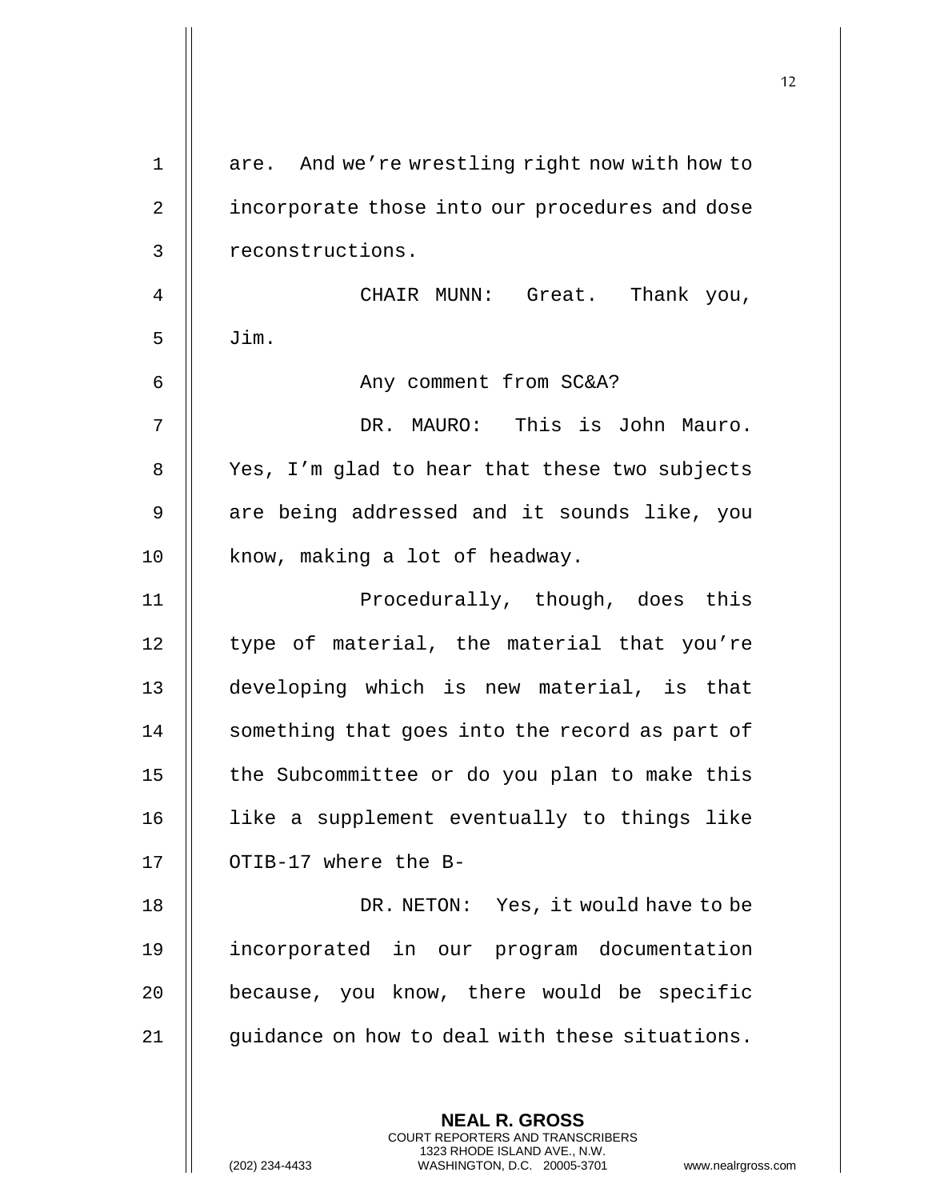are. And we're wrestling right now with how to incorporate those into our procedures and dose reconstructions.

CHAIR MUNN: Great. Thank you, Jim.

Any comment from SC&A?

DR. MAURO: This is John Mauro. Yes, I'm glad to hear that these two subjects are being addressed and it sounds like, you know, making a lot of headway.

Procedurally, though, does this type of material, the material that you're developing which is new material, is that something that goes into the record as part of the Subcommittee or do you plan to make this like a supplement eventually to things like OTIB-17 where the B-

DR. NETON: Yes, it would have to be incorporated in our program documentation because, you know, there would be specific guidance on how to deal with these situations.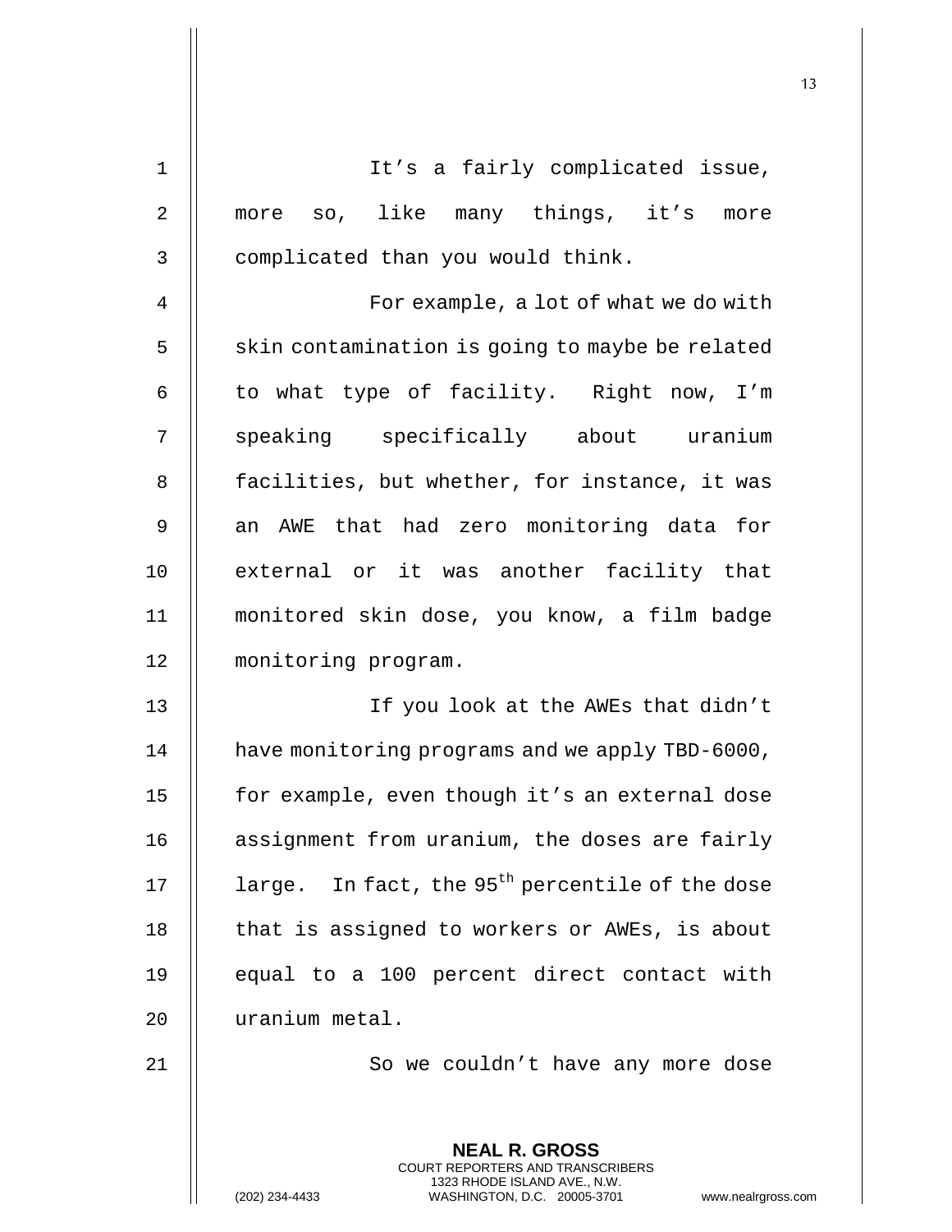It's a fairly complicated issue, more so, like many things, it's more complicated than you would think.

For example, a lot of what we do with skin contamination is going to maybe be related to what type of facility. Right now, I'm speaking specifically about uranium facilities, but whether, for instance, it was an AWE that had zero monitoring data for external or it was another facility that monitored skin dose, you know, a film badge monitoring program.

If you look at the AWEs that didn't have monitoring programs and we apply TBD-6000, for example, even though it's an external dose assignment from uranium, the doses are fairly large. In fact, the $95^{th}$ percentile of the dose that is assigned to workers or AWEs, is about equal to a 100 percent direct contact with uranium metal.

So we couldn't have any more dose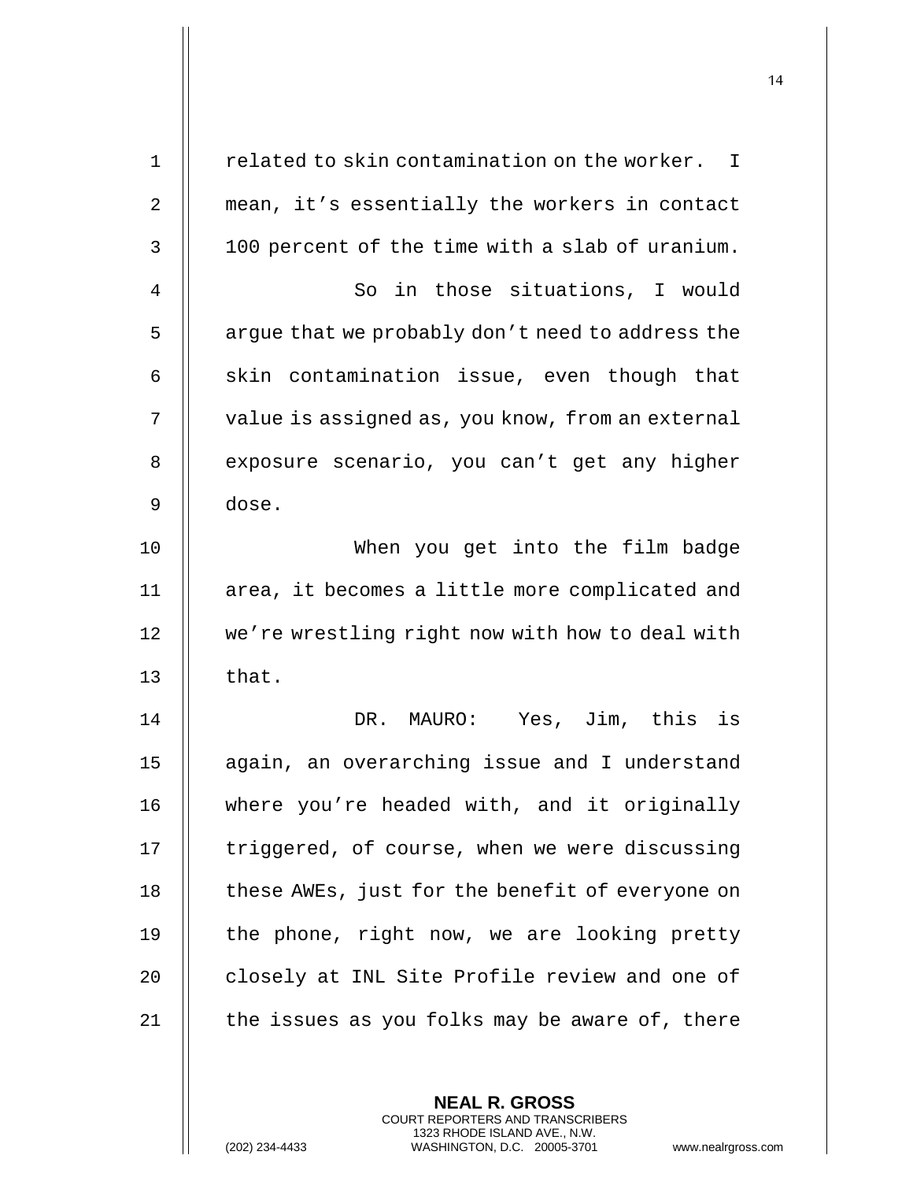related to skin contamination on the worker. I mean, it's essentially the workers in contact 100 percent of the time with a slab of uranium.

So in those situations, I would argue that we probably don't need to address the skin contamination issue, even though that value is assigned as, you know, from an external exposure scenario, you can't get any higher dose.

When you get into the film badge area, it becomes a little more complicated and we're wrestling right now with how to deal with that.

DR. MAURO: Yes, Jim, this is again, an overarching issue and I understand where you're headed with, and it originally triggered, of course, when we were discussing these AWEs, just for the benefit of everyone on the phone, right now, we are looking pretty closely at INL Site Profile review and one of the issues as you folks may be aware of, there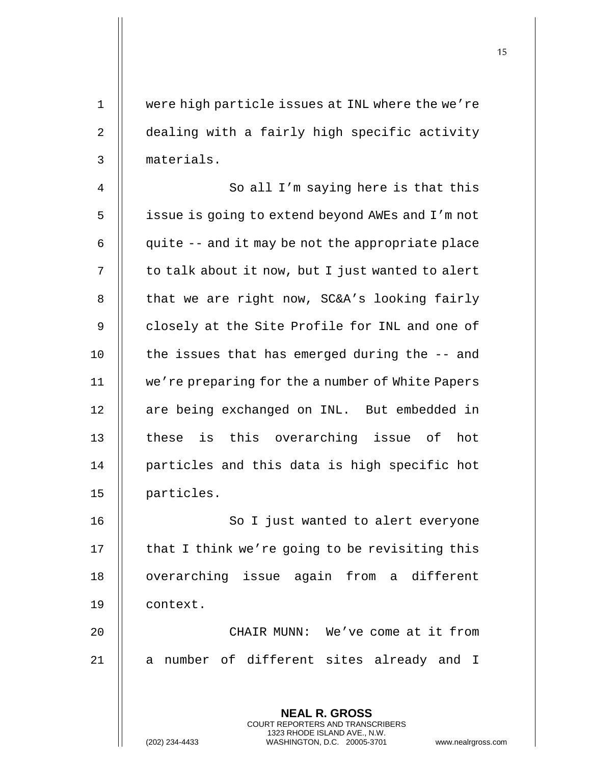were high particle issues at INL where the we're dealing with a fairly high specific activity materials.

So all I'm saying here is that this issue is going to extend beyond AWEs and I'm not quite -- and it may be not the appropriate place to talk about it now, but I just wanted to alert that we are right now, SC&A's looking fairly closely at the Site Profile for INL and one of the issues that has emerged during the -- and we're preparing for the a number of White Papers are being exchanged on INL. But embedded in these is this overarching issue of hot particles and this data is high specific hot particles.

So I just wanted to alert everyone that I think we're going to be revisiting this overarching issue again from a different context.

CHAIR MUNN: We've come at it from a number of different sites already and I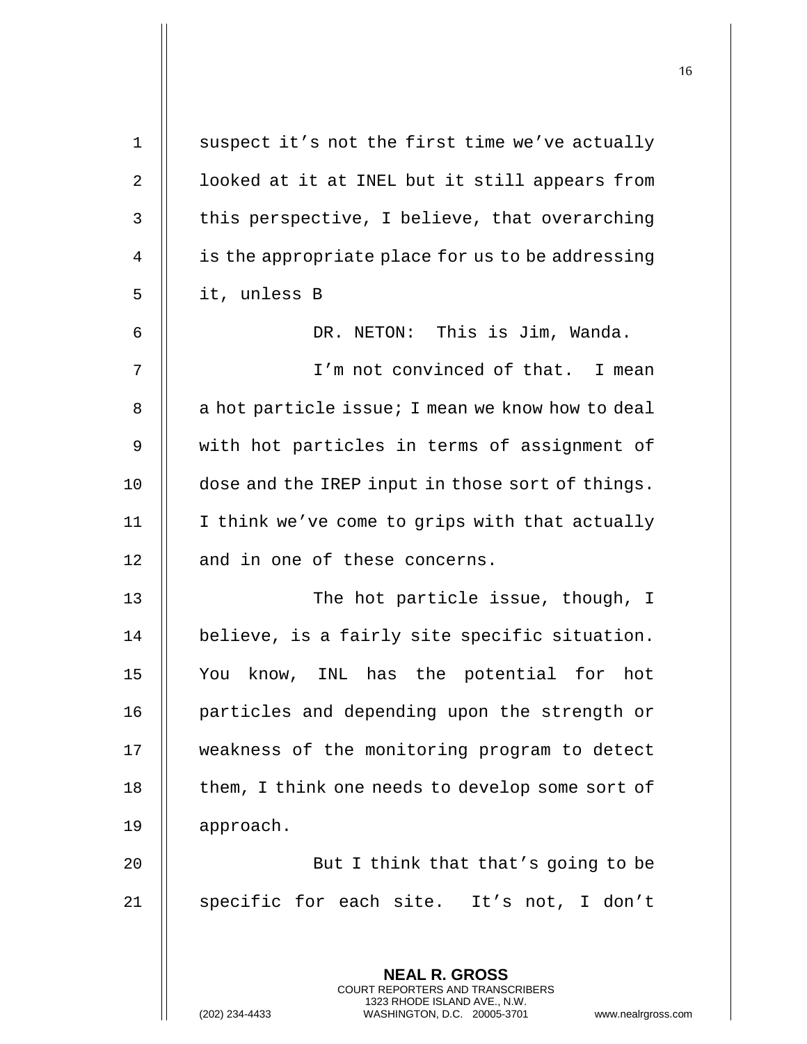suspect it's not the first time we've actually looked at it at INEL but it still appears from this perspective, I believe, that overarching is the appropriate place for us to be addressing it, unless B

DR. NETON: This is Jim, Wanda.

I'm not convinced of that. I mean a hot particle issue; I mean we know how to deal with hot particles in terms of assignment of dose and the IREP input in those sort of things. I think we've come to grips with that actually and in one of these concerns.

The hot particle issue, though, I believe, is a fairly site specific situation. You know, INL has the potential for hot particles and depending upon the strength or weakness of the monitoring program to detect them, I think one needs to develop some sort of approach.

But I think that that's going to be specific for each site. It's not, I don't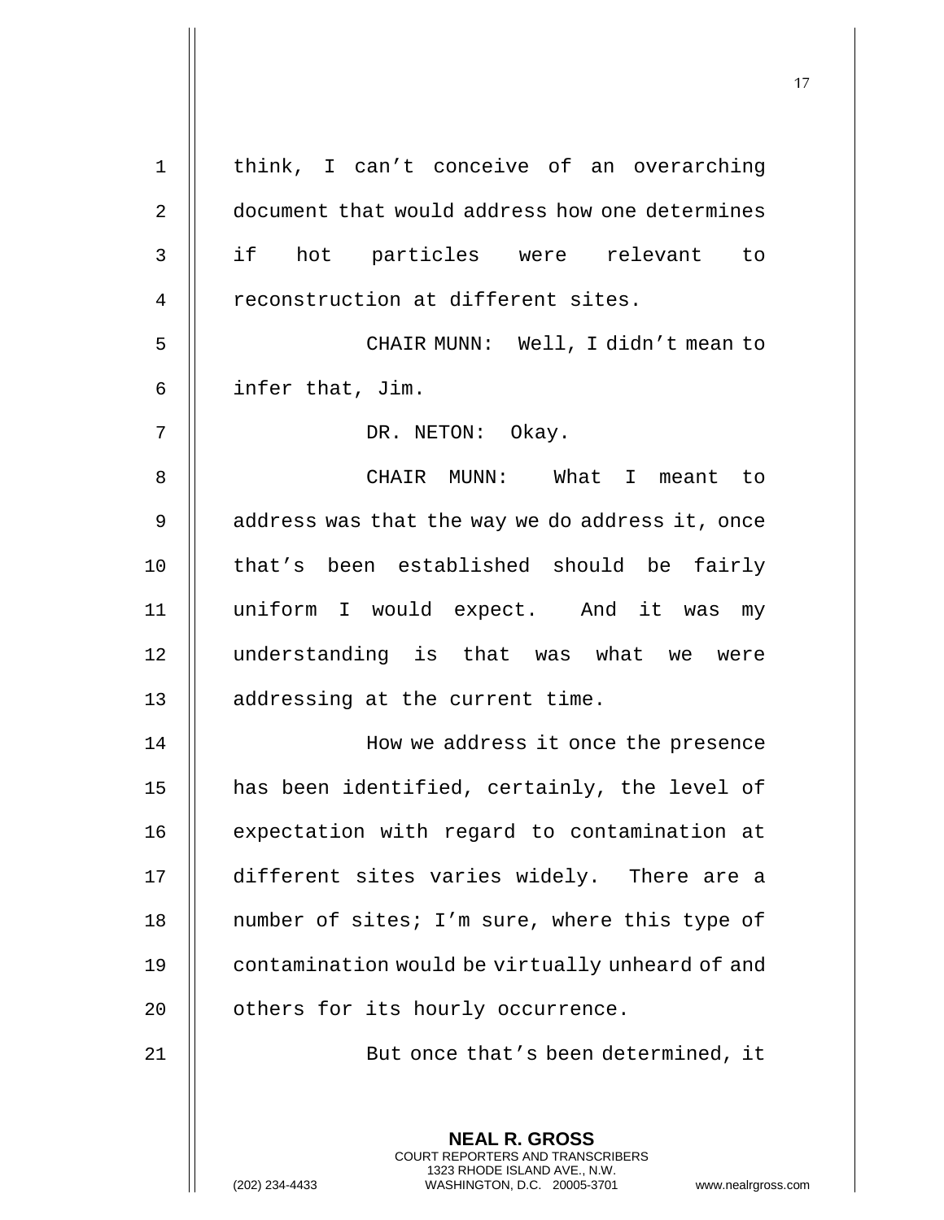think, I can't conceive of an overarching document that would address how one determines if hot particles were relevant to reconstruction at different sites.

CHAIR MUNN: Well, I didn't mean to infer that, Jim.

DR. NETON: Okay.

CHAIR MUNN: What I meant to address was that the way we do address it, once that's been established should be fairly uniform I would expect. And it was my understanding is that was what we were addressing at the current time.

How we address it once the presence has been identified, certainly, the level of expectation with regard to contamination at different sites varies widely. There are a number of sites; I'm sure, where this type of contamination would be virtually unheard of and others for its hourly occurrence.

But once that's been determined, it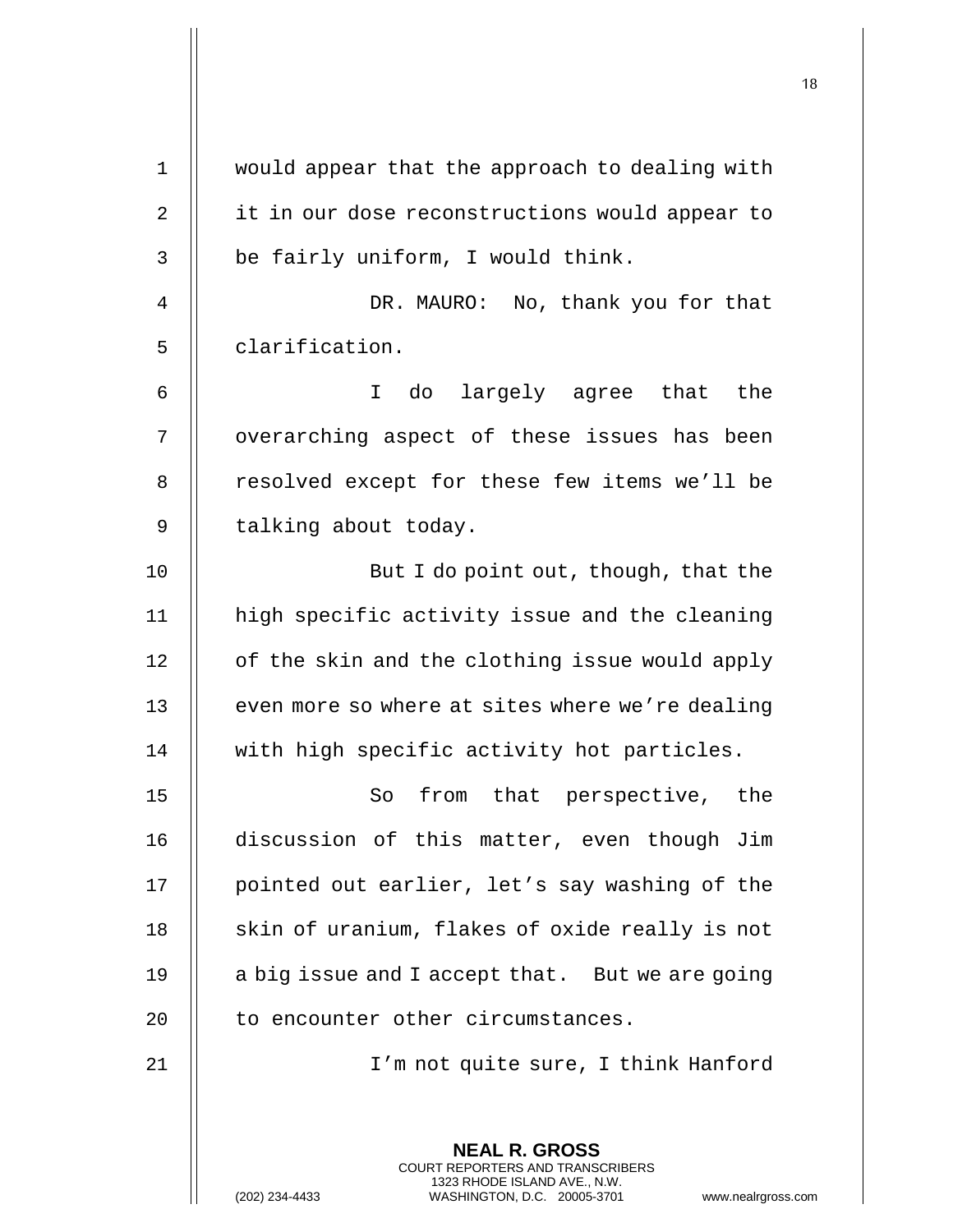would appear that the approach to dealing with it in our dose reconstructions would appear to be fairly uniform, I would think.

DR. MAURO: No, thank you for that clarification.

I do largely agree that the overarching aspect of these issues has been resolved except for these few items we'll be talking about today.

But I do point out, though, that the high specific activity issue and the cleaning of the skin and the clothing issue would apply even more so where at sites where we're dealing with high specific activity hot particles.

So from that perspective, the discussion of this matter, even though Jim pointed out earlier, let's say washing of the skin of uranium, flakes of oxide really is not a big issue and I accept that. But we are going to encounter other circumstances.

I'm not quite sure, I think Hanford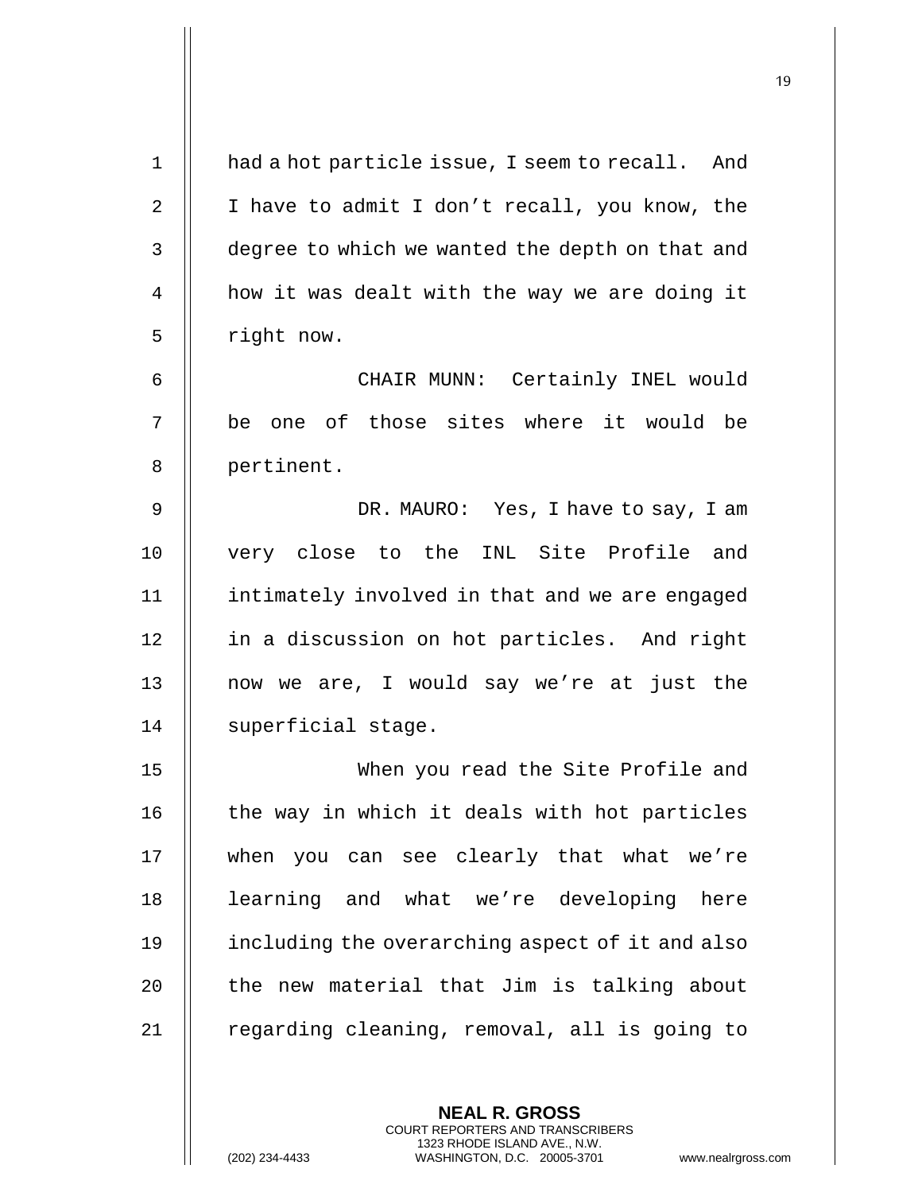had a hot particle issue, I seem to recall. And I have to admit I don't recall, you know, the degree to which we wanted the depth on that and how it was dealt with the way we are doing it right now.

CHAIR MUNN: Certainly INEL would be one of those sites where it would be pertinent.

DR. MAURO: Yes, I have to say, I am very close to the INL Site Profile and intimately involved in that and we are engaged in a discussion on hot particles. And right now we are, I would say we're at just the superficial stage.

When you read the Site Profile and the way in which it deals with hot particles when you can see clearly that what we're learning and what we're developing here including the overarching aspect of it and also the new material that Jim is talking about regarding cleaning, removal, all is going to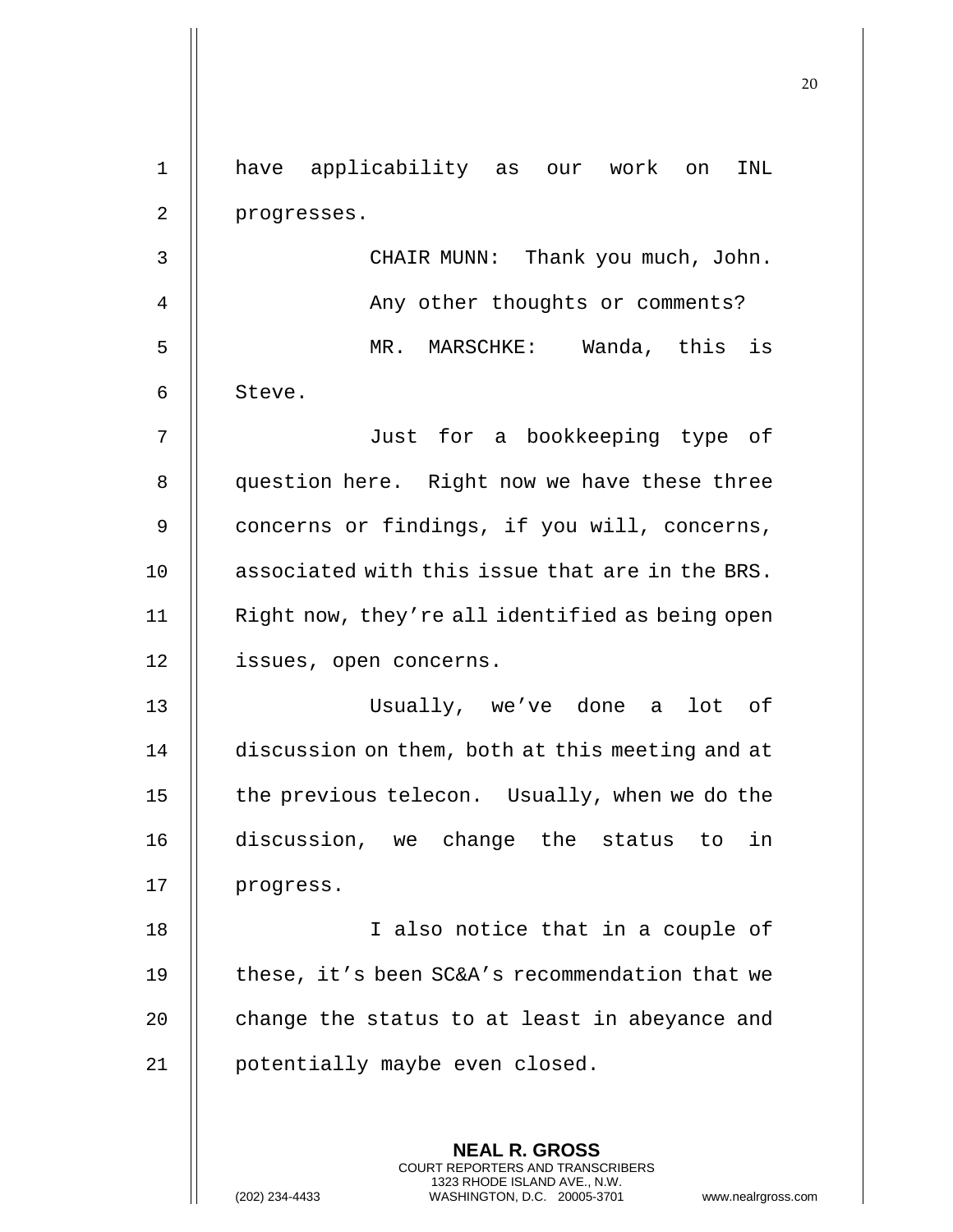have applicability as our work on INL progresses.

CHAIR MUNN: Thank you much, John.

Any other thoughts or comments?

MR. MARSCHKE: Wanda, this is Steve.

Just for a bookkeeping type of question here. Right now we have these three concerns or findings, if you will, concerns, associated with this issue that are in the BRS. Right now, they're all identified as being open issues, open concerns.

Usually, we've done a lot of discussion on them, both at this meeting and at the previous telecon. Usually, when we do the discussion, we change the status to in progress.

I also notice that in a couple of these, it's been SC&A's recommendation that we change the status to at least in abeyance and potentially maybe even closed.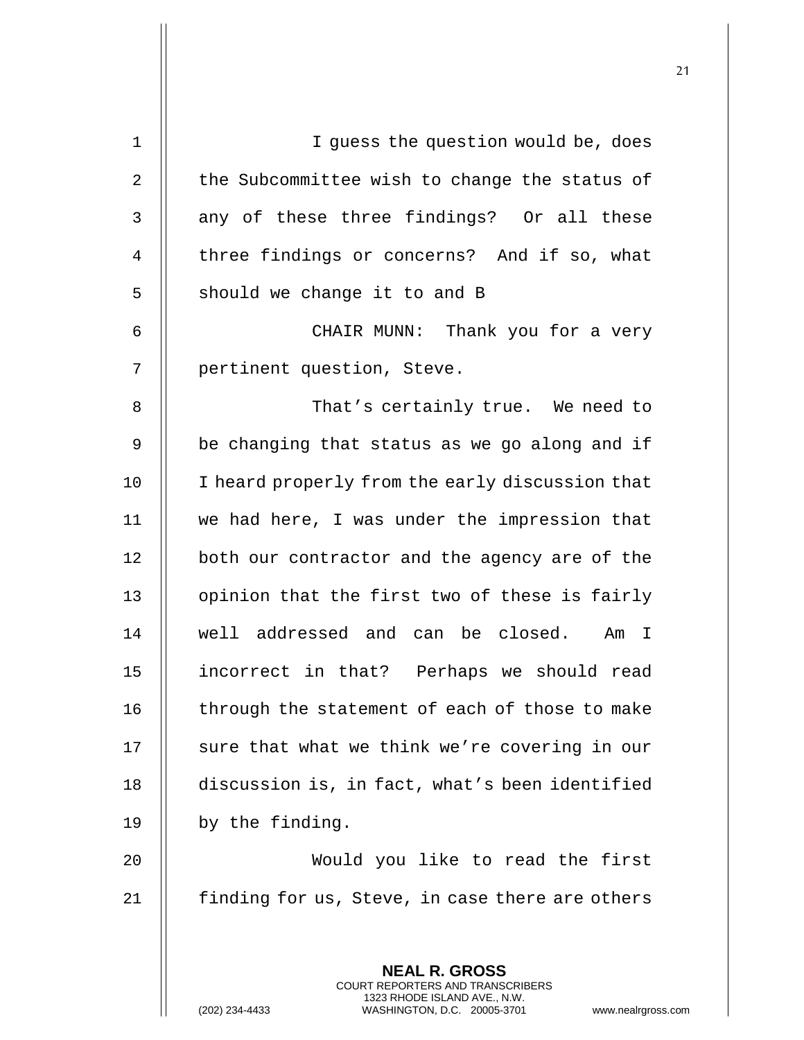I guess the question would be, does the Subcommittee wish to change the status of any of these three findings? Or all these three findings or concerns? And if so, what should we change it to and B

CHAIR MUNN: Thank you for a very pertinent question, Steve.

That's certainly true. We need to be changing that status as we go along and if I heard properly from the early discussion that we had here, I was under the impression that both our contractor and the agency are of the opinion that the first two of these is fairly well addressed and can be closed. Am I incorrect in that? Perhaps we should read through the statement of each of those to make sure that what we think we're covering in our discussion is, in fact, what's been identified by the finding.

Would you like to read the first finding for us, Steve, in case there are others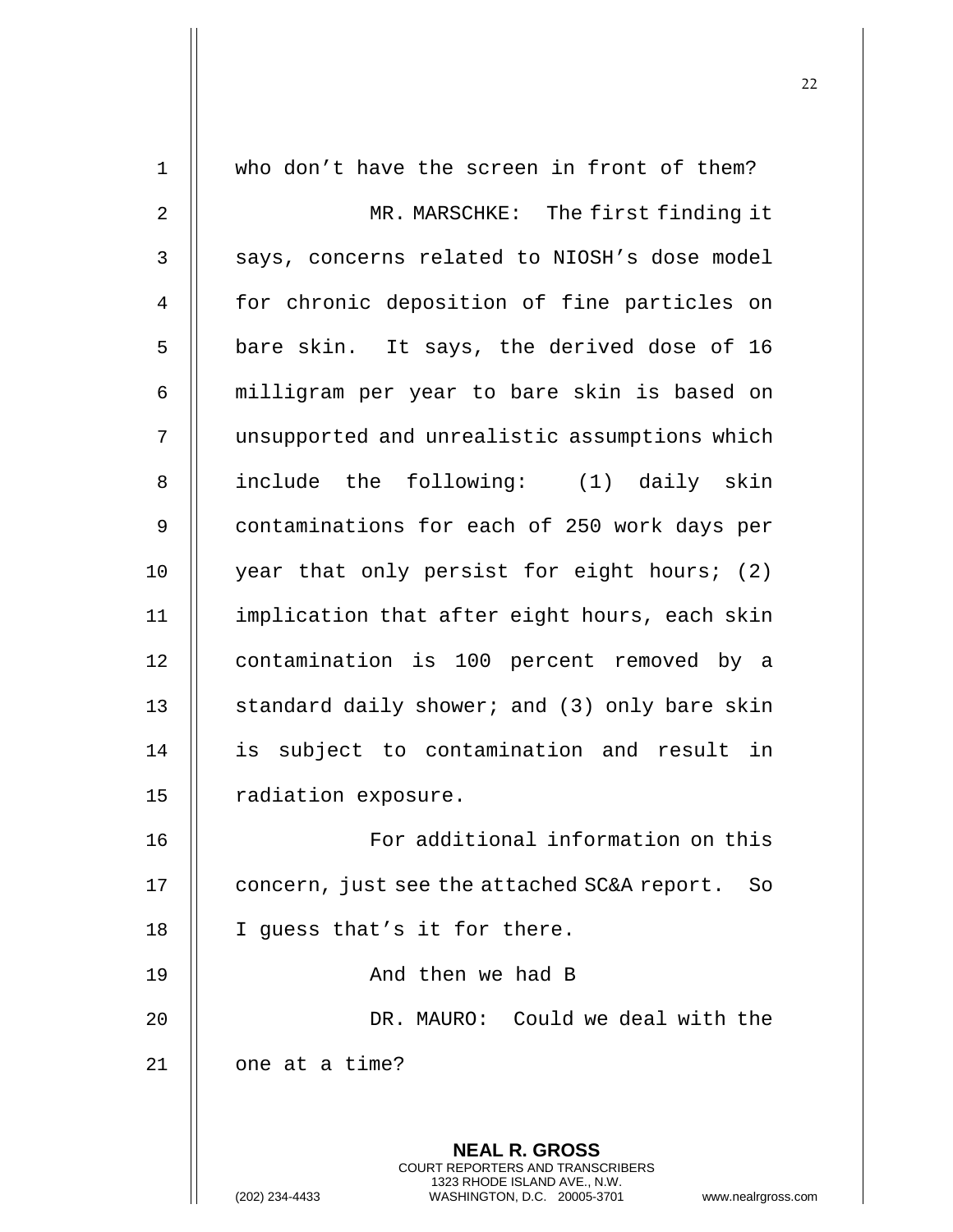who don't have the screen in front of them?

MR. MARSCHKE: The first finding it says, concerns related to NIOSH's dose model for chronic deposition of fine particles on bare skin. It says, the derived dose of 16 milligram per year to bare skin is based on unsupported and unrealistic assumptions which include the following: (1) daily skin contaminations for each of 250 work days per year that only persist for eight hours; (2) implication that after eight hours, each skin contamination is 100 percent removed by a standard daily shower; and (3) only bare skin is subject to contamination and result in radiation exposure.

For additional information on this concern, just see the attached SC&A report. So I guess that's it for there.

And then we had B

DR. MAURO: Could we deal with the one at a time?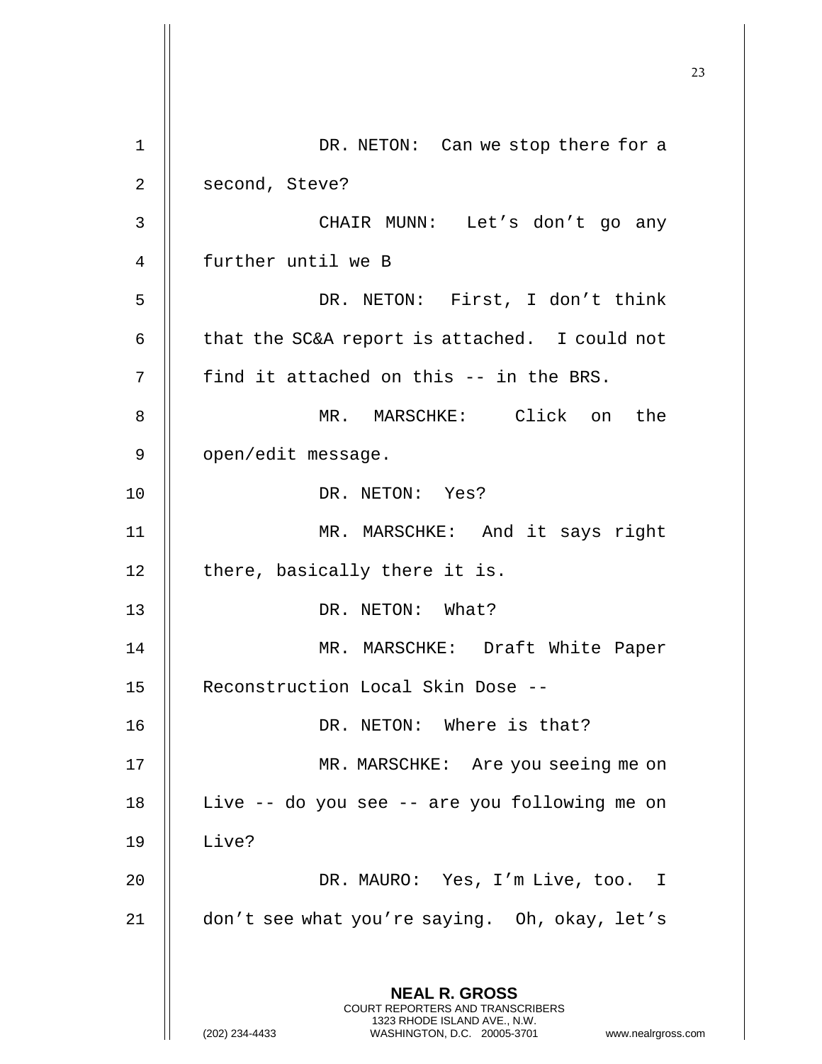DR. NETON: Can we stop there for a second, Steve?

CHAIR MUNN: Let's don't go any further until we B

DR. NETON: First, I don't think that the SC&A report is attached. I could not find it attached on this -- in the BRS.

MR. MARSCHKE: Click on the open/edit message.

DR. NETON: Yes?

MR. MARSCHKE: And it says right there, basically there it is.

DR. NETON: What?

MR. MARSCHKE: Draft White Paper Reconstruction Local Skin Dose --

DR. NETON: Where is that?

MR. MARSCHKE: Are you seeing me on Live -- do you see -- are you following me on Live?

DR. MAURO: Yes, I'm Live, too. I don't see what you're saying. Oh, okay, let's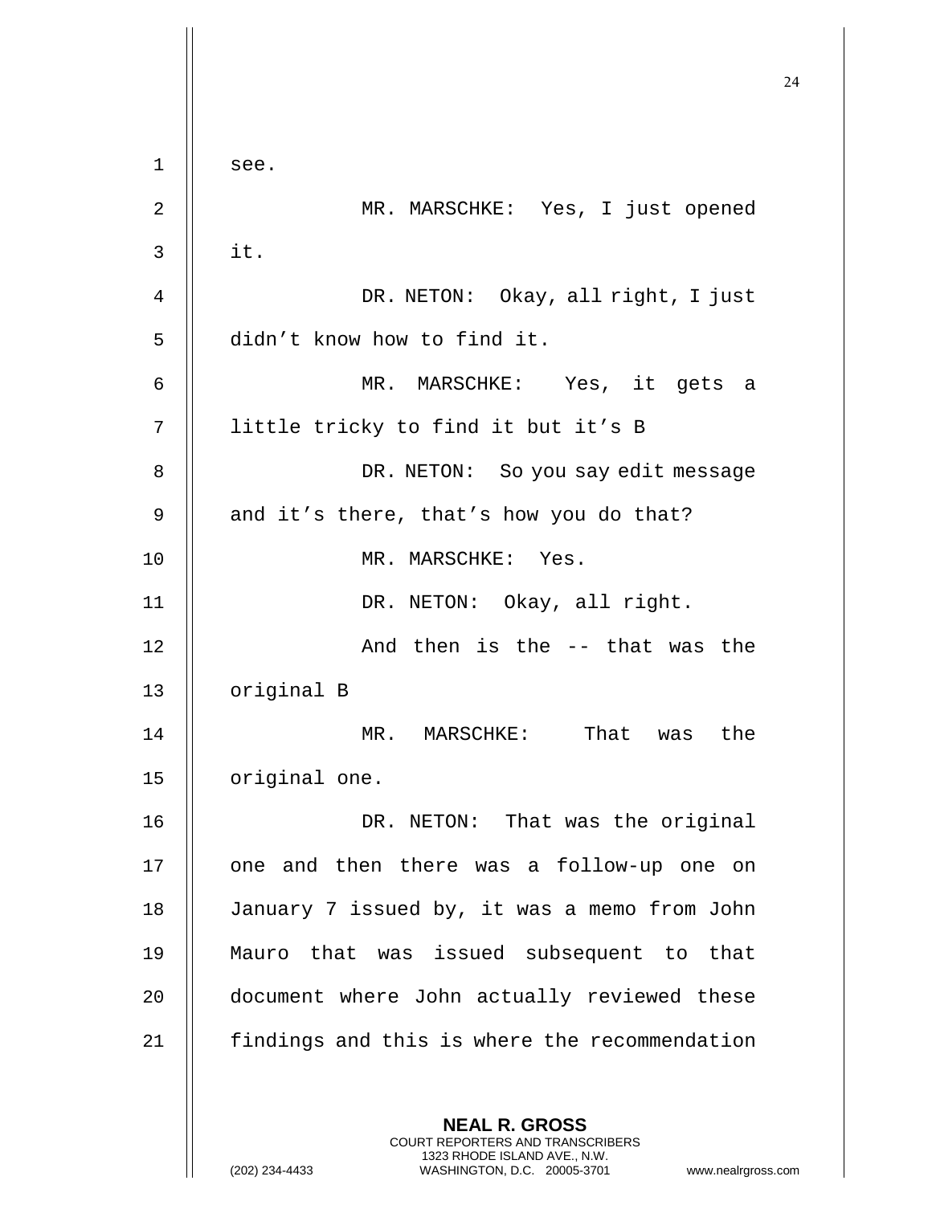see.

MR. MARSCHKE: Yes, I just opened it.

DR. NETON: Okay, all right, I just didn't know how to find it.

MR. MARSCHKE: Yes, it gets a little tricky to find it but it's B

DR. NETON: So you say edit message and it's there, that's how you do that?

MR. MARSCHKE: Yes.

DR. NETON: Okay, all right.

And then is the -- that was the original B

MR. MARSCHKE: That was the original one.

DR. NETON: That was the original one and then there was a follow-up one on January 7 issued by, it was a memo from John Mauro that was issued subsequent to that document where John actually reviewed these findings and this is where the recommendation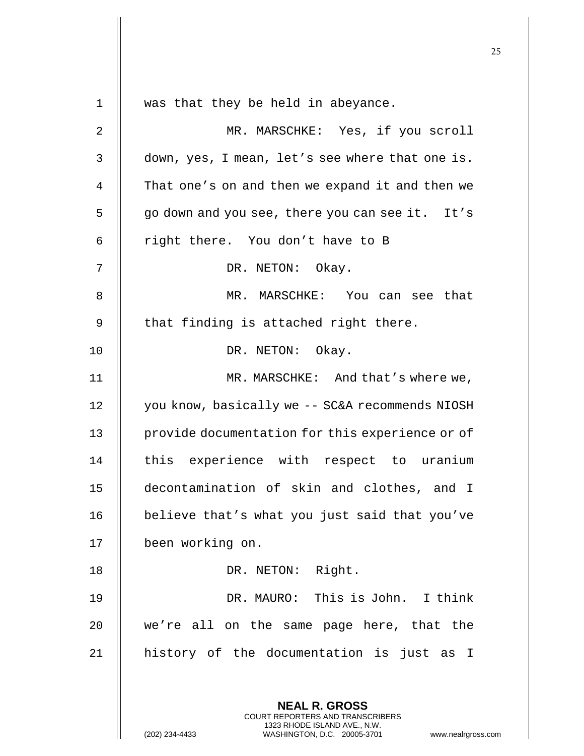was that they be held in abeyance.

MR. MARSCHKE: Yes, if you scroll down, yes, I mean, let’s see where that one is. That one’s on and then we expand it and then we go down and you see, there you can see it. It’s right there. You don’t have to B

DR. NETON: Okay.

MR. MARSCHKE: You can see that that finding is attached right there.

DR. NETON: Okay.

MR. MARSCHKE: And that’s where we, you know, basically we -- SC&A recommends NIOSH provide documentation for this experience or of this experience with respect to uranium decontamination of skin and clothes, and I believe that’s what you just said that you’ve been working on.

DR. NETON: Right.

DR. MAURO: This is John. I think we’re all on the same page here, that the history of the documentation is just as I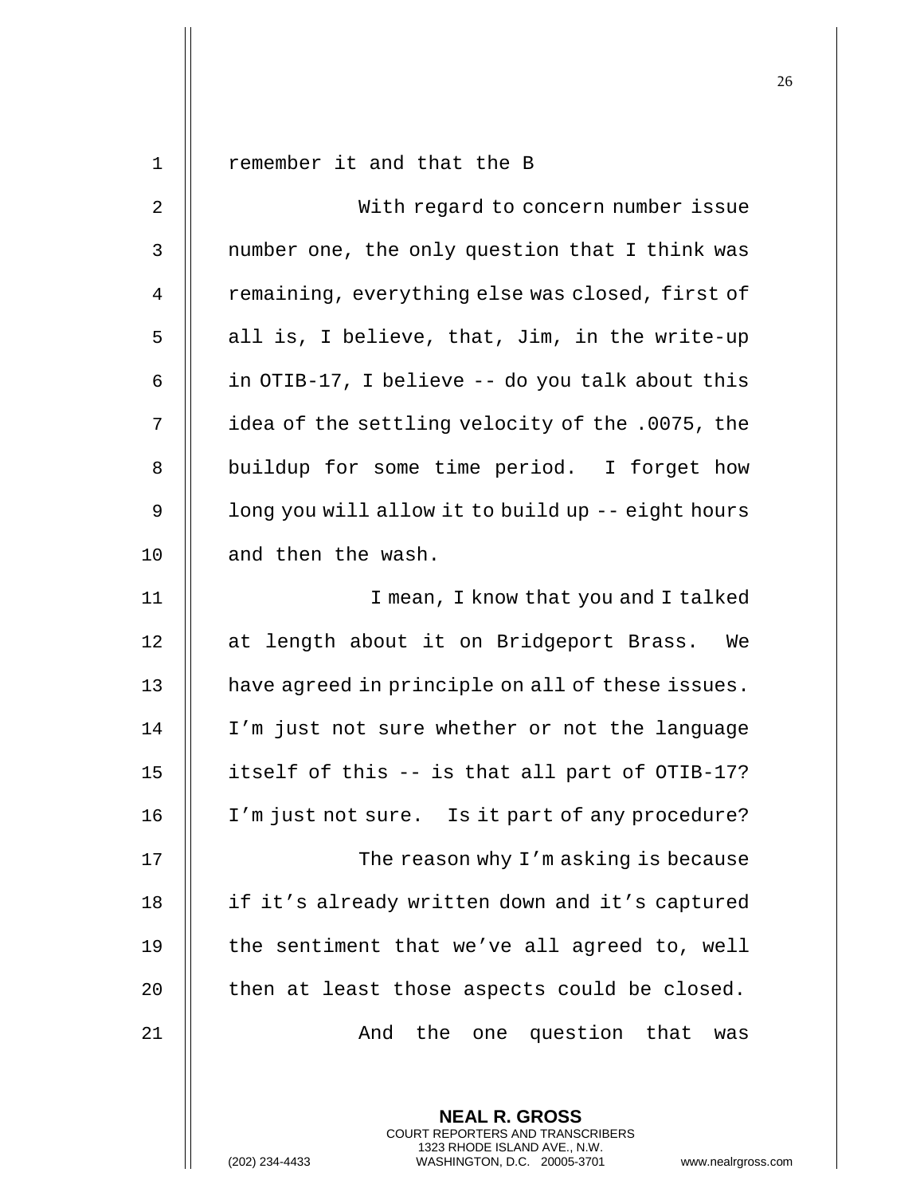remember it and that the B

With regard to concern number issue number one, the only question that I think was remaining, everything else was closed, first of all is, I believe, that, Jim, in the write-up in OTIB-17, I believe -- do you talk about this idea of the settling velocity of the .0075, the buildup for some time period. I forget how long you will allow it to build up -- eight hours and then the wash.

I mean, I know that you and I talked at length about it on Bridgeport Brass. We have agreed in principle on all of these issues. I'm just not sure whether or not the language itself of this -- is that all part of OTIB-17? I'm just not sure. Is it part of any procedure?

The reason why I'm asking is because if it's already written down and it's captured the sentiment that we've all agreed to, well then at least those aspects could be closed.

And the one question that was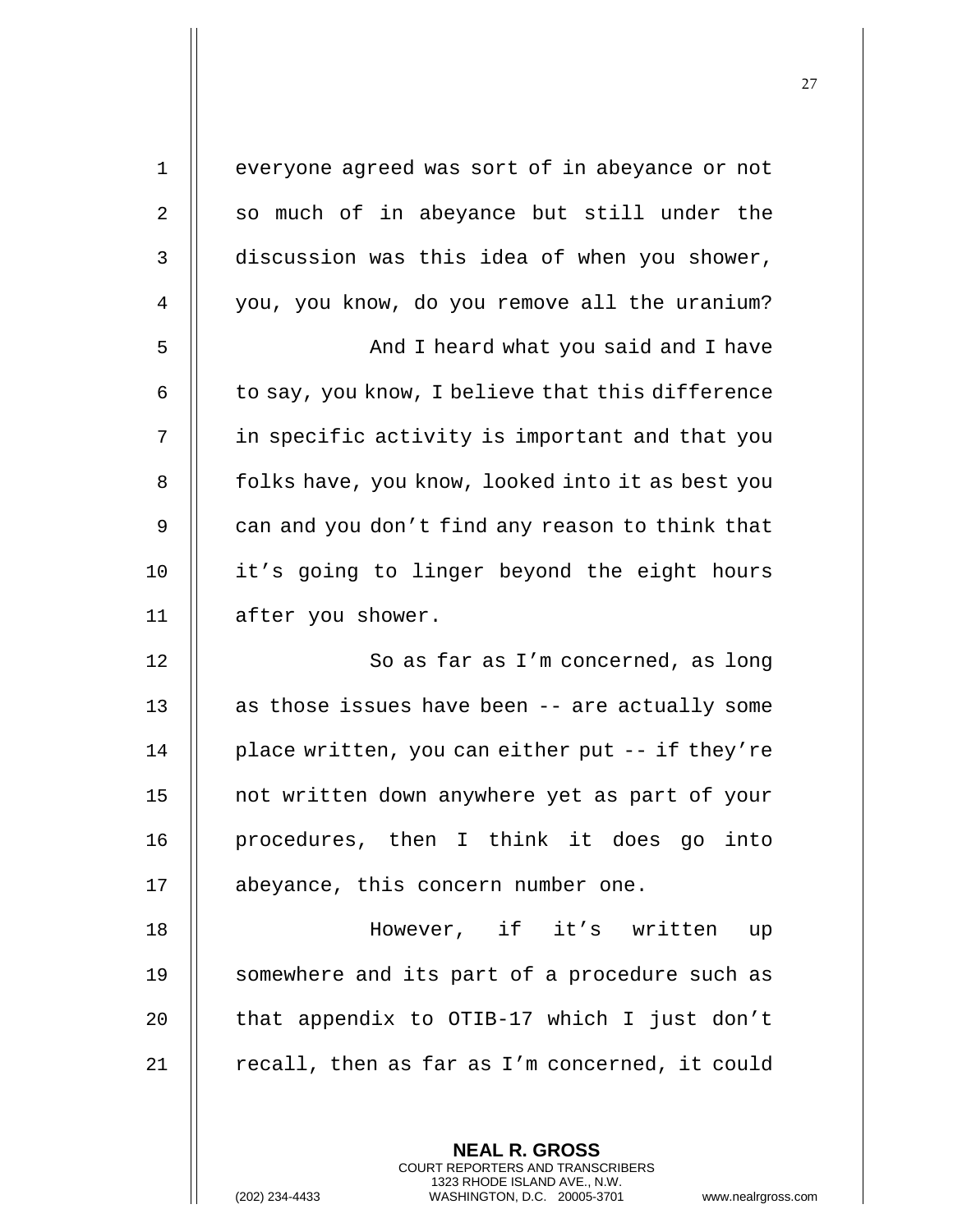everyone agreed was sort of in abeyance or not so much of in abeyance but still under the discussion was this idea of when you shower, you, you know, do you remove all the uranium?

And I heard what you said and I have to say, you know, I believe that this difference in specific activity is important and that you folks have, you know, looked into it as best you can and you don't find any reason to think that it's going to linger beyond the eight hours after you shower.

So as far as I'm concerned, as long as those issues have been -- are actually some place written, you can either put -- if they're not written down anywhere yet as part of your procedures, then I think it does go into abeyance, this concern number one.

However, if it's written up somewhere and its part of a procedure such as that appendix to OTIB-17 which I just don't recall, then as far as I'm concerned, it could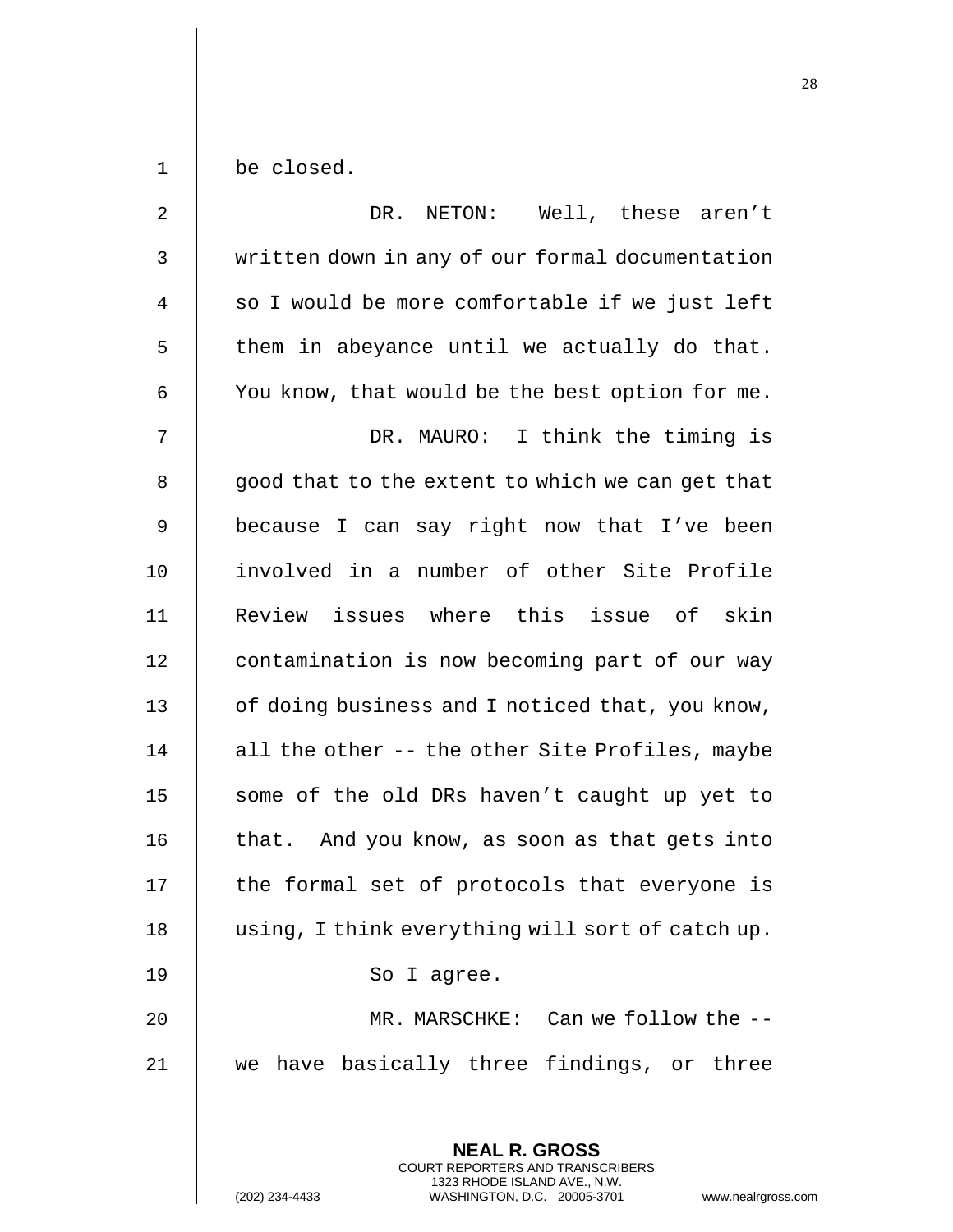be closed.

DR. NETON: Well, these aren't written down in any of our formal documentation so I would be more comfortable if we just left them in abeyance until we actually do that. You know, that would be the best option for me.

DR. MAURO: I think the timing is good that to the extent to which we can get that because I can say right now that I've been involved in a number of other Site Profile Review issues where this issue of skin contamination is now becoming part of our way of doing business and I noticed that, you know, all the other -- the other Site Profiles, maybe some of the old DRs haven't caught up yet to that. And you know, as soon as that gets into the formal set of protocols that everyone is using, I think everything will sort of catch up.

So I agree.

MR. MARSCHKE: Can we follow the -- we have basically three findings, or three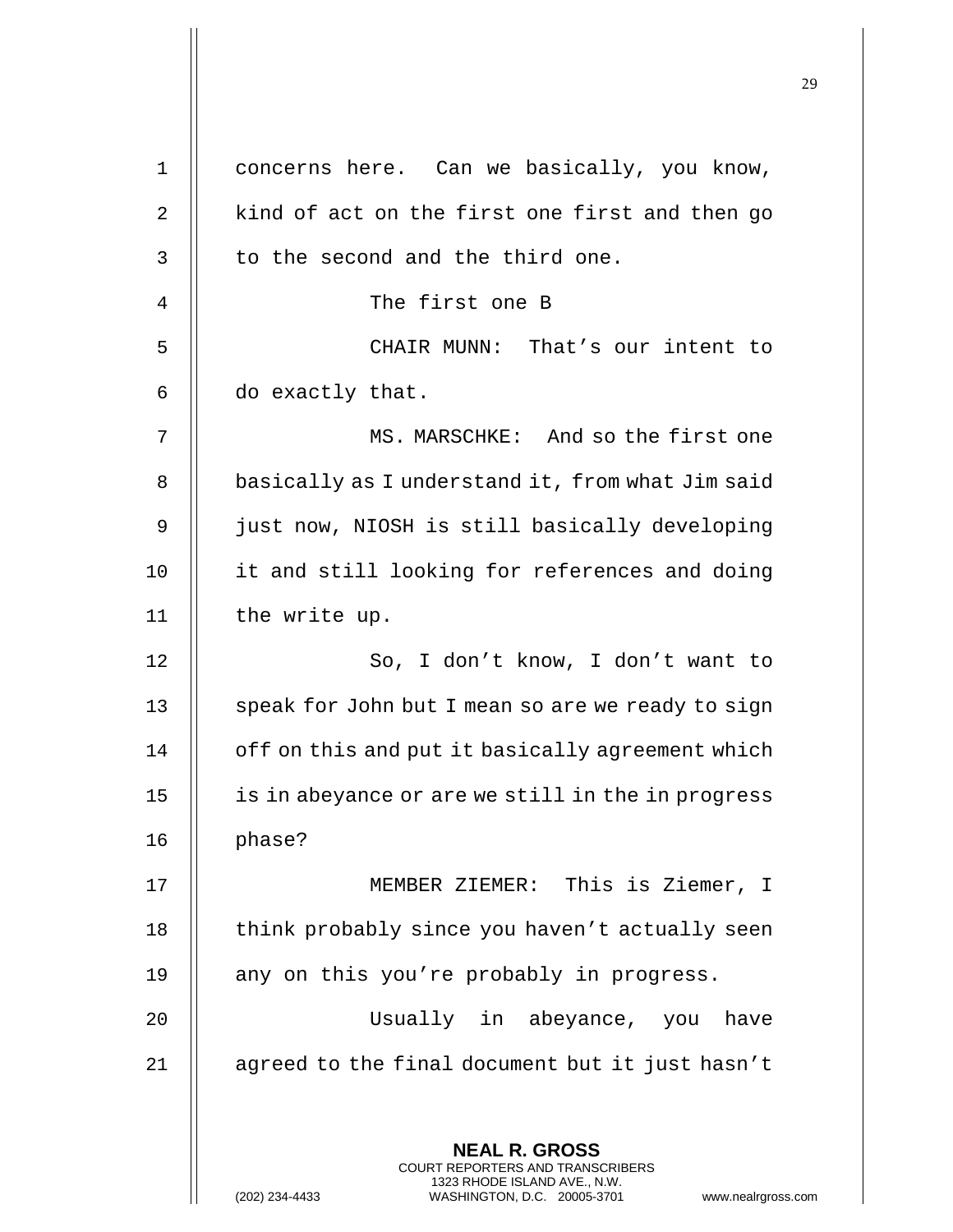concerns here. Can we basically, you know, kind of act on the first one first and then go to the second and the third one.

The first one B

CHAIR MUNN: That's our intent to do exactly that.

MS. MARSCHKE: And so the first one basically as I understand it, from what Jim said just now, NIOSH is still basically developing it and still looking for references and doing the write up.

So, I don't know, I don't want to speak for John but I mean so are we ready to sign off on this and put it basically agreement which is in abeyance or are we still in the in progress phase?

MEMBER ZIEMER: This is Ziemer, I think probably since you haven't actually seen any on this you're probably in progress.

Usually in abeyance, you have agreed to the final document but it just hasn't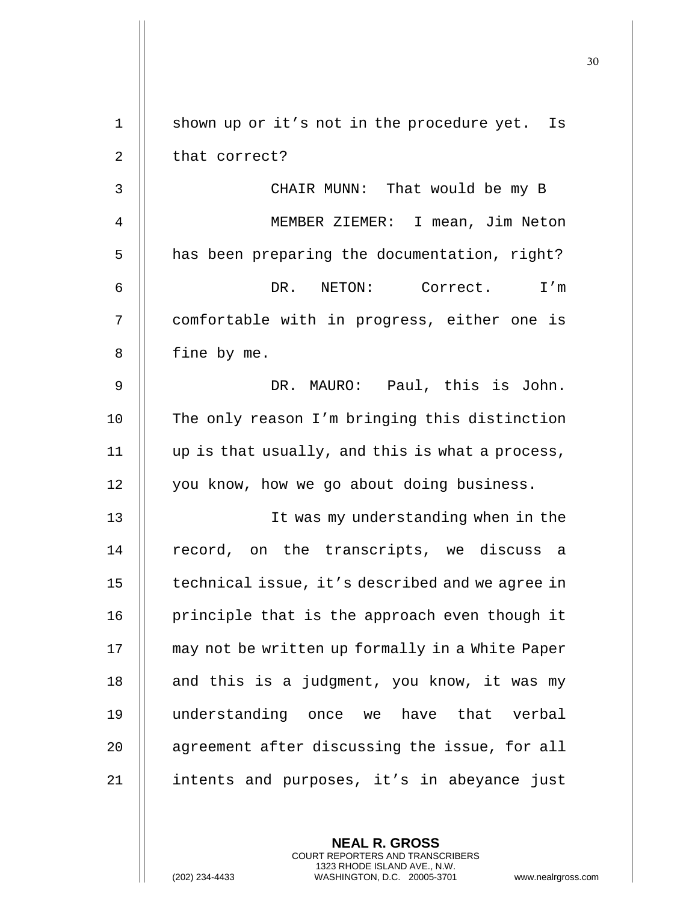shown up or it's not in the procedure yet. Is that correct?

CHAIR MUNN: That would be my B

MEMBER ZIEMER: I mean, Jim Neton has been preparing the documentation, right?

DR. NETON: Correct. I'm comfortable with in progress, either one is fine by me.

DR. MAURO: Paul, this is John. The only reason I'm bringing this distinction up is that usually, and this is what a process, you know, how we go about doing business.

It was my understanding when in the record, on the transcripts, we discuss a technical issue, it's described and we agree in principle that is the approach even though it may not be written up formally in a White Paper and this is a judgment, you know, it was my understanding once we have that verbal agreement after discussing the issue, for all intents and purposes, it's in abeyance just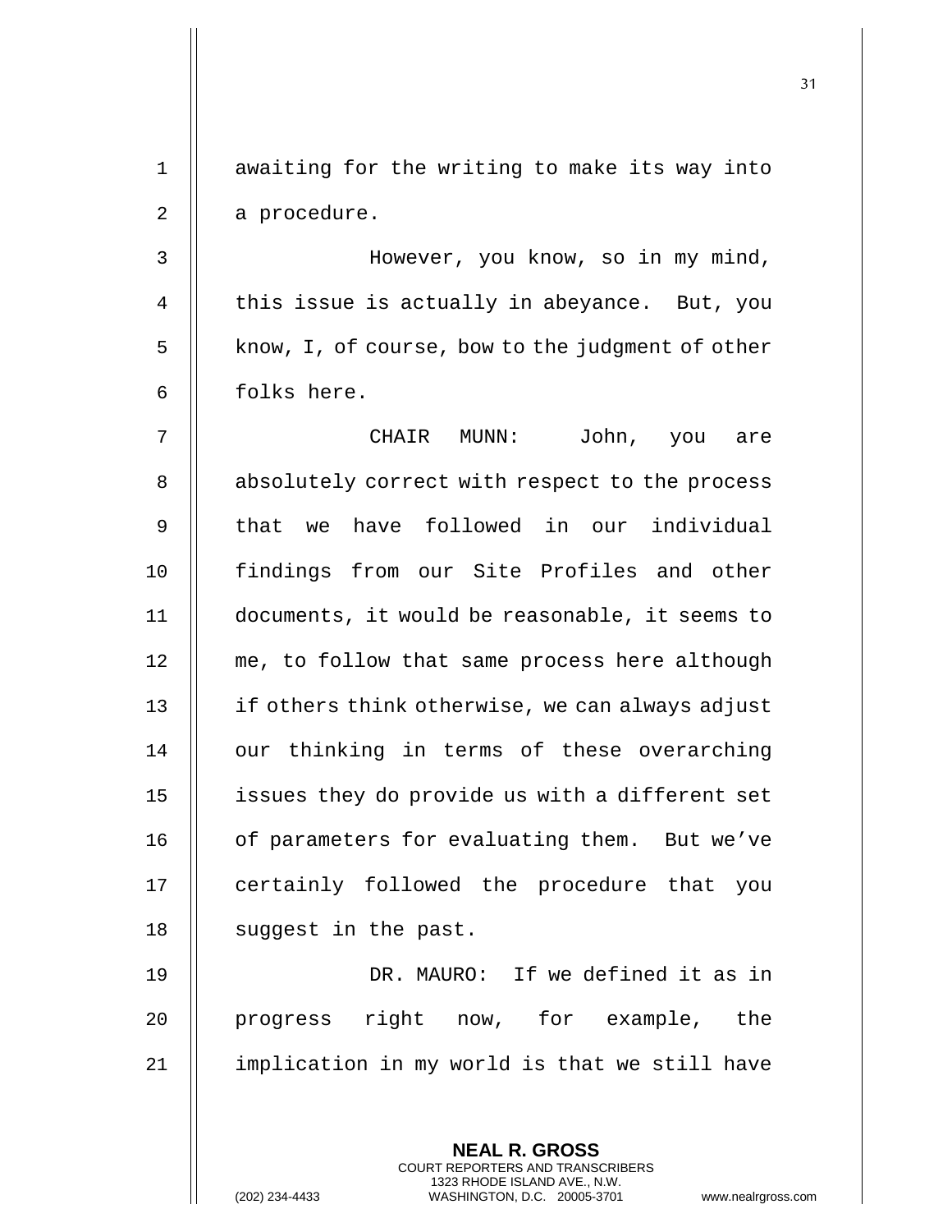awaiting for the writing to make its way into a procedure.

However, you know, so in my mind, this issue is actually in abeyance. But, you know, I, of course, bow to the judgment of other folks here.

CHAIR MUNN: John, you are absolutely correct with respect to the process that we have followed in our individual findings from our Site Profiles and other documents, it would be reasonable, it seems to me, to follow that same process here although if others think otherwise, we can always adjust our thinking in terms of these overarching issues they do provide us with a different set of parameters for evaluating them. But we've certainly followed the procedure that you suggest in the past.

DR. MAURO: If we defined it as in progress right now, for example, the implication in my world is that we still have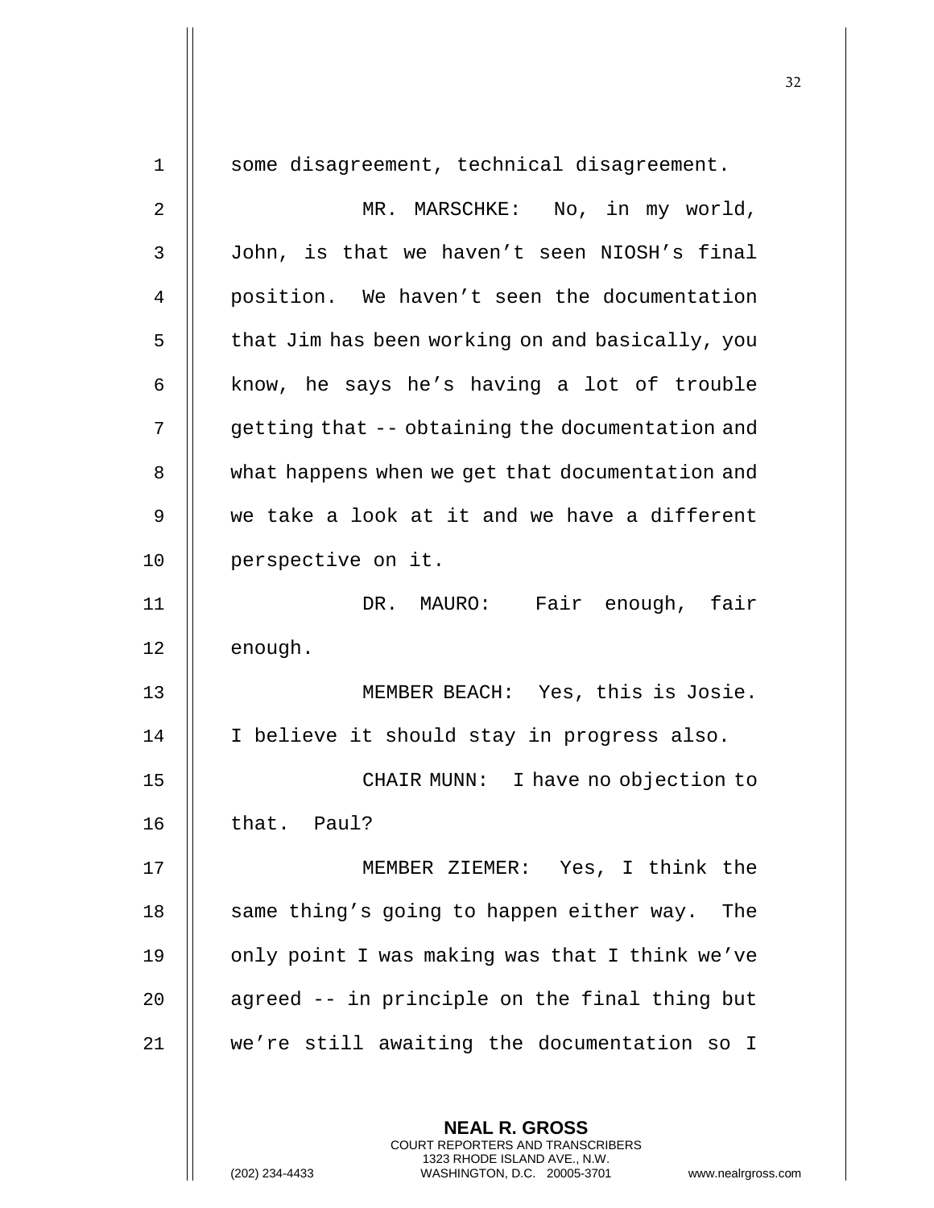some disagreement, technical disagreement.

MR. MARSCHKE: No, in my world, John, is that we haven't seen NIOSH's final position. We haven't seen the documentation that Jim has been working on and basically, you know, he says he's having a lot of trouble getting that -- obtaining the documentation and what happens when we get that documentation and we take a look at it and we have a different perspective on it.

DR. MAURO: Fair enough, fair enough.

MEMBER BEACH: Yes, this is Josie. I believe it should stay in progress also.

CHAIR MUNN: I have no objection to that. Paul?

MEMBER ZIEMER: Yes, I think the same thing's going to happen either way. The only point I was making was that I think we've agreed -- in principle on the final thing but we're still awaiting the documentation so I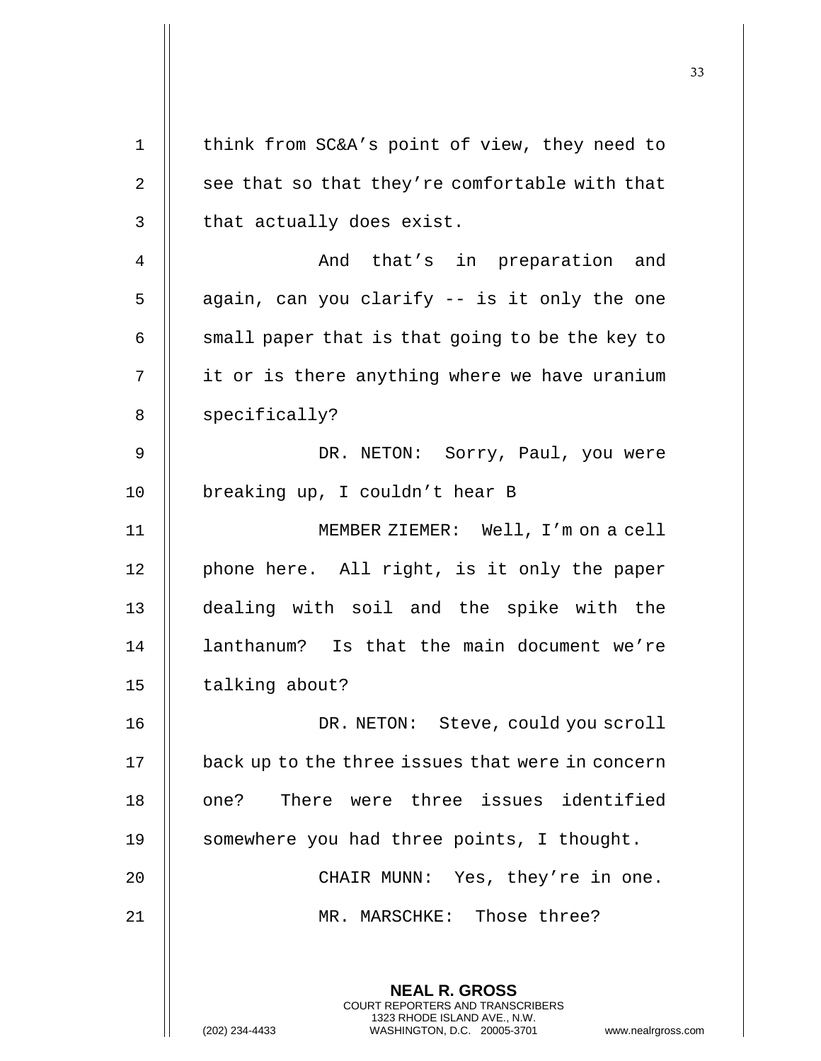think from SC&A's point of view, they need to see that so that they're comfortable with that that actually does exist.

And that's in preparation and again, can you clarify -- is it only the one small paper that is that going to be the key to it or is there anything where we have uranium specifically?

DR. NETON: Sorry, Paul, you were breaking up, I couldn't hear B

MEMBER ZIEMER: Well, I'm on a cell phone here. All right, is it only the paper dealing with soil and the spike with the lanthanum? Is that the main document we're talking about?

DR. NETON: Steve, could you scroll back up to the three issues that were in concern one? There were three issues identified somewhere you had three points, I thought.

CHAIR MUNN: Yes, they're in one.

MR. MARSCHKE: Those three?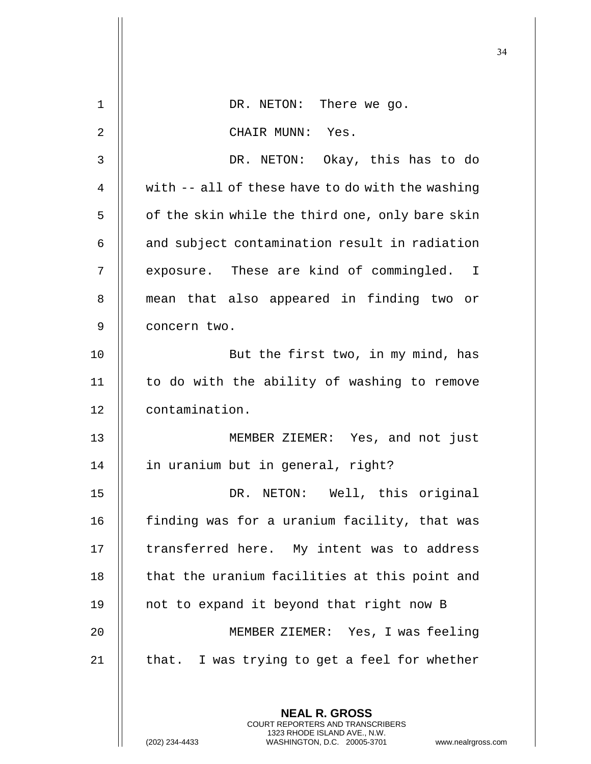DR. NETON: There we go.

CHAIR MUNN: Yes.

DR. NETON: Okay, this has to do with -- all of these have to do with the washing of the skin while the third one, only bare skin and subject contamination result in radiation exposure. These are kind of commingled. I mean that also appeared in finding two or concern two.

But the first two, in my mind, has to do with the ability of washing to remove contamination.

MEMBER ZIEMER: Yes, and not just in uranium but in general, right?

DR. NETON: Well, this original finding was for a uranium facility, that was transferred here. My intent was to address that the uranium facilities at this point and not to expand it beyond that right now B

MEMBER ZIEMER: Yes, I was feeling that. I was trying to get a feel for whether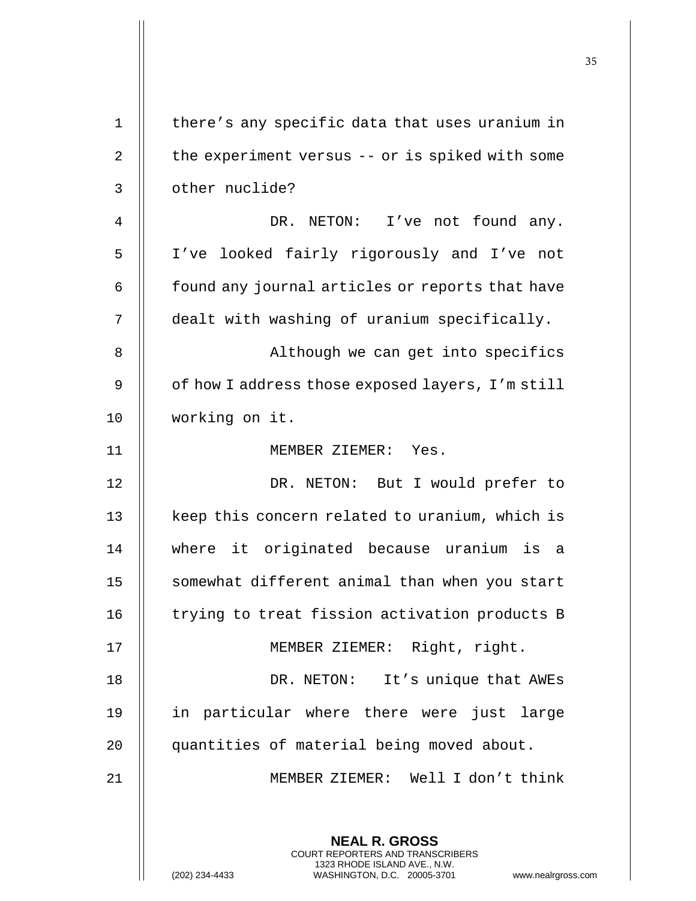there's any specific data that uses uranium in the experiment versus -- or is spiked with some other nuclide?

DR. NETON: I've not found any. I've looked fairly rigorously and I've not found any journal articles or reports that have dealt with washing of uranium specifically.

Although we can get into specifics of how I address those exposed layers, I'm still working on it.

MEMBER ZIEMER: Yes.

DR. NETON: But I would prefer to keep this concern related to uranium, which is where it originated because uranium is a somewhat different animal than when you start trying to treat fission activation products B

MEMBER ZIEMER: Right, right.

DR. NETON: It's unique that AWEs in particular where there were just large quantities of material being moved about.

MEMBER ZIEMER: Well I don't think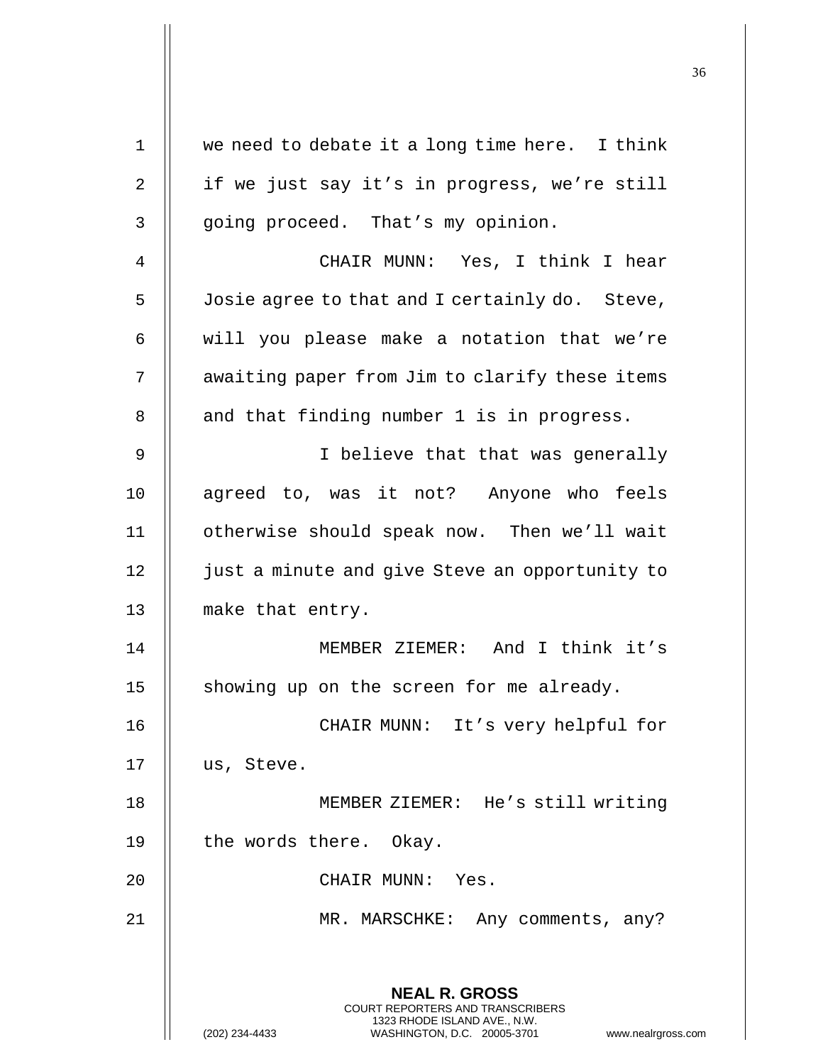we need to debate it a long time here. I think if we just say it's in progress, we're still going proceed. That's my opinion.

CHAIR MUNN: Yes, I think I hear Josie agree to that and I certainly do. Steve, will you please make a notation that we're awaiting paper from Jim to clarify these items and that finding number 1 is in progress.

I believe that that was generally agreed to, was it not? Anyone who feels otherwise should speak now. Then we'll wait just a minute and give Steve an opportunity to make that entry.

MEMBER ZIEMER: And I think it's showing up on the screen for me already.

CHAIR MUNN: It's very helpful for us, Steve.

MEMBER ZIEMER: He's still writing the words there. Okay.

CHAIR MUNN: Yes.

MR. MARSCHKE: Any comments, any?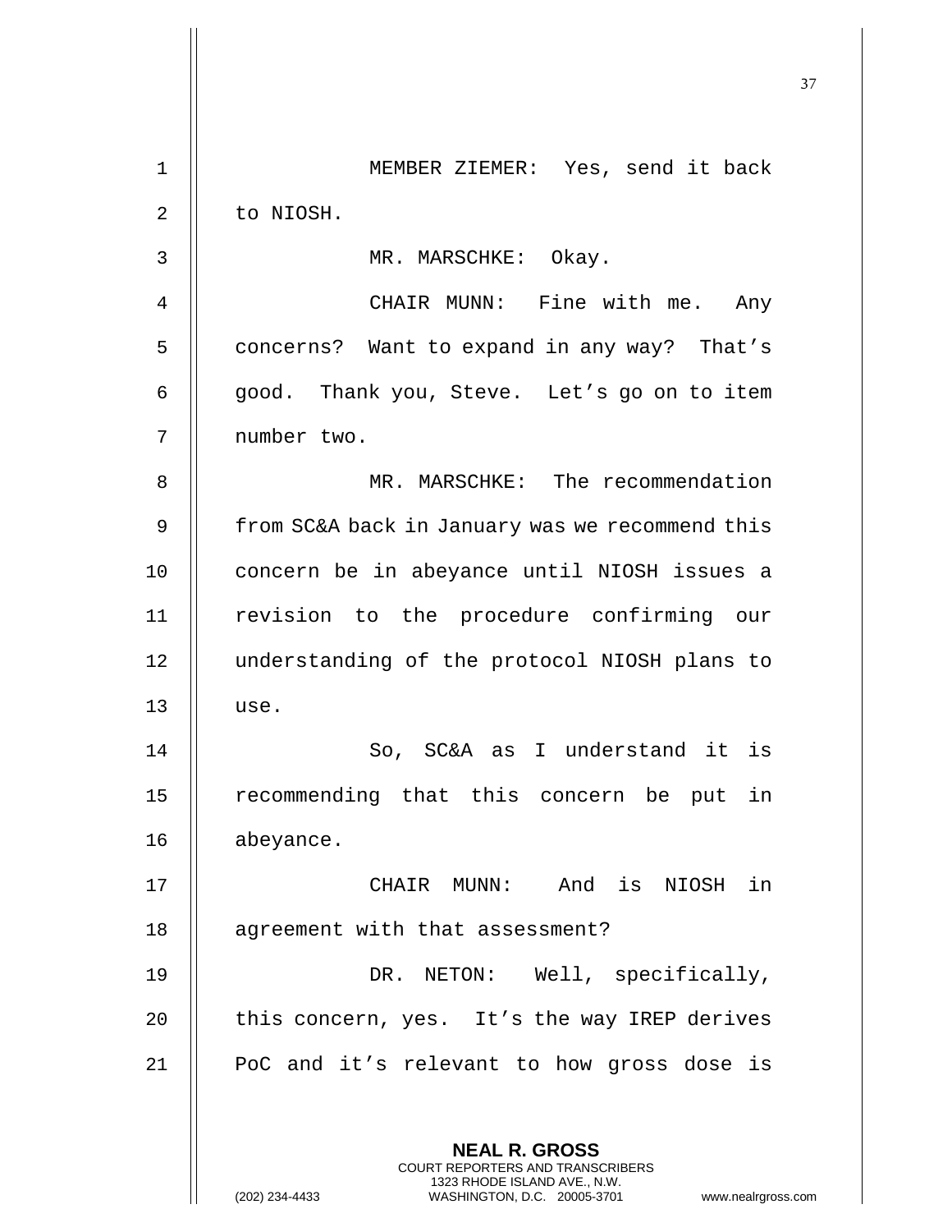MEMBER ZIEMER: Yes, send it back to NIOSH.

MR. MARSCHKE: Okay.

CHAIR MUNN: Fine with me. Any concerns? Want to expand in any way? That's good. Thank you, Steve. Let's go on to item number two.

MR. MARSCHKE: The recommendation from SC&A back in January was we recommend this concern be in abeyance until NIOSH issues a revision to the procedure confirming our understanding of the protocol NIOSH plans to use.

So, SC&A as I understand it is recommending that this concern be put in abeyance.

CHAIR MUNN: And is NIOSH in agreement with that assessment?

DR. NETON: Well, specifically, this concern, yes. It's the way IREP derives PoC and it's relevant to how gross dose is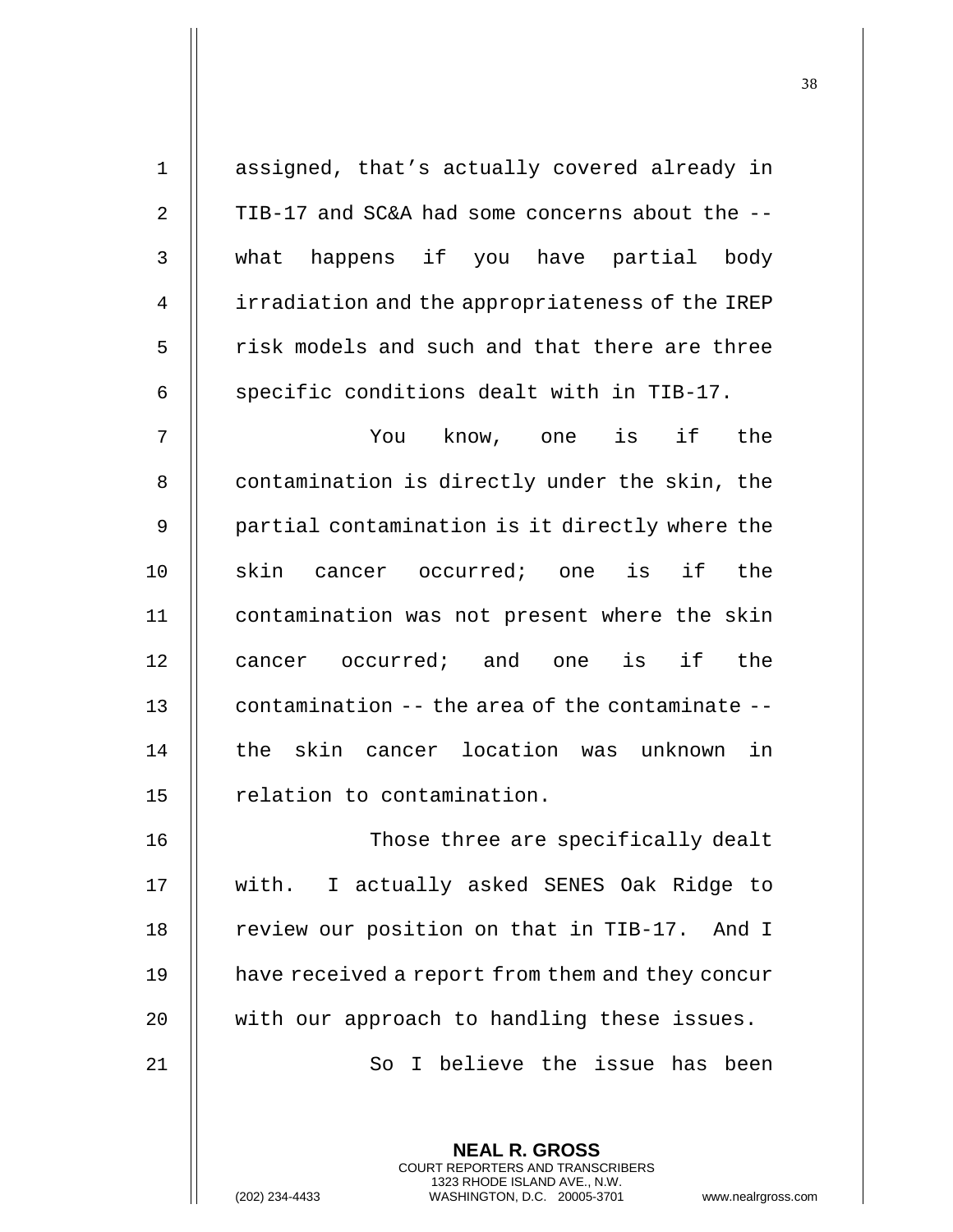assigned, that's actually covered already in TIB-17 and SC&A had some concerns about the -- what happens if you have partial body irradiation and the appropriateness of the IREP risk models and such and that there are three specific conditions dealt with in TIB-17.

You know, one is if the contamination is directly under the skin, the partial contamination is it directly where the skin cancer occurred; one is if the contamination was not present where the skin cancer occurred; and one is if the contamination -- the area of the contaminate -- the skin cancer location was unknown in relation to contamination.

Those three are specifically dealt with. I actually asked SENES Oak Ridge to review our position on that in TIB-17. And I have received a report from them and they concur with our approach to handling these issues.

So I believe the issue has been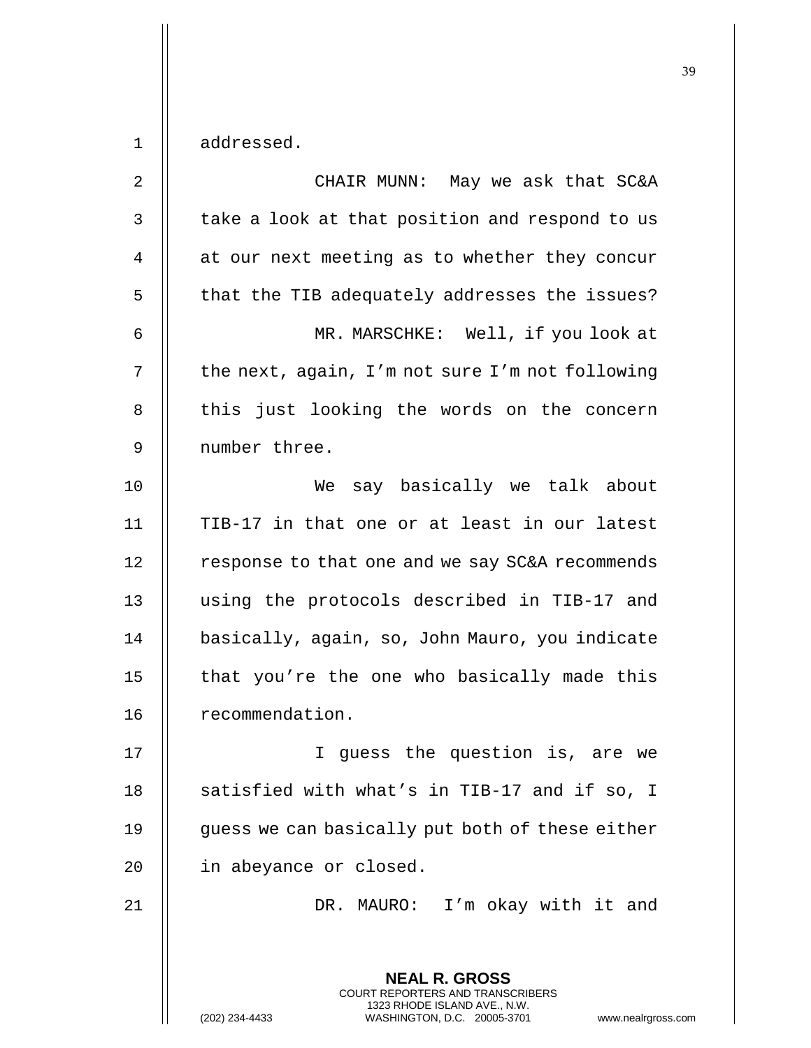addressed.

CHAIR MUNN: May we ask that SC&A take a look at that position and respond to us at our next meeting as to whether they concur that the TIB adequately addresses the issues?

MR. MARSCHKE: Well, if you look at the next, again, I'm not sure I'm not following this just looking the words on the concern number three.

We say basically we talk about TIB-17 in that one or at least in our latest response to that one and we say SC&A recommends using the protocols described in TIB-17 and basically, again, so, John Mauro, you indicate that you're the one who basically made this recommendation.

I guess the question is, are we satisfied with what's in TIB-17 and if so, I guess we can basically put both of these either in abeyance or closed.

DR. MAURO: I'm okay with it and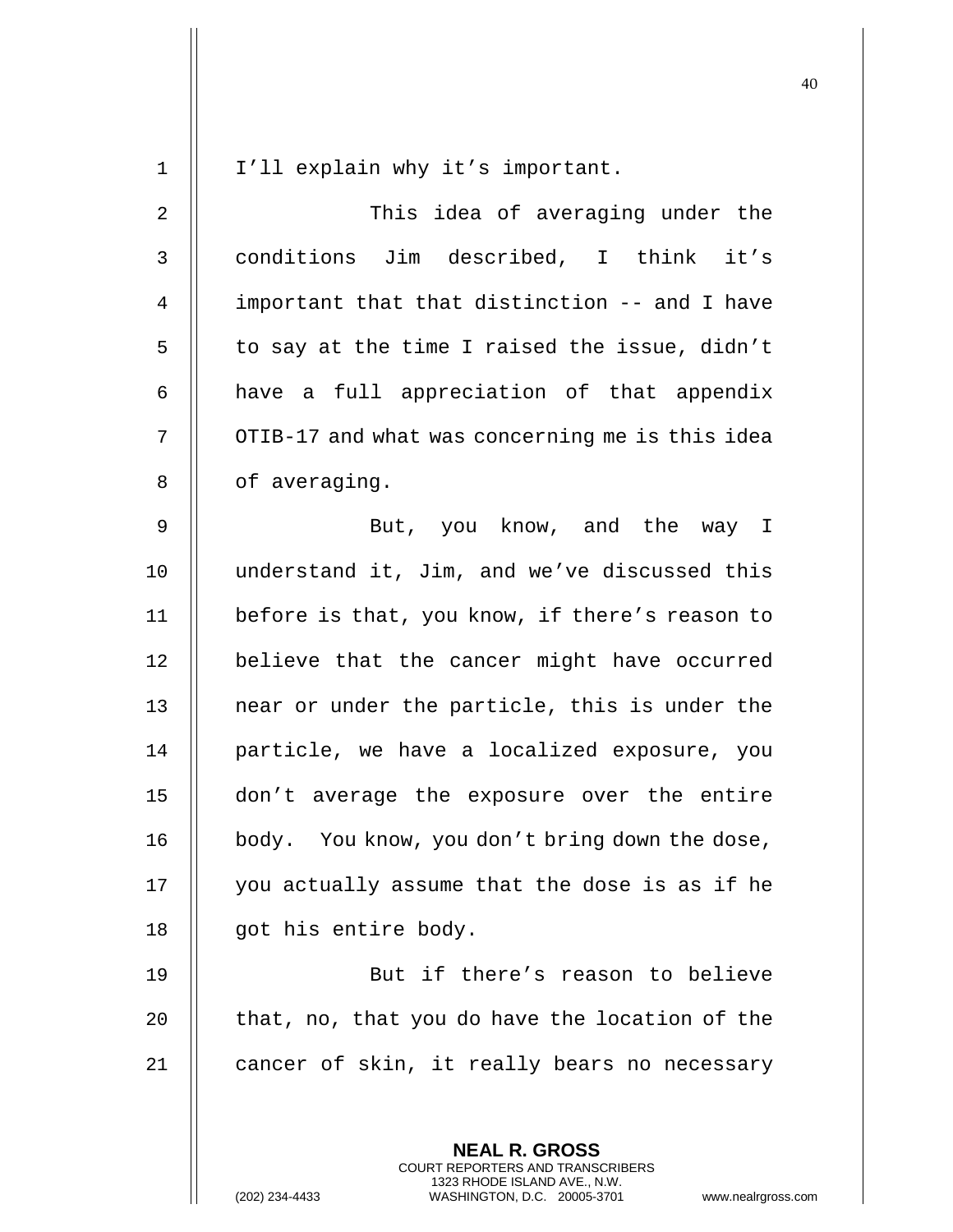I'll explain why it's important.

This idea of averaging under the conditions Jim described, I think it's important that that distinction -- and I have to say at the time I raised the issue, didn't have a full appreciation of that appendix OTIB-17 and what was concerning me is this idea of averaging.

But, you know, and the way I understand it, Jim, and we've discussed this before is that, you know, if there's reason to believe that the cancer might have occurred near or under the particle, this is under the particle, we have a localized exposure, you don't average the exposure over the entire body. You know, you don't bring down the dose, you actually assume that the dose is as if he got his entire body.

But if there's reason to believe that, no, that you do have the location of the cancer of skin, it really bears no necessary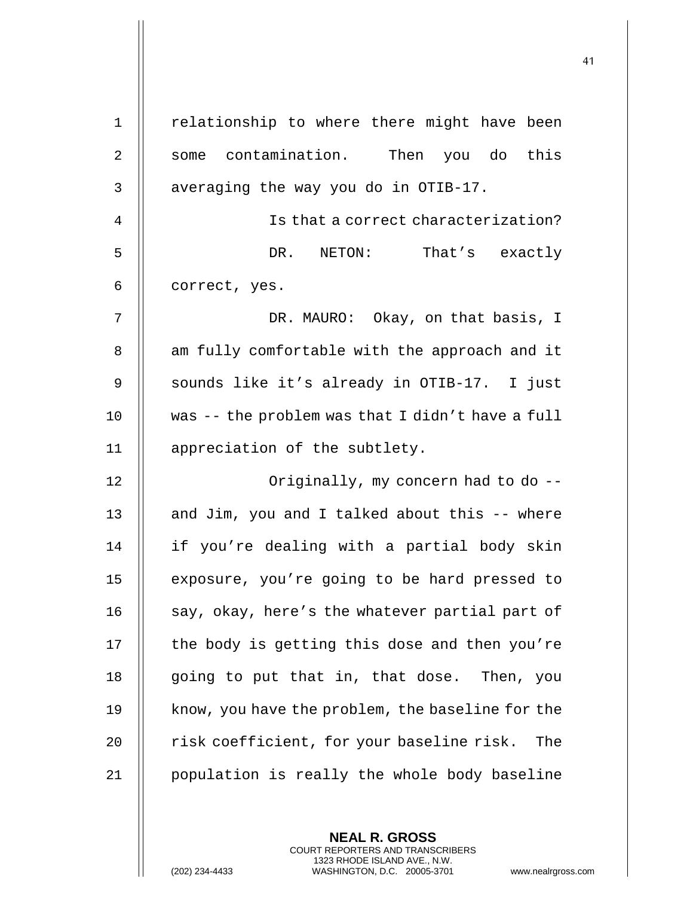relationship to where there might have been some contamination. Then you do this averaging the way you do in OTIB-17.

Is that a correct characterization?

DR. NETON: That's exactly correct, yes.

DR. MAURO: Okay, on that basis, I am fully comfortable with the approach and it sounds like it's already in OTIB-17. I just was -- the problem was that I didn't have a full appreciation of the subtlety.

Originally, my concern had to do -- and Jim, you and I talked about this -- where if you're dealing with a partial body skin exposure, you're going to be hard pressed to say, okay, here's the whatever partial part of the body is getting this dose and then you're going to put that in, that dose. Then, you know, you have the problem, the baseline for the risk coefficient, for your baseline risk. The population is really the whole body baseline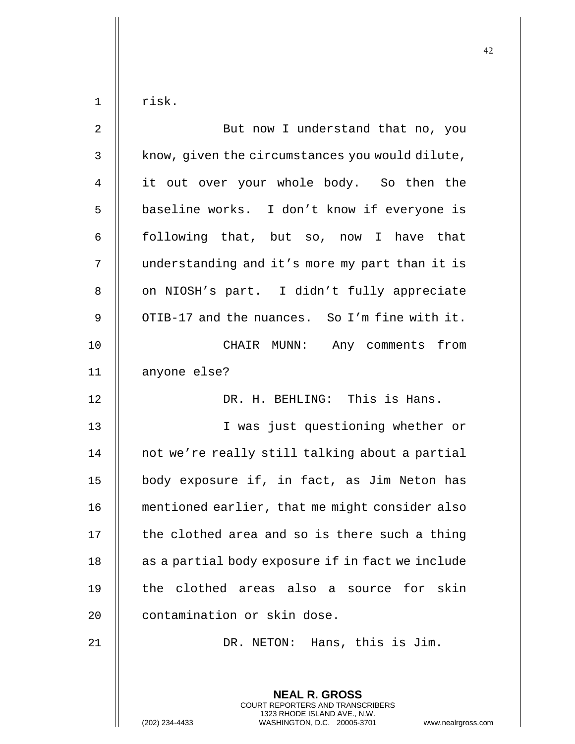risk.

But now I understand that no, you know, given the circumstances you would dilute, it out over your whole body. So then the baseline works. I don't know if everyone is following that, but so, now I have that understanding and it's more my part than it is on NIOSH's part. I didn't fully appreciate OTIB-17 and the nuances. So I'm fine with it.

CHAIR MUNN: Any comments from anyone else?

DR. H. BEHLING: This is Hans.

I was just questioning whether or not we're really still talking about a partial body exposure if, in fact, as Jim Neton has mentioned earlier, that me might consider also the clothed area and so is there such a thing as a partial body exposure if in fact we include the clothed areas also a source for skin contamination or skin dose.

DR. NETON: Hans, this is Jim.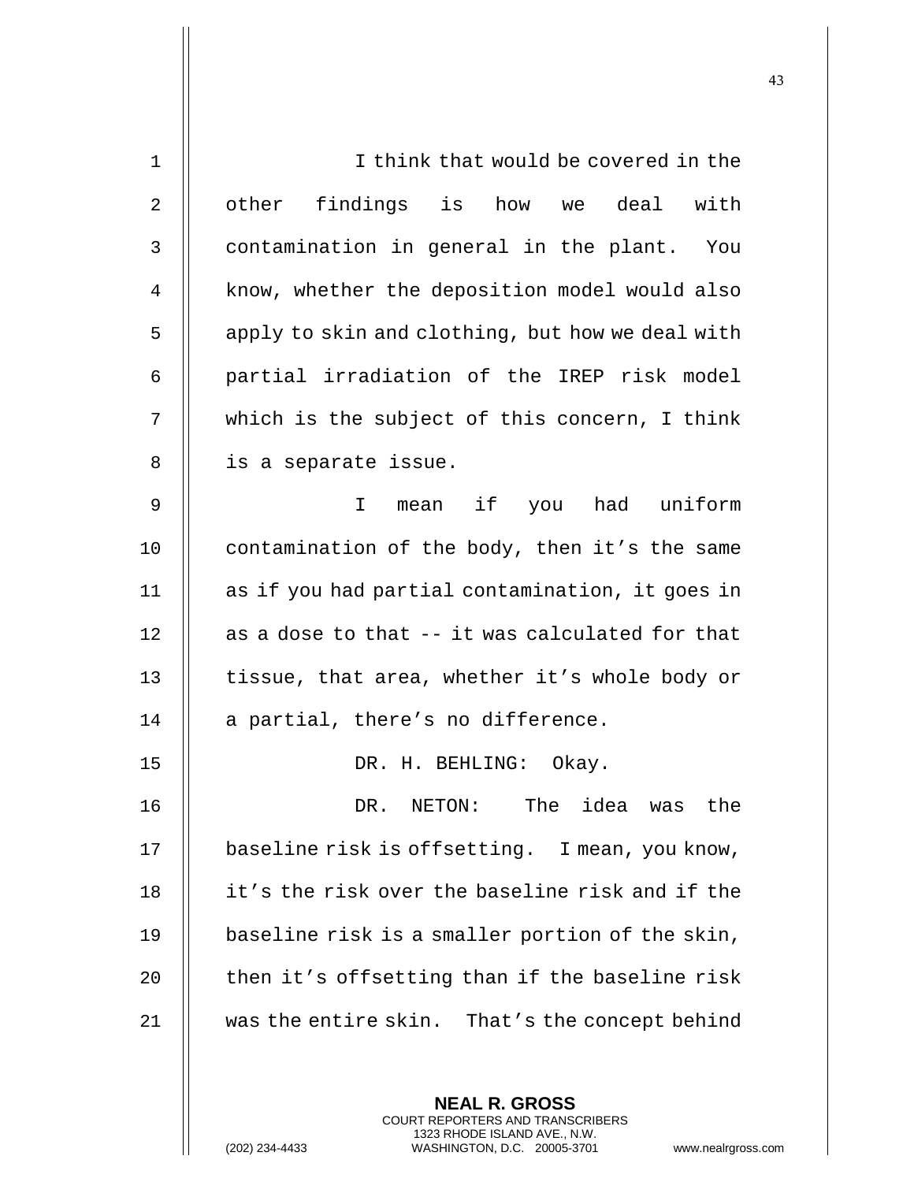I think that would be covered in the other findings is how we deal with contamination in general in the plant. You know, whether the deposition model would also apply to skin and clothing, but how we deal with partial irradiation of the IREP risk model which is the subject of this concern, I think is a separate issue.

I mean if you had uniform contamination of the body, then it's the same as if you had partial contamination, it goes in as a dose to that -- it was calculated for that tissue, that area, whether it's whole body or a partial, there's no difference.

DR. H. BEHLING: Okay.

DR. NETON: The idea was the baseline risk is offsetting. I mean, you know, it's the risk over the baseline risk and if the baseline risk is a smaller portion of the skin, then it's offsetting than if the baseline risk was the entire skin. That's the concept behind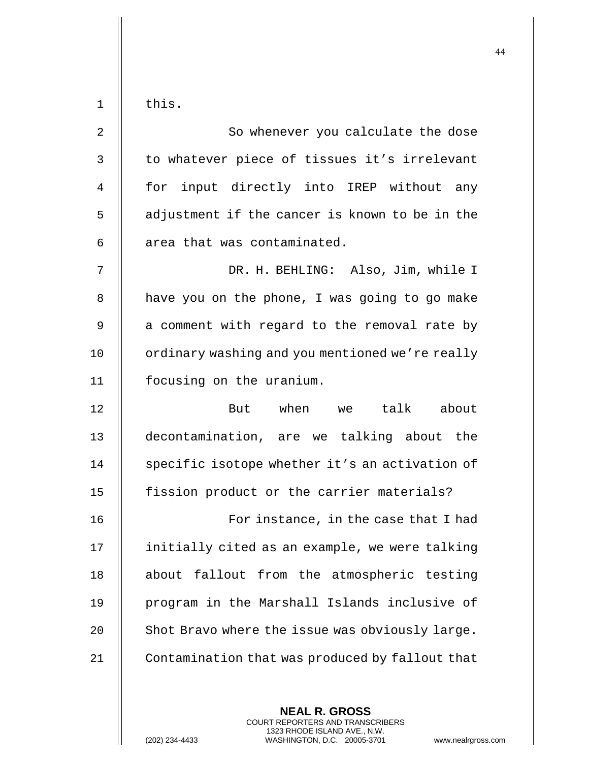this.

So whenever you calculate the dose to whatever piece of tissues it's irrelevant for input directly into IREP without any adjustment if the cancer is known to be in the area that was contaminated.

DR. H. BEHLING: Also, Jim, while I have you on the phone, I was going to go make a comment with regard to the removal rate by ordinary washing and you mentioned we're really focusing on the uranium.

But when we talk about decontamination, are we talking about the specific isotope whether it's an activation of fission product or the carrier materials?

For instance, in the case that I had initially cited as an example, we were talking about fallout from the atmospheric testing program in the Marshall Islands inclusive of Shot Bravo where the issue was obviously large. Contamination that was produced by fallout that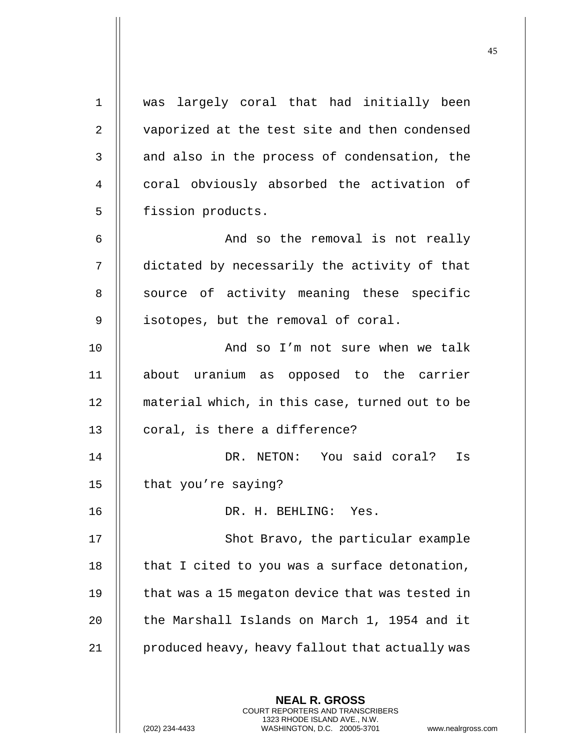was largely coral that had initially been vaporized at the test site and then condensed and also in the process of condensation, the coral obviously absorbed the activation of fission products.

And so the removal is not really dictated by necessarily the activity of that source of activity meaning these specific isotopes, but the removal of coral.

And so I'm not sure when we talk about uranium as opposed to the carrier material which, in this case, turned out to be coral, is there a difference?

DR. NETON: You said coral? Is that you're saying?

DR. H. BEHLING: Yes.

Shot Bravo, the particular example that I cited to you was a surface detonation, that was a 15 megaton device that was tested in the Marshall Islands on March 1, 1954 and it produced heavy, heavy fallout that actually was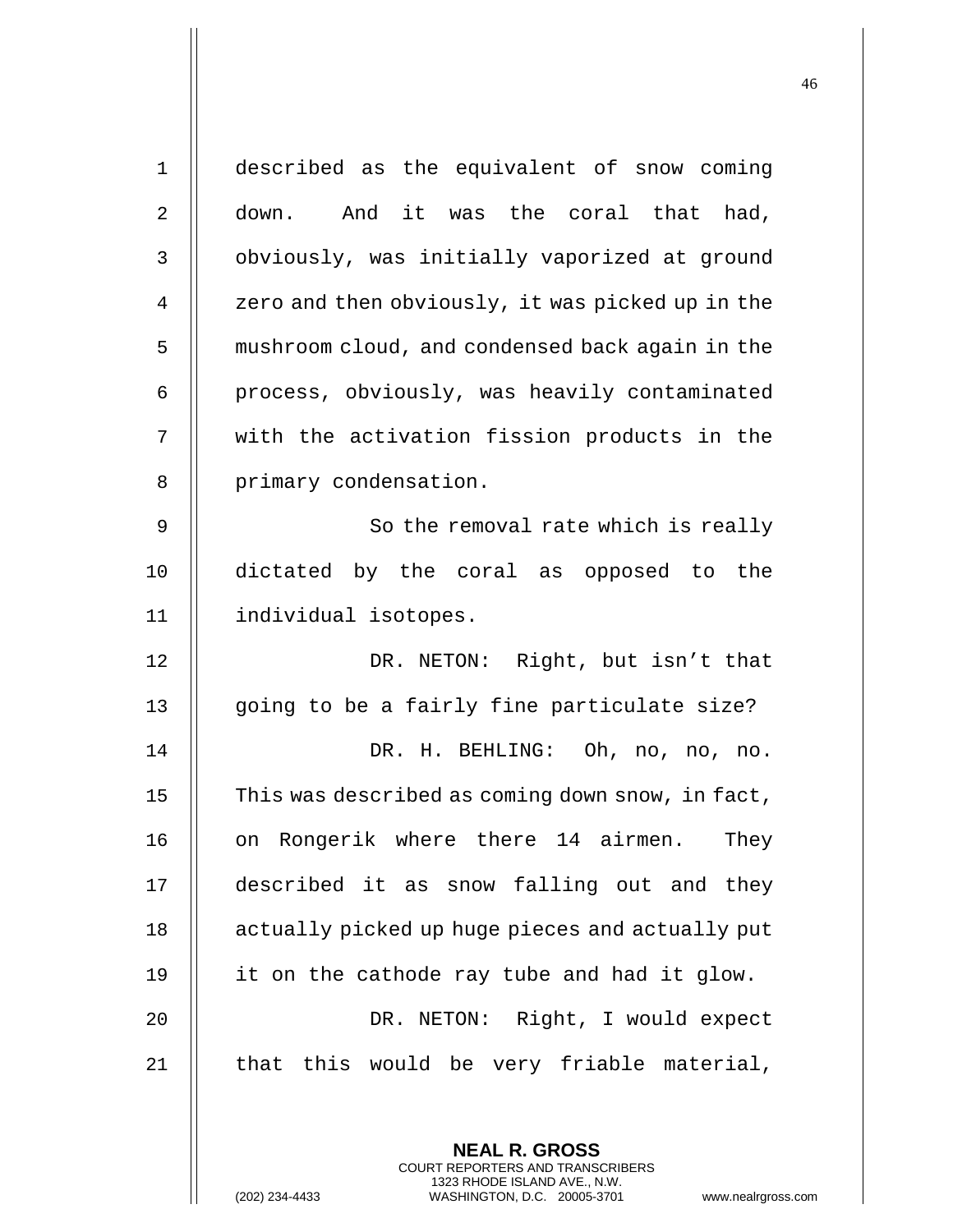described as the equivalent of snow coming down. And it was the coral that had, obviously, was initially vaporized at ground zero and then obviously, it was picked up in the mushroom cloud, and condensed back again in the process, obviously, was heavily contaminated with the activation fission products in the primary condensation.

So the removal rate which is really dictated by the coral as opposed to the individual isotopes.

DR. NETON: Right, but isn't that going to be a fairly fine particulate size?

DR. H. BEHLING: Oh, no, no, no. This was described as coming down snow, in fact, on Rongerik where there 14 airmen. They described it as snow falling out and they actually picked up huge pieces and actually put it on the cathode ray tube and had it glow.

DR. NETON: Right, I would expect that this would be very friable material,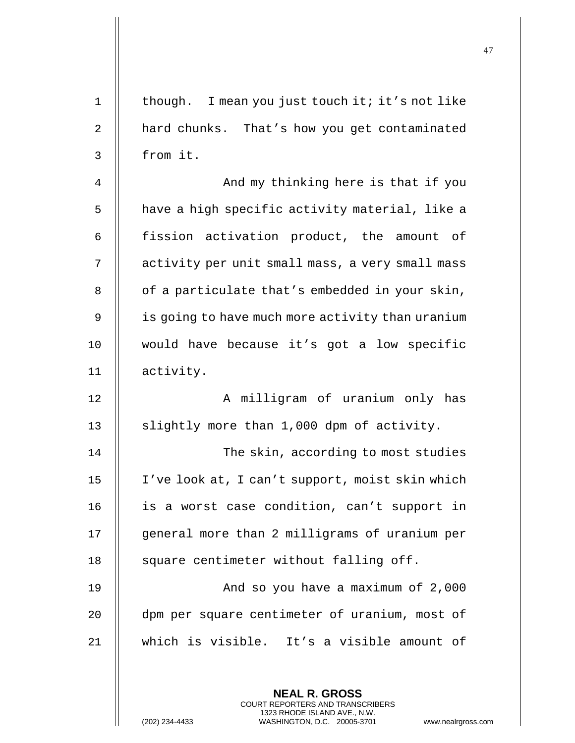though. I mean you just touch it; it's not like hard chunks. That's how you get contaminated from it.

And my thinking here is that if you have a high specific activity material, like a fission activation product, the amount of activity per unit small mass, a very small mass of a particulate that's embedded in your skin, is going to have much more activity than uranium would have because it's got a low specific activity.

A milligram of uranium only has slightly more than 1,000 dpm of activity.

The skin, according to most studies I've look at, I can't support, moist skin which is a worst case condition, can't support in general more than 2 milligrams of uranium per square centimeter without falling off.

And so you have a maximum of 2,000 dpm per square centimeter of uranium, most of which is visible. It's a visible amount of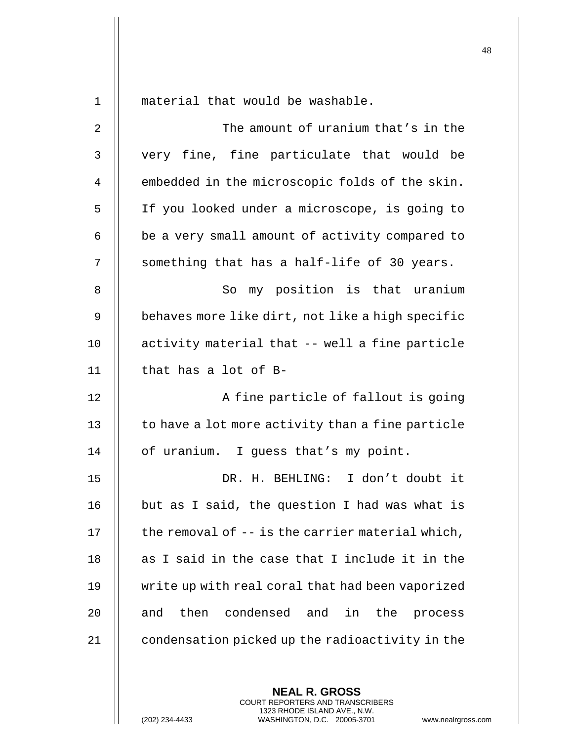material that would be washable.

The amount of uranium that's in the very fine, fine particulate that would be embedded in the microscopic folds of the skin. If you looked under a microscope, is going to be a very small amount of activity compared to something that has a half-life of 30 years.

So my position is that uranium behaves more like dirt, not like a high specific activity material that -- well a fine particle that has a lot of B-

A fine particle of fallout is going to have a lot more activity than a fine particle of uranium. I guess that's my point.

DR. H. BEHLING: I don't doubt it but as I said, the question I had was what is the removal of -- is the carrier material which, as I said in the case that I include it in the write up with real coral that had been vaporized and then condensed and in the process condensation picked up the radioactivity in the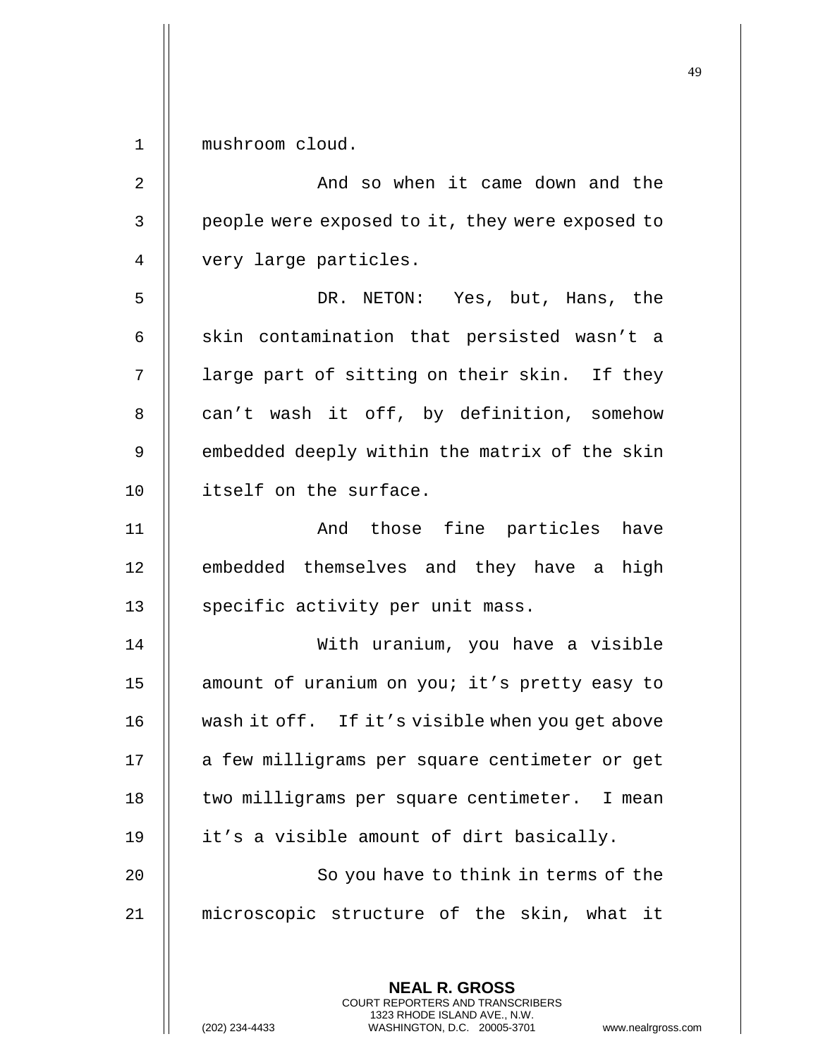mushroom cloud.

And so when it came down and the people were exposed to it, they were exposed to very large particles.

DR. NETON: Yes, but, Hans, the skin contamination that persisted wasn't a large part of sitting on their skin. If they can't wash it off, by definition, somehow embedded deeply within the matrix of the skin itself on the surface.

And those fine particles have embedded themselves and they have a high specific activity per unit mass.

With uranium, you have a visible amount of uranium on you; it's pretty easy to wash it off. If it's visible when you get above a few milligrams per square centimeter or get two milligrams per square centimeter. I mean it's a visible amount of dirt basically.

So you have to think in terms of the microscopic structure of the skin, what it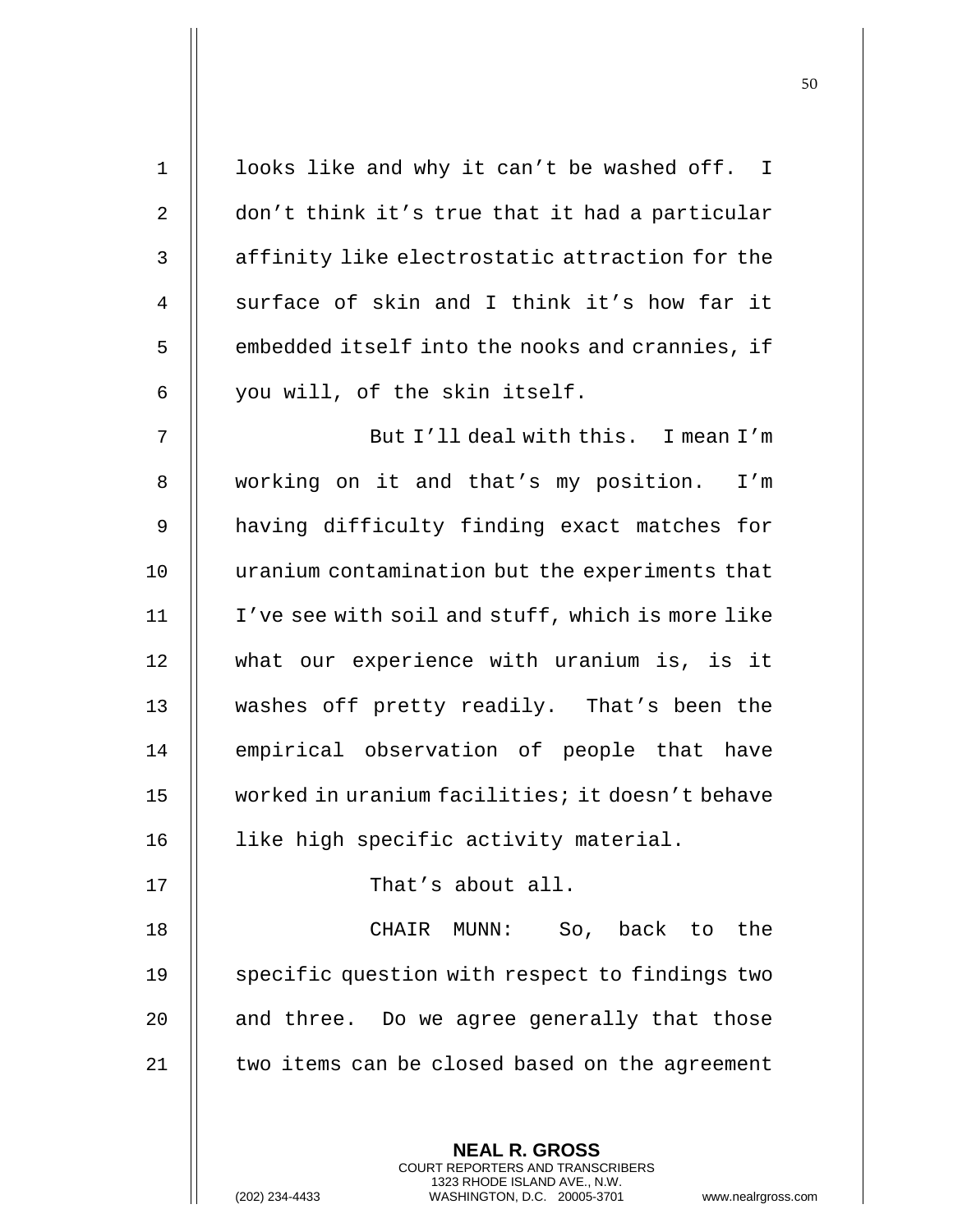looks like and why it can’t be washed off. I don’t think it’s true that it had a particular affinity like electrostatic attraction for the surface of skin and I think it’s how far it embedded itself into the nooks and crannies, if you will, of the skin itself.

But I’ll deal with this. I mean I’m working on it and that’s my position. I’m having difficulty finding exact matches for uranium contamination but the experiments that I’ve see with soil and stuff, which is more like what our experience with uranium is, is it washes off pretty readily. That’s been the empirical observation of people that have worked in uranium facilities; it doesn’t behave like high specific activity material.

That’s about all.

CHAIR MUNN: So, back to the specific question with respect to findings two and three. Do we agree generally that those two items can be closed based on the agreement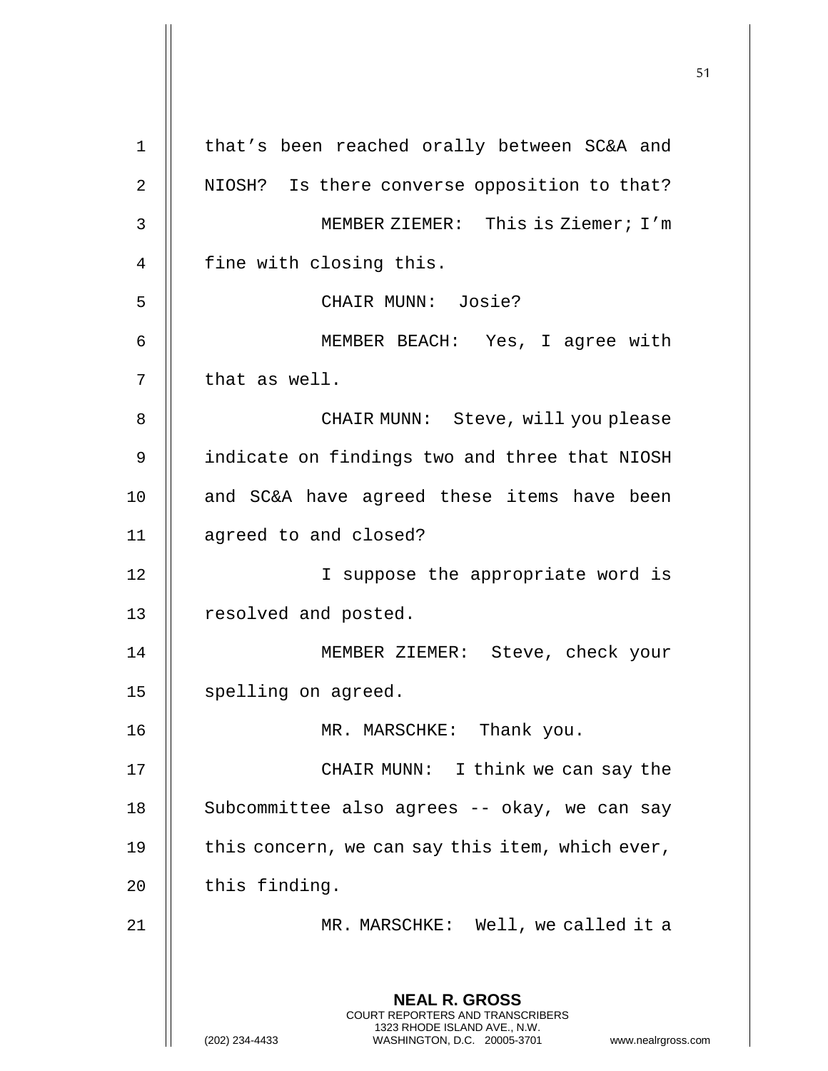that's been reached orally between SC&A and NIOSH? Is there converse opposition to that?

MEMBER ZIEMER: This is Ziemer; I'm fine with closing this.

CHAIR MUNN: Josie?

MEMBER BEACH: Yes, I agree with that as well.

CHAIR MUNN: Steve, will you please indicate on findings two and three that NIOSH and SC&A have agreed these items have been agreed to and closed?

I suppose the appropriate word is resolved and posted.

MEMBER ZIEMER: Steve, check your spelling on agreed.

MR. MARSCHKE: Thank you.

CHAIR MUNN: I think we can say the Subcommittee also agrees -- okay, we can say this concern, we can say this item, which ever, this finding.

MR. MARSCHKE: Well, we called it a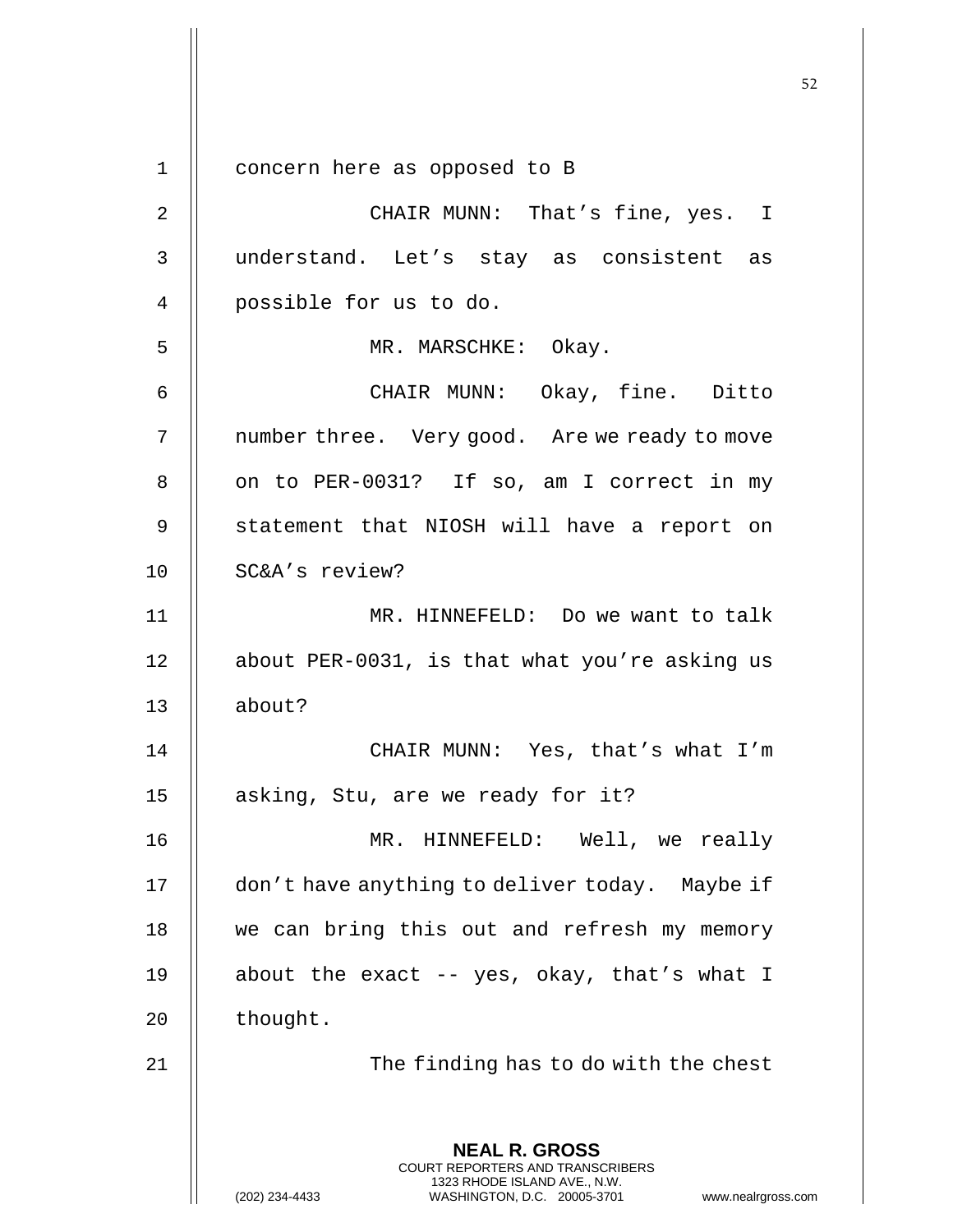concern here as opposed to B

CHAIR MUNN: That's fine, yes. I understand. Let's stay as consistent as possible for us to do.

MR. MARSCHKE: Okay.

CHAIR MUNN: Okay, fine. Ditto number three. Very good. Are we ready to move on to PER-0031? If so, am I correct in my statement that NIOSH will have a report on SC&A's review?

MR. HINNEFELD: Do we want to talk about PER-0031, is that what you're asking us about?

CHAIR MUNN: Yes, that's what I'm asking, Stu, are we ready for it?

MR. HINNEFELD: Well, we really don't have anything to deliver today. Maybe if we can bring this out and refresh my memory about the exact -- yes, okay, that's what I thought.

The finding has to do with the chest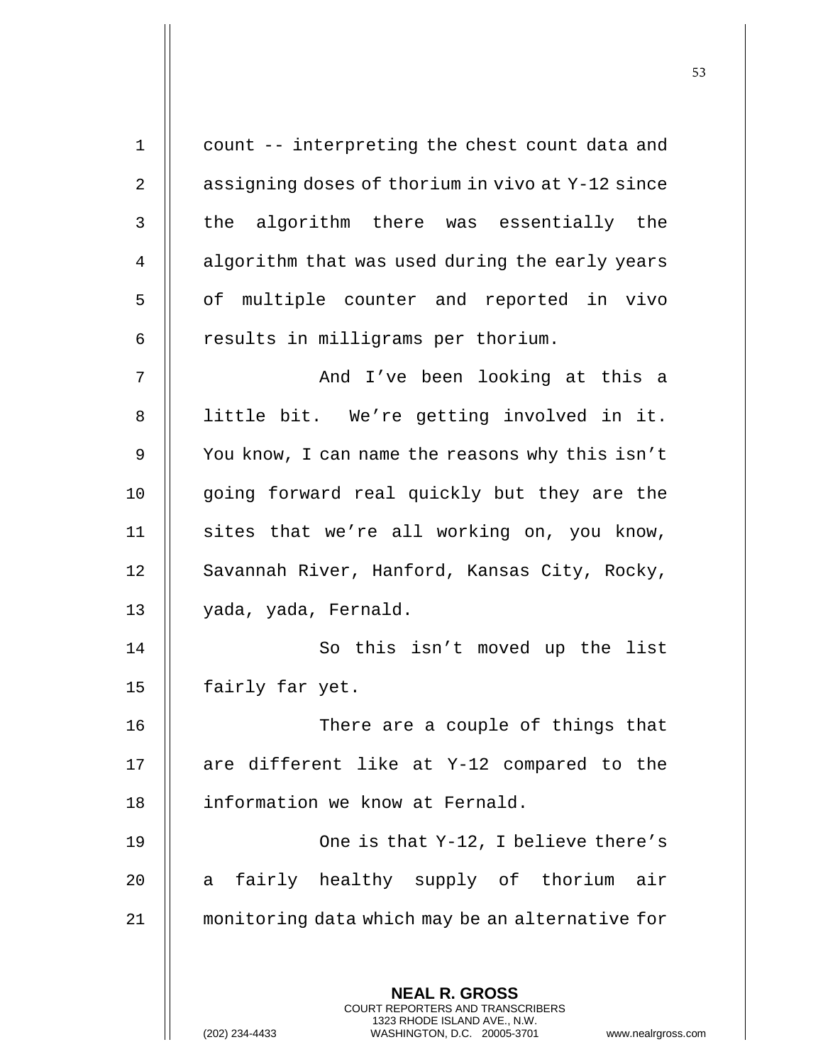count -- interpreting the chest count data and assigning doses of thorium in vivo at Y-12 since the algorithm there was essentially the algorithm that was used during the early years of multiple counter and reported in vivo results in milligrams per thorium.

And I've been looking at this a little bit. We're getting involved in it. You know, I can name the reasons why this isn't going forward real quickly but they are the sites that we're all working on, you know, Savannah River, Hanford, Kansas City, Rocky, yada, yada, Fernald.

So this isn't moved up the list fairly far yet.

There are a couple of things that are different like at Y-12 compared to the information we know at Fernald.

One is that Y-12, I believe there's a fairly healthy supply of thorium air monitoring data which may be an alternative for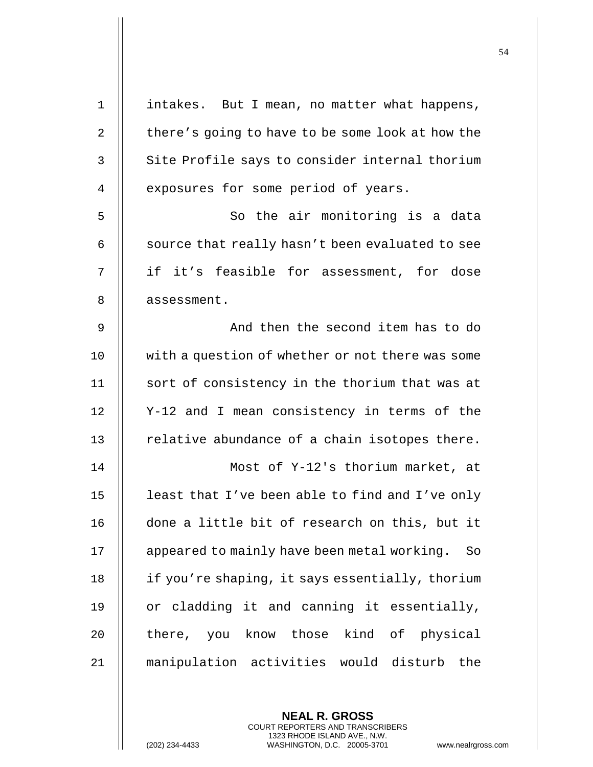intakes. But I mean, no matter what happens, there's going to have to be some look at how the Site Profile says to consider internal thorium exposures for some period of years.

So the air monitoring is a data source that really hasn't been evaluated to see if it's feasible for assessment, for dose assessment.

And then the second item has to do with a question of whether or not there was some sort of consistency in the thorium that was at Y-12 and I mean consistency in terms of the relative abundance of a chain isotopes there.

Most of Y-12's thorium market, at least that I've been able to find and I've only done a little bit of research on this, but it appeared to mainly have been metal working. So if you're shaping, it says essentially, thorium or cladding it and canning it essentially, there, you know those kind of physical manipulation activities would disturb the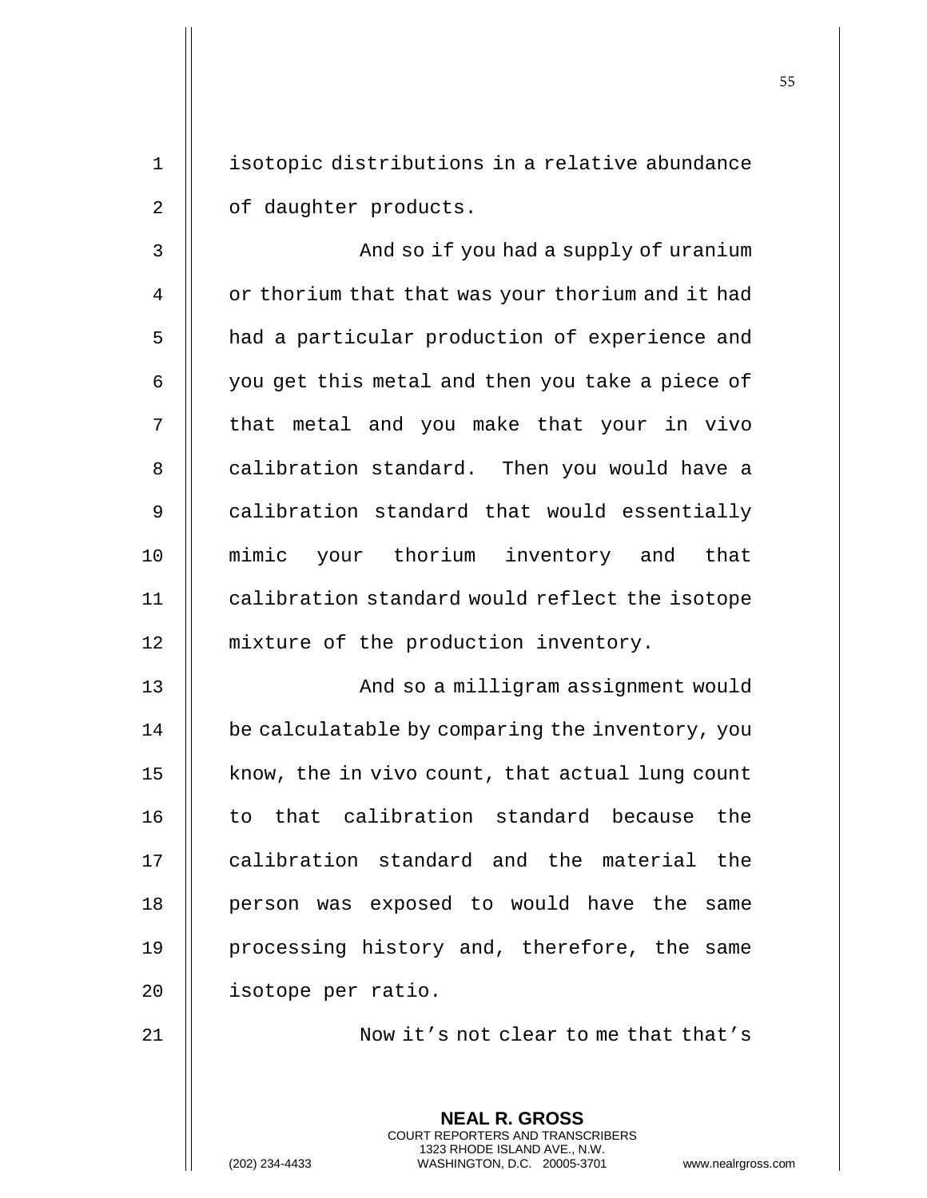isotopic distributions in a relative abundance of daughter products.

And so if you had a supply of uranium or thorium that that was your thorium and it had had a particular production of experience and you get this metal and then you take a piece of that metal and you make that your in vivo calibration standard. Then you would have a calibration standard that would essentially mimic your thorium inventory and that calibration standard would reflect the isotope mixture of the production inventory.

And so a milligram assignment would be calculatable by comparing the inventory, you know, the in vivo count, that actual lung count to that calibration standard because the calibration standard and the material the person was exposed to would have the same processing history and, therefore, the same isotope per ratio.

Now it's not clear to me that that's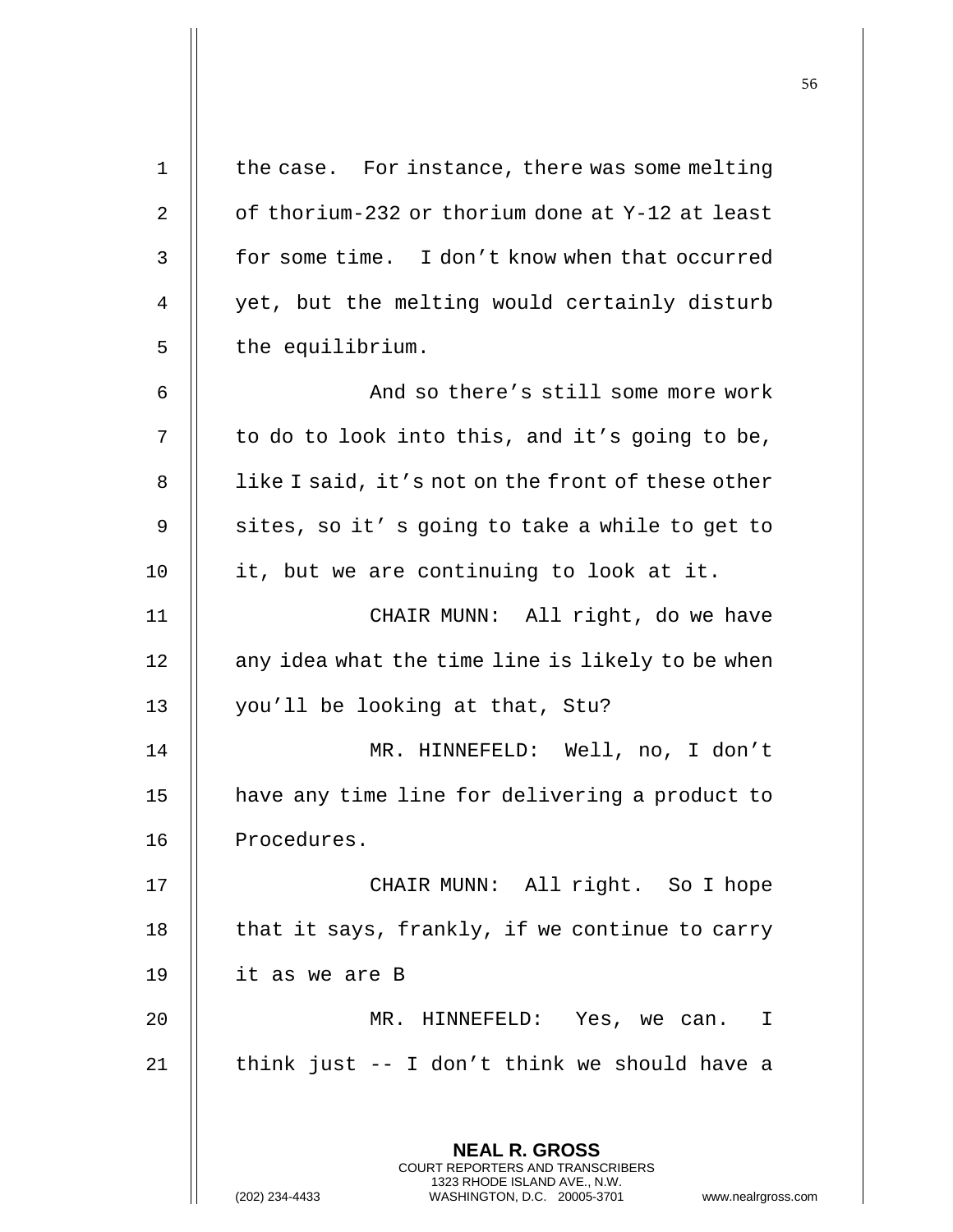the case. For instance, there was some melting of thorium-232 or thorium done at Y-12 at least for some time. I don't know when that occurred yet, but the melting would certainly disturb the equilibrium.

And so there's still some more work to do to look into this, and it's going to be, like I said, it's not on the front of these other sites, so it' s going to take a while to get to it, but we are continuing to look at it.

CHAIR MUNN: All right, do we have any idea what the time line is likely to be when you'll be looking at that, Stu?

MR. HINNEFELD: Well, no, I don't have any time line for delivering a product to Procedures.

CHAIR MUNN: All right. So I hope that it says, frankly, if we continue to carry it as we are B

MR. HINNEFELD: Yes, we can. I think just -- I don't think we should have a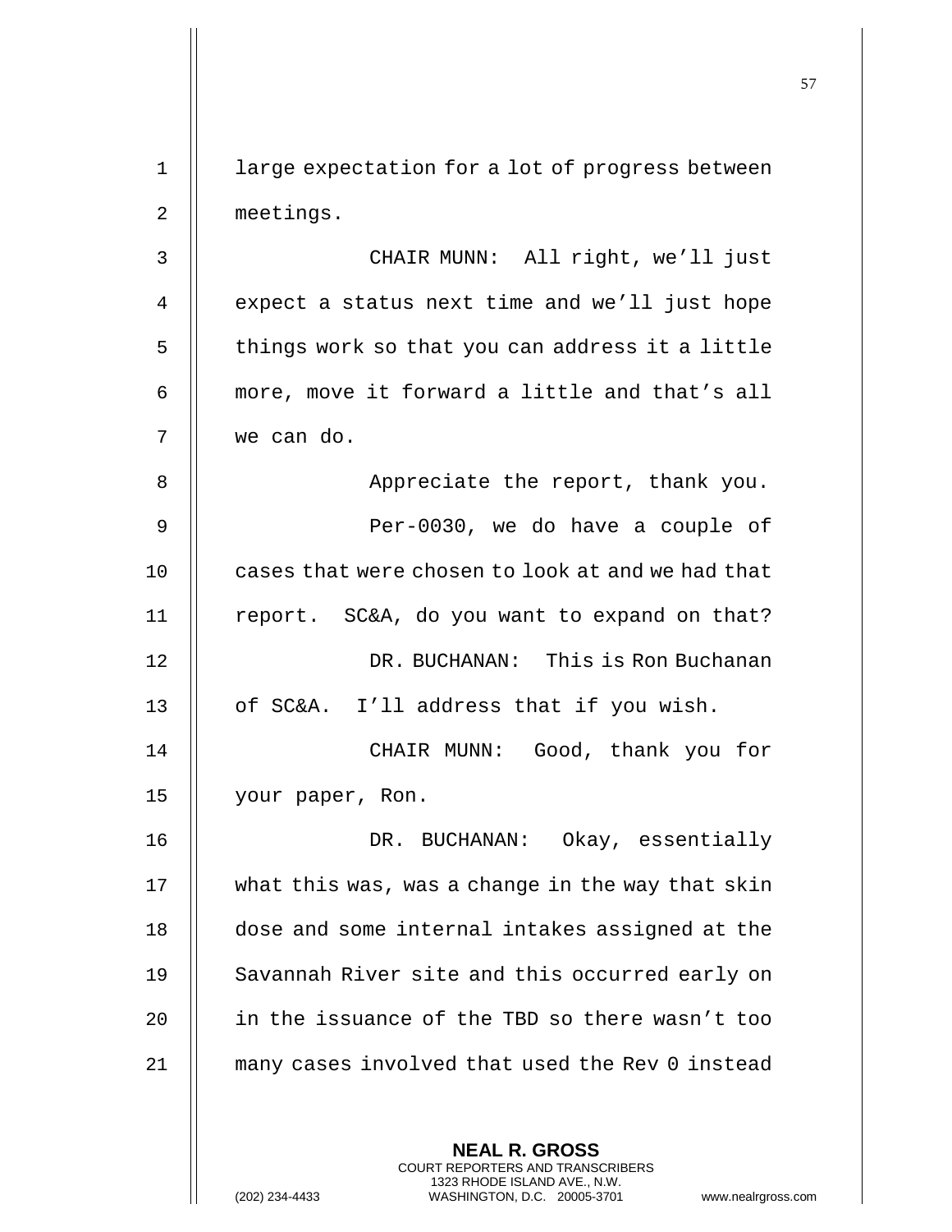large expectation for a lot of progress between meetings.

CHAIR MUNN: All right, we'll just expect a status next time and we'll just hope things work so that you can address it a little more, move it forward a little and that's all we can do.

Appreciate the report, thank you.

Per-0030, we do have a couple of cases that were chosen to look at and we had that report. SC&A, do you want to expand on that?

DR. BUCHANAN: This is Ron Buchanan of SC&A. I'll address that if you wish.

CHAIR MUNN: Good, thank you for your paper, Ron.

DR. BUCHANAN: Okay, essentially what this was, was a change in the way that skin dose and some internal intakes assigned at the Savannah River site and this occurred early on in the issuance of the TBD so there wasn't too many cases involved that used the Rev 0 instead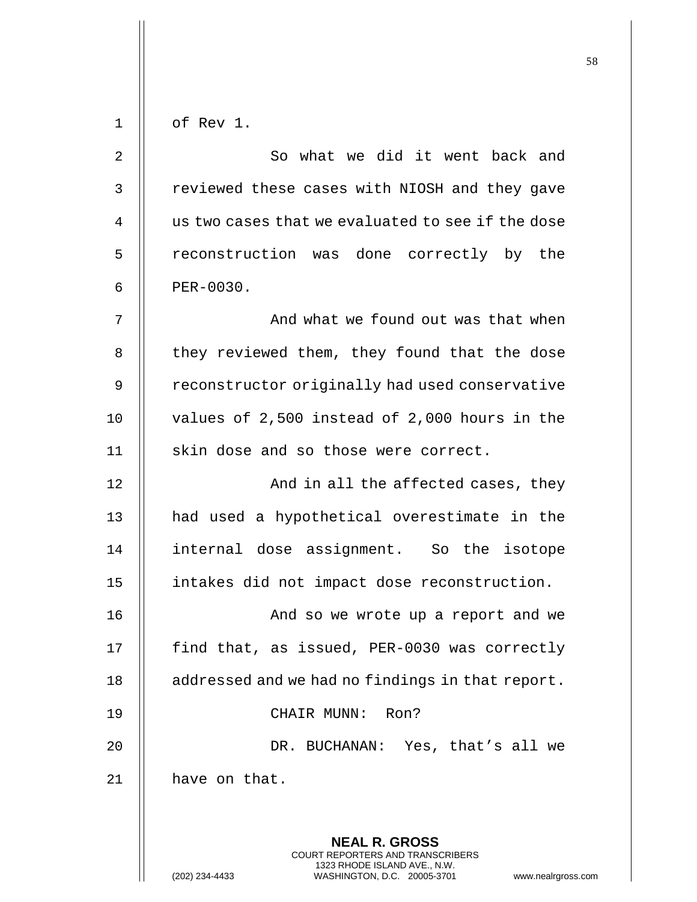of Rev 1.

So what we did it went back and reviewed these cases with NIOSH and they gave us two cases that we evaluated to see if the dose reconstruction was done correctly by the PER-0030.

And what we found out was that when they reviewed them, they found that the dose reconstructor originally had used conservative values of 2,500 instead of 2,000 hours in the skin dose and so those were correct.

And in all the affected cases, they had used a hypothetical overestimate in the internal dose assignment. So the isotope intakes did not impact dose reconstruction.

And so we wrote up a report and we find that, as issued, PER-0030 was correctly addressed and we had no findings in that report.

CHAIR MUNN: Ron?

DR. BUCHANAN: Yes, that's all we have on that.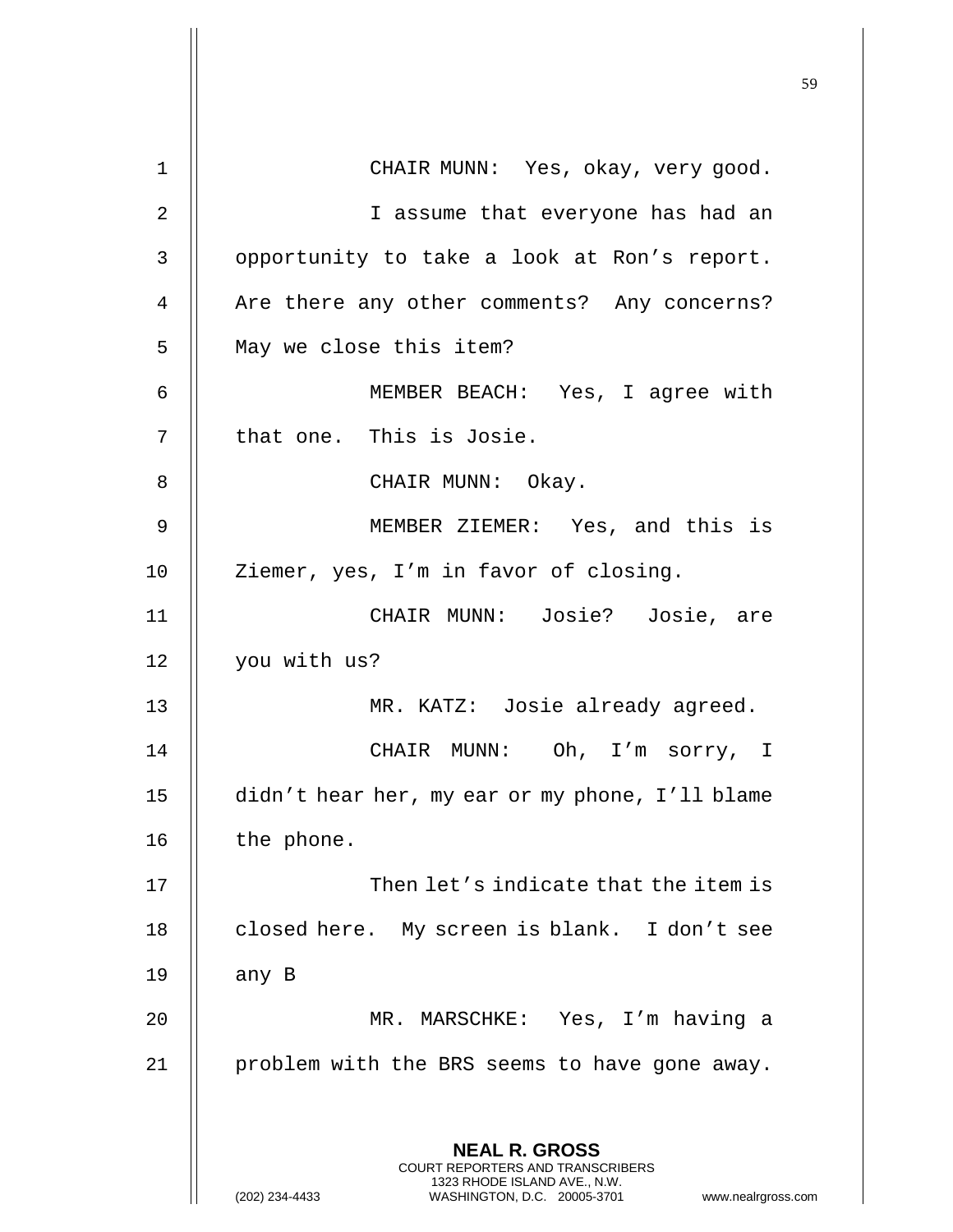CHAIR MUNN: Yes, okay, very good.

I assume that everyone has had an opportunity to take a look at Ron's report. Are there any other comments? Any concerns? May we close this item?

MEMBER BEACH: Yes, I agree with that one. This is Josie.

CHAIR MUNN: Okay.

MEMBER ZIEMER: Yes, and this is Ziemer, yes, I'm in favor of closing.

CHAIR MUNN: Josie? Josie, are you with us?

MR. KATZ: Josie already agreed.

CHAIR MUNN: Oh, I'm sorry, I didn't hear her, my ear or my phone, I'll blame the phone.

Then let's indicate that the item is closed here. My screen is blank. I don't see any B

MR. MARSCHKE: Yes, I'm having a problem with the BRS seems to have gone away.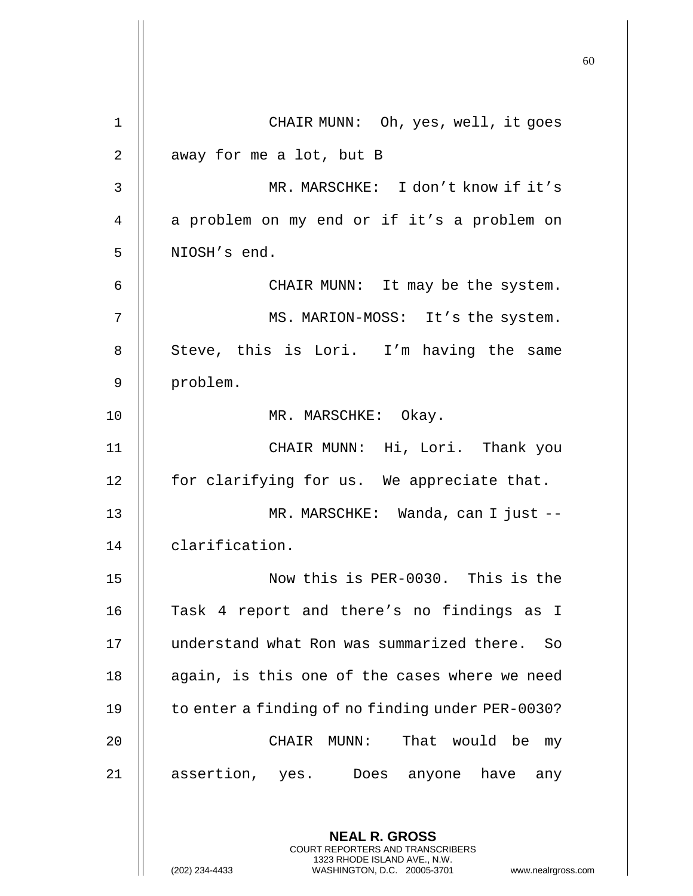CHAIR MUNN: Oh, yes, well, it goes away for me a lot, but B

MR. MARSCHKE: I don't know if it's a problem on my end or if it's a problem on NIOSH's end.

CHAIR MUNN: It may be the system.

MS. MARION-MOSS: It's the system. Steve, this is Lori. I'm having the same problem.

MR. MARSCHKE: Okay.

CHAIR MUNN: Hi, Lori. Thank you for clarifying for us. We appreciate that.

MR. MARSCHKE: Wanda, can I just -- clarification.

Now this is PER-0030. This is the Task 4 report and there's no findings as I understand what Ron was summarized there. So again, is this one of the cases where we need to enter a finding of no finding under PER-0030?

CHAIR MUNN: That would be my assertion, yes. Does anyone have any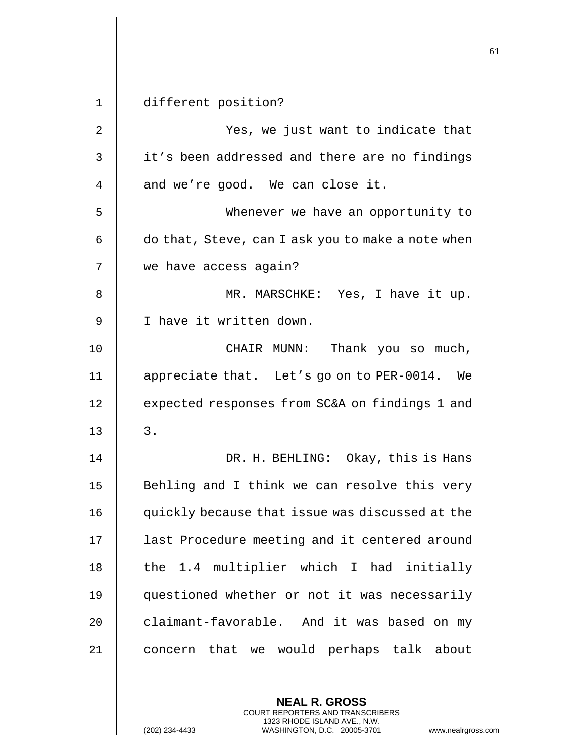different position?

Yes, we just want to indicate that it's been addressed and there are no findings and we're good. We can close it.

Whenever we have an opportunity to do that, Steve, can I ask you to make a note when we have access again?

MR. MARSCHKE: Yes, I have it up. I have it written down.

CHAIR MUNN: Thank you so much, appreciate that. Let's go on to PER-0014. We expected responses from SC&A on findings 1 and 3.

DR. H. BEHLING: Okay, this is Hans Behling and I think we can resolve this very quickly because that issue was discussed at the last Procedure meeting and it centered around the 1.4 multiplier which I had initially questioned whether or not it was necessarily claimant-favorable. And it was based on my concern that we would perhaps talk about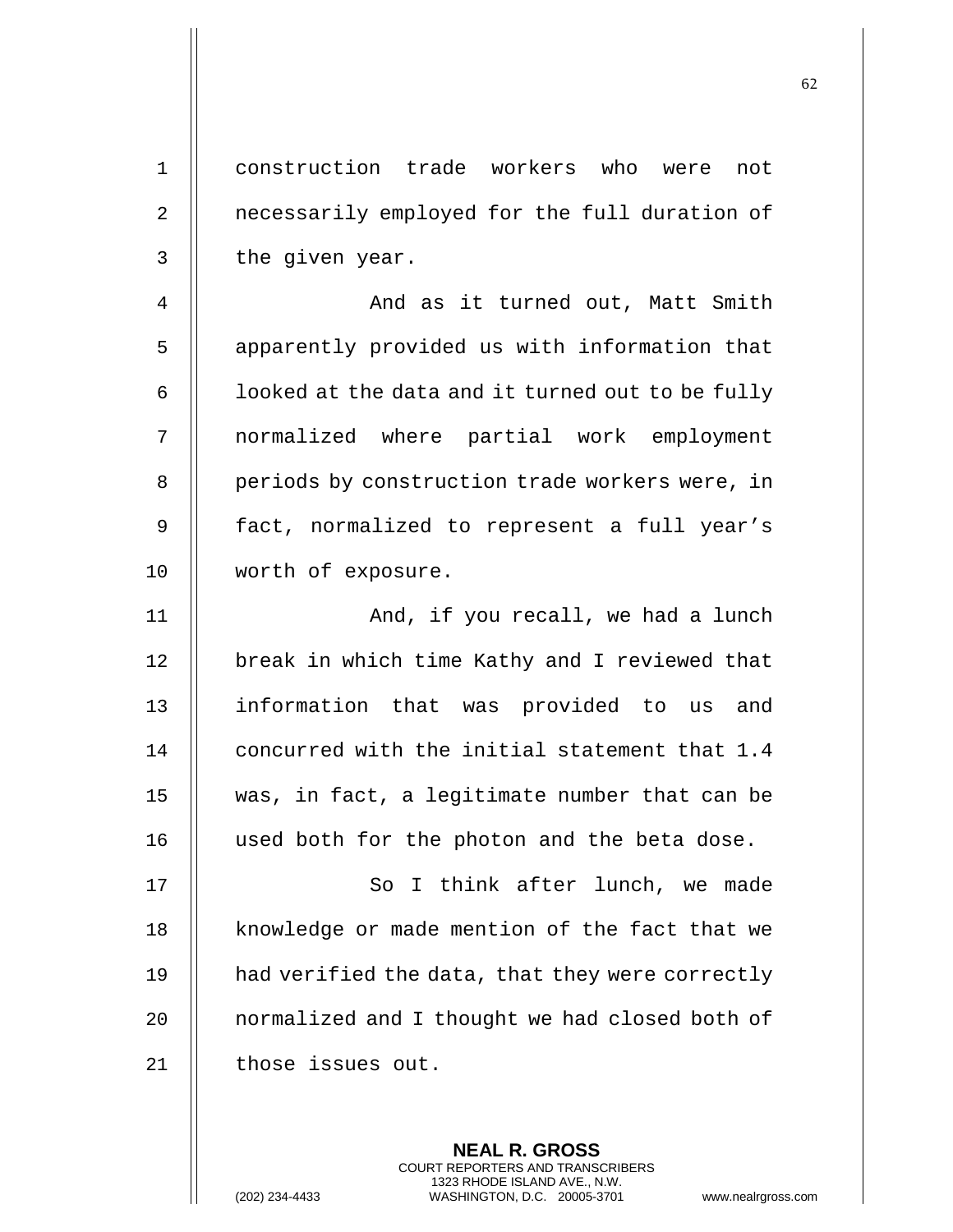construction trade workers who were not necessarily employed for the full duration of the given year.

And as it turned out, Matt Smith apparently provided us with information that looked at the data and it turned out to be fully normalized where partial work employment periods by construction trade workers were, in fact, normalized to represent a full year's worth of exposure.

And, if you recall, we had a lunch break in which time Kathy and I reviewed that information that was provided to us and concurred with the initial statement that 1.4 was, in fact, a legitimate number that can be used both for the photon and the beta dose.

So I think after lunch, we made knowledge or made mention of the fact that we had verified the data, that they were correctly normalized and I thought we had closed both of those issues out.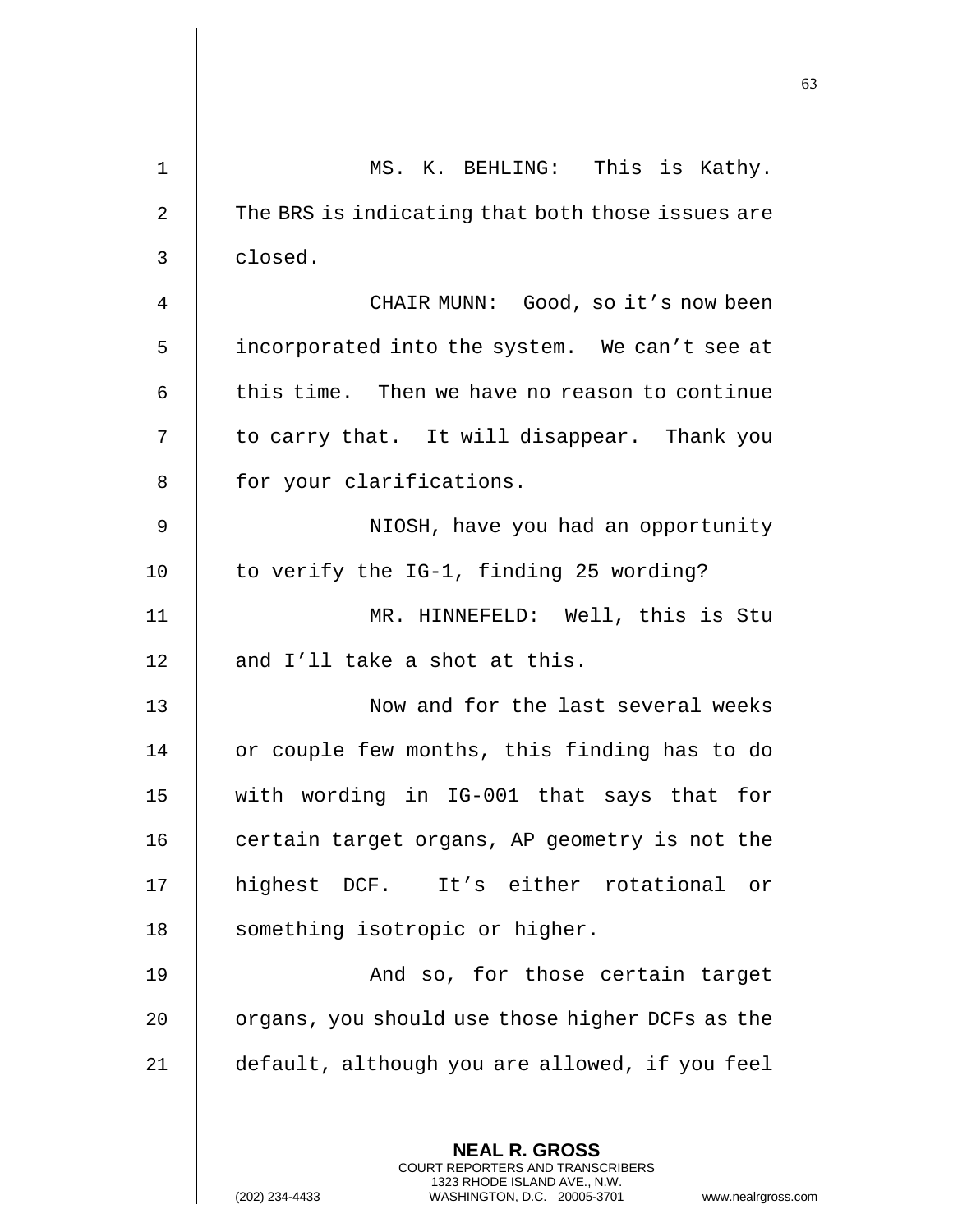MS. K. BEHLING: This is Kathy. The BRS is indicating that both those issues are closed.

CHAIR MUNN: Good, so it's now been incorporated into the system. We can't see at this time. Then we have no reason to continue to carry that. It will disappear. Thank you for your clarifications.

NIOSH, have you had an opportunity to verify the IG-1, finding 25 wording?

MR. HINNEFELD: Well, this is Stu and I'll take a shot at this.

Now and for the last several weeks or couple few months, this finding has to do with wording in IG-001 that says that for certain target organs, AP geometry is not the highest DCF. It's either rotational or something isotropic or higher.

And so, for those certain target organs, you should use those higher DCFs as the default, although you are allowed, if you feel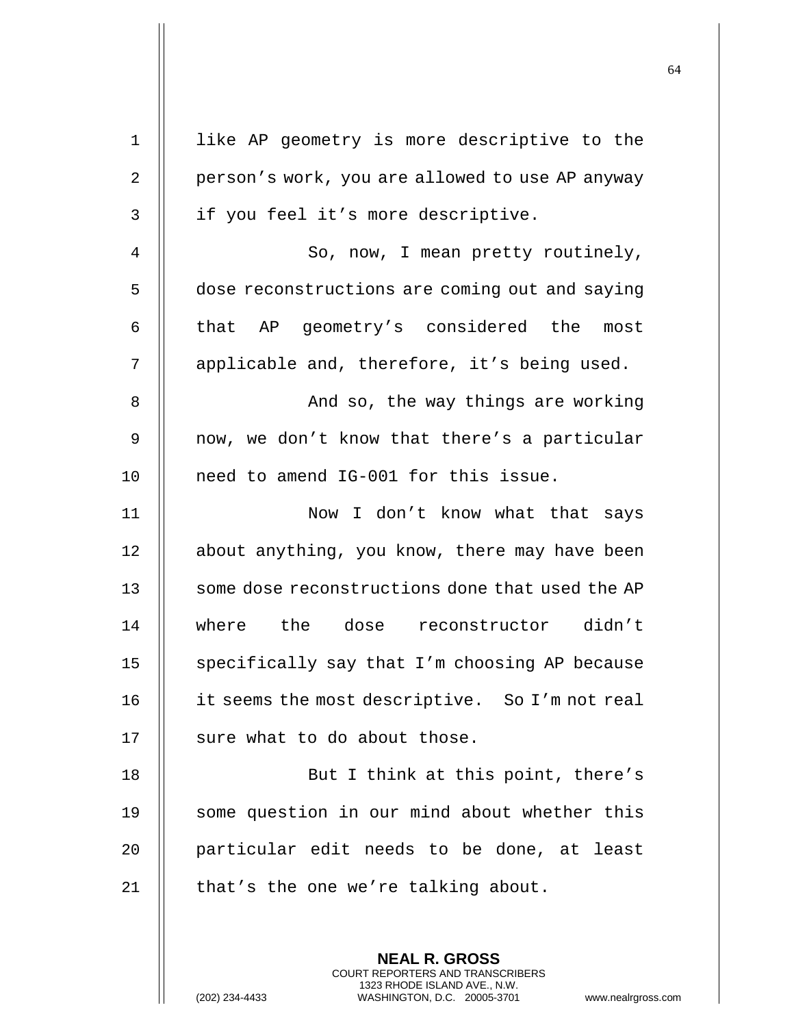like AP geometry is more descriptive to the person's work, you are allowed to use AP anyway if you feel it's more descriptive.

So, now, I mean pretty routinely, dose reconstructions are coming out and saying that AP geometry's considered the most applicable and, therefore, it's being used.

And so, the way things are working now, we don't know that there's a particular need to amend IG-001 for this issue.

Now I don't know what that says about anything, you know, there may have been some dose reconstructions done that used the AP where the dose reconstructor didn't specifically say that I'm choosing AP because it seems the most descriptive. So I'm not real sure what to do about those.

But I think at this point, there's some question in our mind about whether this particular edit needs to be done, at least that's the one we're talking about.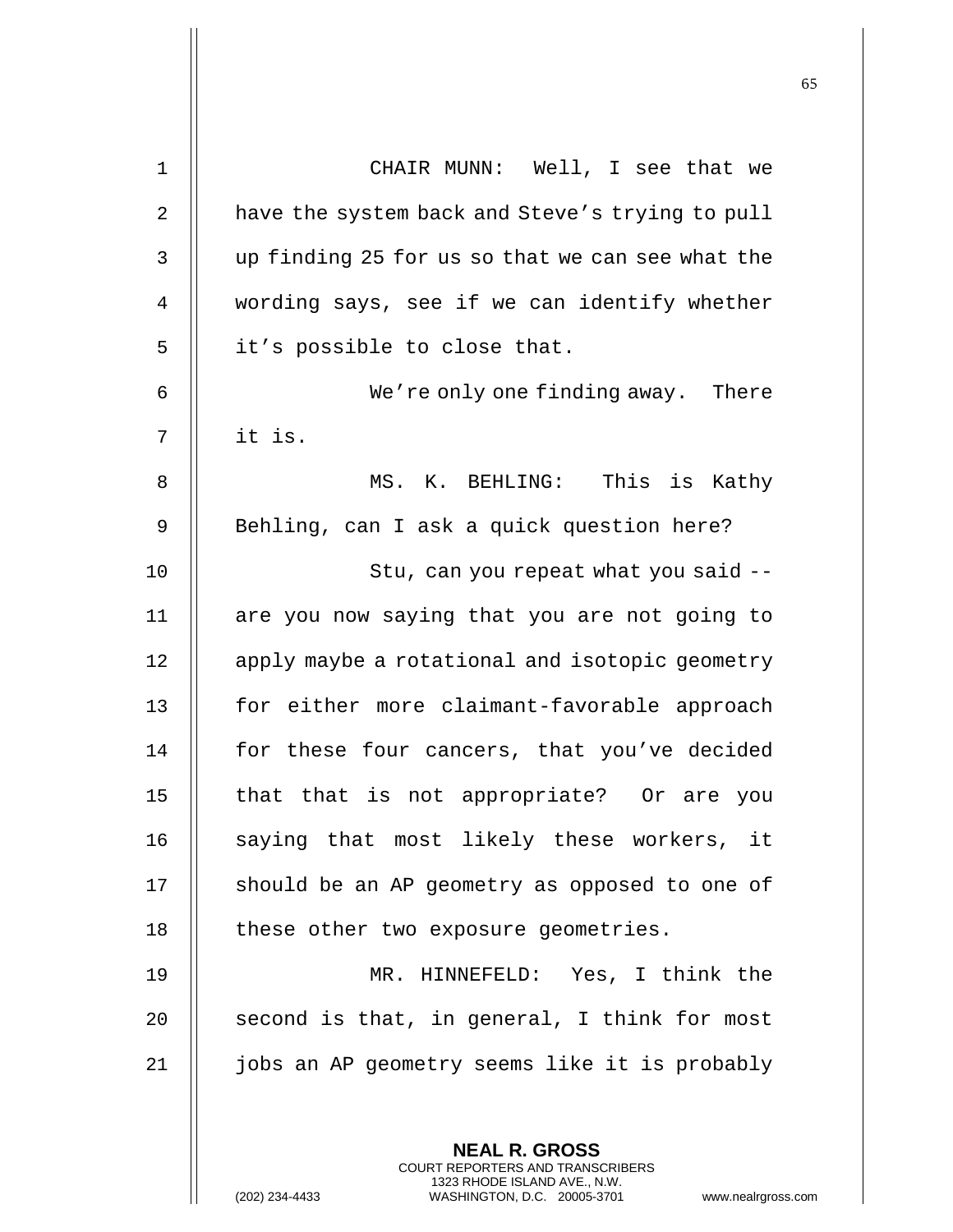CHAIR MUNN: Well, I see that we have the system back and Steve's trying to pull up finding 25 for us so that we can see what the wording says, see if we can identify whether it's possible to close that.

We're only one finding away. There it is.

MS. K. BEHLING: This is Kathy Behling, can I ask a quick question here?

Stu, can you repeat what you said -- are you now saying that you are not going to apply maybe a rotational and isotopic geometry for either more claimant-favorable approach for these four cancers, that you've decided that that is not appropriate? Or are you saying that most likely these workers, it should be an AP geometry as opposed to one of these other two exposure geometries.

MR. HINNEFELD: Yes, I think the second is that, in general, I think for most jobs an AP geometry seems like it is probably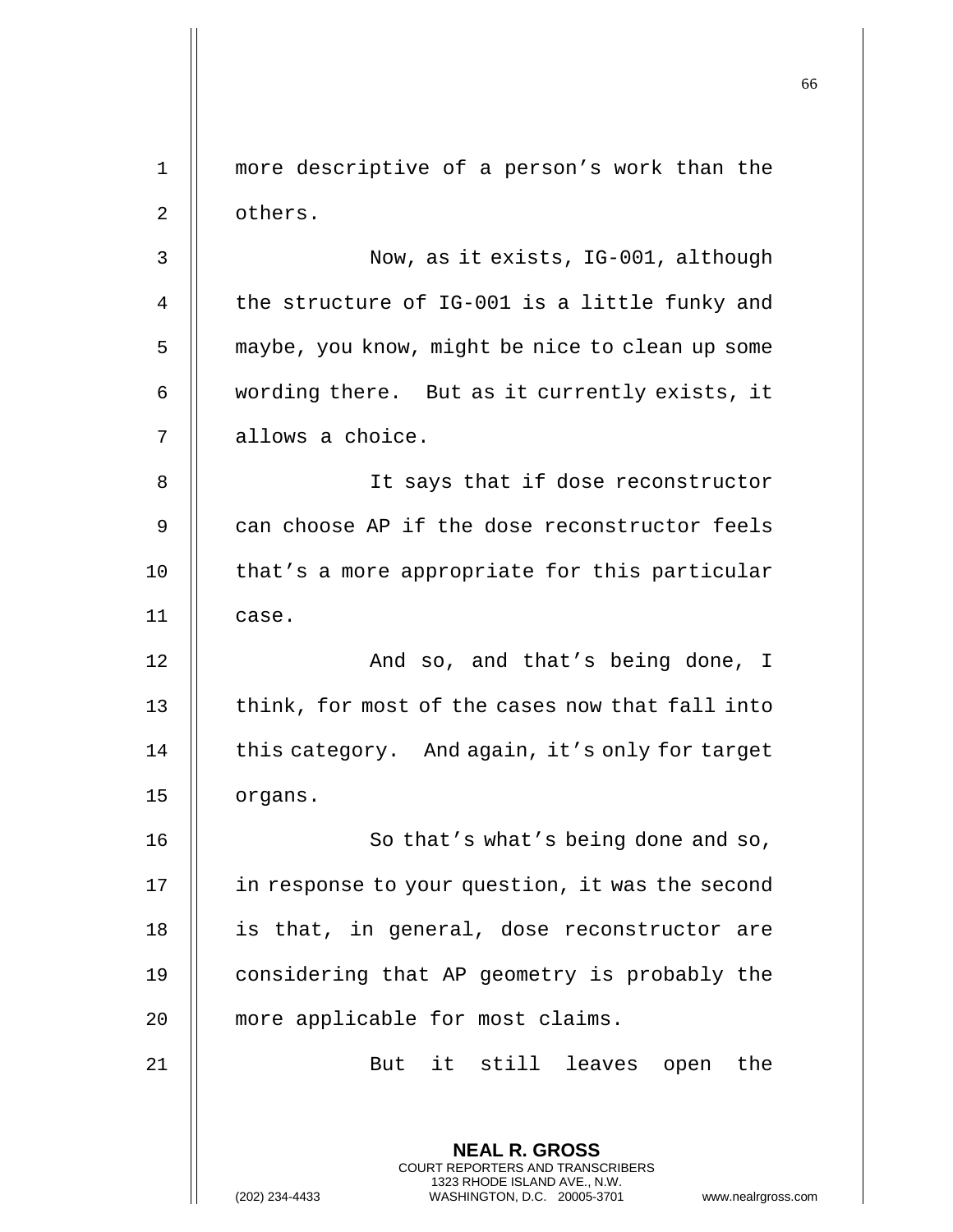more descriptive of a person's work than the others.

Now, as it exists, IG-001, although the structure of IG-001 is a little funky and maybe, you know, might be nice to clean up some wording there. But as it currently exists, it allows a choice.

It says that if dose reconstructor can choose AP if the dose reconstructor feels that's a more appropriate for this particular case.

And so, and that's being done, I think, for most of the cases now that fall into this category. And again, it's only for target organs.

So that's what's being done and so, in response to your question, it was the second is that, in general, dose reconstructor are considering that AP geometry is probably the more applicable for most claims.

But it still leaves open the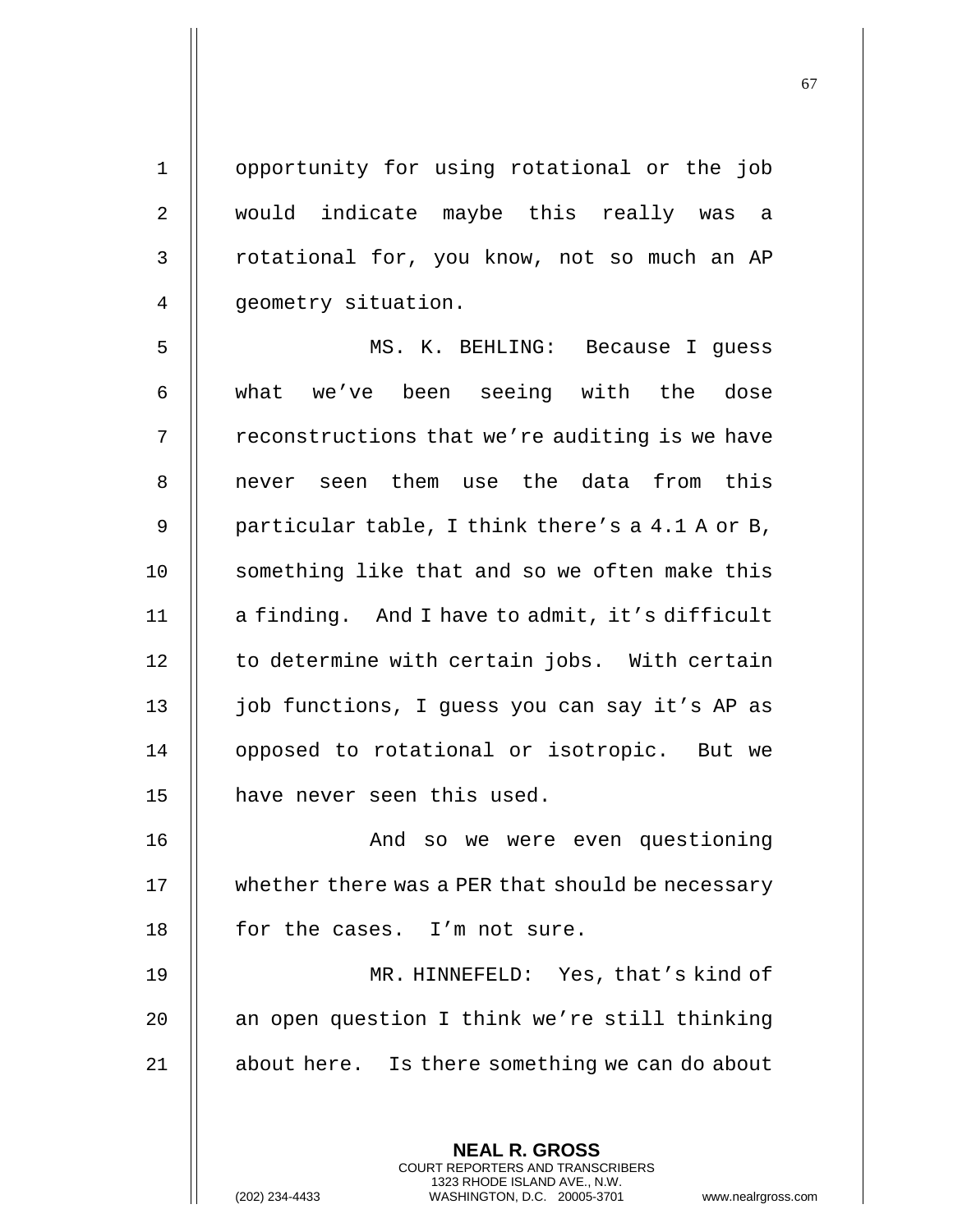opportunity for using rotational or the job would indicate maybe this really was a rotational for, you know, not so much an AP geometry situation.

MS. K. BEHLING: Because I guess what we've been seeing with the dose reconstructions that we're auditing is we have never seen them use the data from this particular table, I think there's a 4.1 A or B, something like that and so we often make this a finding. And I have to admit, it's difficult to determine with certain jobs. With certain job functions, I guess you can say it's AP as opposed to rotational or isotropic. But we have never seen this used.

And so we were even questioning whether there was a PER that should be necessary for the cases. I'm not sure.

MR. HINNEFELD: Yes, that's kind of an open question I think we're still thinking about here. Is there something we can do about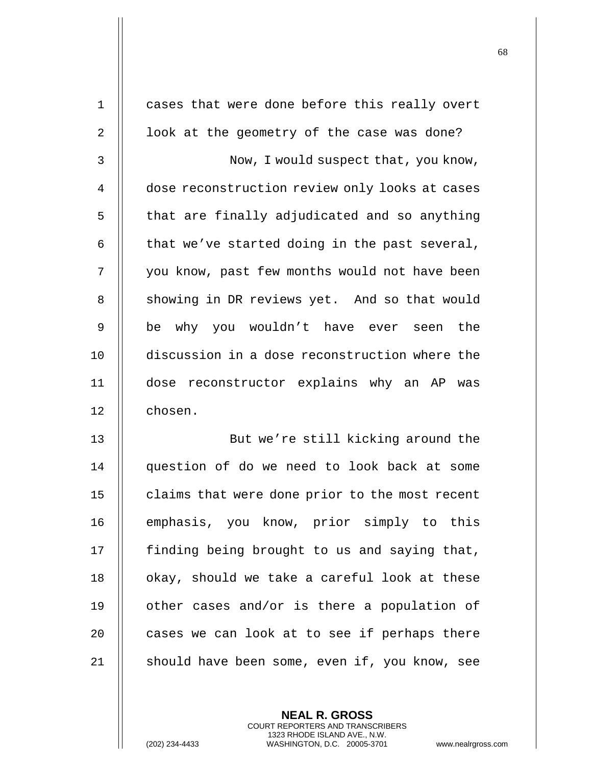cases that were done before this really overt look at the geometry of the case was done?

Now, I would suspect that, you know, dose reconstruction review only looks at cases that are finally adjudicated and so anything that we've started doing in the past several, you know, past few months would not have been showing in DR reviews yet. And so that would be why you wouldn't have ever seen the discussion in a dose reconstruction where the dose reconstructor explains why an AP was chosen.

But we're still kicking around the question of do we need to look back at some claims that were done prior to the most recent emphasis, you know, prior simply to this finding being brought to us and saying that, okay, should we take a careful look at these other cases and/or is there a population of cases we can look at to see if perhaps there should have been some, even if, you know, see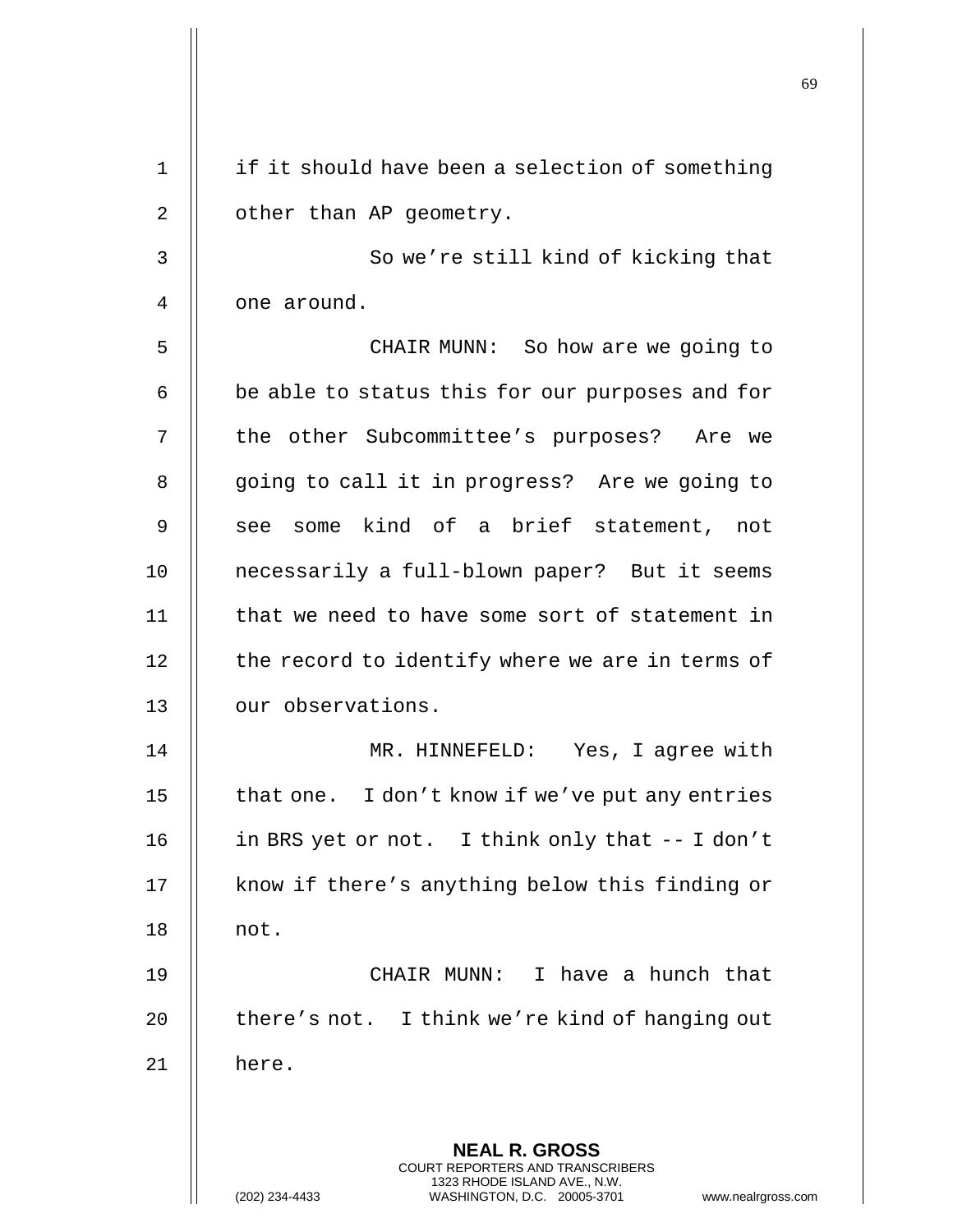if it should have been a selection of something other than AP geometry.

So we're still kind of kicking that one around.

CHAIR MUNN: So how are we going to be able to status this for our purposes and for the other Subcommittee's purposes? Are we going to call it in progress? Are we going to see some kind of a brief statement, not necessarily a full-blown paper? But it seems that we need to have some sort of statement in the record to identify where we are in terms of our observations.

MR. HINNEFELD: Yes, I agree with that one. I don't know if we've put any entries in BRS yet or not. I think only that -- I don't know if there's anything below this finding or not.

CHAIR MUNN: I have a hunch that there's not. I think we're kind of hanging out here.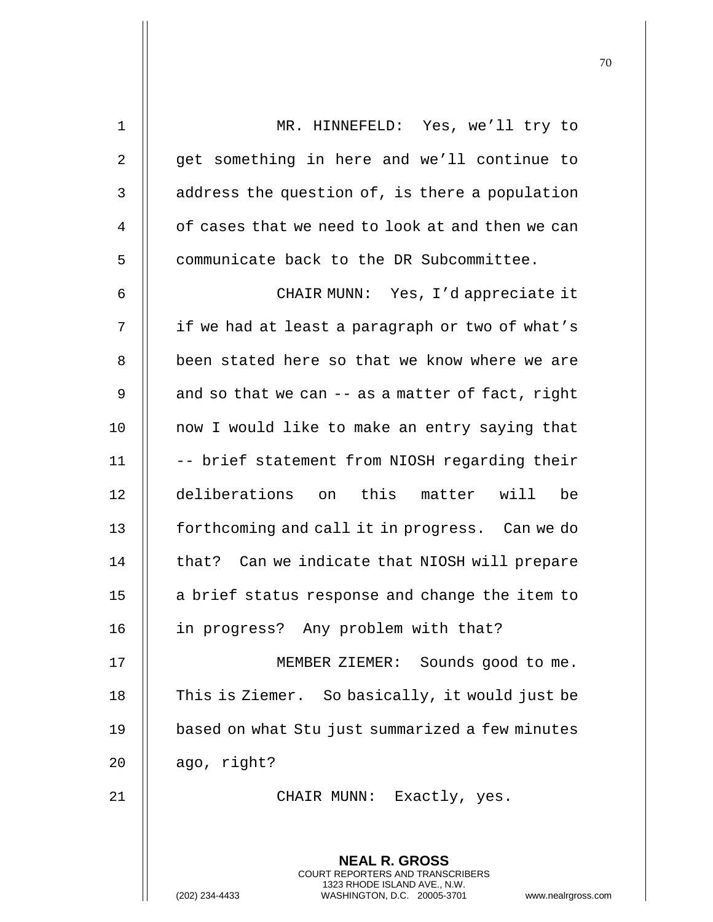MR. HINNEFELD: Yes, we'll try to get something in here and we'll continue to address the question of, is there a population of cases that we need to look at and then we can communicate back to the DR Subcommittee.

CHAIR MUNN: Yes, I'd appreciate it if we had at least a paragraph or two of what's been stated here so that we know where we are and so that we can -- as a matter of fact, right now I would like to make an entry saying that -- brief statement from NIOSH regarding their deliberations on this matter will be forthcoming and call it in progress. Can we do that? Can we indicate that NIOSH will prepare a brief status response and change the item to in progress? Any problem with that?

MEMBER ZIEMER: Sounds good to me. This is Ziemer. So basically, it would just be based on what Stu just summarized a few minutes ago, right?

CHAIR MUNN: Exactly, yes.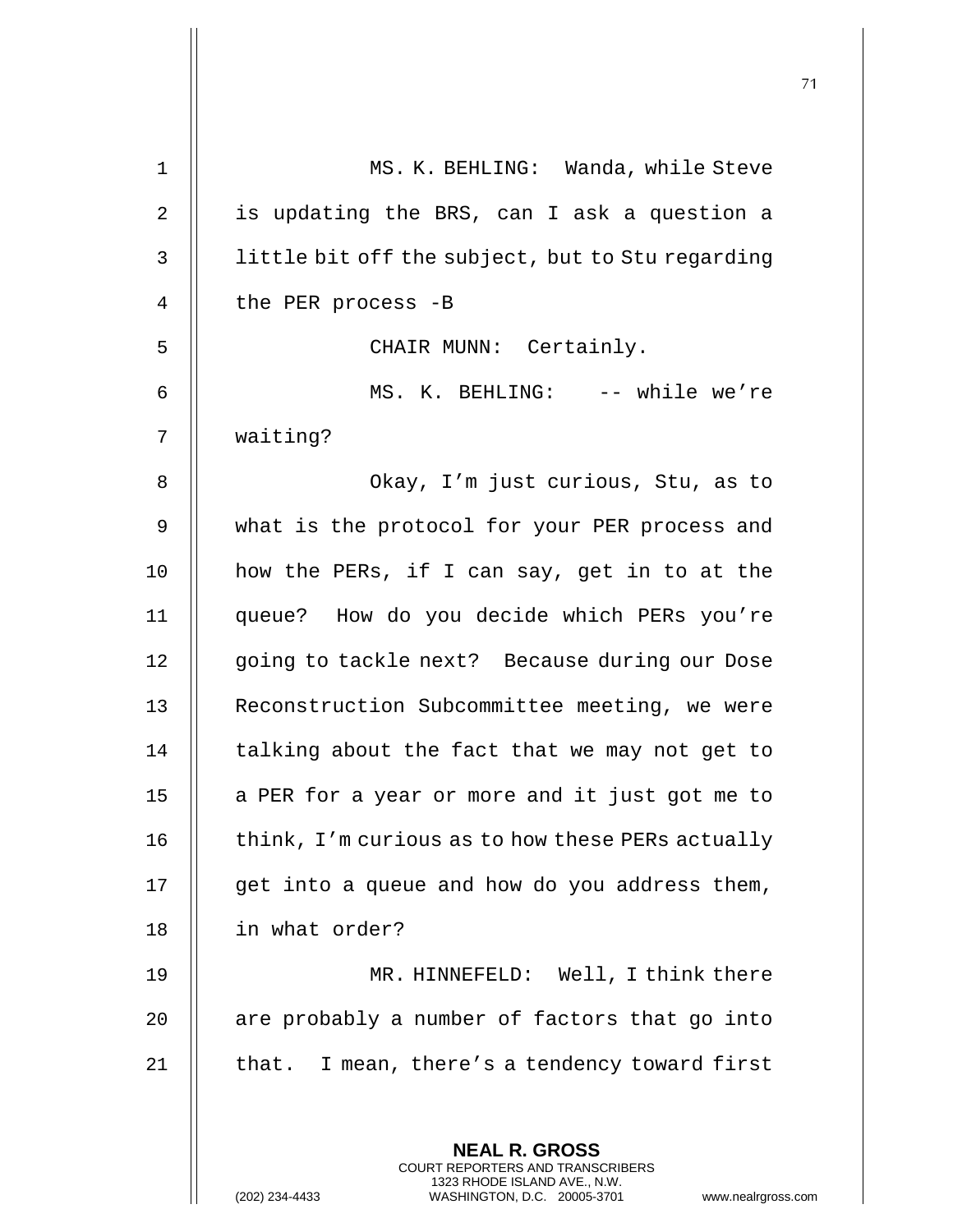MS. K. BEHLING: Wanda, while Steve is updating the BRS, can I ask a question a little bit off the subject, but to Stu regarding the PER process -B

CHAIR MUNN: Certainly.

MS. K. BEHLING: -- while we're waiting?

Okay, I'm just curious, Stu, as to what is the protocol for your PER process and how the PERs, if I can say, get in to at the queue? How do you decide which PERs you're going to tackle next? Because during our Dose Reconstruction Subcommittee meeting, we were talking about the fact that we may not get to a PER for a year or more and it just got me to think, I'm curious as to how these PERs actually get into a queue and how do you address them, in what order?

MR. HINNEFELD: Well, I think there are probably a number of factors that go into that. I mean, there's a tendency toward first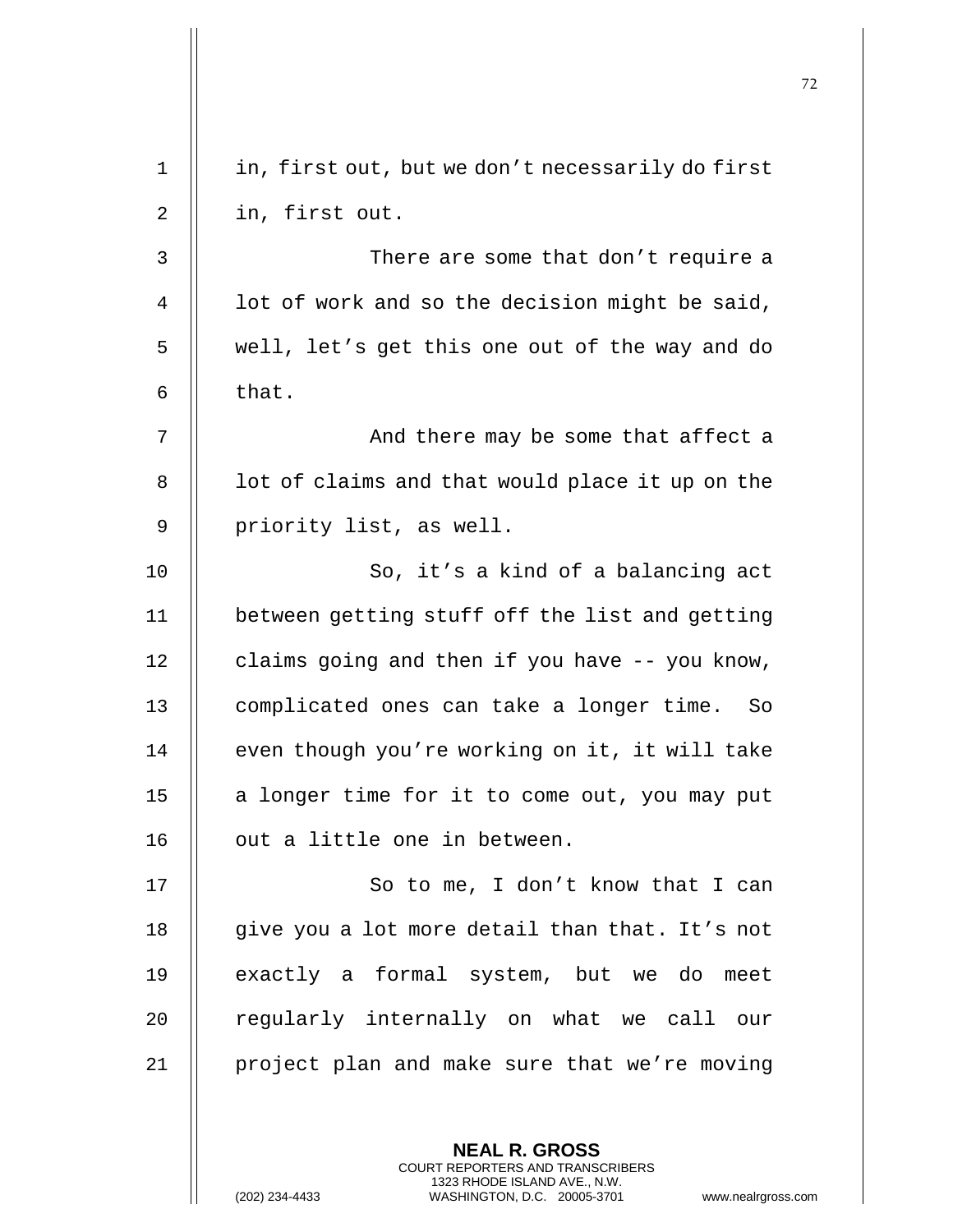in, first out, but we don't necessarily do first in, first out.

There are some that don't require a lot of work and so the decision might be said, well, let's get this one out of the way and do that.

And there may be some that affect a lot of claims and that would place it up on the priority list, as well.

So, it's a kind of a balancing act between getting stuff off the list and getting claims going and then if you have -- you know, complicated ones can take a longer time. So even though you're working on it, it will take a longer time for it to come out, you may put out a little one in between.

So to me, I don't know that I can give you a lot more detail than that. It's not exactly a formal system, but we do meet regularly internally on what we call our project plan and make sure that we're moving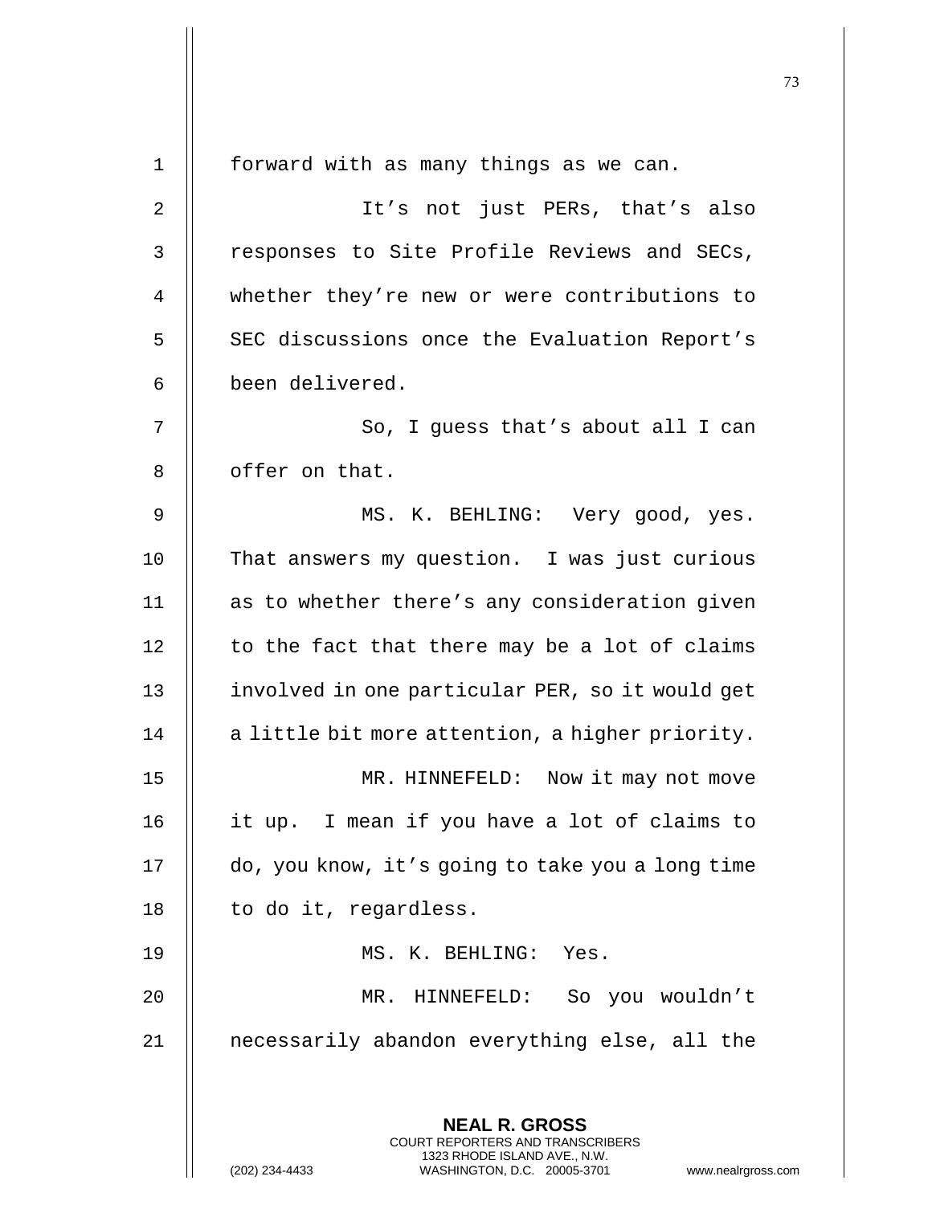forward with as many things as we can.

It's not just PERs, that's also responses to Site Profile Reviews and SECs, whether they're new or were contributions to SEC discussions once the Evaluation Report's been delivered.

So, I guess that's about all I can offer on that.

MS. K. BEHLING: Very good, yes. That answers my question. I was just curious as to whether there's any consideration given to the fact that there may be a lot of claims involved in one particular PER, so it would get a little bit more attention, a higher priority.

MR. HINNEFELD: Now it may not move it up. I mean if you have a lot of claims to do, you know, it's going to take you a long time to do it, regardless.

MS. K. BEHLING: Yes.

MR. HINNEFELD: So you wouldn't necessarily abandon everything else, all the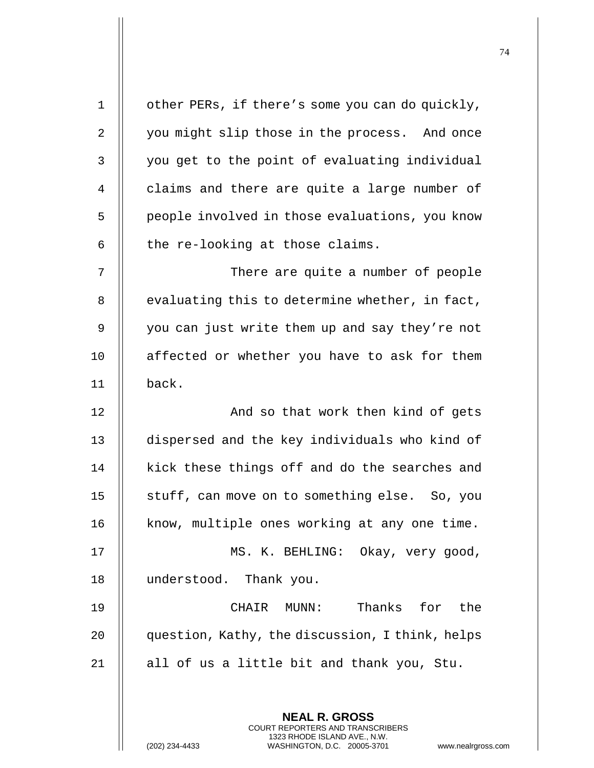other PERs, if there's some you can do quickly, you might slip those in the process. And once you get to the point of evaluating individual claims and there are quite a large number of people involved in those evaluations, you know the re-looking at those claims.

There are quite a number of people evaluating this to determine whether, in fact, you can just write them up and say they're not affected or whether you have to ask for them back.

And so that work then kind of gets dispersed and the key individuals who kind of kick these things off and do the searches and stuff, can move on to something else. So, you know, multiple ones working at any one time.

MS. K. BEHLING: Okay, very good, understood. Thank you.

CHAIR MUNN: Thanks for the question, Kathy, the discussion, I think, helps all of us a little bit and thank you, Stu.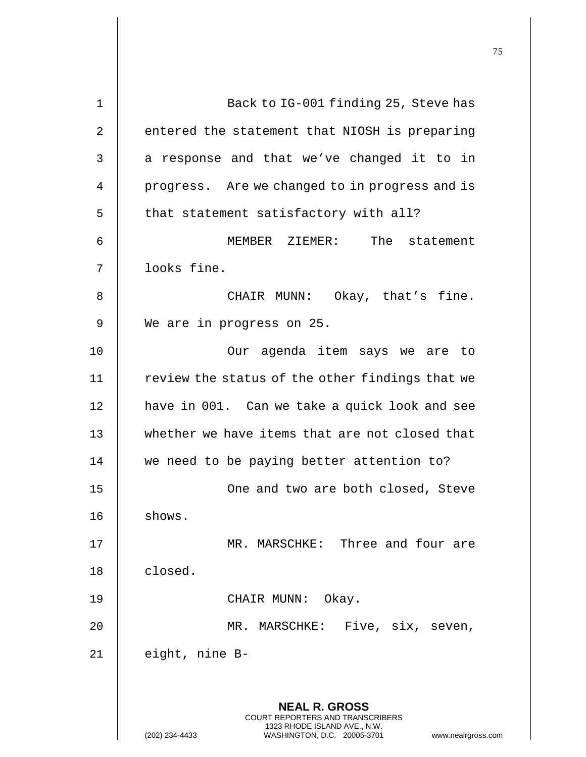Back to IG-001 finding 25, Steve has entered the statement that NIOSH is preparing a response and that we've changed it to in progress. Are we changed to in progress and is that statement satisfactory with all?

MEMBER ZIEMER: The statement looks fine.

CHAIR MUNN: Okay, that's fine. We are in progress on 25.

Our agenda item says we are to review the status of the other findings that we have in 001. Can we take a quick look and see whether we have items that are not closed that we need to be paying better attention to?

One and two are both closed, Steve shows.

MR. MARSCHKE: Three and four are closed.

CHAIR MUNN: Okay.

MR. MARSCHKE: Five, six, seven, eight, nine B-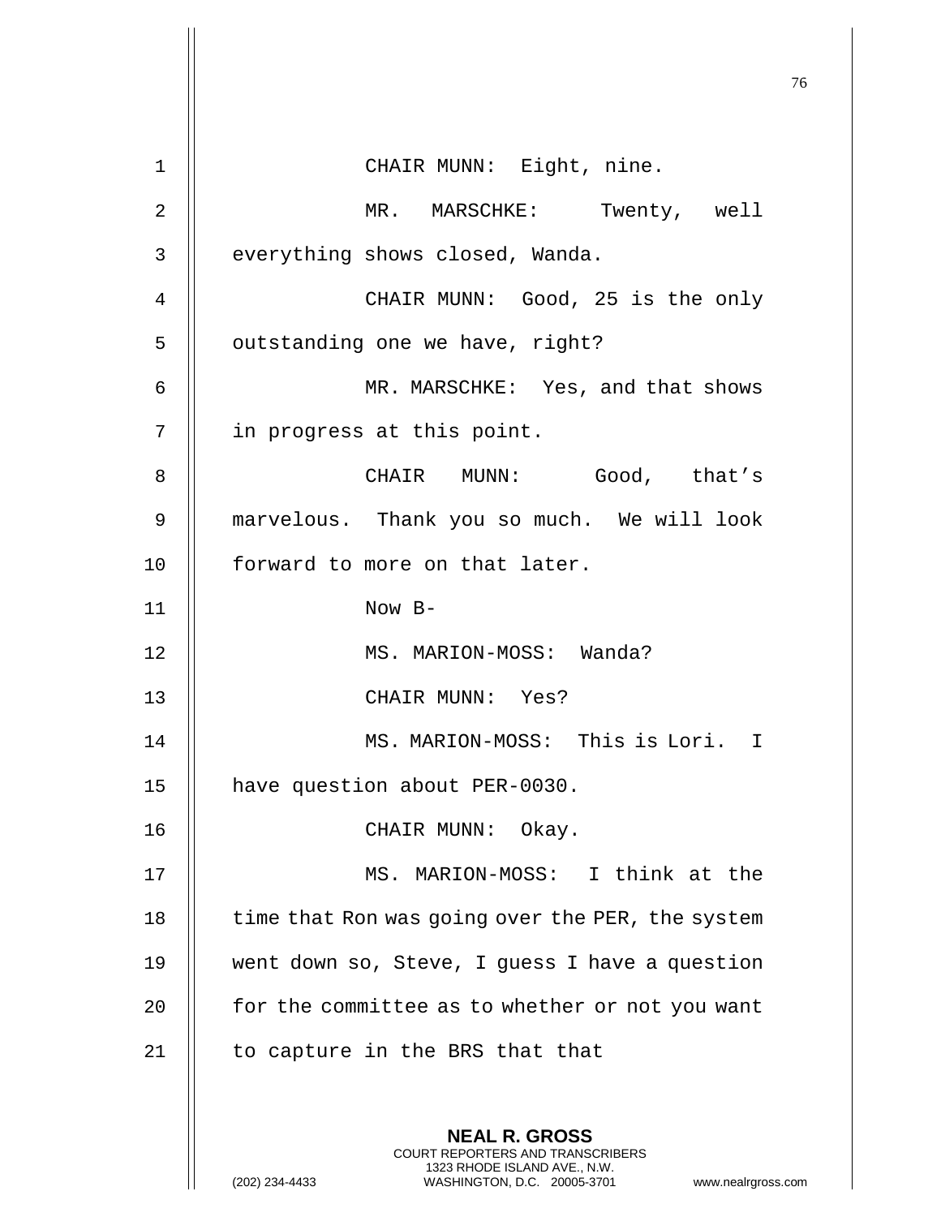CHAIR MUNN: Eight, nine.

MR. MARSCHKE: Twenty, well everything shows closed, Wanda.

CHAIR MUNN: Good, 25 is the only outstanding one we have, right?

MR. MARSCHKE: Yes, and that shows in progress at this point.

CHAIR MUNN: Good, that's marvelous. Thank you so much. We will look forward to more on that later.

Now B-

MS. MARION-MOSS: Wanda?

CHAIR MUNN: Yes?

MS. MARION-MOSS: This is Lori. I have question about PER-0030.

CHAIR MUNN: Okay.

MS. MARION-MOSS: I think at the time that Ron was going over the PER, the system went down so, Steve, I guess I have a question for the committee as to whether or not you want to capture in the BRS that that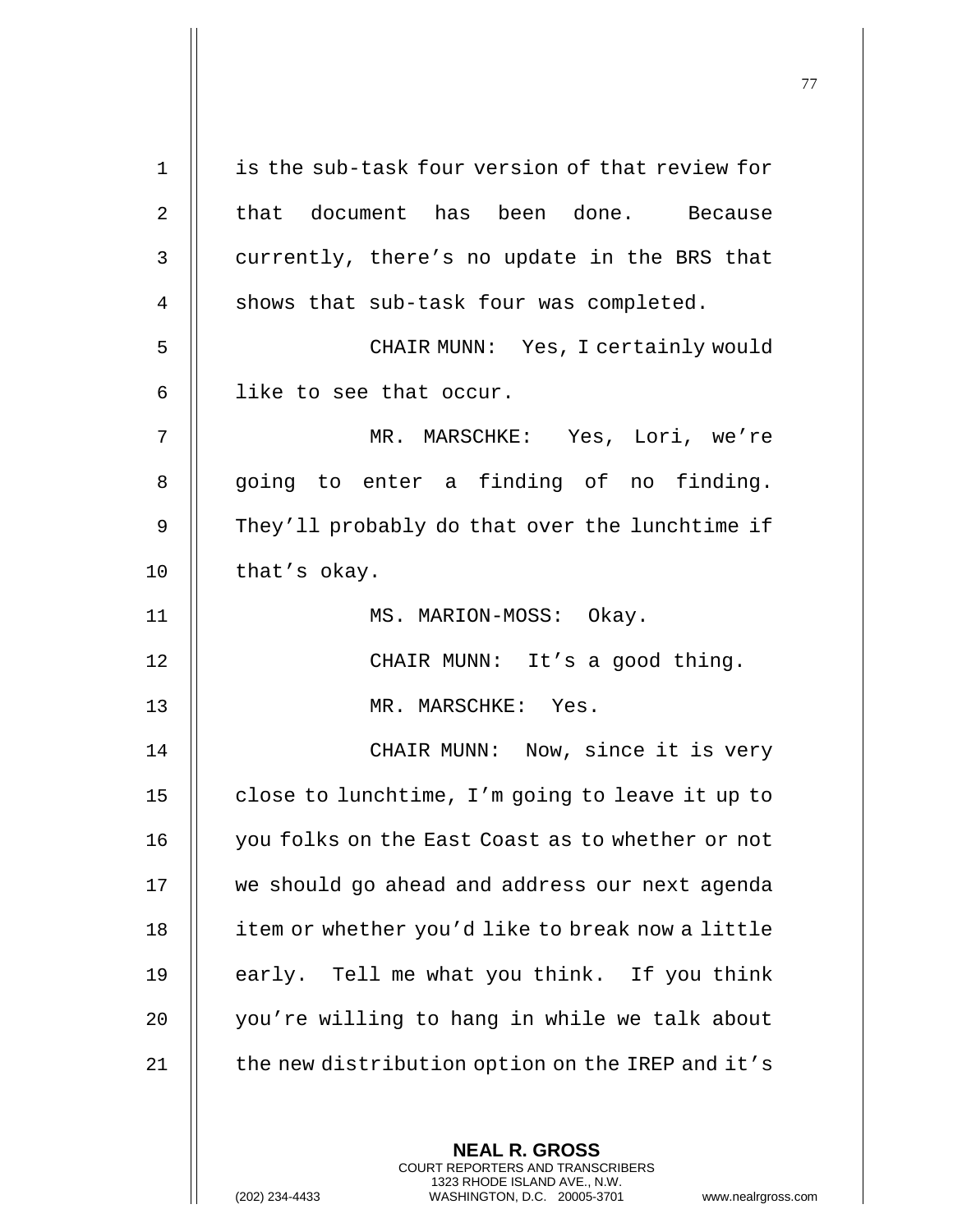is the sub-task four version of that review for that document has been done. Because currently, there's no update in the BRS that shows that sub-task four was completed.

CHAIR MUNN: Yes, I certainly would like to see that occur.

MR. MARSCHKE: Yes, Lori, we're going to enter a finding of no finding. They'll probably do that over the lunchtime if that's okay.

MS. MARION-MOSS: Okay.

CHAIR MUNN: It's a good thing.

MR. MARSCHKE: Yes.

CHAIR MUNN: Now, since it is very close to lunchtime, I'm going to leave it up to you folks on the East Coast as to whether or not we should go ahead and address our next agenda item or whether you'd like to break now a little early. Tell me what you think. If you think you're willing to hang in while we talk about the new distribution option on the IREP and it's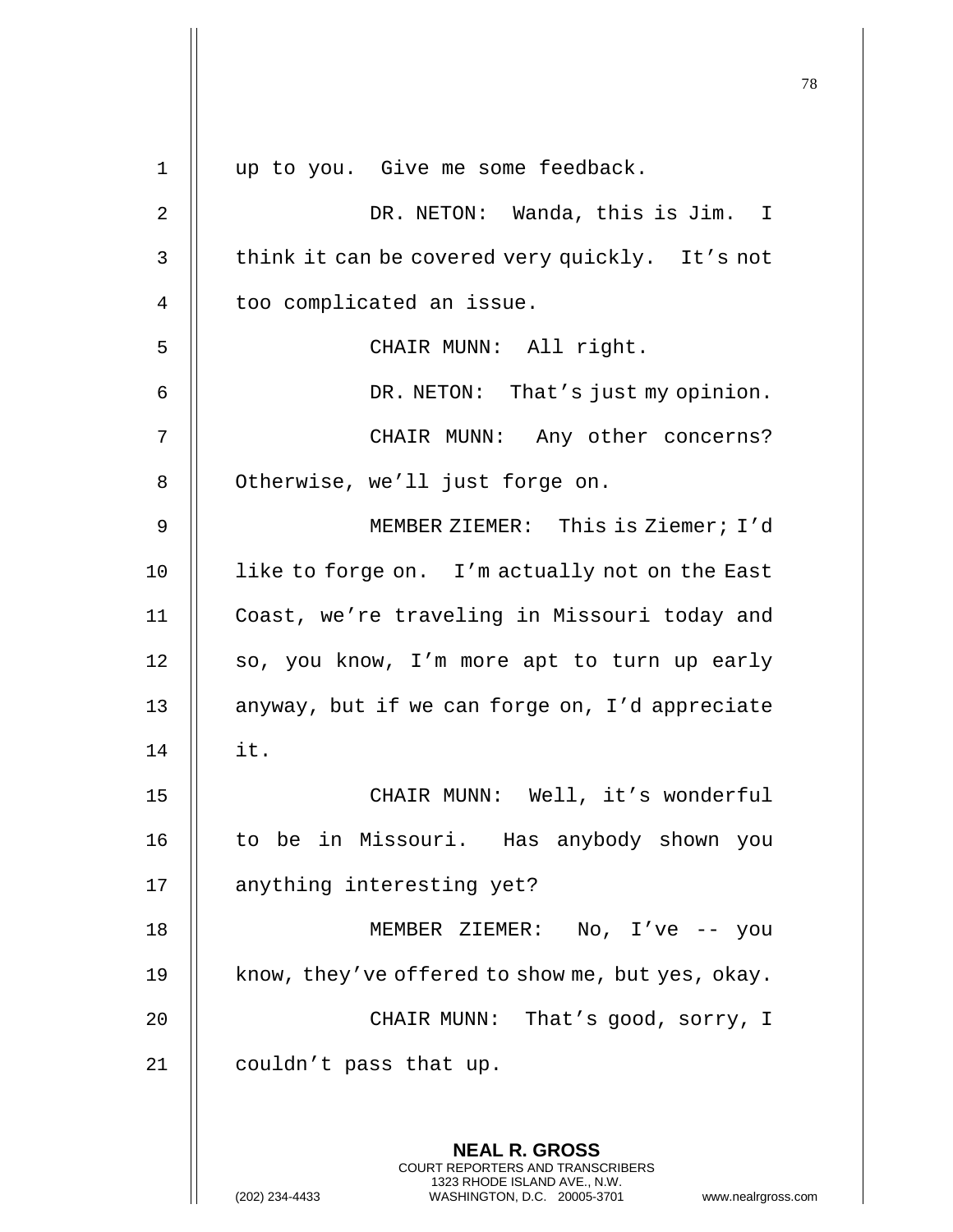up to you. Give me some feedback.

DR. NETON: Wanda, this is Jim. I think it can be covered very quickly. It's not too complicated an issue.

CHAIR MUNN: All right.

DR. NETON: That's just my opinion.

CHAIR MUNN: Any other concerns? Otherwise, we'll just forge on.

MEMBER ZIEMER: This is Ziemer; I'd like to forge on. I'm actually not on the East Coast, we're traveling in Missouri today and so, you know, I'm more apt to turn up early anyway, but if we can forge on, I'd appreciate it.

CHAIR MUNN: Well, it's wonderful to be in Missouri. Has anybody shown you anything interesting yet?

MEMBER ZIEMER: No, I've -- you know, they've offered to show me, but yes, okay.

CHAIR MUNN: That's good, sorry, I couldn't pass that up.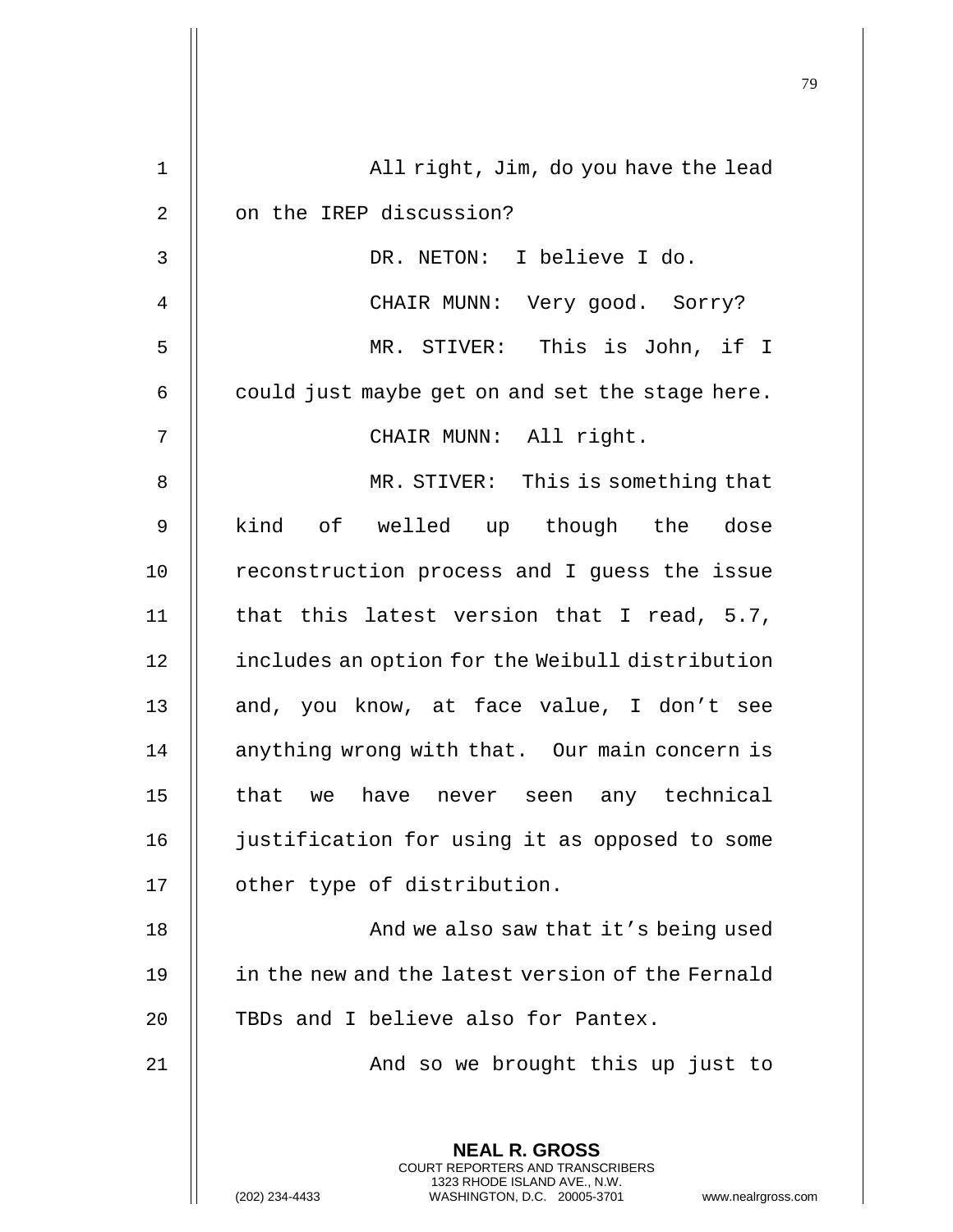All right, Jim, do you have the lead on the IREP discussion?

DR. NETON: I believe I do.

CHAIR MUNN: Very good. Sorry?

MR. STIVER: This is John, if I could just maybe get on and set the stage here.

CHAIR MUNN: All right.

MR. STIVER: This is something that kind of welled up though the dose reconstruction process and I guess the issue that this latest version that I read, 5.7, includes an option for the Weibull distribution and, you know, at face value, I don't see anything wrong with that. Our main concern is that we have never seen any technical justification for using it as opposed to some other type of distribution.

And we also saw that it's being used in the new and the latest version of the Fernald TBDs and I believe also for Pantex.

And so we brought this up just to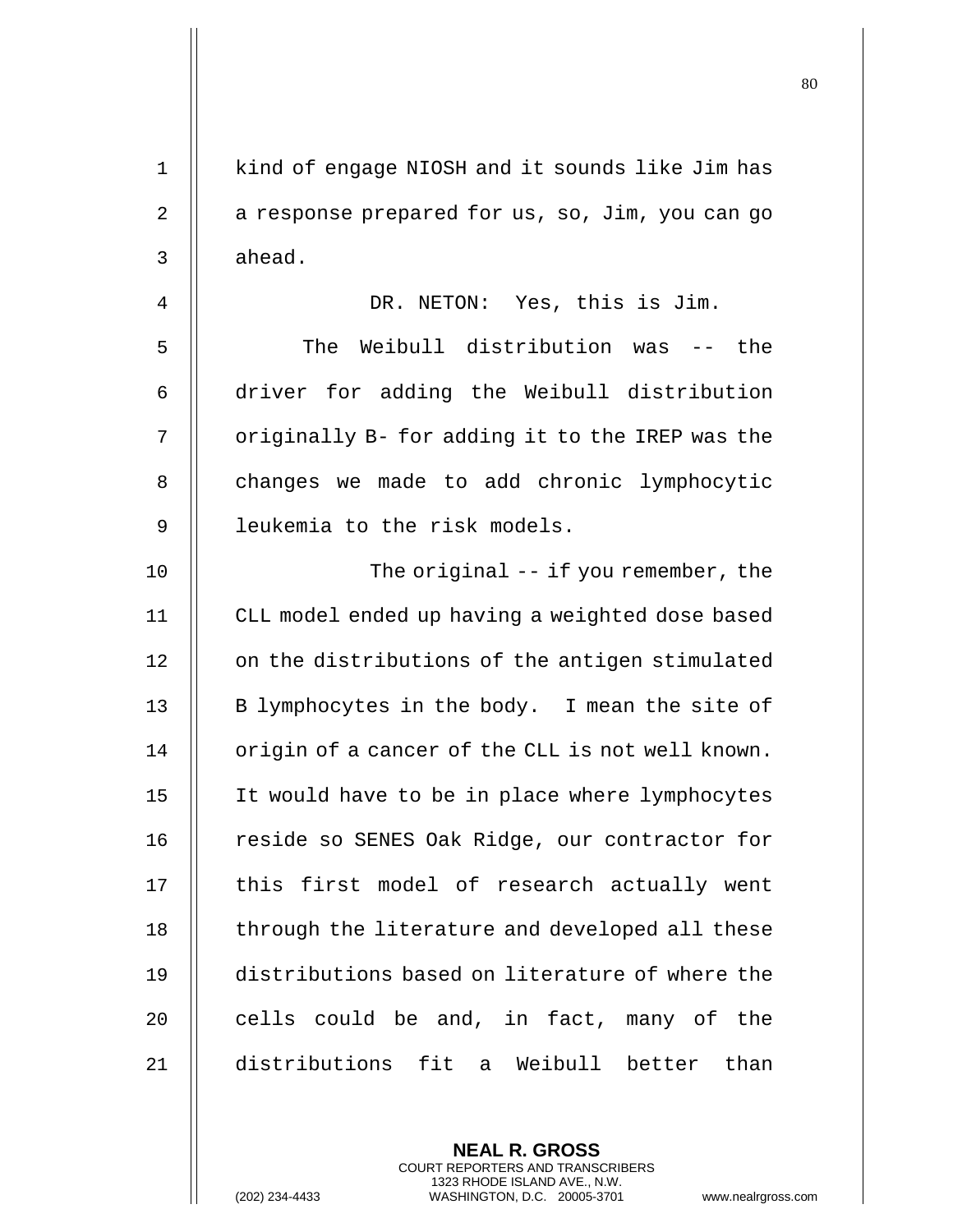kind of engage NIOSH and it sounds like Jim has a response prepared for us, so, Jim, you can go ahead.

DR. NETON: Yes, this is Jim.

The Weibull distribution was -- the driver for adding the Weibull distribution originally B- for adding it to the IREP was the changes we made to add chronic lymphocytic leukemia to the risk models.

The original -- if you remember, the CLL model ended up having a weighted dose based on the distributions of the antigen stimulated B lymphocytes in the body. I mean the site of origin of a cancer of the CLL is not well known. It would have to be in place where lymphocytes reside so SENES Oak Ridge, our contractor for this first model of research actually went through the literature and developed all these distributions based on literature of where the cells could be and, in fact, many of the distributions fit a Weibull better than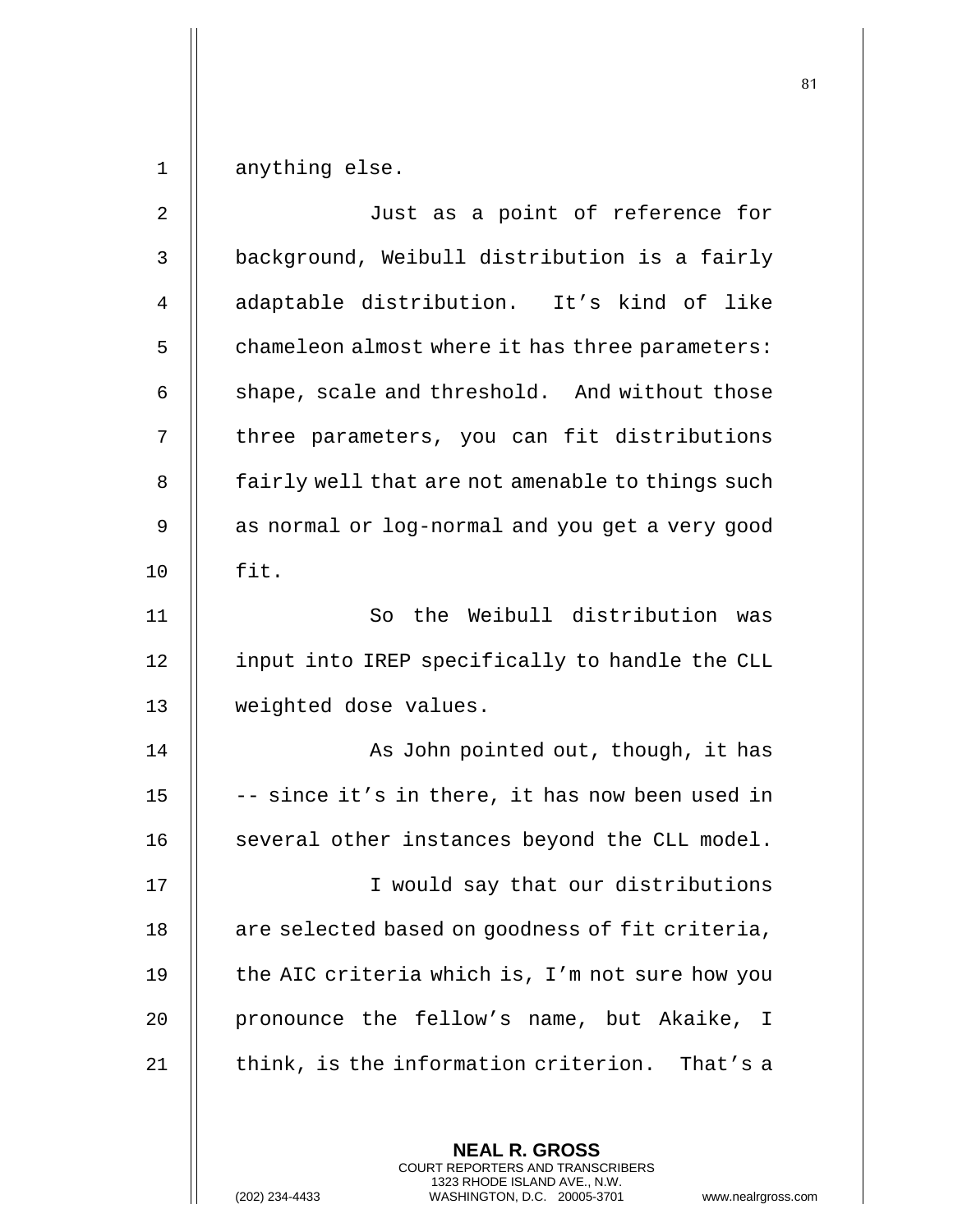anything else.

Just as a point of reference for background, Weibull distribution is a fairly adaptable distribution. It's kind of like chameleon almost where it has three parameters: shape, scale and threshold. And without those three parameters, you can fit distributions fairly well that are not amenable to things such as normal or log-normal and you get a very good fit.

So the Weibull distribution was input into IREP specifically to handle the CLL weighted dose values.

As John pointed out, though, it has -- since it's in there, it has now been used in several other instances beyond the CLL model.

I would say that our distributions are selected based on goodness of fit criteria, the AIC criteria which is, I'm not sure how you pronounce the fellow's name, but Akaike, I think, is the information criterion. That's a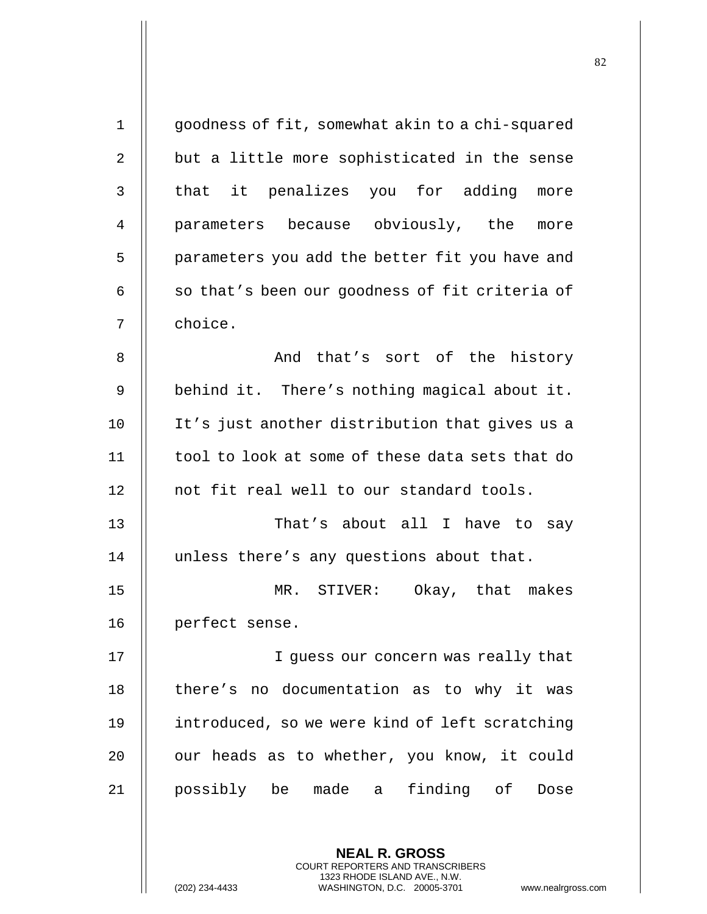goodness of fit, somewhat akin to a chi-squared but a little more sophisticated in the sense that it penalizes you for adding more parameters because obviously, the more parameters you add the better fit you have and so that's been our goodness of fit criteria of choice.

And that's sort of the history behind it. There's nothing magical about it. It's just another distribution that gives us a tool to look at some of these data sets that do not fit real well to our standard tools.

That's about all I have to say unless there's any questions about that.

MR. STIVER: Okay, that makes perfect sense.

I guess our concern was really that there's no documentation as to why it was introduced, so we were kind of left scratching our heads as to whether, you know, it could possibly be made a finding of Dose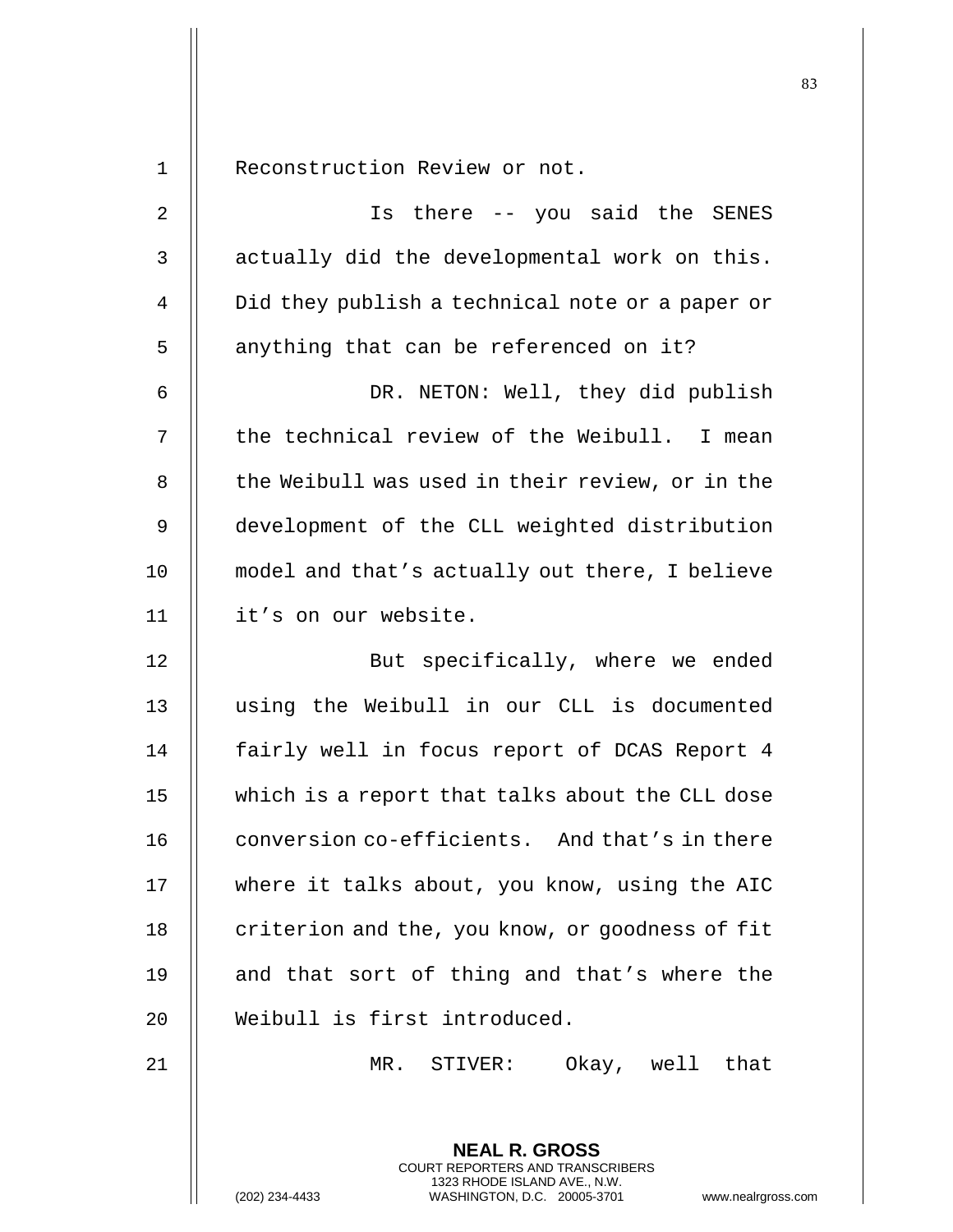Reconstruction Review or not.

Is there -- you said the SENES actually did the developmental work on this. Did they publish a technical note or a paper or anything that can be referenced on it?

DR. NETON: Well, they did publish the technical review of the Weibull. I mean the Weibull was used in their review, or in the development of the CLL weighted distribution model and that's actually out there, I believe it's on our website.

But specifically, where we ended using the Weibull in our CLL is documented fairly well in focus report of DCAS Report 4 which is a report that talks about the CLL dose conversion co-efficients. And that's in there where it talks about, you know, using the AIC criterion and the, you know, or goodness of fit and that sort of thing and that's where the Weibull is first introduced.

MR. STIVER: Okay, well that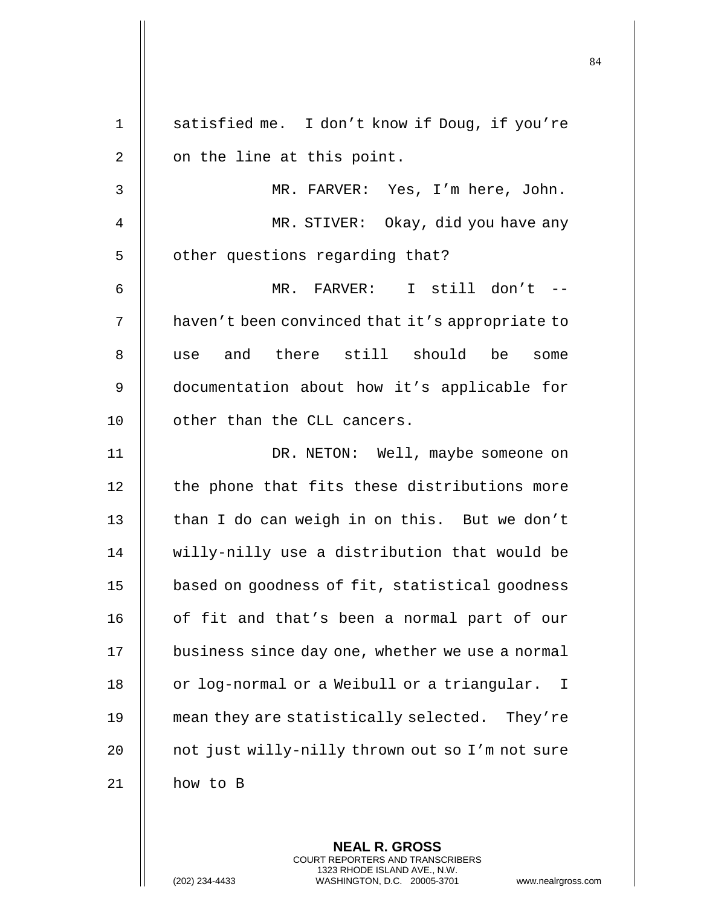satisfied me. I don't know if Doug, if you're on the line at this point.

MR. FARVER: Yes, I'm here, John.

MR. STIVER: Okay, did you have any other questions regarding that?

MR. FARVER: I still don't -- haven't been convinced that it's appropriate to use and there still should be some documentation about how it's applicable for other than the CLL cancers.

DR. NETON: Well, maybe someone on the phone that fits these distributions more than I do can weigh in on this. But we don't willy-nilly use a distribution that would be based on goodness of fit, statistical goodness of fit and that's been a normal part of our business since day one, whether we use a normal or log-normal or a Weibull or a triangular. I mean they are statistically selected. They're not just willy-nilly thrown out so I'm not sure how to B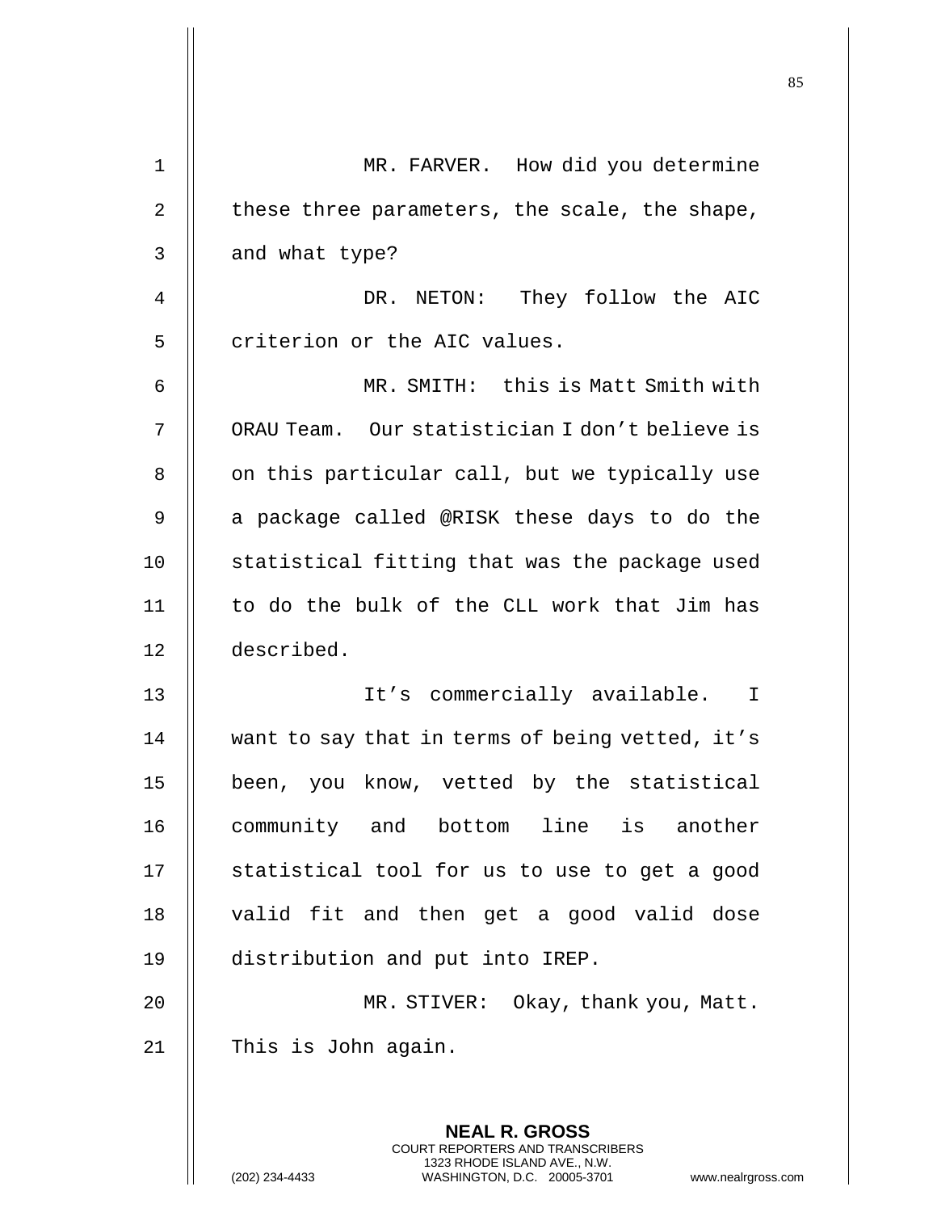MR. FARVER. How did you determine these three parameters, the scale, the shape, and what type?

DR. NETON: They follow the AIC criterion or the AIC values.

MR. SMITH: this is Matt Smith with ORAU Team. Our statistician I don't believe is on this particular call, but we typically use a package called @RISK these days to do the statistical fitting that was the package used to do the bulk of the CLL work that Jim has described.

It's commercially available. I want to say that in terms of being vetted, it's been, you know, vetted by the statistical community and bottom line is another statistical tool for us to use to get a good valid fit and then get a good valid dose distribution and put into IREP.

MR. STIVER: Okay, thank you, Matt. This is John again.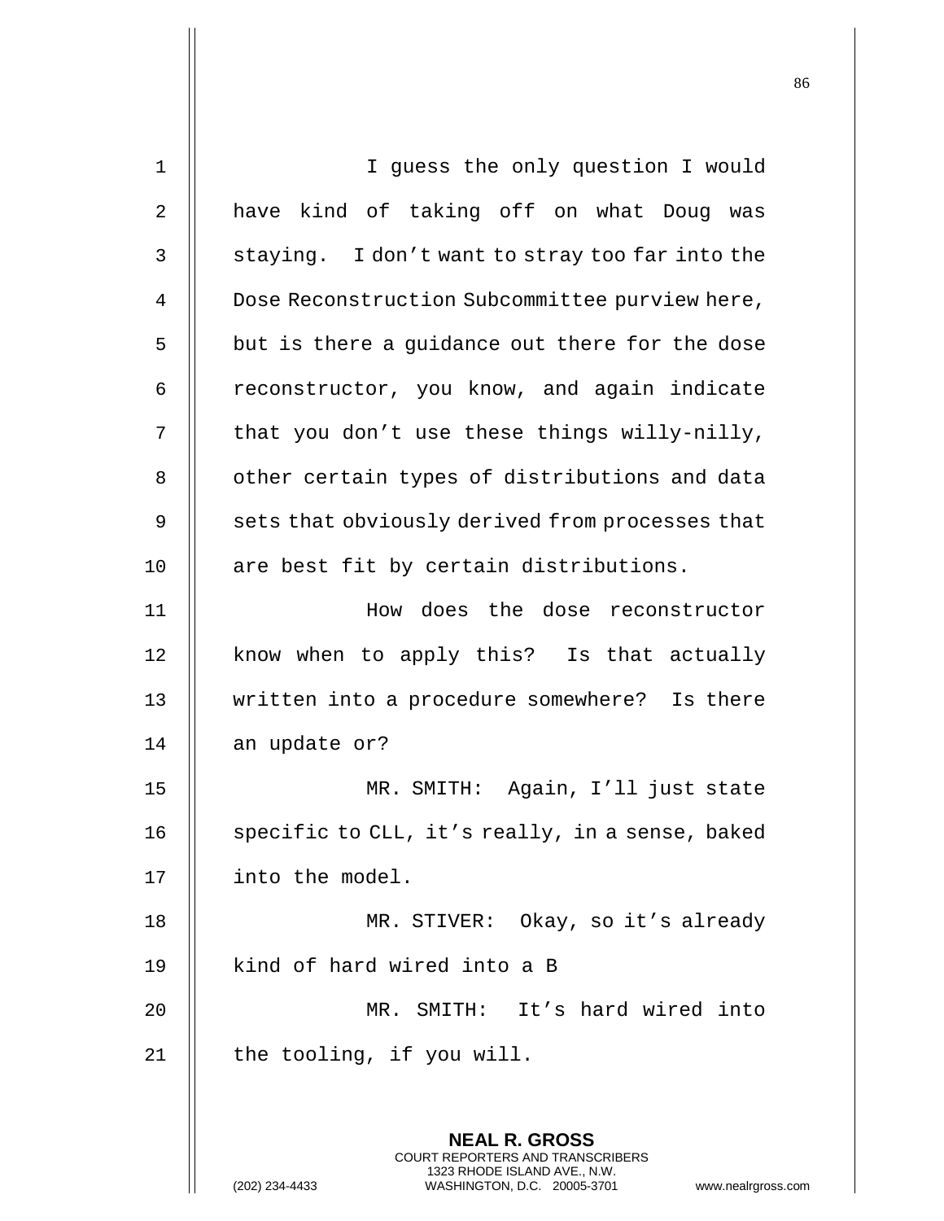I guess the only question I would have kind of taking off on what Doug was staying. I don't want to stray too far into the Dose Reconstruction Subcommittee purview here, but is there a guidance out there for the dose reconstructor, you know, and again indicate that you don't use these things willy-nilly, other certain types of distributions and data sets that obviously derived from processes that are best fit by certain distributions.

How does the dose reconstructor know when to apply this? Is that actually written into a procedure somewhere? Is there an update or?

MR. SMITH: Again, I'll just state specific to CLL, it's really, in a sense, baked into the model.

MR. STIVER: Okay, so it's already kind of hard wired into a B

MR. SMITH: It's hard wired into the tooling, if you will.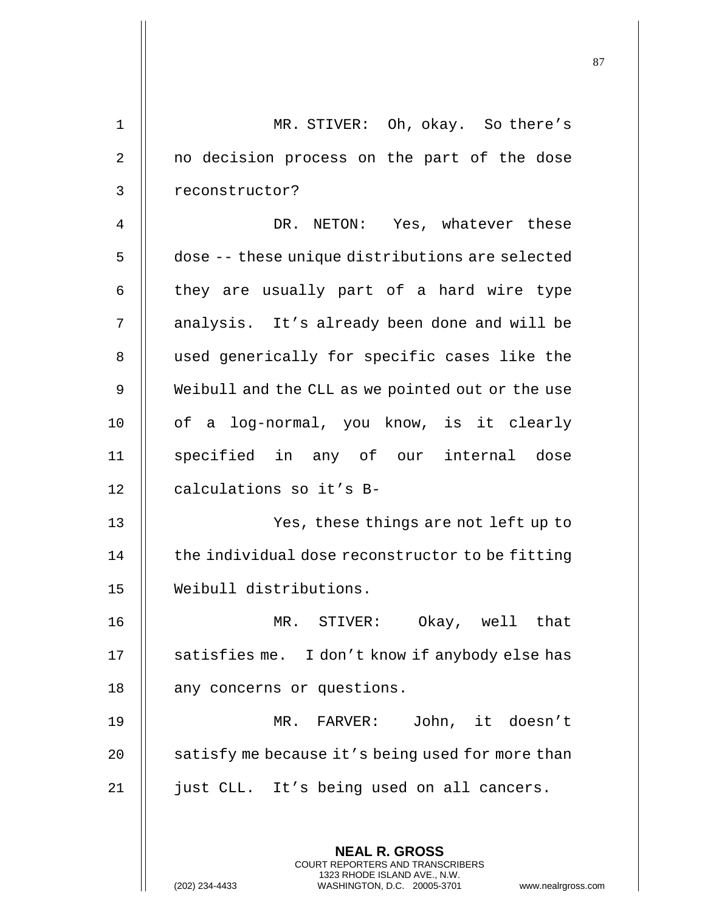MR. STIVER: Oh, okay. So there's no decision process on the part of the dose reconstructor?

DR. NETON: Yes, whatever these dose -- these unique distributions are selected they are usually part of a hard wire type analysis. It's already been done and will be used generically for specific cases like the Weibull and the CLL as we pointed out or the use of a log-normal, you know, is it clearly specified in any of our internal dose calculations so it's B-

Yes, these things are not left up to the individual dose reconstructor to be fitting Weibull distributions.

MR. STIVER: Okay, well that satisfies me. I don't know if anybody else has any concerns or questions.

MR. FARVER: John, it doesn't satisfy me because it's being used for more than just CLL. It's being used on all cancers.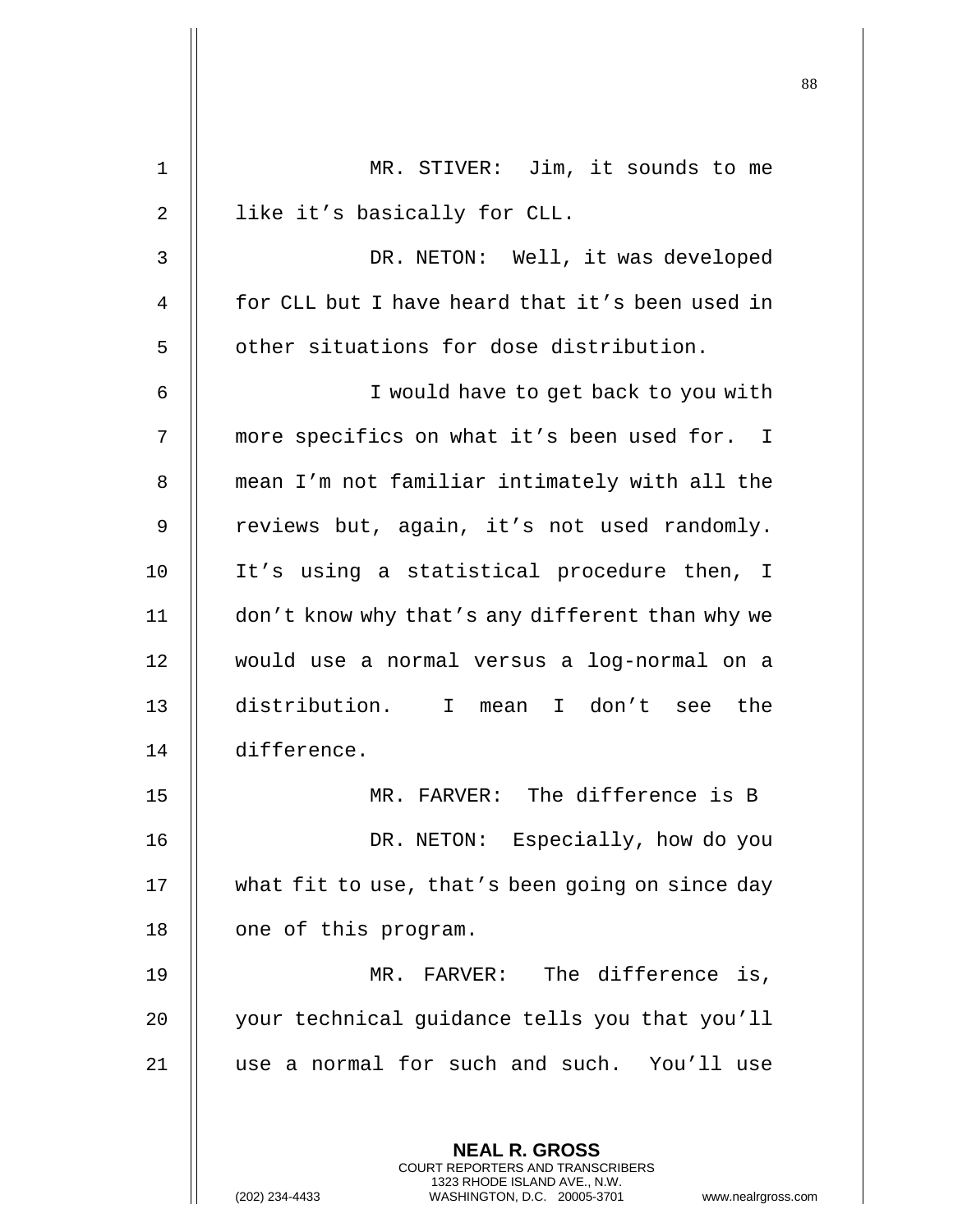MR. STIVER: Jim, it sounds to me like it's basically for CLL.

DR. NETON: Well, it was developed for CLL but I have heard that it's been used in other situations for dose distribution.

I would have to get back to you with more specifics on what it's been used for. I mean I'm not familiar intimately with all the reviews but, again, it's not used randomly. It's using a statistical procedure then, I don't know why that's any different than why we would use a normal versus a log-normal on a distribution. I mean I don't see the difference.

MR. FARVER: The difference is B

DR. NETON: Especially, how do you what fit to use, that's been going on since day one of this program.

MR. FARVER: The difference is, your technical guidance tells you that you'll use a normal for such and such. You'll use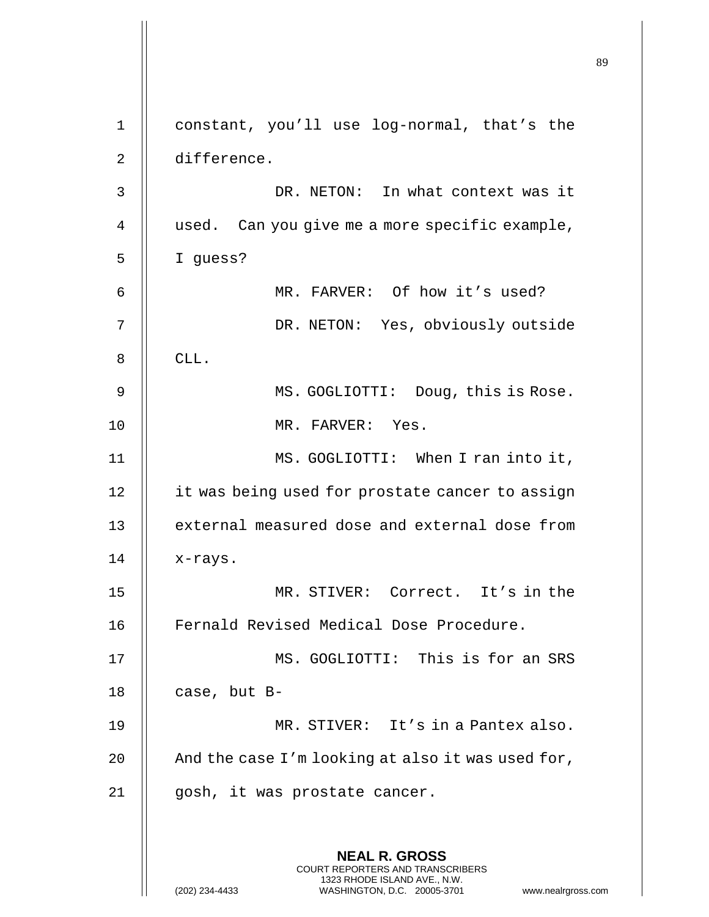constant, you'll use log-normal, that's the difference.

DR. NETON: In what context was it used. Can you give me a more specific example, I guess?

MR. FARVER: Of how it's used?

DR. NETON: Yes, obviously outside CLL.

MS. GOGLIOTTI: Doug, this is Rose.

MR. FARVER: Yes.

MS. GOGLIOTTI: When I ran into it, it was being used for prostate cancer to assign external measured dose and external dose from x-rays.

MR. STIVER: Correct. It's in the Fernald Revised Medical Dose Procedure.

MS. GOGLIOTTI: This is for an SRS case, but B-

MR. STIVER: It's in a Pantex also. And the case I'm looking at also it was used for, gosh, it was prostate cancer.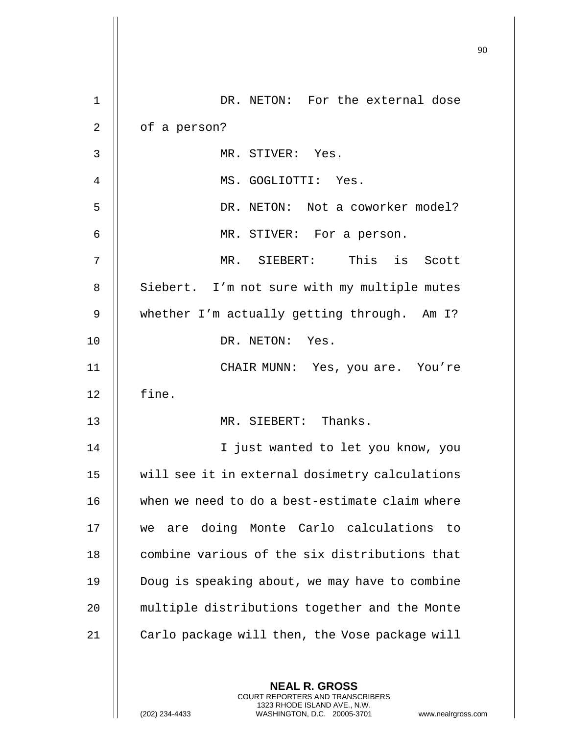DR. NETON: For the external dose of a person?

MR. STIVER: Yes.

MS. GOGLIOTTI: Yes.

DR. NETON: Not a coworker model?

MR. STIVER: For a person.

MR. SIEBERT: This is Scott Siebert. I'm not sure with my multiple mutes whether I'm actually getting through. Am I?

DR. NETON: Yes.

CHAIR MUNN: Yes, you are. You're fine.

MR. SIEBERT: Thanks.

I just wanted to let you know, you will see it in external dosimetry calculations when we need to do a best-estimate claim where we are doing Monte Carlo calculations to combine various of the six distributions that Doug is speaking about, we may have to combine multiple distributions together and the Monte Carlo package will then, the Vose package will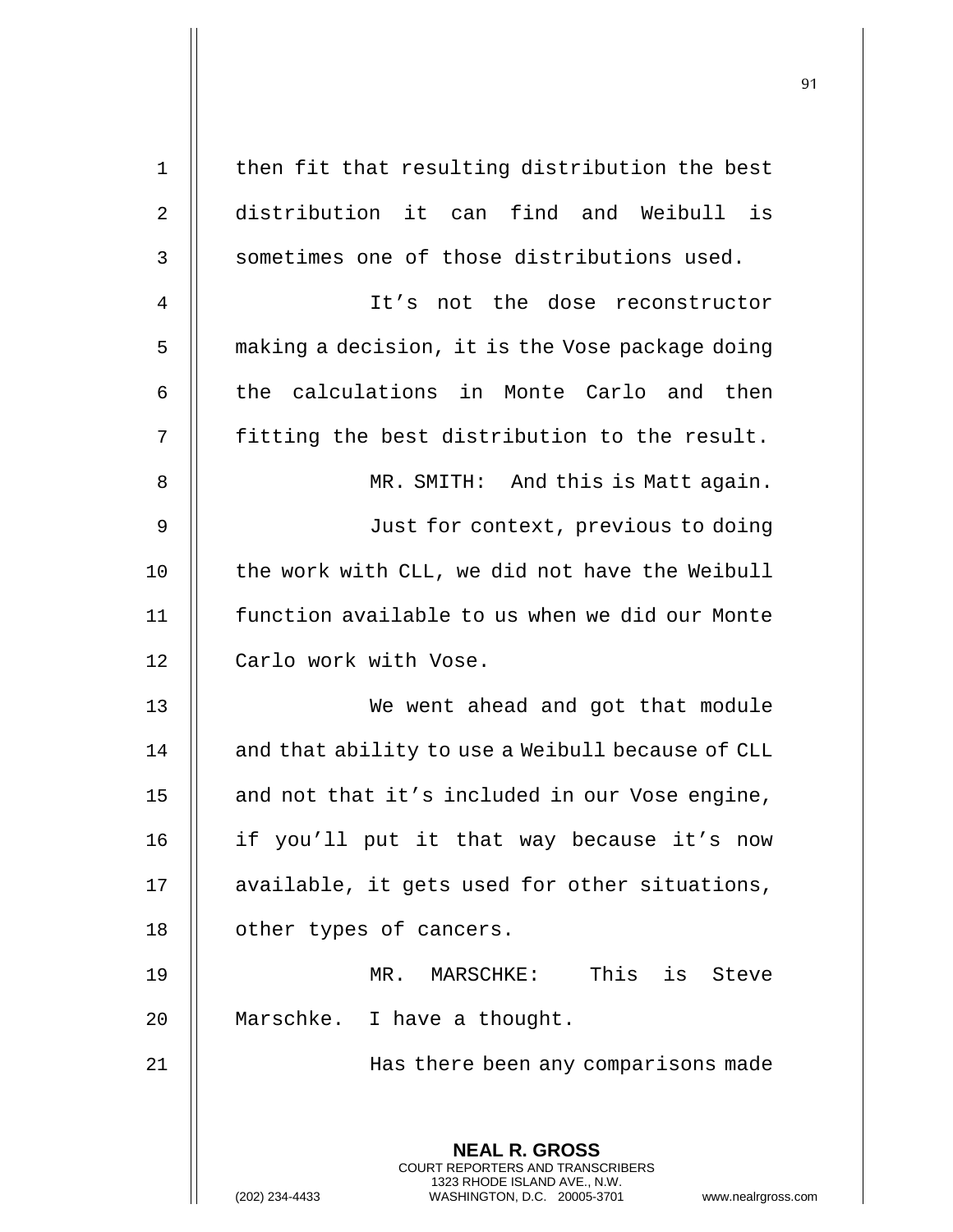then fit that resulting distribution the best distribution it can find and Weibull is sometimes one of those distributions used.

It's not the dose reconstructor making a decision, it is the Vose package doing the calculations in Monte Carlo and then fitting the best distribution to the result.

MR. SMITH: And this is Matt again.

Just for context, previous to doing the work with CLL, we did not have the Weibull function available to us when we did our Monte Carlo work with Vose.

We went ahead and got that module and that ability to use a Weibull because of CLL and not that it's included in our Vose engine, if you'll put it that way because it's now available, it gets used for other situations, other types of cancers.

MR. MARSCHKE: This is Steve Marschke. I have a thought.

Has there been any comparisons made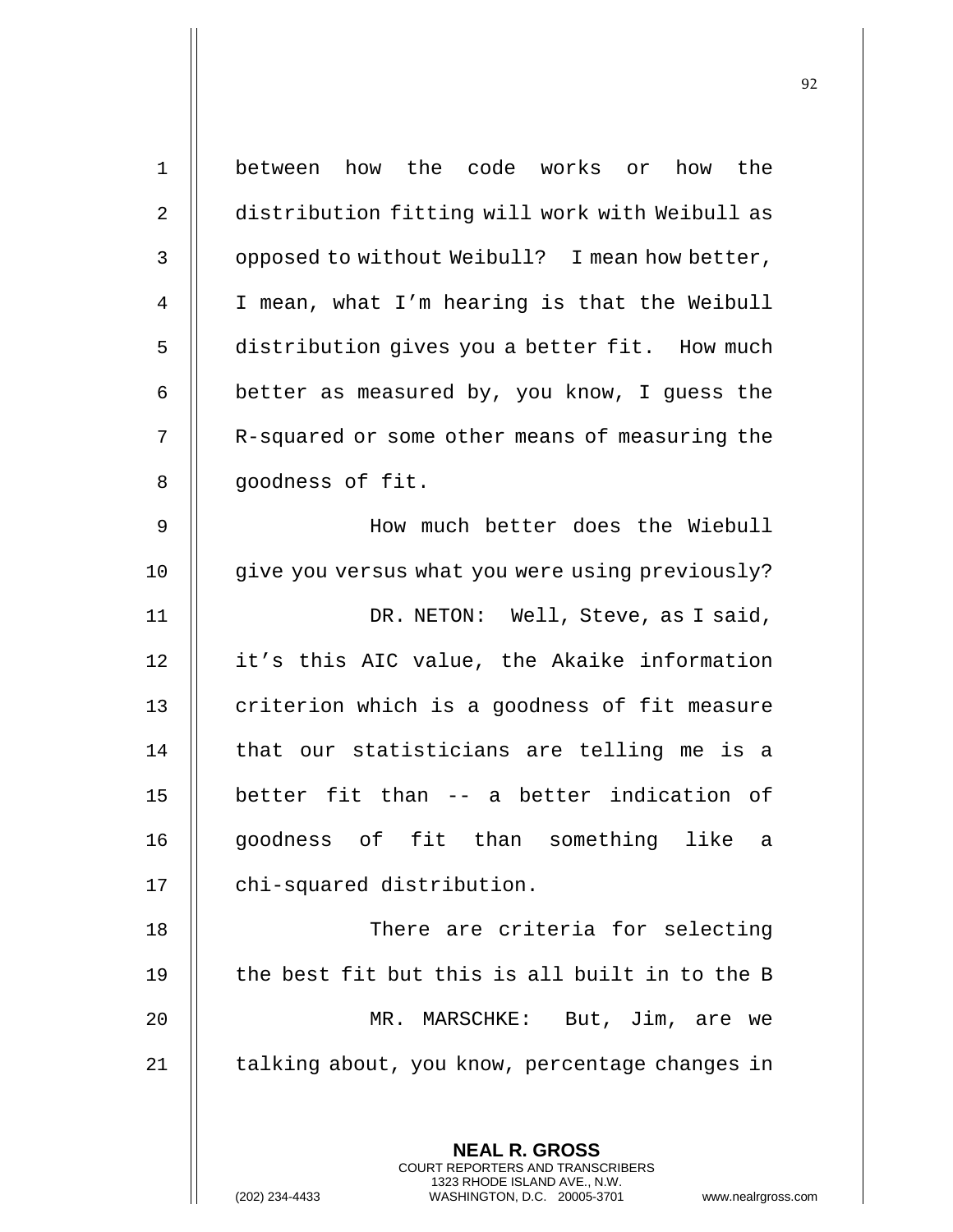between how the code works or how the distribution fitting will work with Weibull as opposed to without Weibull? I mean how better, I mean, what I'm hearing is that the Weibull distribution gives you a better fit. How much better as measured by, you know, I guess the R-squared or some other means of measuring the goodness of fit.

How much better does the Wiebull give you versus what you were using previously?

DR. NETON: Well, Steve, as I said, it's this AIC value, the Akaike information criterion which is a goodness of fit measure that our statisticians are telling me is a better fit than -- a better indication of goodness of fit than something like a chi-squared distribution.

There are criteria for selecting the best fit but this is all built in to the B

MR. MARSCHKE: But, Jim, are we talking about, you know, percentage changes in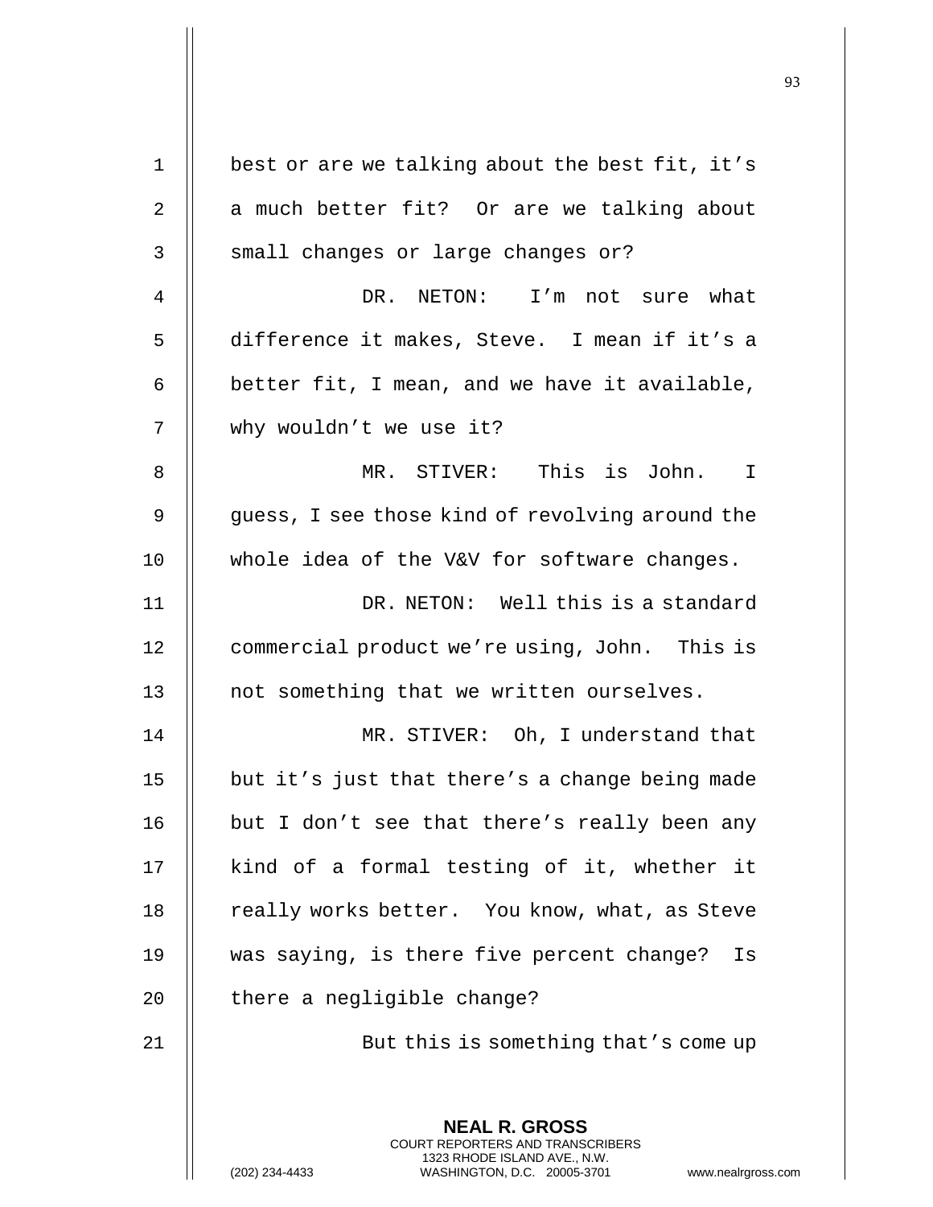best or are we talking about the best fit, it's a much better fit? Or are we talking about small changes or large changes or?

DR. NETON: I'm not sure what difference it makes, Steve. I mean if it's a better fit, I mean, and we have it available, why wouldn't we use it?

MR. STIVER: This is John. I guess, I see those kind of revolving around the whole idea of the V&V for software changes.

DR. NETON: Well this is a standard commercial product we're using, John. This is not something that we written ourselves.

MR. STIVER: Oh, I understand that but it's just that there's a change being made but I don't see that there's really been any kind of a formal testing of it, whether it really works better. You know, what, as Steve was saying, is there five percent change? Is there a negligible change?

But this is something that's come up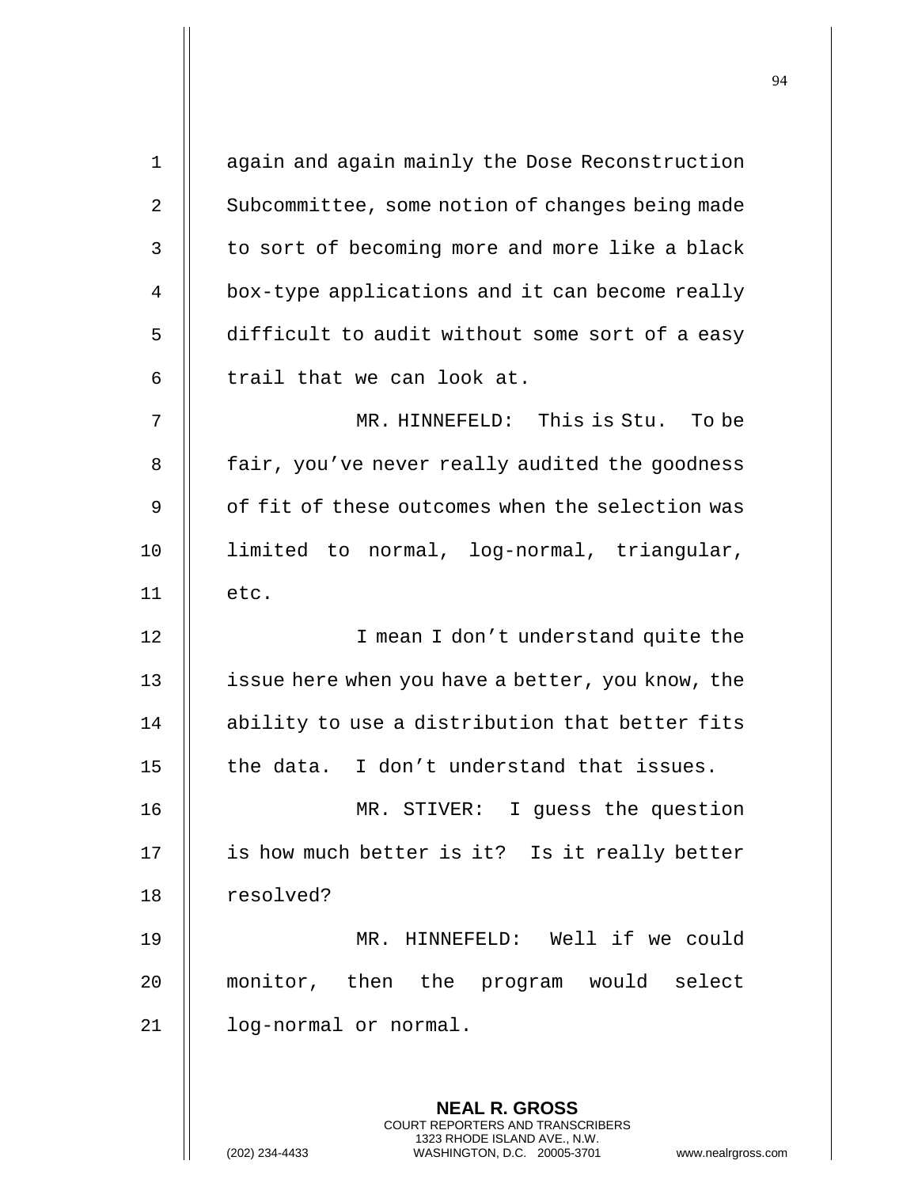again and again mainly the Dose Reconstruction Subcommittee, some notion of changes being made to sort of becoming more and more like a black box-type applications and it can become really difficult to audit without some sort of a easy trail that we can look at.

MR. HINNEFELD: This is Stu. To be fair, you've never really audited the goodness of fit of these outcomes when the selection was limited to normal, log-normal, triangular, etc.

I mean I don't understand quite the issue here when you have a better, you know, the ability to use a distribution that better fits the data. I don't understand that issues.

MR. STIVER: I guess the question is how much better is it? Is it really better resolved?

MR. HINNEFELD: Well if we could monitor, then the program would select log-normal or normal.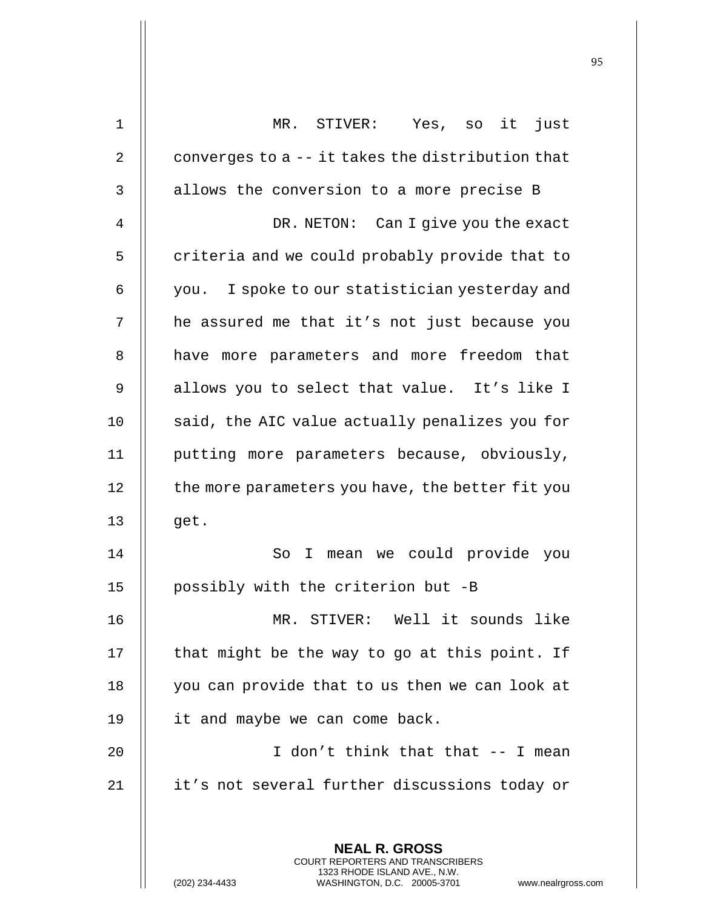MR. STIVER: Yes, so it just converges to a -- it takes the distribution that allows the conversion to a more precise B

DR. NETON: Can I give you the exact criteria and we could probably provide that to you. I spoke to our statistician yesterday and he assured me that it's not just because you have more parameters and more freedom that allows you to select that value. It's like I said, the AIC value actually penalizes you for putting more parameters because, obviously, the more parameters you have, the better fit you get.

So I mean we could provide you possibly with the criterion but -B

MR. STIVER: Well it sounds like that might be the way to go at this point. If you can provide that to us then we can look at it and maybe we can come back.

I don't think that that -- I mean it's not several further discussions today or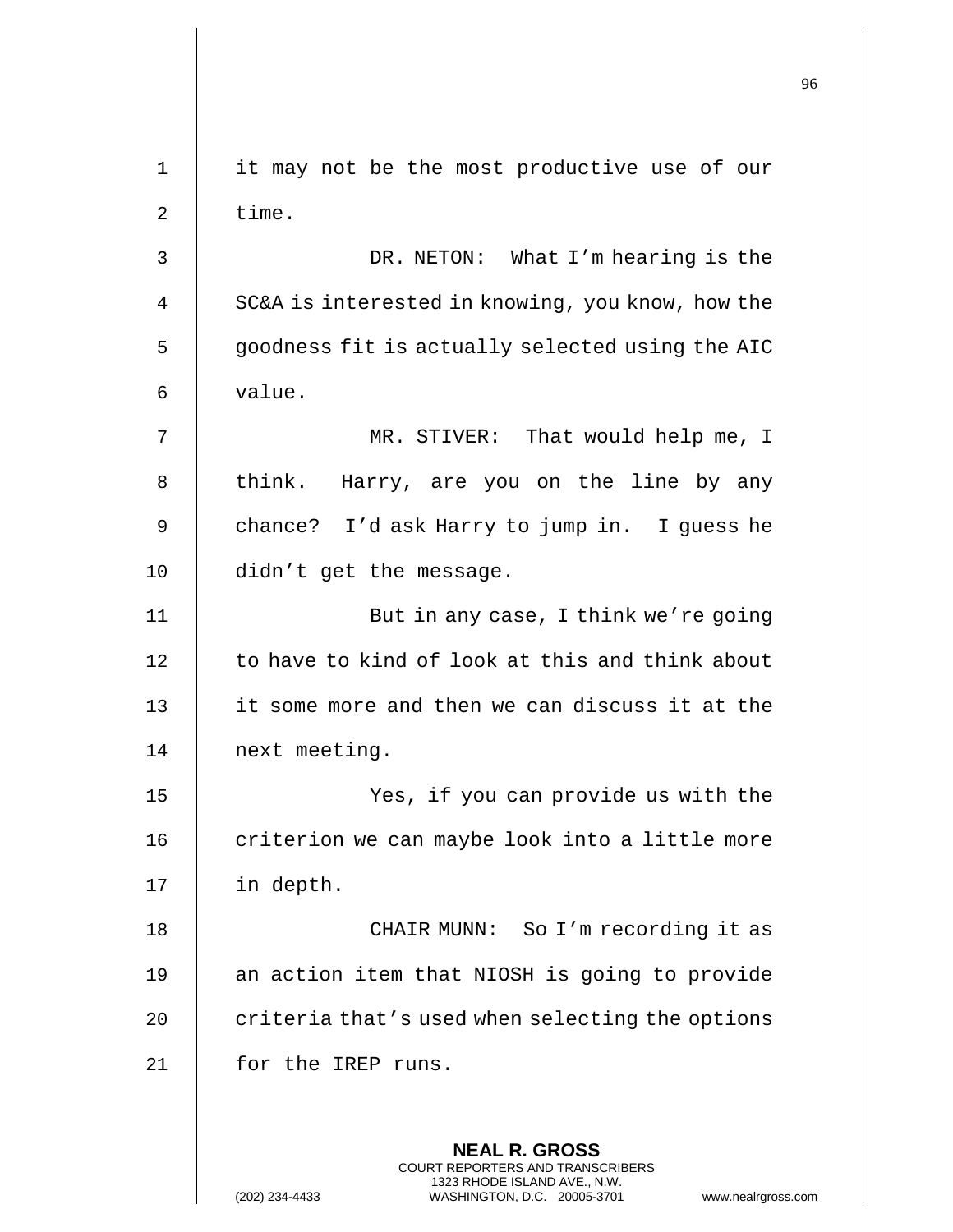it may not be the most productive use of our time.

DR. NETON: What I'm hearing is the SC&A is interested in knowing, you know, how the goodness fit is actually selected using the AIC value.

MR. STIVER: That would help me, I think. Harry, are you on the line by any chance? I'd ask Harry to jump in. I guess he didn't get the message.

But in any case, I think we're going to have to kind of look at this and think about it some more and then we can discuss it at the next meeting.

Yes, if you can provide us with the criterion we can maybe look into a little more in depth.

CHAIR MUNN: So I'm recording it as an action item that NIOSH is going to provide criteria that's used when selecting the options for the IREP runs.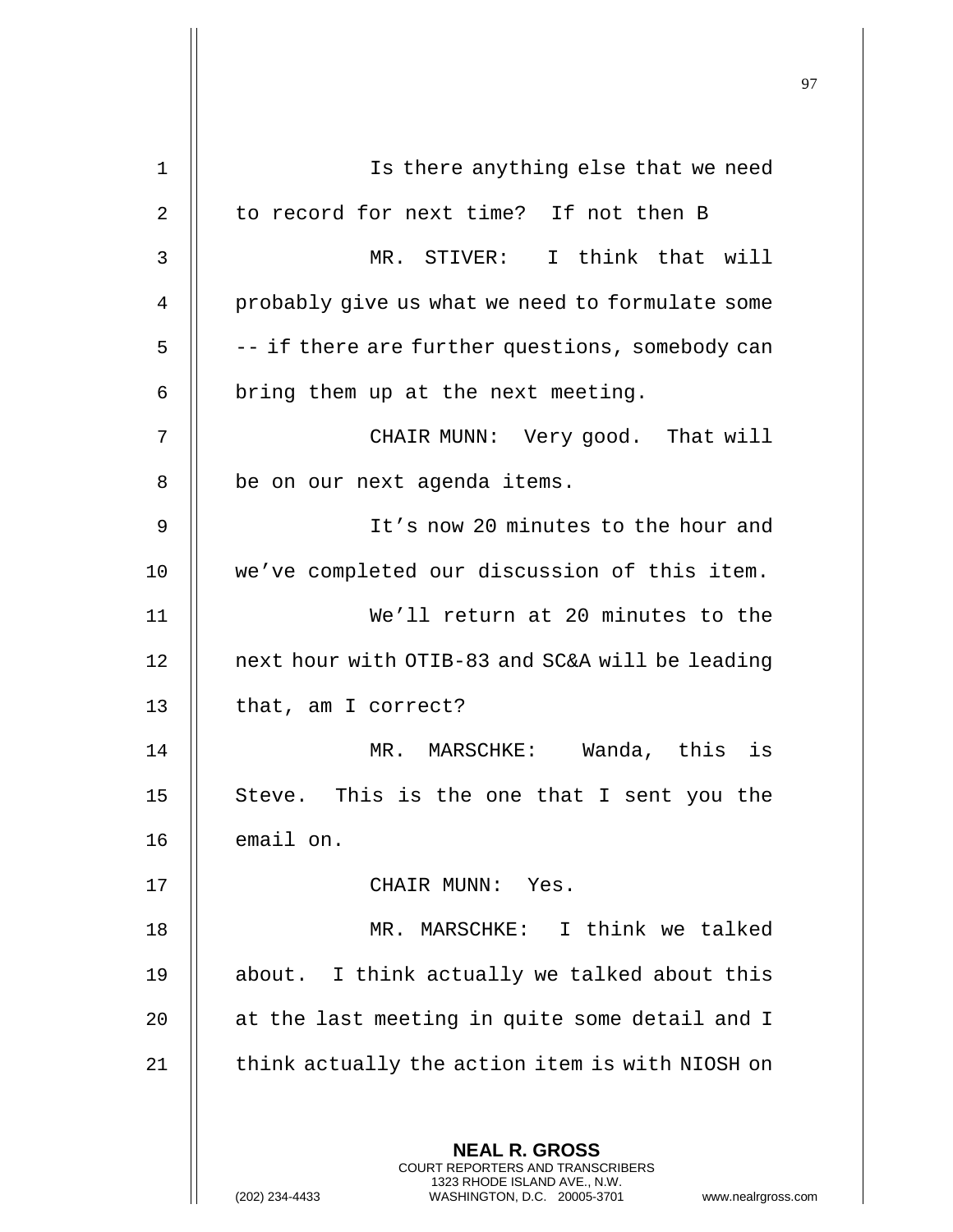Is there anything else that we need to record for next time? If not then B

MR. STIVER: I think that will probably give us what we need to formulate some -- if there are further questions, somebody can bring them up at the next meeting.

CHAIR MUNN: Very good. That will be on our next agenda items.

It's now 20 minutes to the hour and we've completed our discussion of this item.

We'll return at 20 minutes to the next hour with OTIB-83 and SC&A will be leading that, am I correct?

MR. MARSCHKE: Wanda, this is Steve. This is the one that I sent you the email on.

CHAIR MUNN: Yes.

MR. MARSCHKE: I think we talked about. I think actually we talked about this at the last meeting in quite some detail and I think actually the action item is with NIOSH on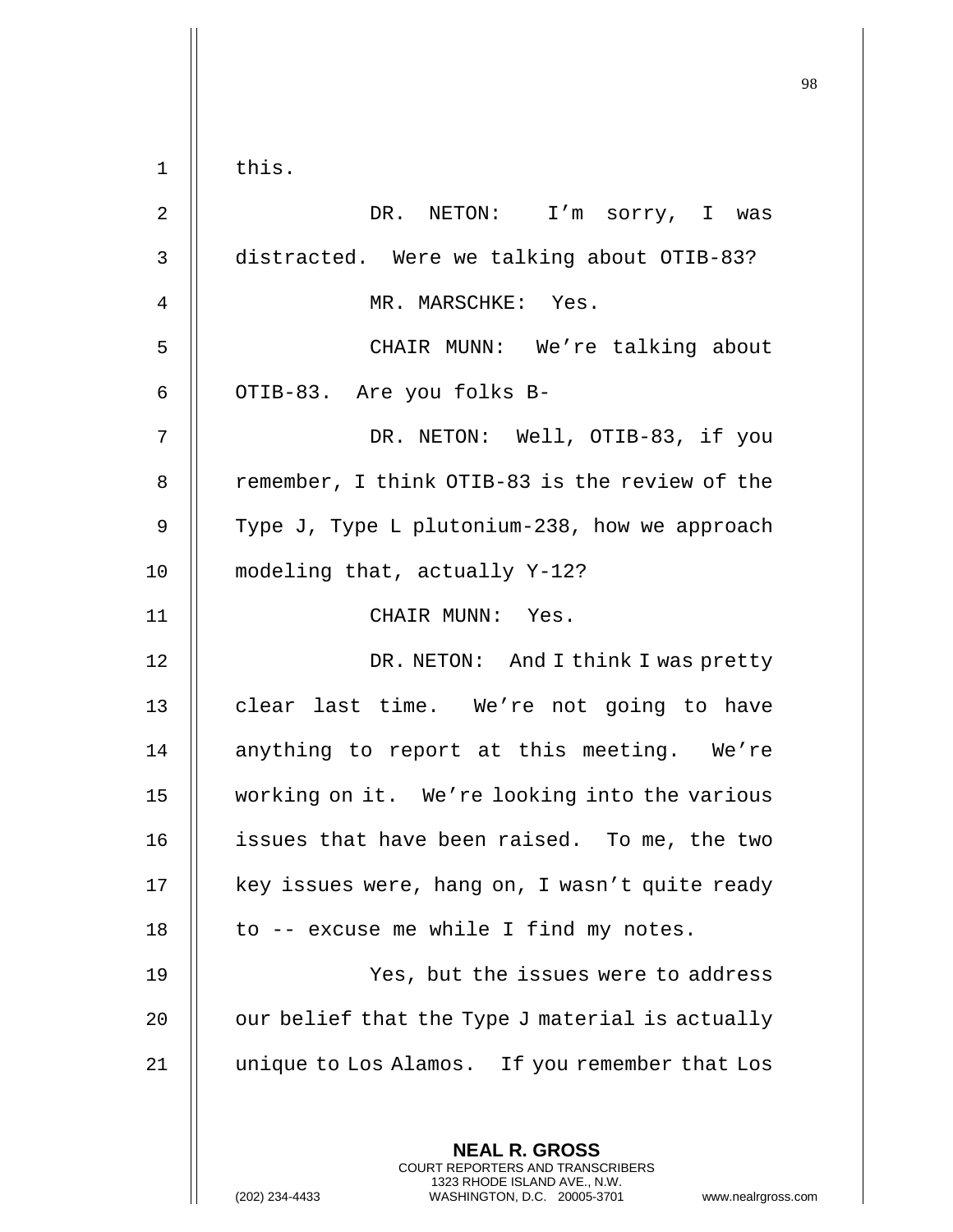this.

DR. NETON: I'm sorry, I was distracted. Were we talking about OTIB-83?

MR. MARSCHKE: Yes.

CHAIR MUNN: We're talking about OTIB-83. Are you folks B-

DR. NETON: Well, OTIB-83, if you remember, I think OTIB-83 is the review of the Type J, Type L plutonium-238, how we approach modeling that, actually Y-12?

CHAIR MUNN: Yes.

DR. NETON: And I think I was pretty clear last time. We're not going to have anything to report at this meeting. We're working on it. We're looking into the various issues that have been raised. To me, the two key issues were, hang on, I wasn't quite ready to -- excuse me while I find my notes.

Yes, but the issues were to address our belief that the Type J material is actually unique to Los Alamos. If you remember that Los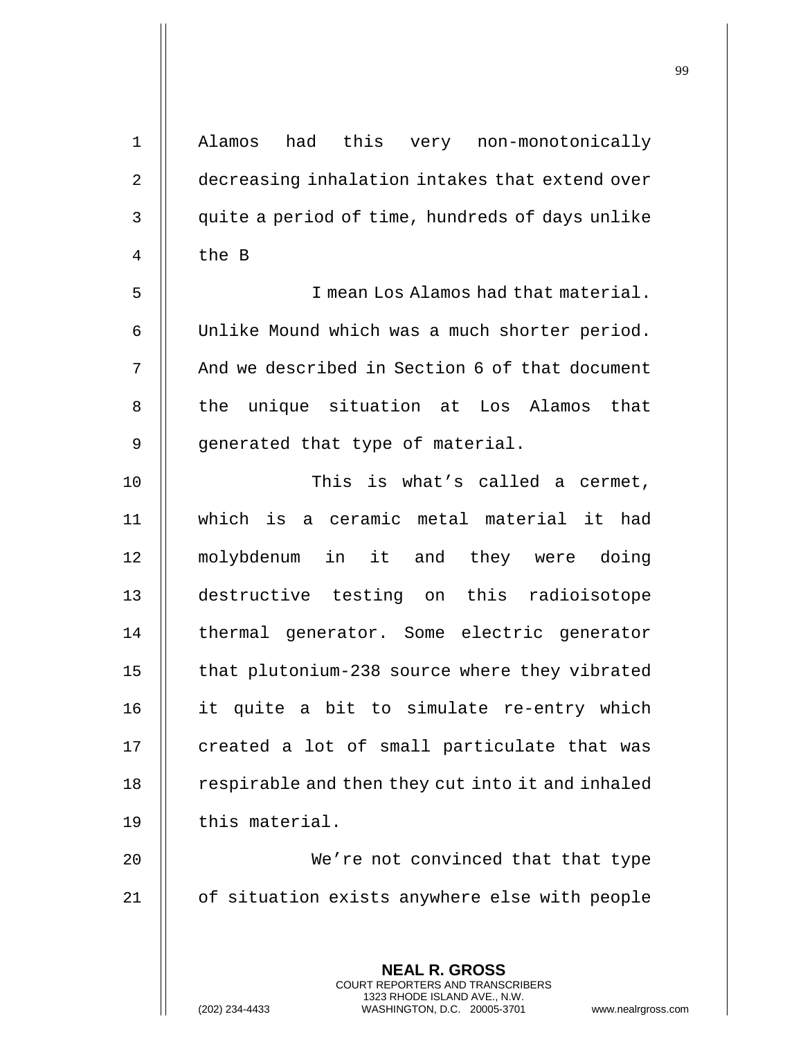Alamos had this very non-monotonically decreasing inhalation intakes that extend over quite a period of time, hundreds of days unlike the B

I mean Los Alamos had that material. Unlike Mound which was a much shorter period. And we described in Section 6 of that document the unique situation at Los Alamos that generated that type of material.

This is what's called a cermet, which is a ceramic metal material it had molybdenum in it and they were doing destructive testing on this radioisotope thermal generator. Some electric generator that plutonium-238 source where they vibrated it quite a bit to simulate re-entry which created a lot of small particulate that was respirable and then they cut into it and inhaled this material.

We're not convinced that that type of situation exists anywhere else with people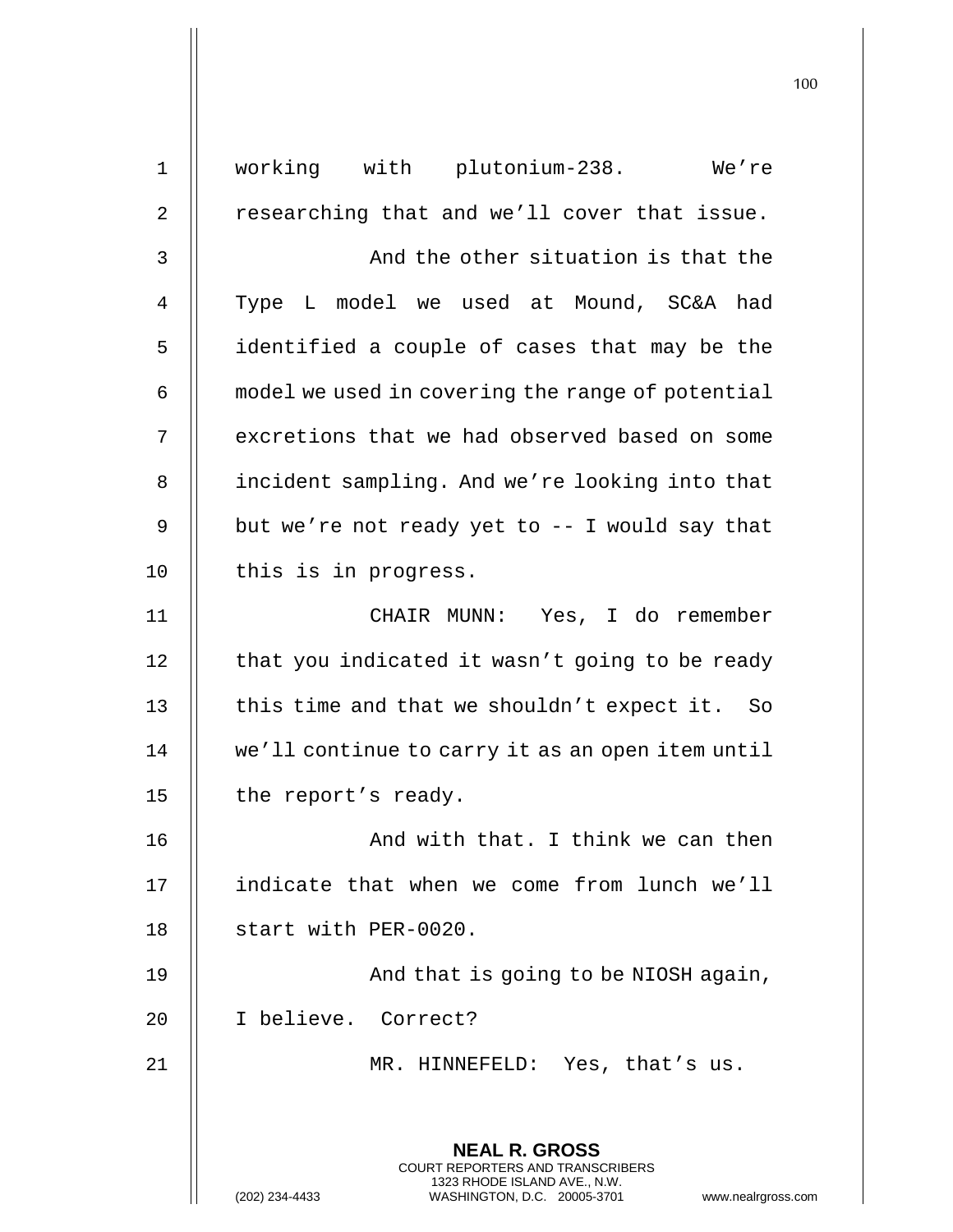working with plutonium-238. We're researching that and we'll cover that issue.

And the other situation is that the Type L model we used at Mound, SC&A had identified a couple of cases that may be the model we used in covering the range of potential excretions that we had observed based on some incident sampling. And we're looking into that but we're not ready yet to -- I would say that this is in progress.

CHAIR MUNN: Yes, I do remember that you indicated it wasn't going to be ready this time and that we shouldn't expect it. So we'll continue to carry it as an open item until the report's ready.

And with that. I think we can then indicate that when we come from lunch we'll start with PER-0020.

And that is going to be NIOSH again, I believe. Correct?

MR. HINNEFELD: Yes, that's us.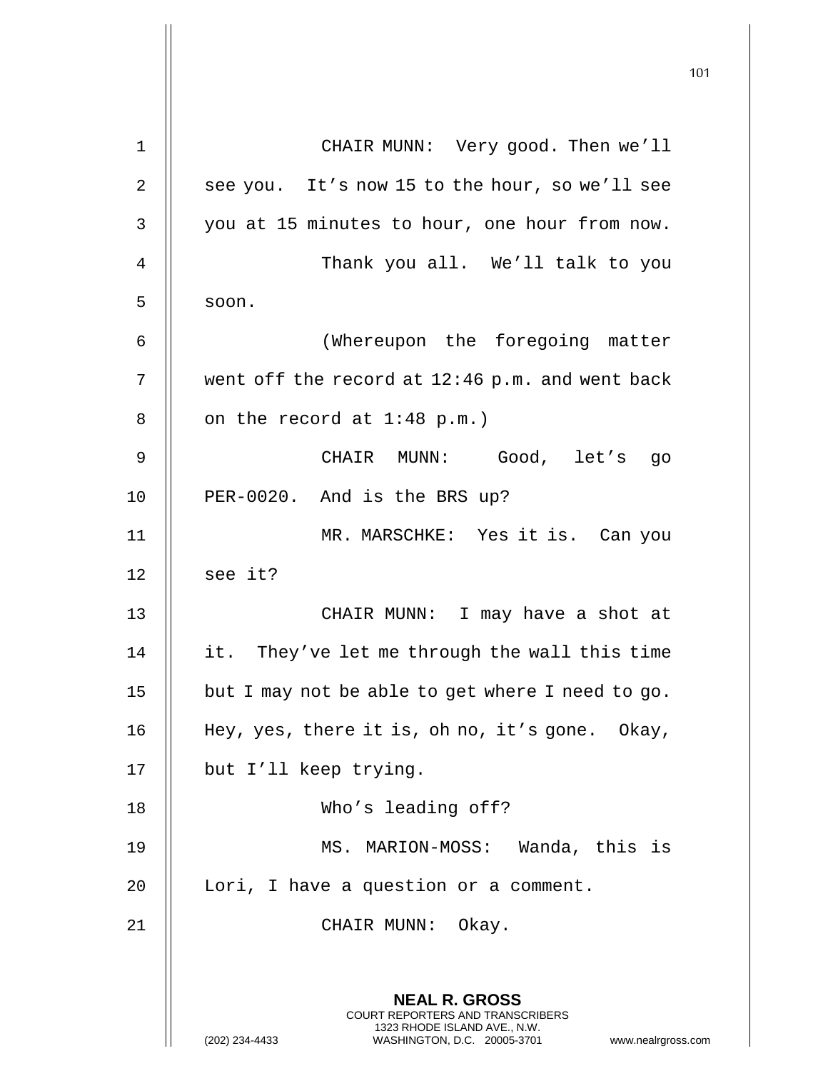CHAIR MUNN: Very good. Then we'll see you. It's now 15 to the hour, so we'll see you at 15 minutes to hour, one hour from now.

Thank you all. We'll talk to you soon.

(Whereupon the foregoing matter went off the record at 12:46 p.m. and went back on the record at 1:48 p.m.)

CHAIR MUNN: Good, let's go PER-0020. And is the BRS up?

MR. MARSCHKE: Yes it is. Can you see it?

CHAIR MUNN: I may have a shot at it. They've let me through the wall this time but I may not be able to get where I need to go. Hey, yes, there it is, oh no, it's gone. Okay, but I'll keep trying.

Who's leading off?

MS. MARION-MOSS: Wanda, this is Lori, I have a question or a comment.

CHAIR MUNN: Okay.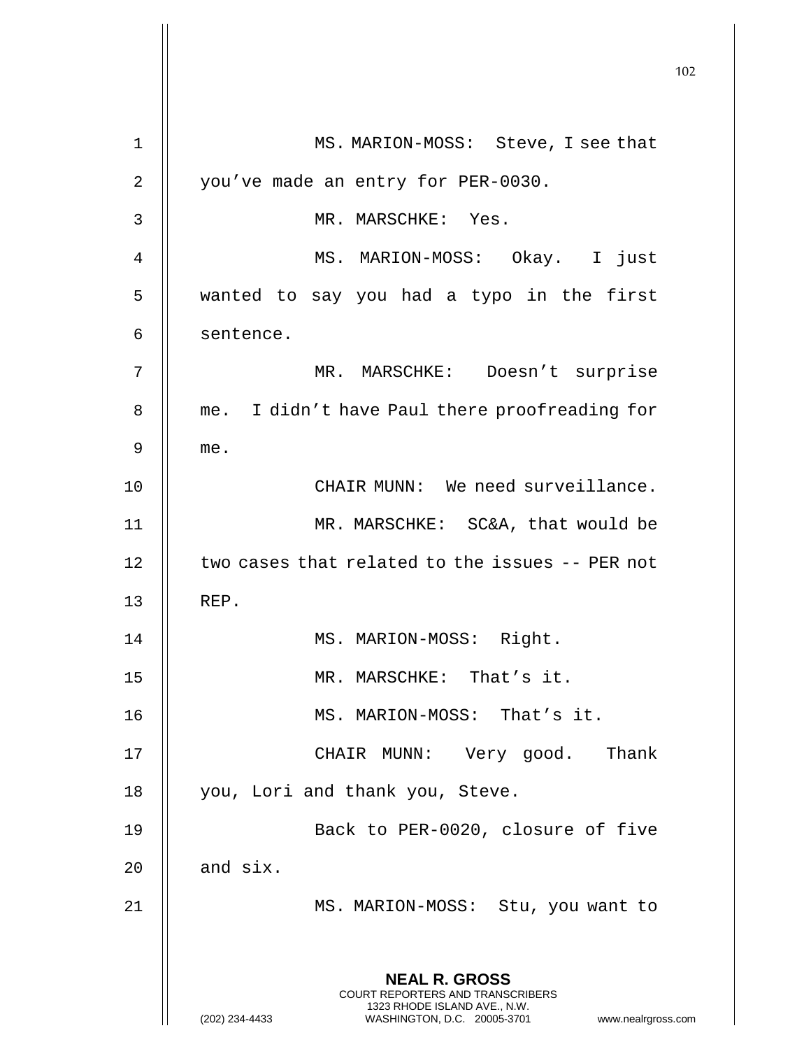MS. MARION-MOSS: Steve, I see that you've made an entry for PER-0030.

MR. MARSCHKE: Yes.

MS. MARION-MOSS: Okay. I just wanted to say you had a typo in the first sentence.

MR. MARSCHKE: Doesn't surprise me. I didn't have Paul there proofreading for me.

CHAIR MUNN: We need surveillance.

MR. MARSCHKE: SC&A, that would be two cases that related to the issues -- PER not REP.

MS. MARION-MOSS: Right.

MR. MARSCHKE: That's it.

MS. MARION-MOSS: That's it.

CHAIR MUNN: Very good. Thank you, Lori and thank you, Steve.

Back to PER-0020, closure of five and six.

MS. MARION-MOSS: Stu, you want to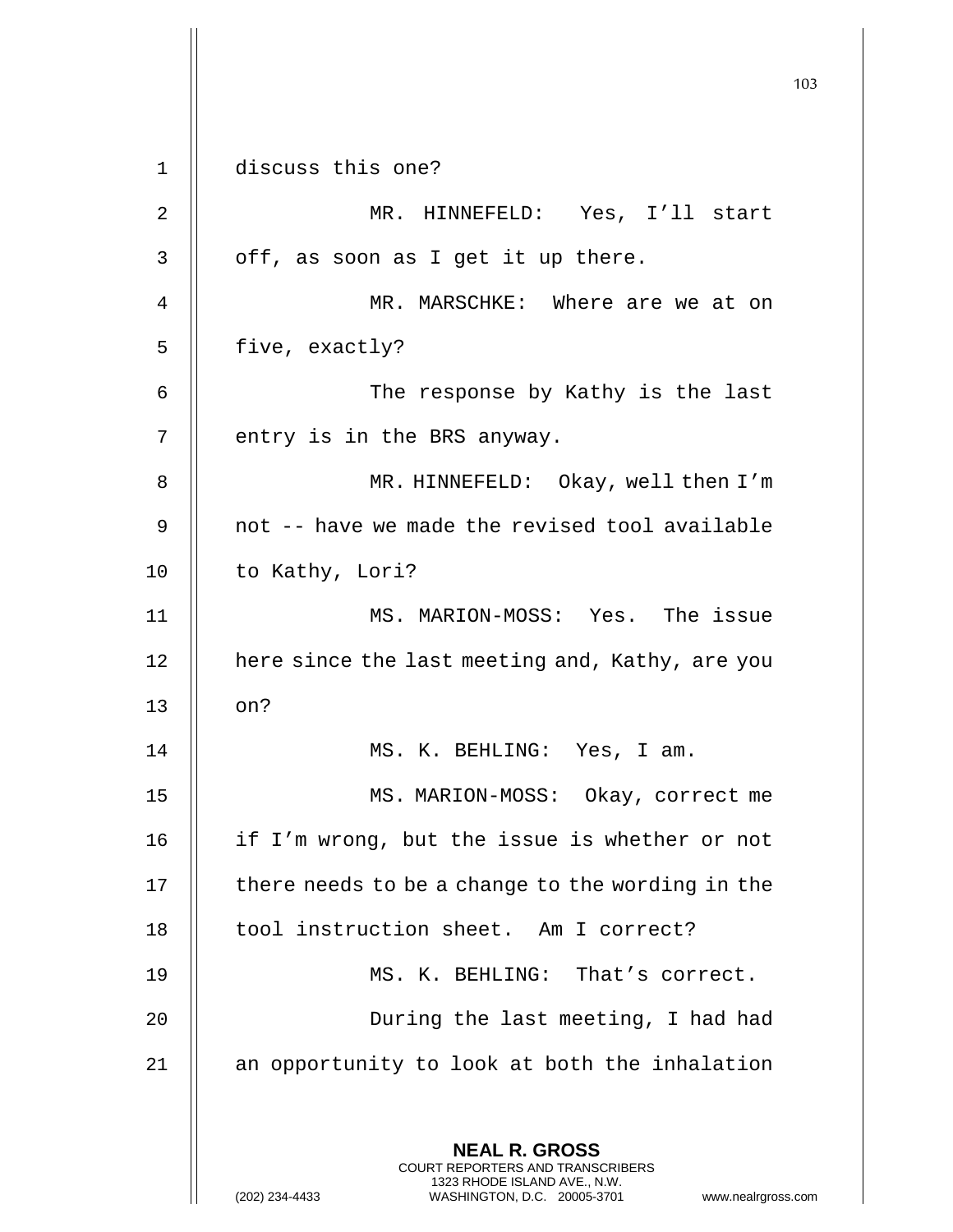discuss this one?

MR. HINNEFELD: Yes, I'll start off, as soon as I get it up there.

MR. MARSCHKE: Where are we at on five, exactly?

The response by Kathy is the last entry is in the BRS anyway.

MR. HINNEFELD: Okay, well then I'm not -- have we made the revised tool available to Kathy, Lori?

MS. MARION-MOSS: Yes. The issue here since the last meeting and, Kathy, are you on?

MS. K. BEHLING: Yes, I am.

MS. MARION-MOSS: Okay, correct me if I'm wrong, but the issue is whether or not there needs to be a change to the wording in the tool instruction sheet. Am I correct?

MS. K. BEHLING: That's correct.

During the last meeting, I had had an opportunity to look at both the inhalation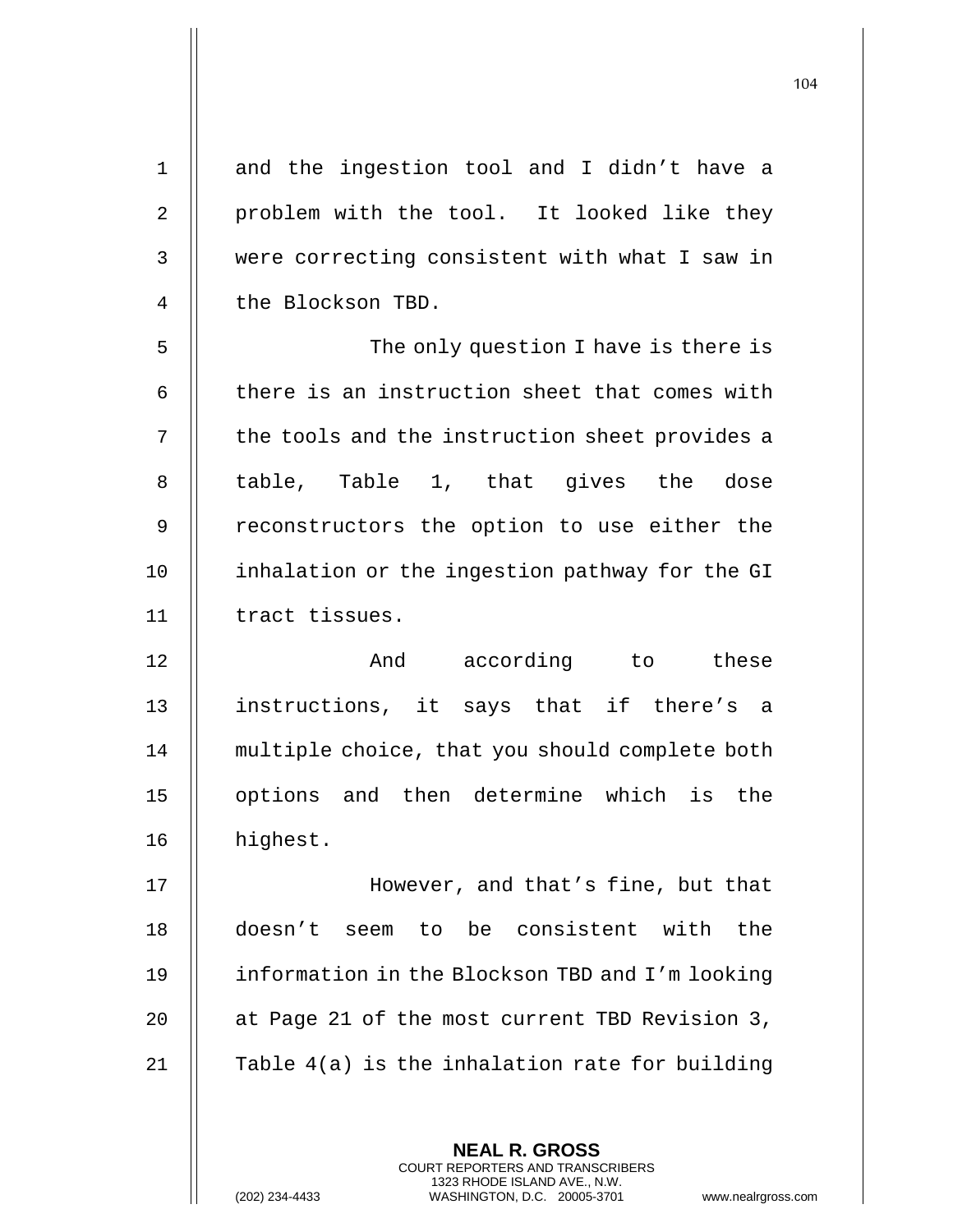and the ingestion tool and I didn't have a problem with the tool. It looked like they were correcting consistent with what I saw in the Blockson TBD.

The only question I have is there is there is an instruction sheet that comes with the tools and the instruction sheet provides a table, Table 1, that gives the dose reconstructors the option to use either the inhalation or the ingestion pathway for the GI tract tissues.

And according to these instructions, it says that if there's a multiple choice, that you should complete both options and then determine which is the highest.

However, and that's fine, but that doesn't seem to be consistent with the information in the Blockson TBD and I'm looking at Page 21 of the most current TBD Revision 3, Table 4(a) is the inhalation rate for building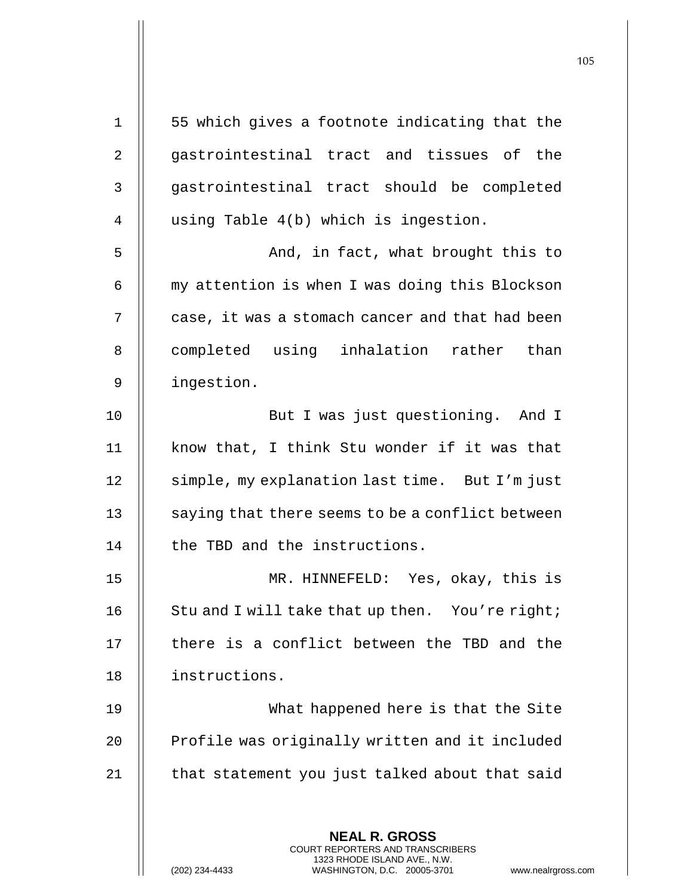55 which gives a footnote indicating that the gastrointestinal tract and tissues of the gastrointestinal tract should be completed using Table 4(b) which is ingestion.

And, in fact, what brought this to my attention is when I was doing this Blockson case, it was a stomach cancer and that had been completed using inhalation rather than ingestion.

But I was just questioning. And I know that, I think Stu wonder if it was that simple, my explanation last time. But I'm just saying that there seems to be a conflict between the TBD and the instructions.

MR. HINNEFELD: Yes, okay, this is Stu and I will take that up then. You're right; there is a conflict between the TBD and the instructions.

What happened here is that the Site Profile was originally written and it included that statement you just talked about that said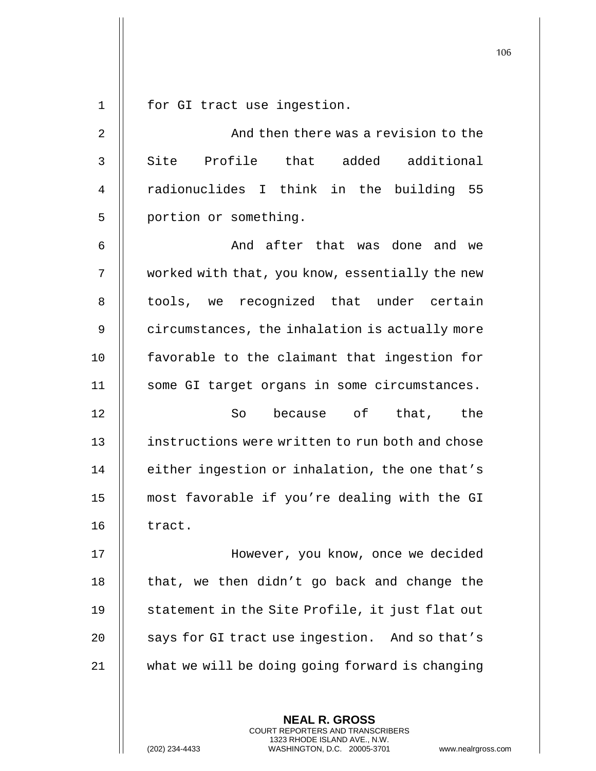for GI tract use ingestion.

And then there was a revision to the Site Profile that added additional radionuclides I think in the building 55 portion or something.

And after that was done and we worked with that, you know, essentially the new tools, we recognized that under certain circumstances, the inhalation is actually more favorable to the claimant that ingestion for some GI target organs in some circumstances.

So because of that, the instructions were written to run both and chose either ingestion or inhalation, the one that's most favorable if you're dealing with the GI tract.

However, you know, once we decided that, we then didn't go back and change the statement in the Site Profile, it just flat out says for GI tract use ingestion. And so that's what we will be doing going forward is changing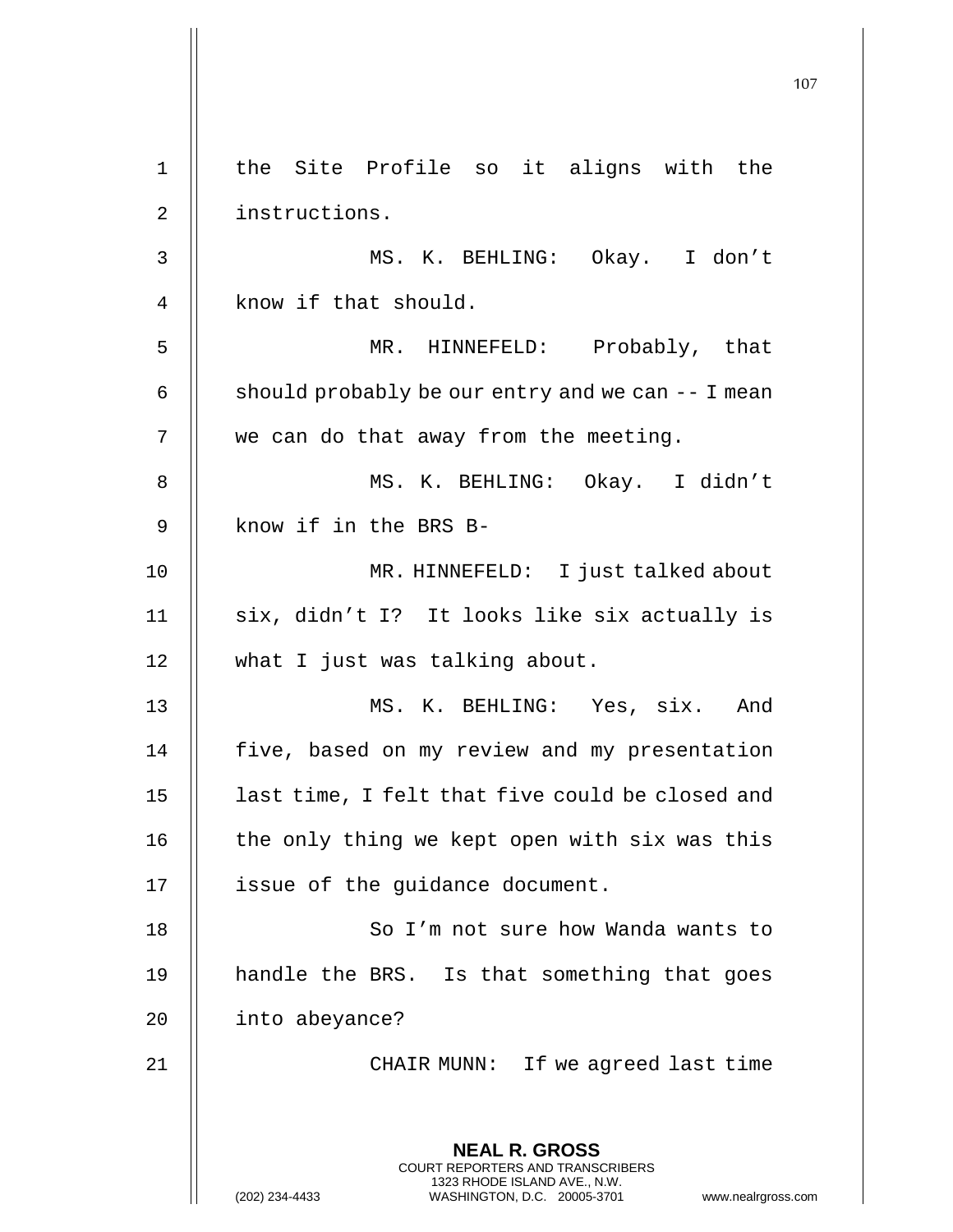the Site Profile so it aligns with the instructions.

MS. K. BEHLING: Okay. I don't know if that should.

MR. HINNEFELD: Probably, that should probably be our entry and we can -- I mean we can do that away from the meeting.

MS. K. BEHLING: Okay. I didn't know if in the BRS B-

MR. HINNEFELD: I just talked about six, didn't I? It looks like six actually is what I just was talking about.

MS. K. BEHLING: Yes, six. And five, based on my review and my presentation last time, I felt that five could be closed and the only thing we kept open with six was this issue of the guidance document.

So I'm not sure how Wanda wants to handle the BRS. Is that something that goes into abeyance?

CHAIR MUNN: If we agreed last time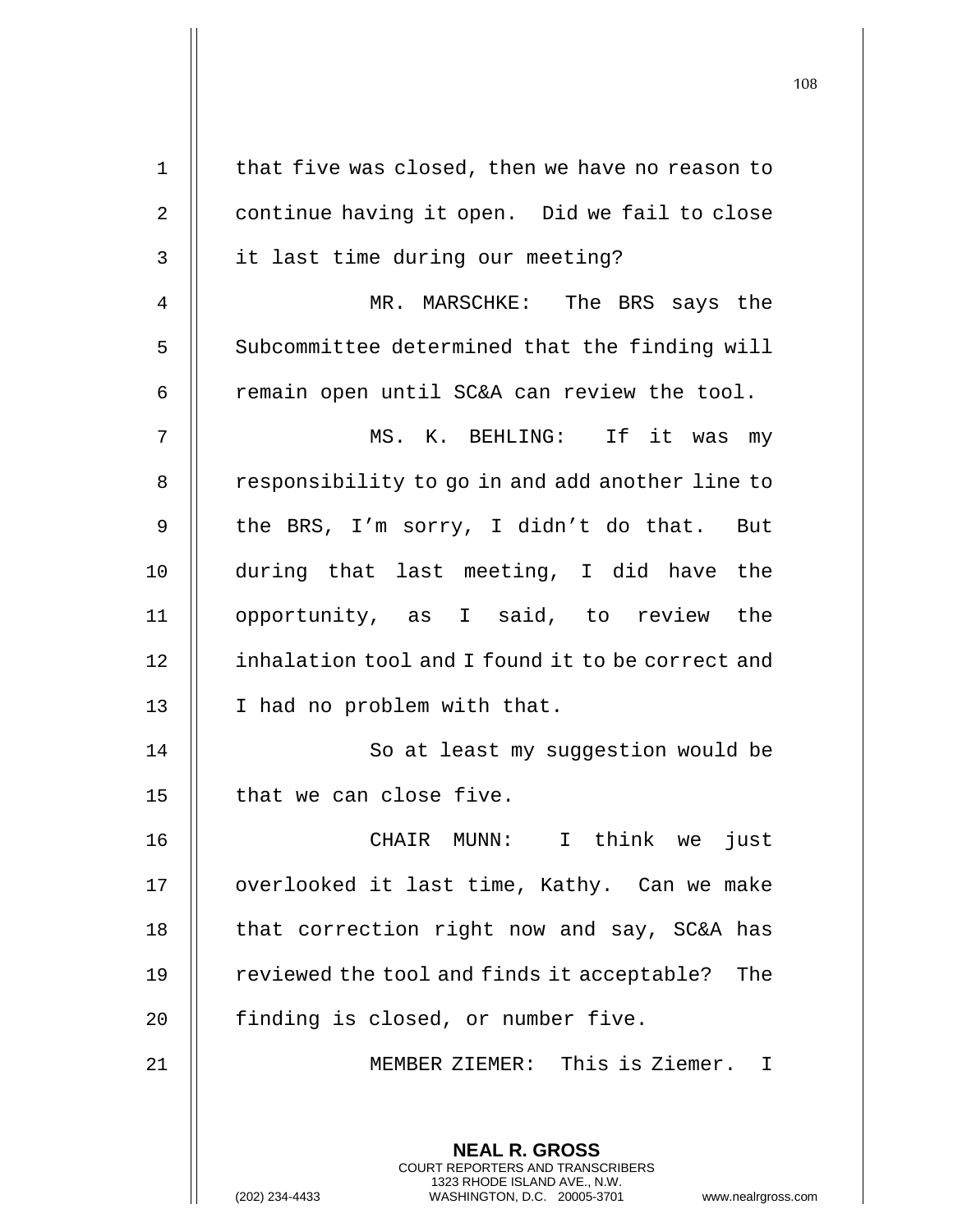that five was closed, then we have no reason to continue having it open. Did we fail to close it last time during our meeting?

MR. MARSCHKE: The BRS says the Subcommittee determined that the finding will remain open until SC&A can review the tool.

MS. K. BEHLING: If it was my responsibility to go in and add another line to the BRS, I'm sorry, I didn't do that. But during that last meeting, I did have the opportunity, as I said, to review the inhalation tool and I found it to be correct and I had no problem with that.

So at least my suggestion would be that we can close five.

CHAIR MUNN: I think we just overlooked it last time, Kathy. Can we make that correction right now and say, SC&A has reviewed the tool and finds it acceptable? The finding is closed, or number five.

MEMBER ZIEMER: This is Ziemer. I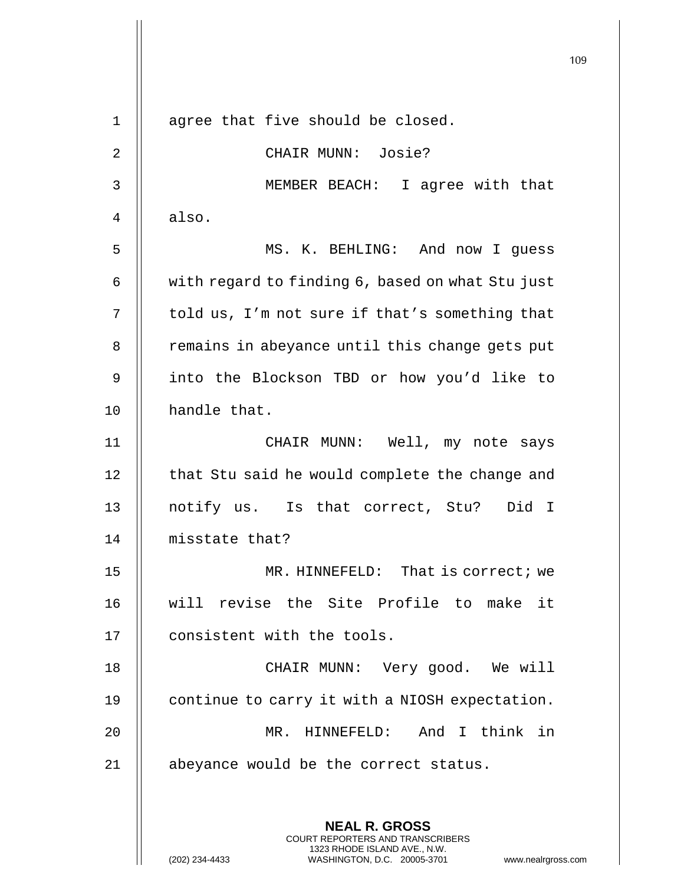agree that five should be closed.

CHAIR MUNN: Josie?

MEMBER BEACH: I agree with that also.

MS. K. BEHLING: And now I guess with regard to finding 6, based on what Stu just told us, I'm not sure if that's something that remains in abeyance until this change gets put into the Blockson TBD or how you'd like to handle that.

CHAIR MUNN: Well, my note says that Stu said he would complete the change and notify us. Is that correct, Stu? Did I misstate that?

MR. HINNEFELD: That is correct; we will revise the Site Profile to make it consistent with the tools.

CHAIR MUNN: Very good. We will continue to carry it with a NIOSH expectation.

MR. HINNEFELD: And I think in abeyance would be the correct status.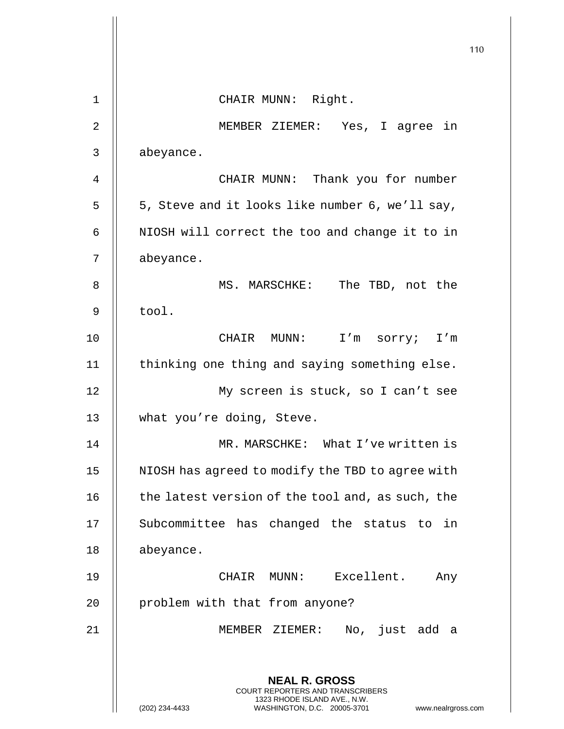CHAIR MUNN: Right.

MEMBER ZIEMER: Yes, I agree in abeyance.

CHAIR MUNN: Thank you for number 5, Steve and it looks like number 6, we'll say, NIOSH will correct the too and change it to in abeyance.

MS. MARSCHKE: The TBD, not the tool.

CHAIR MUNN: I'm sorry; I'm thinking one thing and saying something else.

My screen is stuck, so I can't see what you're doing, Steve.

MR. MARSCHKE: What I've written is NIOSH has agreed to modify the TBD to agree with the latest version of the tool and, as such, the Subcommittee has changed the status to in abeyance.

CHAIR MUNN: Excellent. Any problem with that from anyone?

MEMBER ZIEMER: No, just add a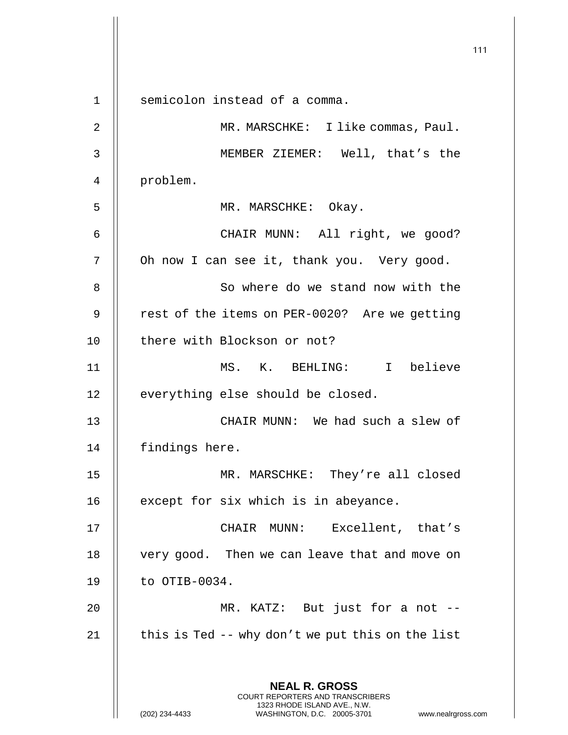semicolon instead of a comma.

MR. MARSCHKE: I like commas, Paul.

MEMBER ZIEMER: Well, that's the problem.

MR. MARSCHKE: Okay.

CHAIR MUNN: All right, we good? Oh now I can see it, thank you. Very good.

So where do we stand now with the rest of the items on PER-0020? Are we getting there with Blockson or not?

MS. K. BEHLING: I believe everything else should be closed.

CHAIR MUNN: We had such a slew of findings here.

MR. MARSCHKE: They're all closed except for six which is in abeyance.

CHAIR MUNN: Excellent, that's very good. Then we can leave that and move on to OTIB-0034.

MR. KATZ: But just for a not -- this is Ted -- why don't we put this on the list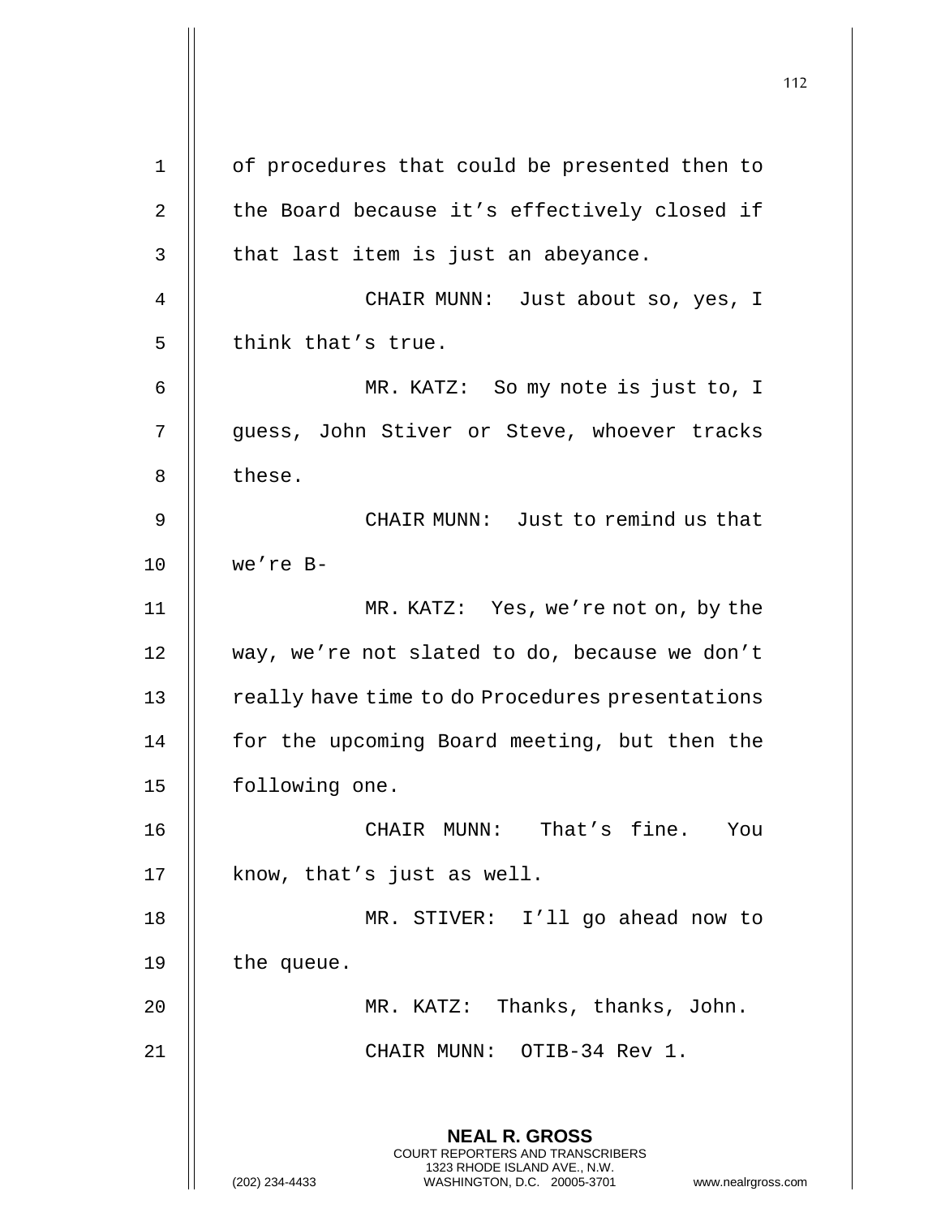of procedures that could be presented then to the Board because it's effectively closed if that last item is just an abeyance.

CHAIR MUNN: Just about so, yes, I think that's true.

MR. KATZ: So my note is just to, I guess, John Stiver or Steve, whoever tracks these.

CHAIR MUNN: Just to remind us that we're B-

MR. KATZ: Yes, we're not on, by the way, we're not slated to do, because we don't really have time to do Procedures presentations for the upcoming Board meeting, but then the following one.

CHAIR MUNN: That's fine. You know, that's just as well.

MR. STIVER: I'll go ahead now to the queue.

MR. KATZ: Thanks, thanks, John.

CHAIR MUNN: OTIB-34 Rev 1.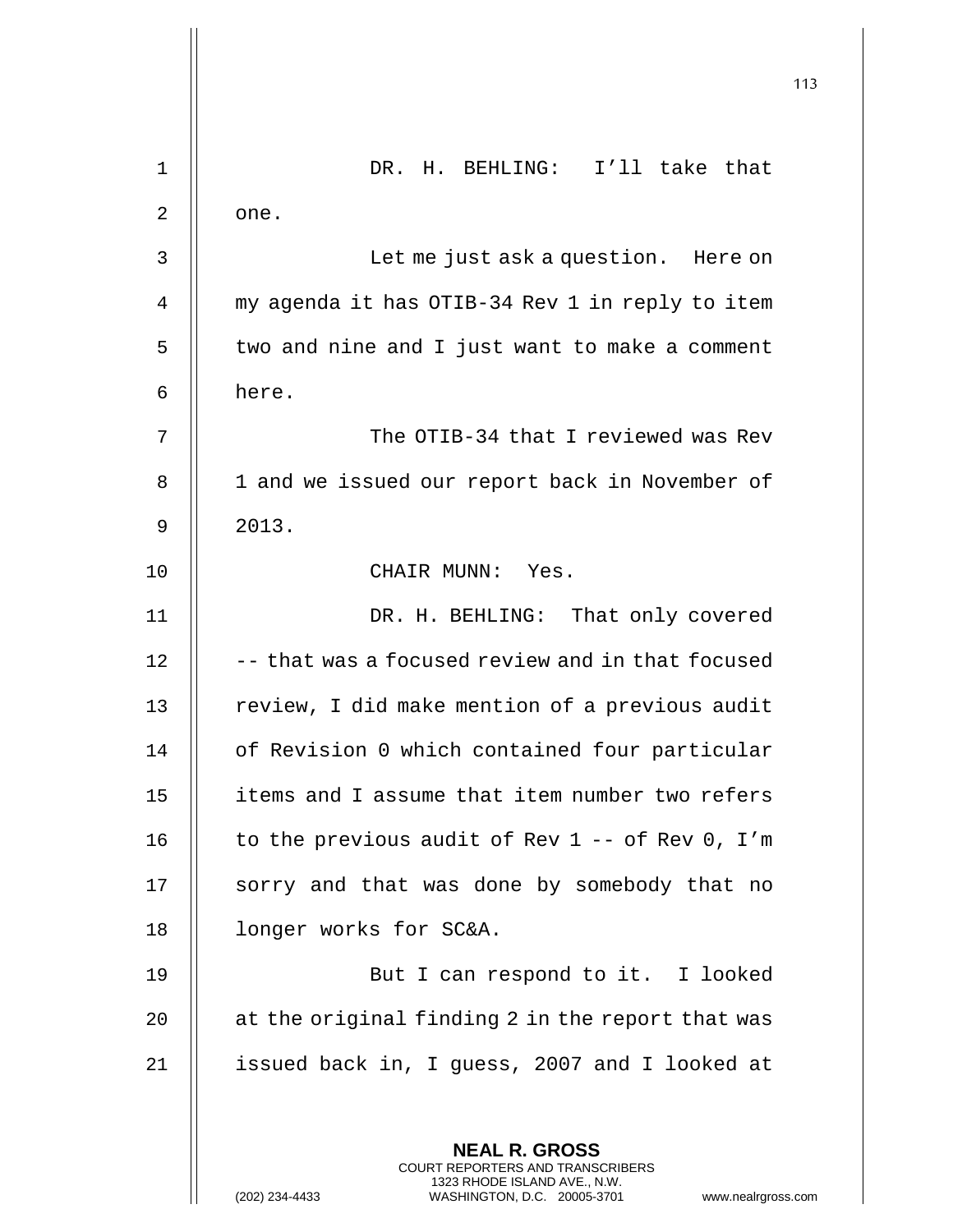DR. H. BEHLING: I'll take that one.

Let me just ask a question. Here on my agenda it has OTIB-34 Rev 1 in reply to item two and nine and I just want to make a comment here.

The OTIB-34 that I reviewed was Rev 1 and we issued our report back in November of 2013.

CHAIR MUNN: Yes.

DR. H. BEHLING: That only covered -- that was a focused review and in that focused review, I did make mention of a previous audit of Revision 0 which contained four particular items and I assume that item number two refers to the previous audit of Rev 1 -- of Rev 0, I'm sorry and that was done by somebody that no longer works for SC&A.

But I can respond to it. I looked at the original finding 2 in the report that was issued back in, I guess, 2007 and I looked at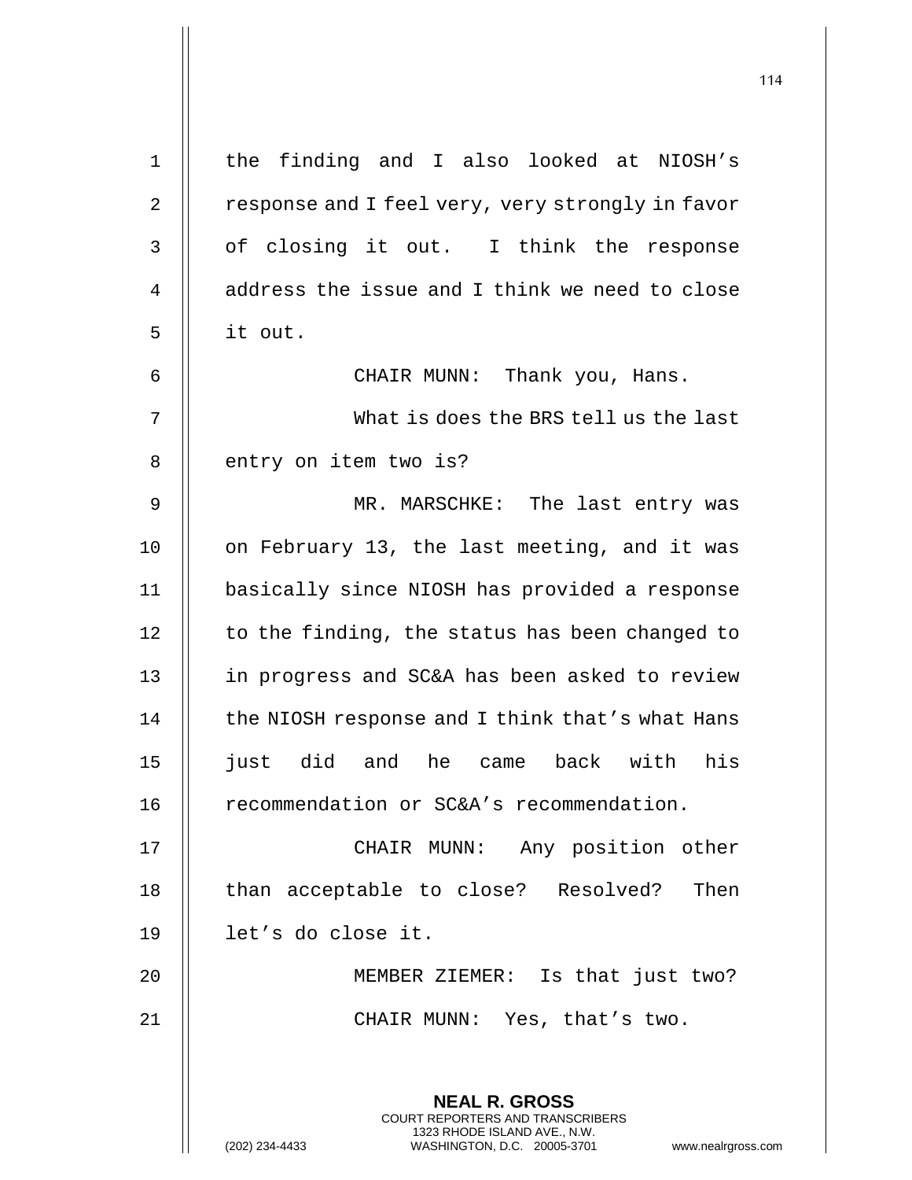the finding and I also looked at NIOSH's response and I feel very, very strongly in favor of closing it out. I think the response address the issue and I think we need to close it out.

CHAIR MUNN: Thank you, Hans.

What is does the BRS tell us the last entry on item two is?

MR. MARSCHKE: The last entry was on February 13, the last meeting, and it was basically since NIOSH has provided a response to the finding, the status has been changed to in progress and SC&A has been asked to review the NIOSH response and I think that's what Hans just did and he came back with his recommendation or SC&A's recommendation.

CHAIR MUNN: Any position other than acceptable to close? Resolved? Then let's do close it.

MEMBER ZIEMER: Is that just two?

CHAIR MUNN: Yes, that's two.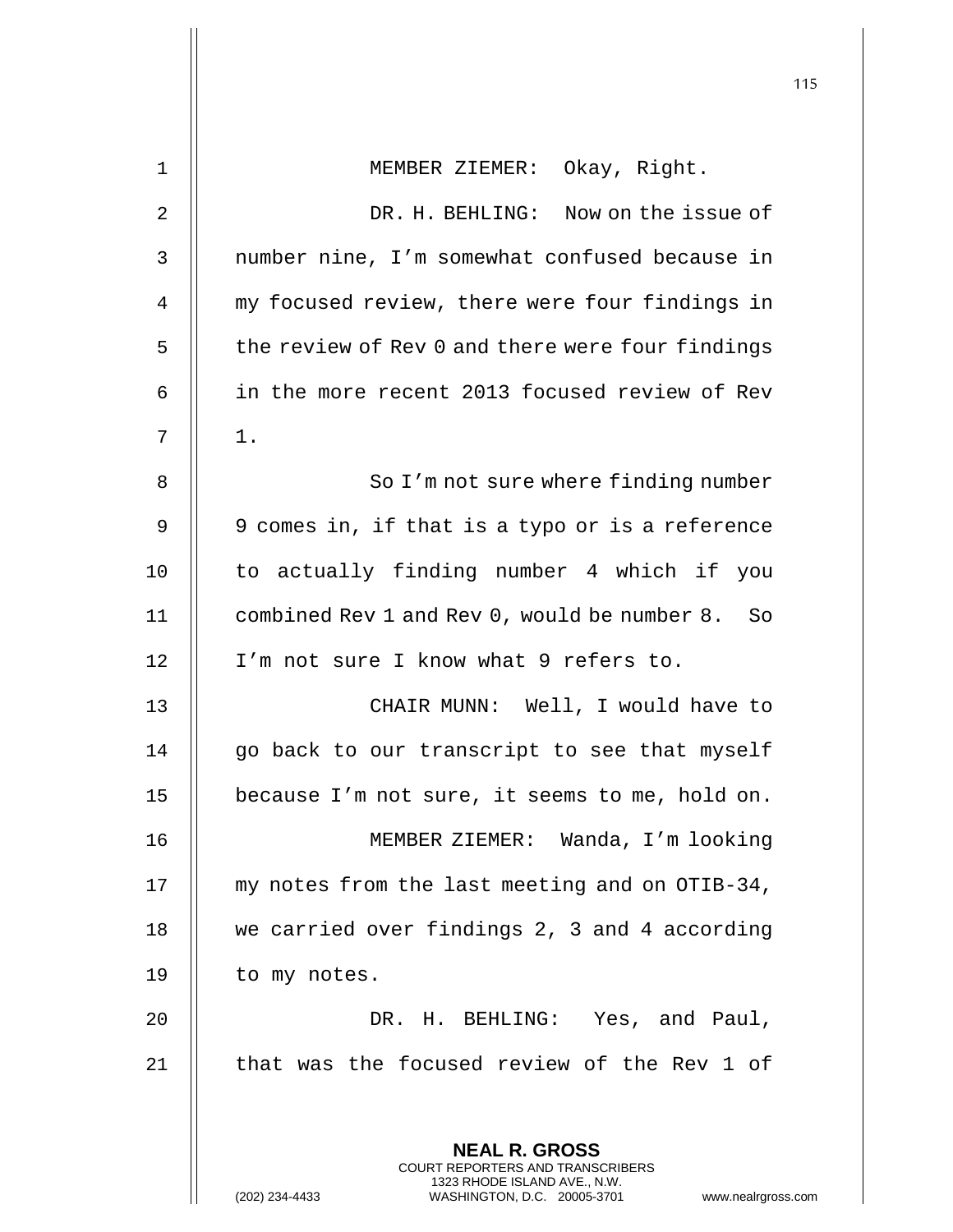MEMBER ZIEMER: Okay, Right.

DR. H. BEHLING: Now on the issue of number nine, I'm somewhat confused because in my focused review, there were four findings in the review of Rev 0 and there were four findings in the more recent 2013 focused review of Rev 1.

So I'm not sure where finding number 9 comes in, if that is a typo or is a reference to actually finding number 4 which if you combined Rev 1 and Rev 0, would be number 8. So I'm not sure I know what 9 refers to.

CHAIR MUNN: Well, I would have to go back to our transcript to see that myself because I'm not sure, it seems to me, hold on.

MEMBER ZIEMER: Wanda, I'm looking my notes from the last meeting and on OTIB-34, we carried over findings 2, 3 and 4 according to my notes.

DR. H. BEHLING: Yes, and Paul, that was the focused review of the Rev 1 of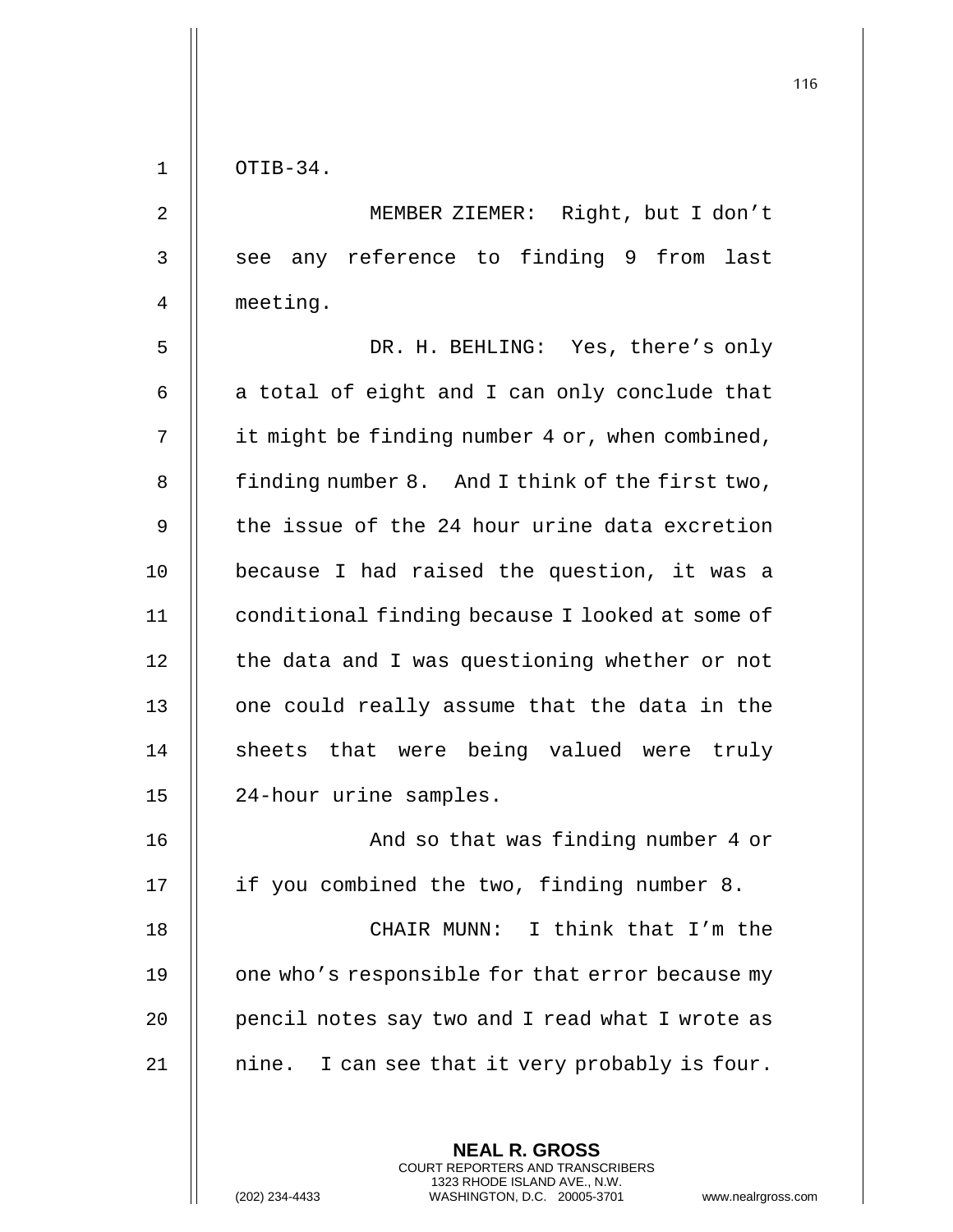OTIB-34.

MEMBER ZIEMER: Right, but I don't see any reference to finding 9 from last meeting.

DR. H. BEHLING: Yes, there's only a total of eight and I can only conclude that it might be finding number 4 or, when combined, finding number 8. And I think of the first two, the issue of the 24 hour urine data excretion because I had raised the question, it was a conditional finding because I looked at some of the data and I was questioning whether or not one could really assume that the data in the sheets that were being valued were truly 24-hour urine samples.

And so that was finding number 4 or if you combined the two, finding number 8.

CHAIR MUNN: I think that I'm the one who's responsible for that error because my pencil notes say two and I read what I wrote as nine. I can see that it very probably is four.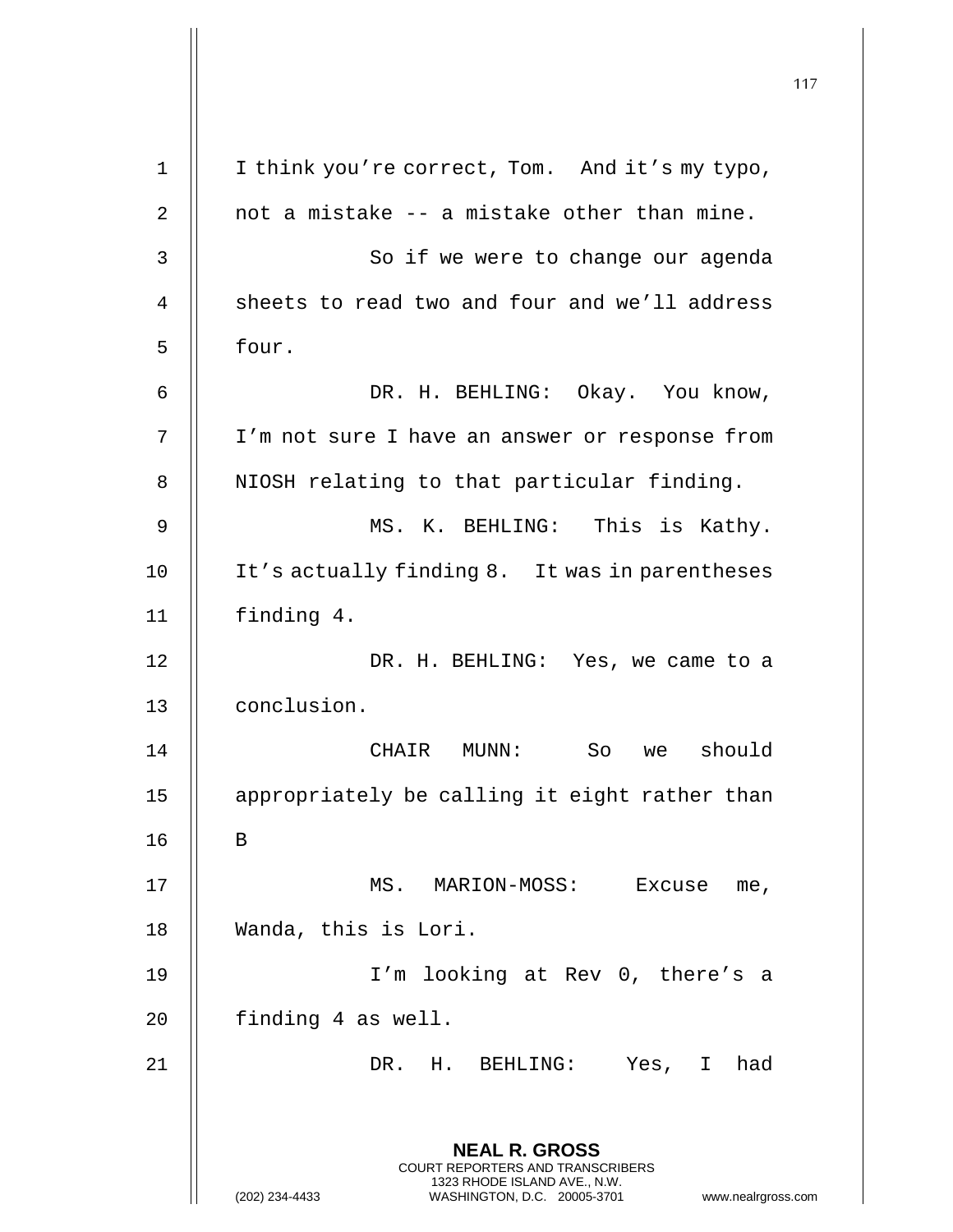I think you're correct, Tom. And it's my typo, not a mistake -- a mistake other than mine.

So if we were to change our agenda sheets to read two and four and we'll address four.

DR. H. BEHLING: Okay. You know, I'm not sure I have an answer or response from NIOSH relating to that particular finding.

MS. K. BEHLING: This is Kathy. It's actually finding 8. It was in parentheses finding 4.

DR. H. BEHLING: Yes, we came to a conclusion.

CHAIR MUNN: So we should appropriately be calling it eight rather than B

MS. MARION-MOSS: Excuse me, Wanda, this is Lori.

I'm looking at Rev 0, there's a finding 4 as well.

DR. H. BEHLING: Yes, I had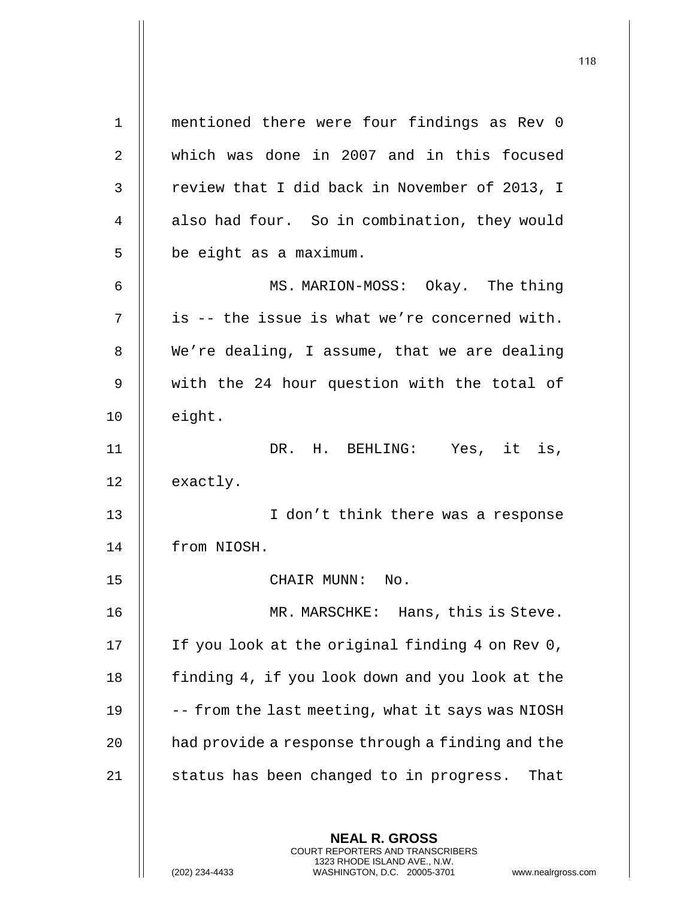mentioned there were four findings as Rev 0 which was done in 2007 and in this focused review that I did back in November of 2013, I also had four. So in combination, they would be eight as a maximum.

MS. MARION-MOSS: Okay. The thing is -- the issue is what we're concerned with. We're dealing, I assume, that we are dealing with the 24 hour question with the total of eight.

DR. H. BEHLING: Yes, it is, exactly.

I don't think there was a response from NIOSH.

CHAIR MUNN: No.

MR. MARSCHKE: Hans, this is Steve. If you look at the original finding 4 on Rev 0, finding 4, if you look down and you look at the -- from the last meeting, what it says was NIOSH had provide a response through a finding and the status has been changed to in progress. That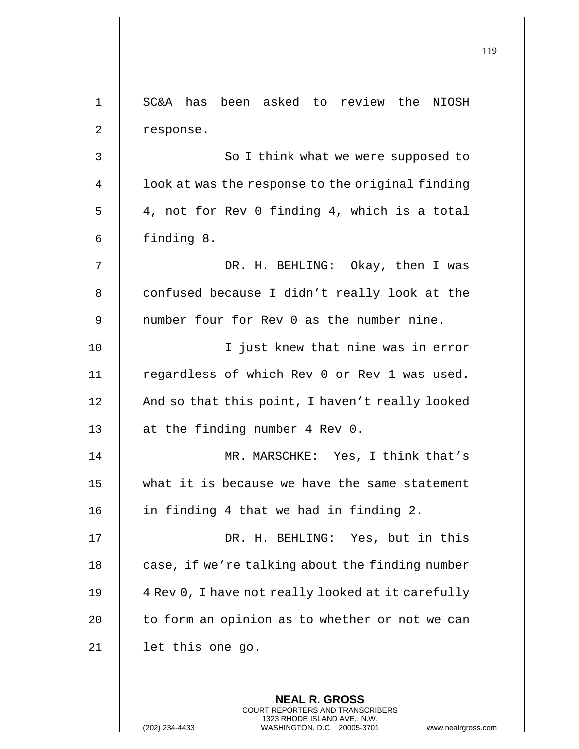SC&A has been asked to review the NIOSH response.

So I think what we were supposed to look at was the response to the original finding 4, not for Rev 0 finding 4, which is a total finding 8.

DR. H. BEHLING: Okay, then I was confused because I didn't really look at the number four for Rev 0 as the number nine.

I just knew that nine was in error regardless of which Rev 0 or Rev 1 was used. And so that this point, I haven't really looked at the finding number 4 Rev 0.

MR. MARSCHKE: Yes, I think that's what it is because we have the same statement in finding 4 that we had in finding 2.

DR. H. BEHLING: Yes, but in this case, if we're talking about the finding number 4 Rev 0, I have not really looked at it carefully to form an opinion as to whether or not we can let this one go.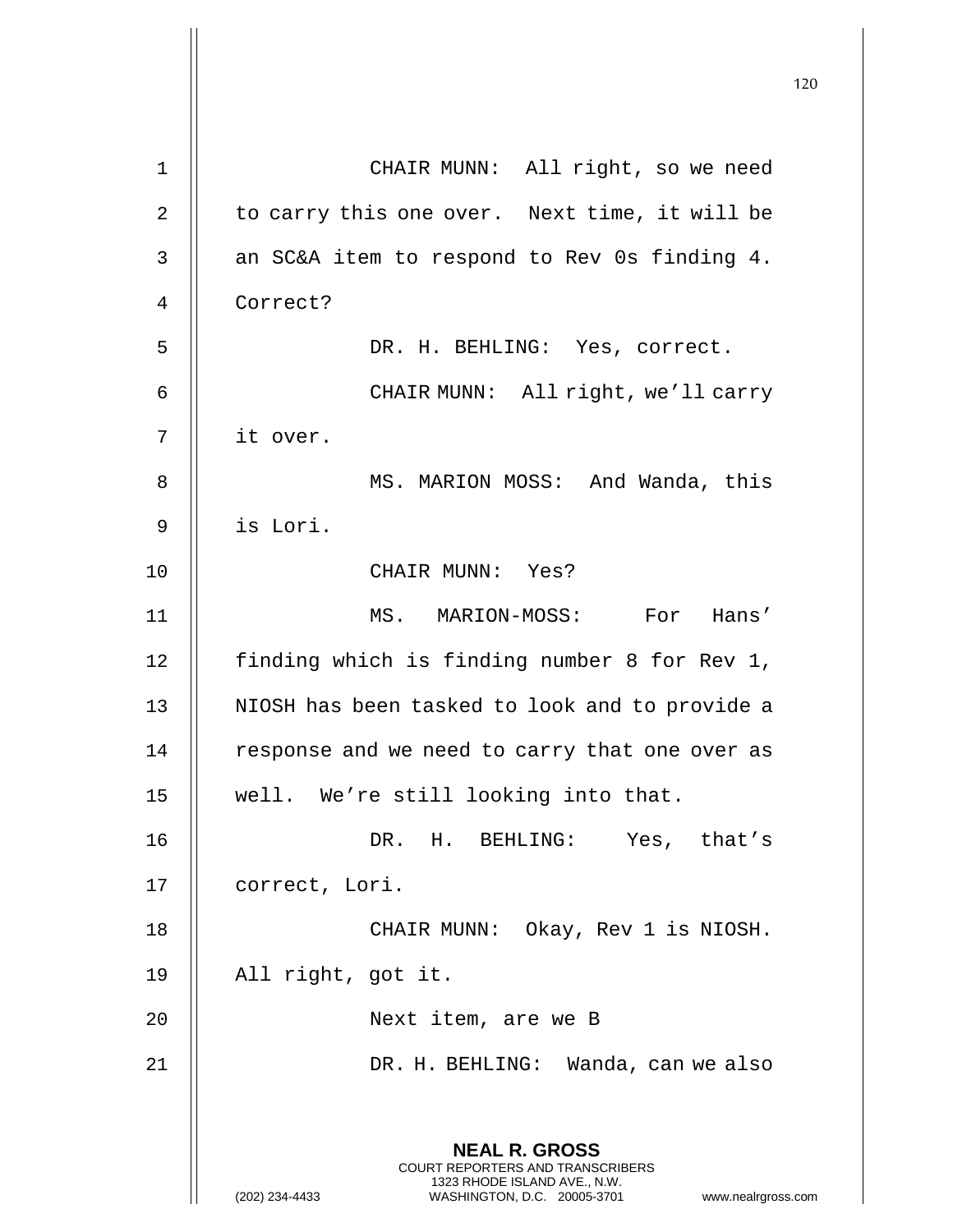CHAIR MUNN: All right, so we need to carry this one over. Next time, it will be an SC&A item to respond to Rev 0s finding 4. Correct?

DR. H. BEHLING: Yes, correct.

CHAIR MUNN: All right, we'll carry it over.

MS. MARION MOSS: And Wanda, this is Lori.

CHAIR MUNN: Yes?

MS. MARION-MOSS: For Hans' finding which is finding number 8 for Rev 1, NIOSH has been tasked to look and to provide a response and we need to carry that one over as well. We're still looking into that.

DR. H. BEHLING: Yes, that's correct, Lori.

CHAIR MUNN: Okay, Rev 1 is NIOSH. All right, got it.

Next item, are we B

DR. H. BEHLING: Wanda, can we also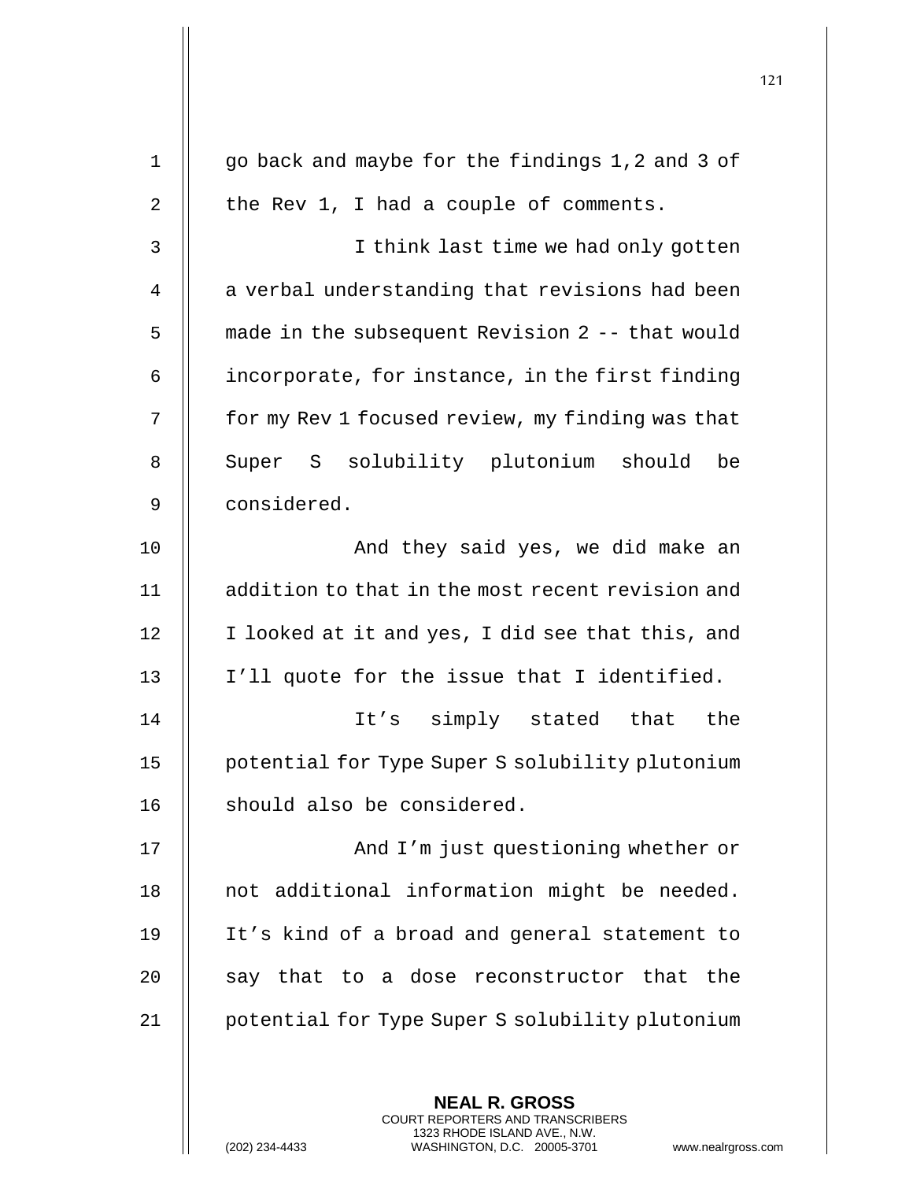go back and maybe for the findings 1,2 and 3 of the Rev 1, I had a couple of comments.

I think last time we had only gotten a verbal understanding that revisions had been made in the subsequent Revision 2 -- that would incorporate, for instance, in the first finding for my Rev 1 focused review, my finding was that Super S solubility plutonium should be considered.

And they said yes, we did make an addition to that in the most recent revision and I looked at it and yes, I did see that this, and I'll quote for the issue that I identified.

It's simply stated that the potential for Type Super S solubility plutonium should also be considered.

And I'm just questioning whether or not additional information might be needed. It's kind of a broad and general statement to say that to a dose reconstructor that the potential for Type Super S solubility plutonium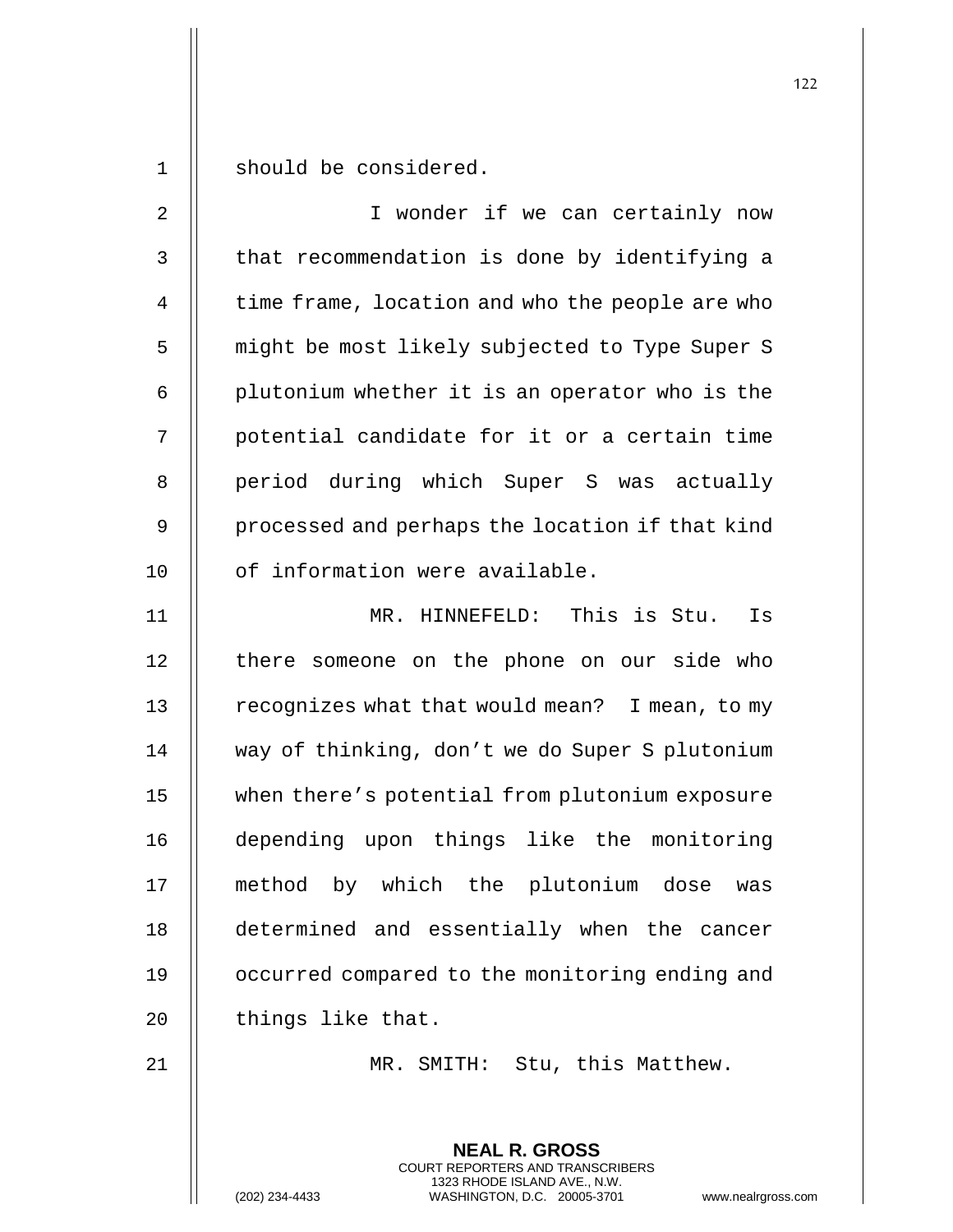should be considered.

I wonder if we can certainly now that recommendation is done by identifying a time frame, location and who the people are who might be most likely subjected to Type Super S plutonium whether it is an operator who is the potential candidate for it or a certain time period during which Super S was actually processed and perhaps the location if that kind of information were available.

MR. HINNEFELD: This is Stu. Is there someone on the phone on our side who recognizes what that would mean? I mean, to my way of thinking, don't we do Super S plutonium when there's potential from plutonium exposure depending upon things like the monitoring method by which the plutonium dose was determined and essentially when the cancer occurred compared to the monitoring ending and things like that.

MR. SMITH: Stu, this Matthew.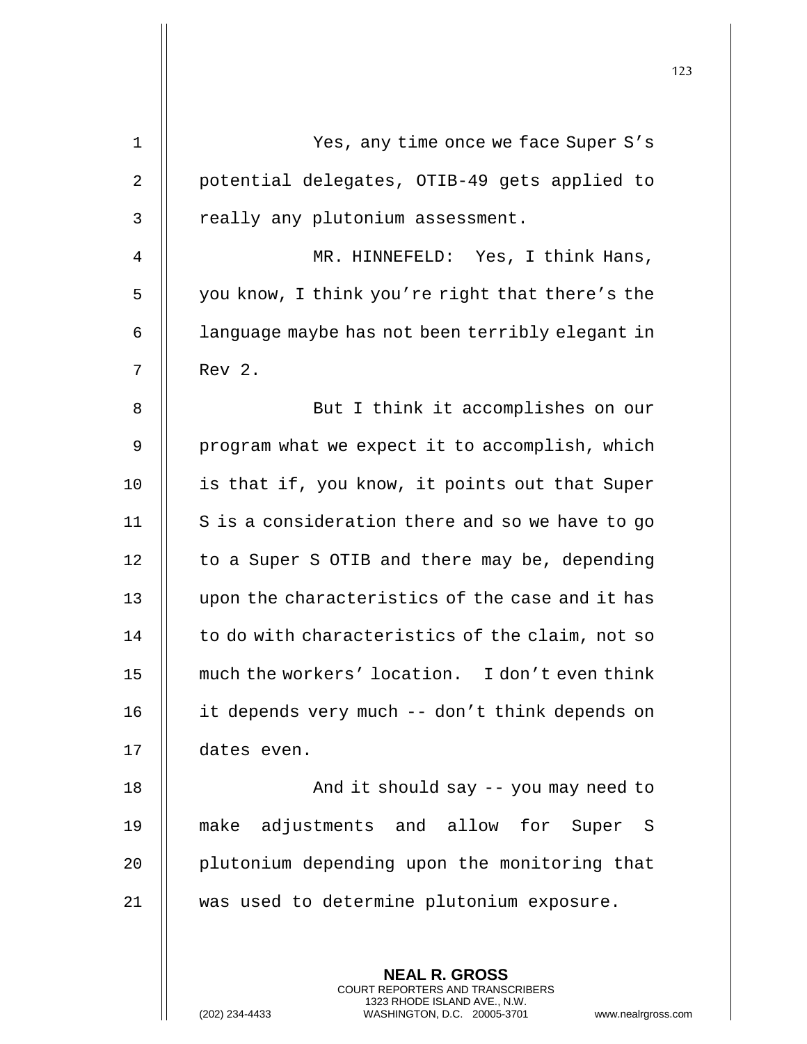Yes, any time once we face Super S's potential delegates, OTIB-49 gets applied to really any plutonium assessment.

MR. HINNEFELD: Yes, I think Hans, you know, I think you're right that there's the language maybe has not been terribly elegant in Rev 2.

But I think it accomplishes on our program what we expect it to accomplish, which is that if, you know, it points out that Super S is a consideration there and so we have to go to a Super S OTIB and there may be, depending upon the characteristics of the case and it has to do with characteristics of the claim, not so much the workers' location. I don't even think it depends very much -- don't think depends on dates even.

And it should say -- you may need to make adjustments and allow for Super S plutonium depending upon the monitoring that was used to determine plutonium exposure.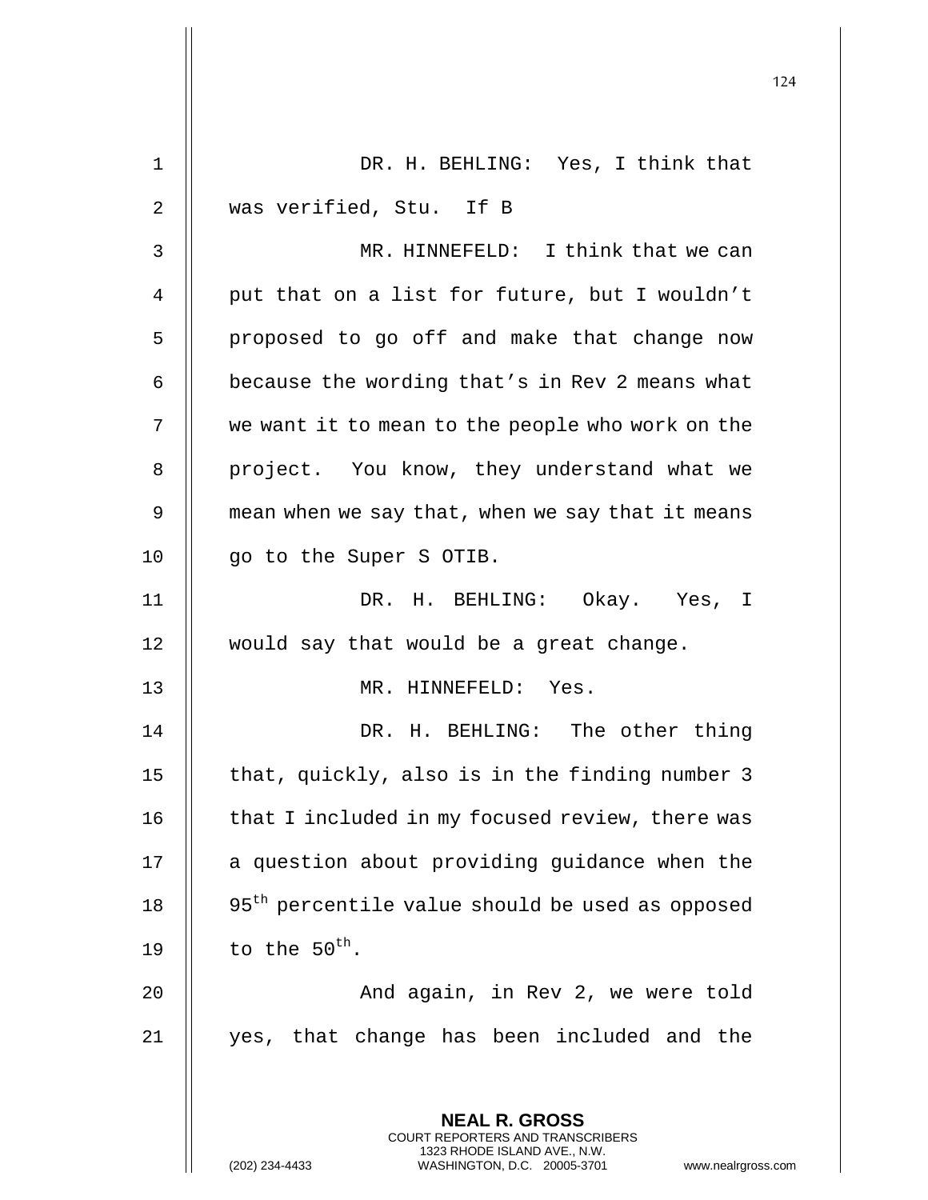DR. H. BEHLING: Yes, I think that was verified, Stu. If B

MR. HINNEFELD: I think that we can put that on a list for future, but I wouldn't proposed to go off and make that change now because the wording that's in Rev 2 means what we want it to mean to the people who work on the project. You know, they understand what we mean when we say that, when we say that it means go to the Super S OTIB.

DR. H. BEHLING: Okay. Yes, I would say that would be a great change.

MR. HINNEFELD: Yes.

DR. H. BEHLING: The other thing that, quickly, also is in the finding number 3 that I included in my focused review, there was a question about providing guidance when the $95^{th}$ percentile value should be used as opposed to the $50^{th}$.

And again, in Rev 2, we were told yes, that change has been included and the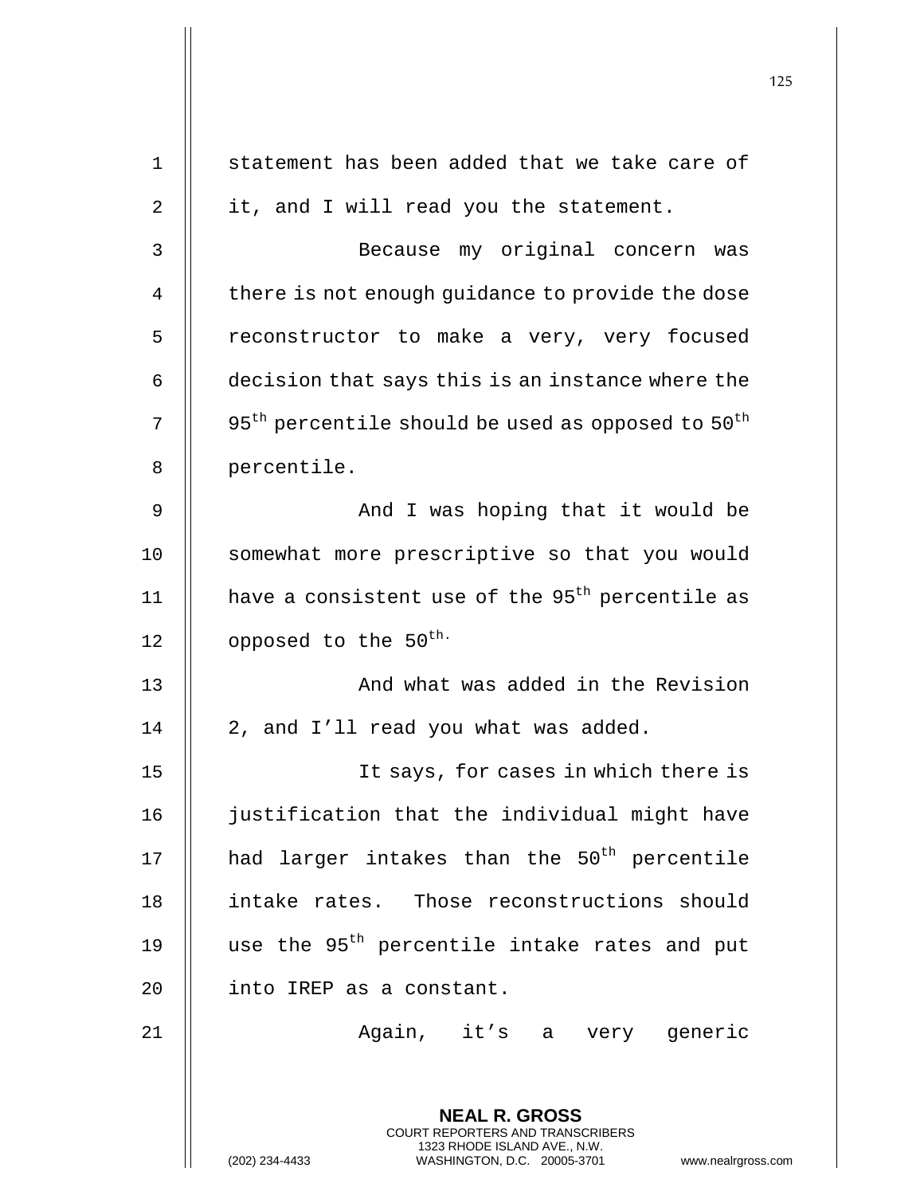statement has been added that we take care of it, and I will read you the statement.

Because my original concern was there is not enough guidance to provide the dose reconstructor to make a very, very focused decision that says this is an instance where the $95^{th}$ percentile should be used as opposed to $50^{th}$ percentile.

And I was hoping that it would be somewhat more prescriptive so that you would have a consistent use of the $95^{th}$ percentile as opposed to the $50^{th.}$

And what was added in the Revision 2, and I'll read you what was added.

It says, for cases in which there is justification that the individual might have had larger intakes than the $50^{th}$ percentile intake rates. Those reconstructions should use the $95^{th}$ percentile intake rates and put into IREP as a constant.

Again, it's a very generic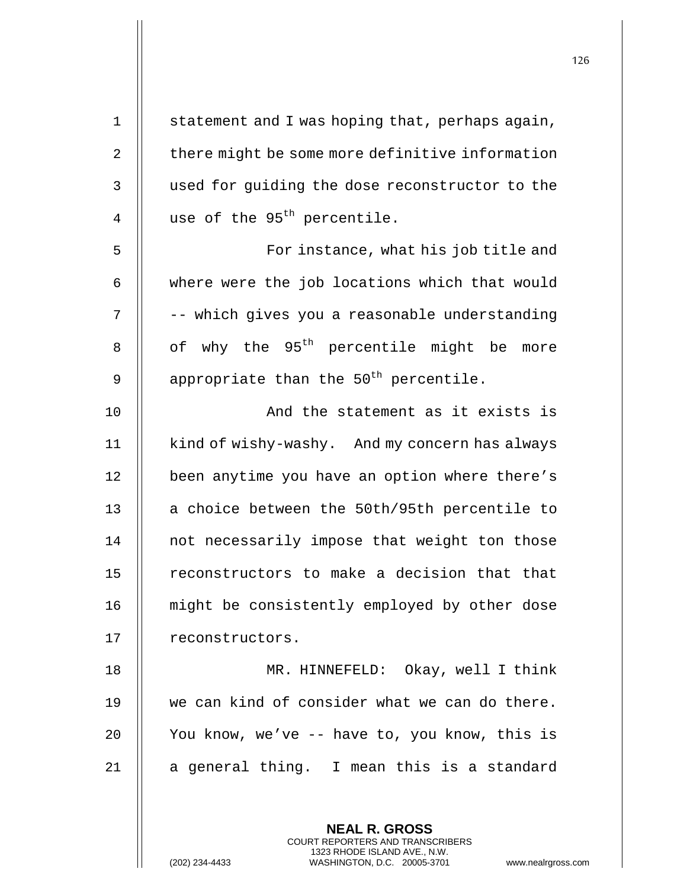statement and I was hoping that, perhaps again, there might be some more definitive information used for guiding the dose reconstructor to the use of the $95^{th}$ percentile.

For instance, what his job title and where were the job locations which that would -- which gives you a reasonable understanding of why the $95^{th}$ percentile might be more appropriate than the $50^{th}$ percentile.

And the statement as it exists is kind of wishy-washy. And my concern has always been anytime you have an option where there's a choice between the 50th/95th percentile to not necessarily impose that weight ton those reconstructors to make a decision that that might be consistently employed by other dose reconstructors.

MR. HINNEFELD: Okay, well I think we can kind of consider what we can do there. You know, we've -- have to, you know, this is a general thing. I mean this is a standard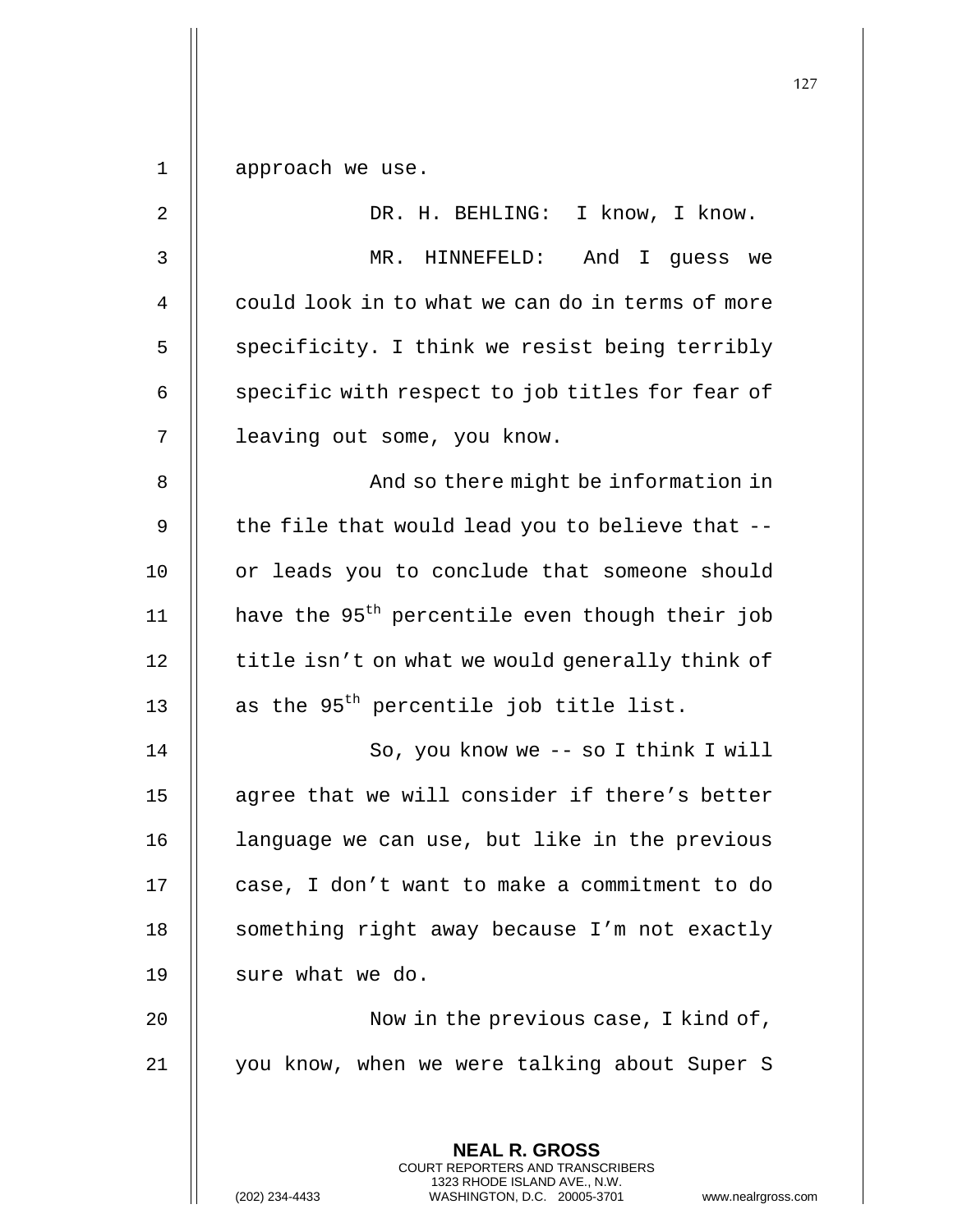approach we use.

DR. H. BEHLING: I know, I know.

MR. HINNEFELD: And I guess we could look in to what we can do in terms of more specificity. I think we resist being terribly specific with respect to job titles for fear of leaving out some, you know.

And so there might be information in the file that would lead you to believe that -- or leads you to conclude that someone should have the 95$^{th}$ percentile even though their job title isn't on what we would generally think of as the 95$^{th}$ percentile job title list.

So, you know we -- so I think I will agree that we will consider if there's better language we can use, but like in the previous case, I don't want to make a commitment to do something right away because I'm not exactly sure what we do.

Now in the previous case, I kind of, you know, when we were talking about Super S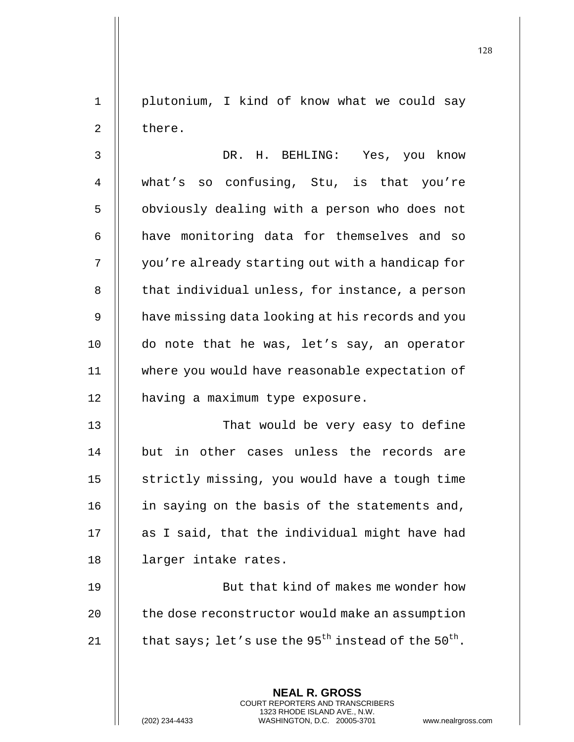plutonium, I kind of know what we could say there.

DR. H. BEHLING: Yes, you know what's so confusing, Stu, is that you're obviously dealing with a person who does not have monitoring data for themselves and so you're already starting out with a handicap for that individual unless, for instance, a person have missing data looking at his records and you do note that he was, let's say, an operator where you would have reasonable expectation of having a maximum type exposure.

That would be very easy to define but in other cases unless the records are strictly missing, you would have a tough time in saying on the basis of the statements and, as I said, that the individual might have had larger intake rates.

But that kind of makes me wonder how the dose reconstructor would make an assumption that says; let's use the $95^{th}$ instead of the $50^{th}$.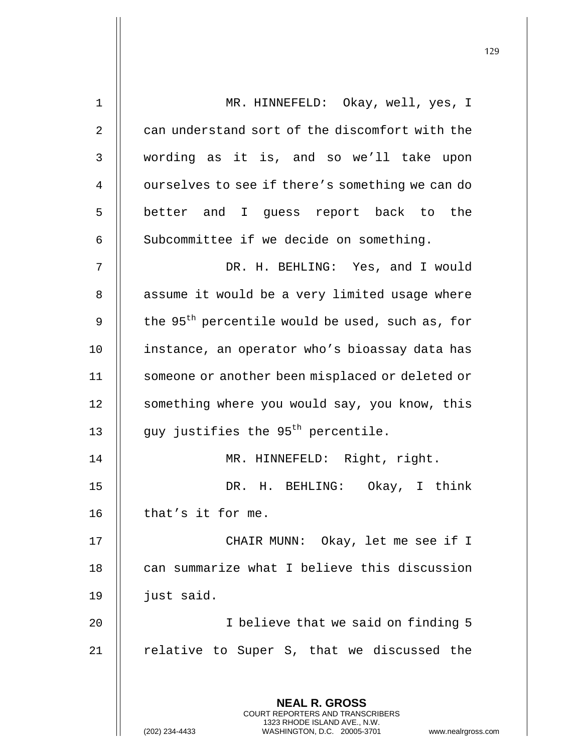MR. HINNEFELD: Okay, well, yes, I can understand sort of the discomfort with the wording as it is, and so we'll take upon ourselves to see if there's something we can do better and I guess report back to the Subcommittee if we decide on something.

DR. H. BEHLING: Yes, and I would assume it would be a very limited usage where the $95^{th}$ percentile would be used, such as, for instance, an operator who's bioassay data has someone or another been misplaced or deleted or something where you would say, you know, this guy justifies the $95^{th}$ percentile.

MR. HINNEFELD: Right, right.

DR. H. BEHLING: Okay, I think that's it for me.

CHAIR MUNN: Okay, let me see if I can summarize what I believe this discussion just said.

I believe that we said on finding 5 relative to Super S, that we discussed the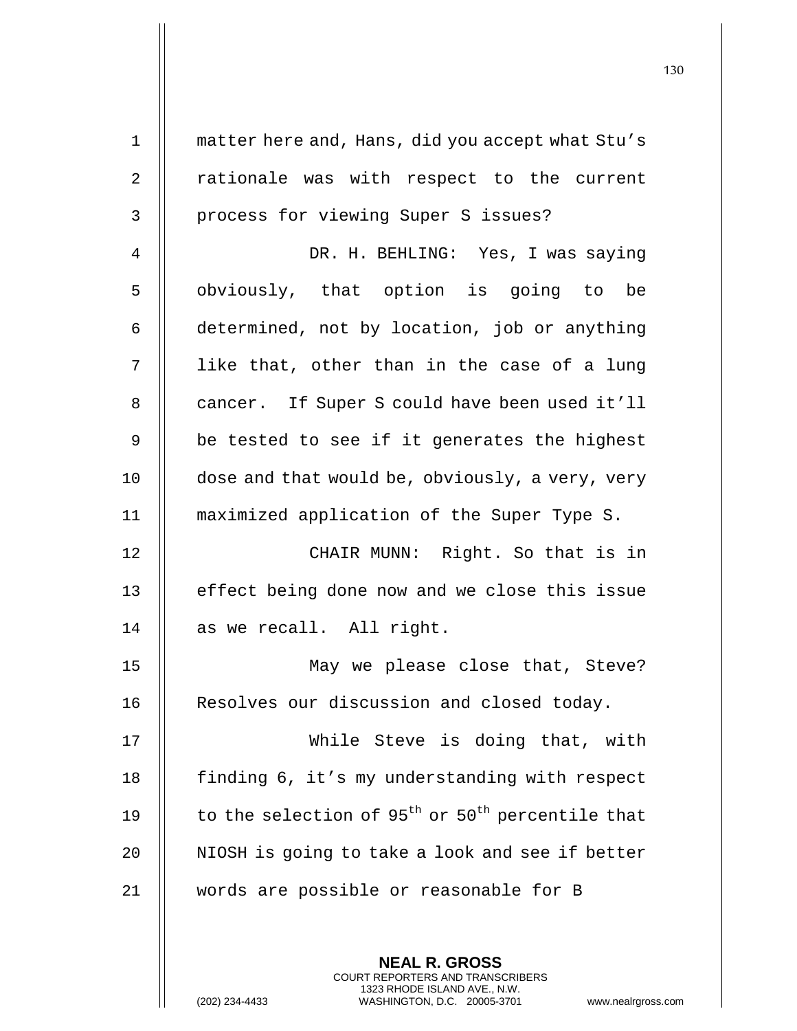matter here and, Hans, did you accept what Stu's rationale was with respect to the current process for viewing Super S issues?

DR. H. BEHLING: Yes, I was saying obviously, that option is going to be determined, not by location, job or anything like that, other than in the case of a lung cancer. If Super S could have been used it'll be tested to see if it generates the highest dose and that would be, obviously, a very, very maximized application of the Super Type S.

CHAIR MUNN: Right. So that is in effect being done now and we close this issue as we recall. All right.

May we please close that, Steve? Resolves our discussion and closed today.

While Steve is doing that, with finding 6, it's my understanding with respect to the selection of $95^{th}$ or $50^{th}$ percentile that NIOSH is going to take a look and see if better words are possible or reasonable for B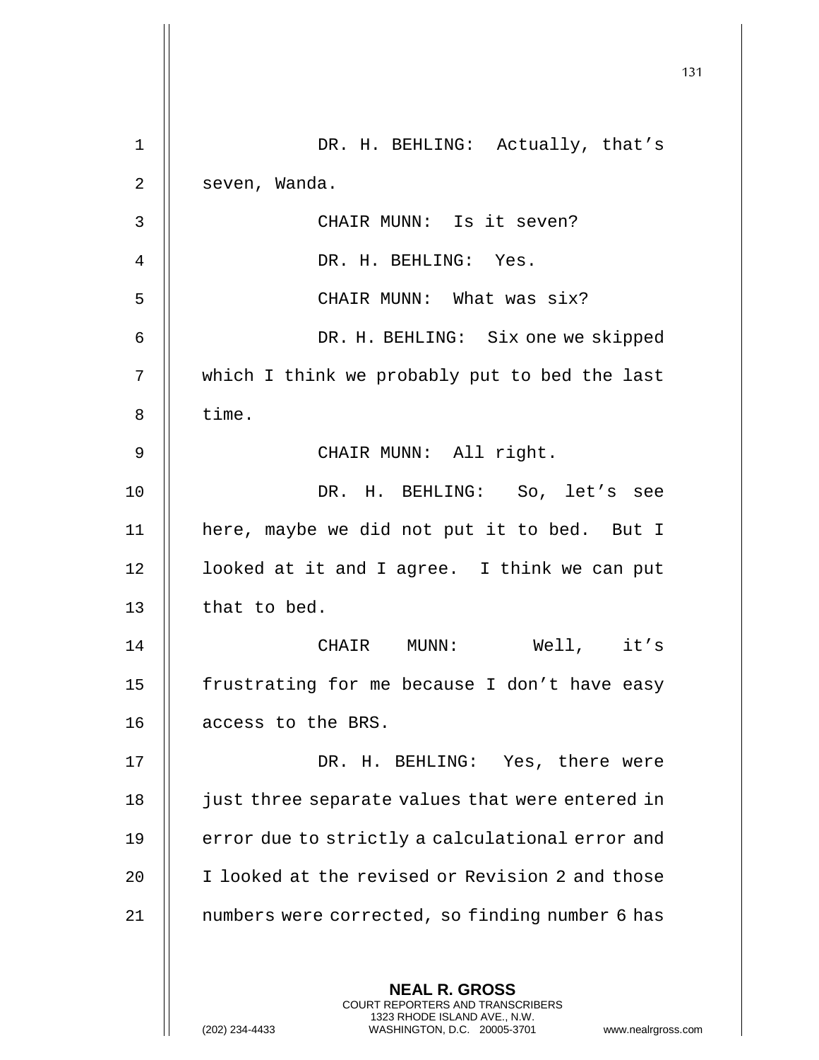DR. H. BEHLING: Actually, that's seven, Wanda.

CHAIR MUNN: Is it seven?

DR. H. BEHLING: Yes.

CHAIR MUNN: What was six?

DR. H. BEHLING: Six one we skipped which I think we probably put to bed the last time.

CHAIR MUNN: All right.

DR. H. BEHLING: So, let's see here, maybe we did not put it to bed. But I looked at it and I agree. I think we can put that to bed.

CHAIR MUNN: Well, it's frustrating for me because I don't have easy access to the BRS.

DR. H. BEHLING: Yes, there were just three separate values that were entered in error due to strictly a calculational error and I looked at the revised or Revision 2 and those numbers were corrected, so finding number 6 has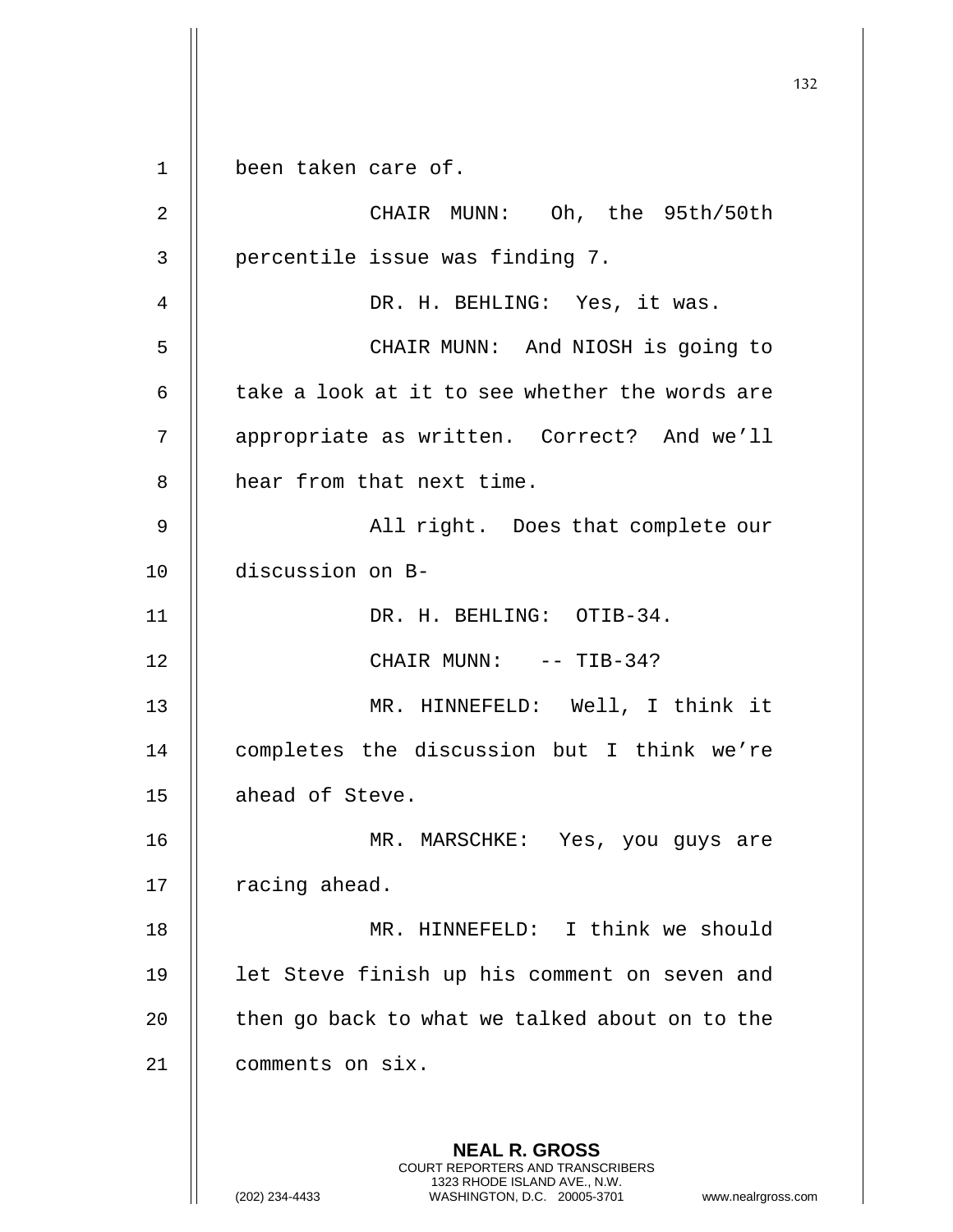been taken care of.

CHAIR MUNN: Oh, the 95th/50th percentile issue was finding 7.

DR. H. BEHLING: Yes, it was.

CHAIR MUNN: And NIOSH is going to take a look at it to see whether the words are appropriate as written. Correct? And we'll hear from that next time.

All right. Does that complete our discussion on B-

DR. H. BEHLING: OTIB-34.

CHAIR MUNN: -- TIB-34?

MR. HINNEFELD: Well, I think it completes the discussion but I think we're ahead of Steve.

MR. MARSCHKE: Yes, you guys are racing ahead.

MR. HINNEFELD: I think we should let Steve finish up his comment on seven and then go back to what we talked about on to the comments on six.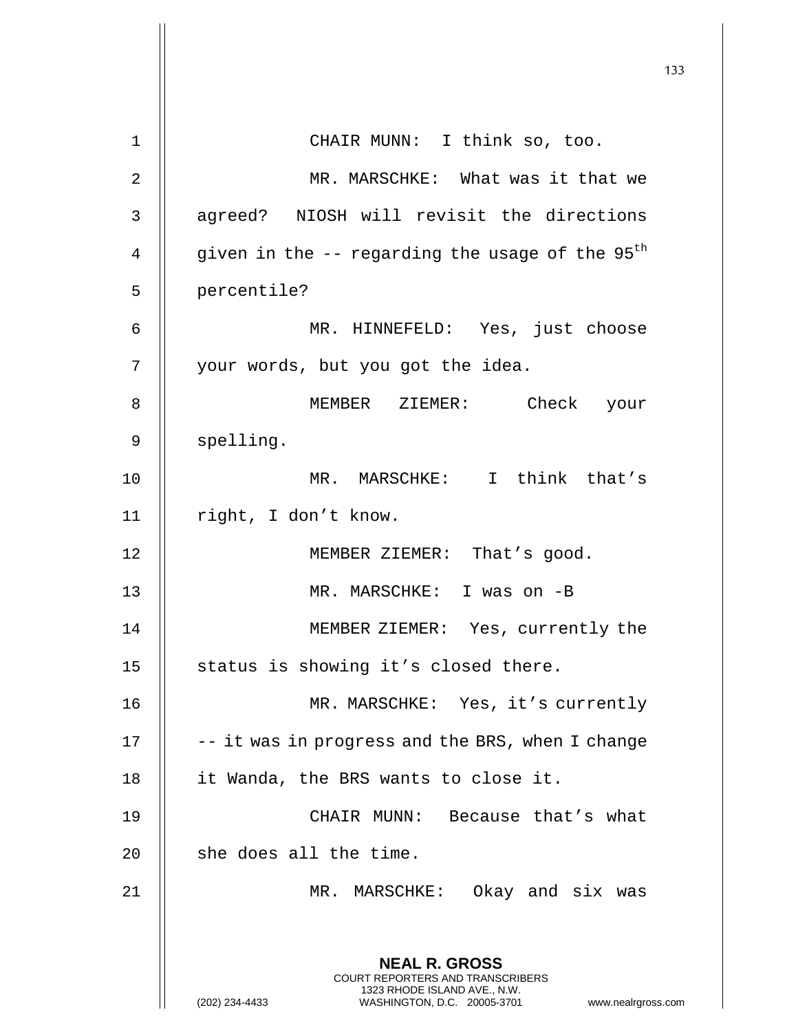CHAIR MUNN: I think so, too.

MR. MARSCHKE: What was it that we agreed? NIOSH will revisit the directions given in the -- regarding the usage of the 95th percentile?

MR. HINNEFELD: Yes, just choose your words, but you got the idea.

MEMBER ZIEMER: Check your spelling.

MR. MARSCHKE: I think that's right, I don't know.

MEMBER ZIEMER: That's good.

MR. MARSCHKE: I was on -B

MEMBER ZIEMER: Yes, currently the status is showing it's closed there.

MR. MARSCHKE: Yes, it's currently -- it was in progress and the BRS, when I change it Wanda, the BRS wants to close it.

CHAIR MUNN: Because that's what she does all the time.

MR. MARSCHKE: Okay and six was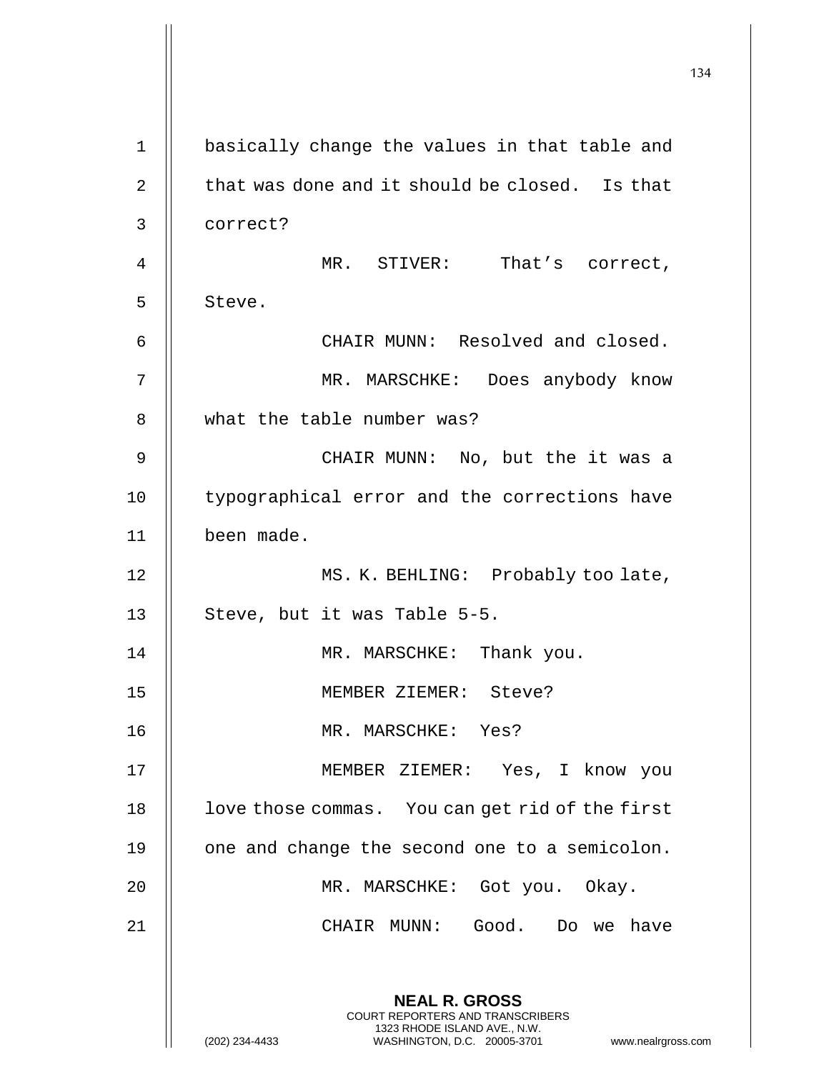basically change the values in that table and that was done and it should be closed. Is that correct?

MR. STIVER: That's correct, Steve.

CHAIR MUNN: Resolved and closed.

MR. MARSCHKE: Does anybody know what the table number was?

CHAIR MUNN: No, but the it was a typographical error and the corrections have been made.

MS. K. BEHLING: Probably too late, Steve, but it was Table 5-5.

MR. MARSCHKE: Thank you.

MEMBER ZIEMER: Steve?

MR. MARSCHKE: Yes?

MEMBER ZIEMER: Yes, I know you love those commas. You can get rid of the first one and change the second one to a semicolon.

MR. MARSCHKE: Got you. Okay.

CHAIR MUNN: Good. Do we have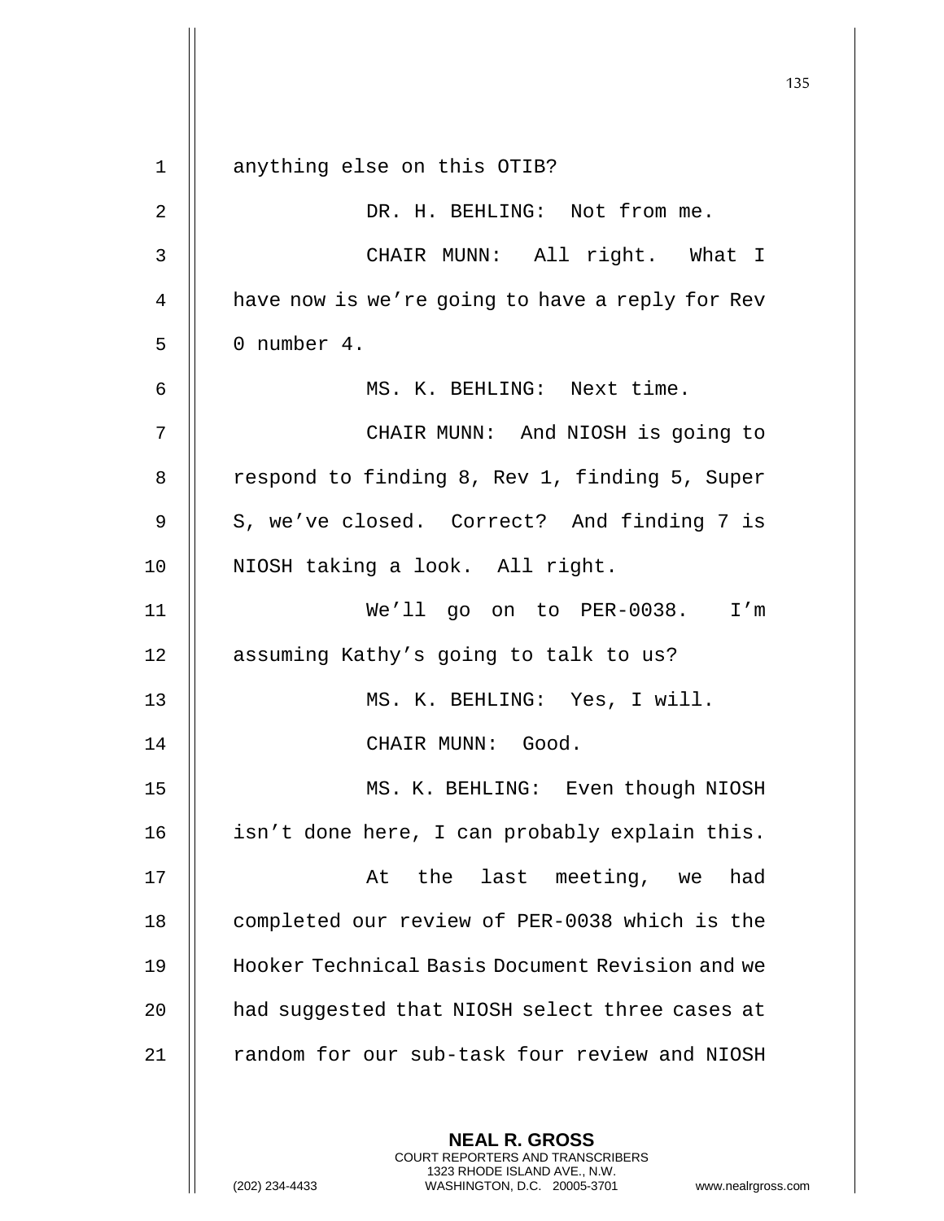anything else on this OTIB?

DR. H. BEHLING: Not from me.

CHAIR MUNN: All right. What I have now is we’re going to have a reply for Rev 0 number 4.

MS. K. BEHLING: Next time.

CHAIR MUNN: And NIOSH is going to respond to finding 8, Rev 1, finding 5, Super S, we’ve closed. Correct? And finding 7 is NIOSH taking a look. All right.

We’ll go on to PER-0038. I’m assuming Kathy’s going to talk to us?

MS. K. BEHLING: Yes, I will.

CHAIR MUNN: Good.

MS. K. BEHLING: Even though NIOSH isn’t done here, I can probably explain this.

At the last meeting, we had completed our review of PER-0038 which is the Hooker Technical Basis Document Revision and we had suggested that NIOSH select three cases at random for our sub-task four review and NIOSH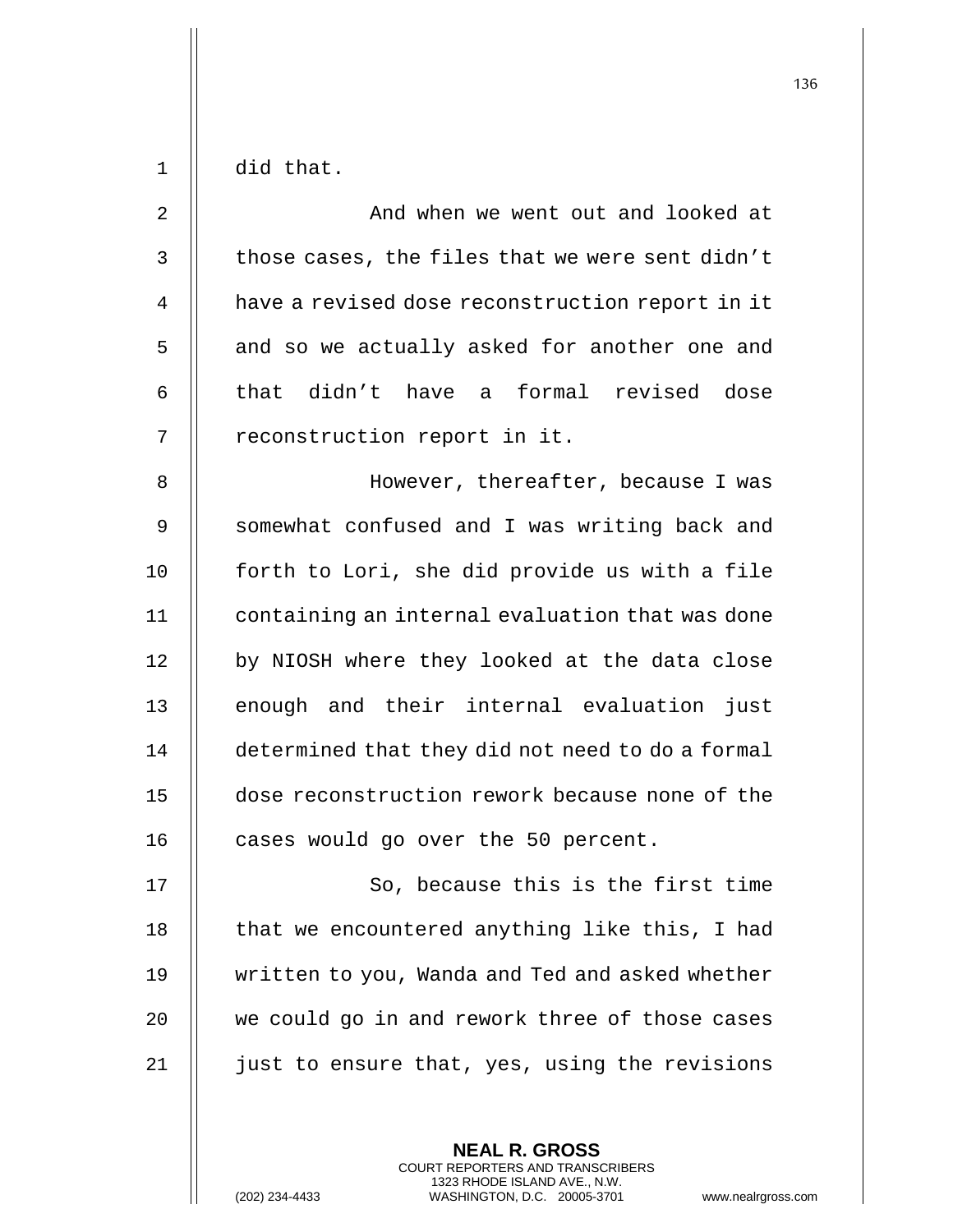did that.

And when we went out and looked at those cases, the files that we were sent didn't have a revised dose reconstruction report in it and so we actually asked for another one and that didn't have a formal revised dose reconstruction report in it.

However, thereafter, because I was somewhat confused and I was writing back and forth to Lori, she did provide us with a file containing an internal evaluation that was done by NIOSH where they looked at the data close enough and their internal evaluation just determined that they did not need to do a formal dose reconstruction rework because none of the cases would go over the 50 percent.

So, because this is the first time that we encountered anything like this, I had written to you, Wanda and Ted and asked whether we could go in and rework three of those cases just to ensure that, yes, using the revisions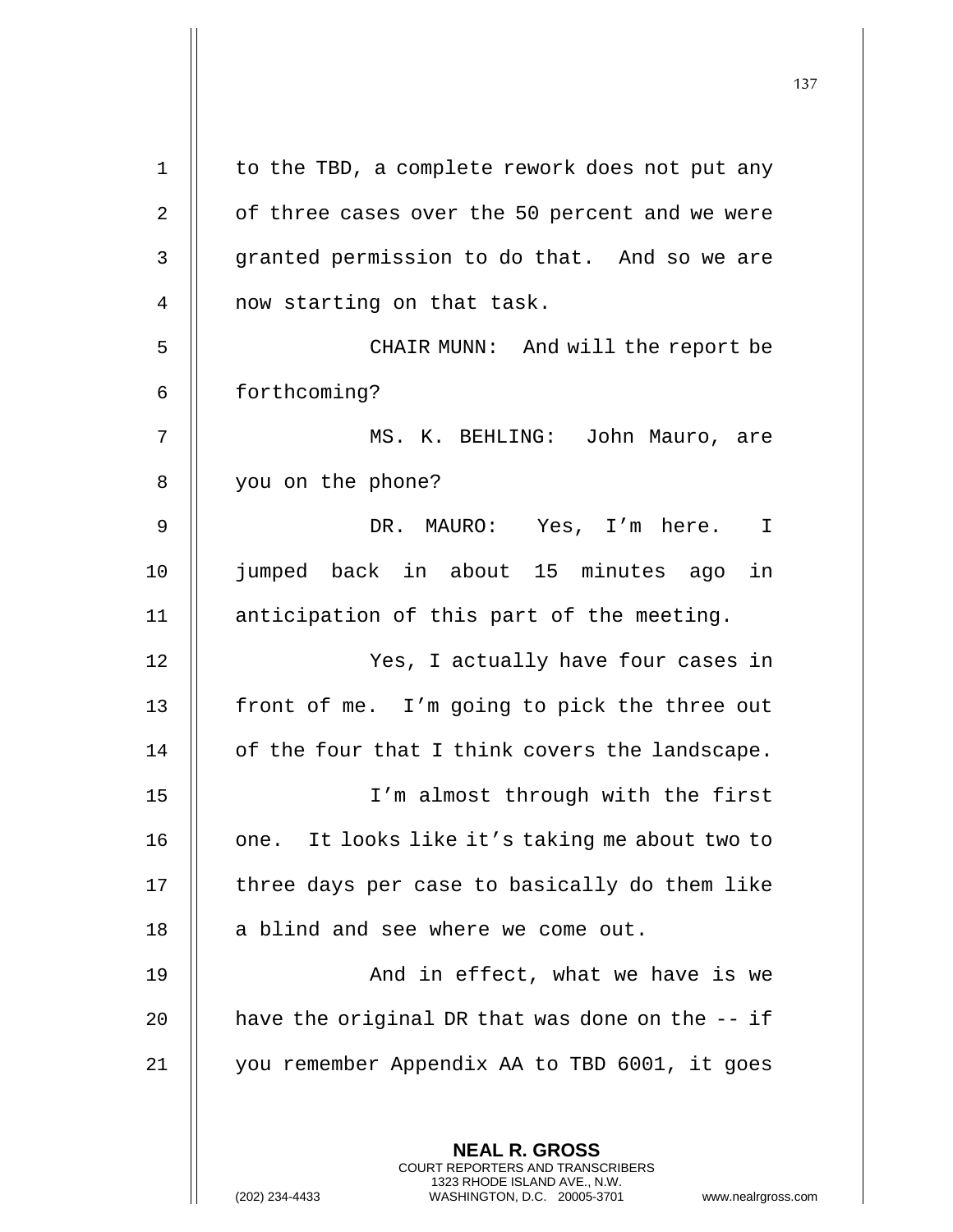to the TBD, a complete rework does not put any of three cases over the 50 percent and we were granted permission to do that. And so we are now starting on that task.

CHAIR MUNN: And will the report be forthcoming?

MS. K. BEHLING: John Mauro, are you on the phone?

DR. MAURO: Yes, I'm here. I jumped back in about 15 minutes ago in anticipation of this part of the meeting.

Yes, I actually have four cases in front of me. I'm going to pick the three out of the four that I think covers the landscape.

I'm almost through with the first one. It looks like it's taking me about two to three days per case to basically do them like a blind and see where we come out.

And in effect, what we have is we have the original DR that was done on the -- if you remember Appendix AA to TBD 6001, it goes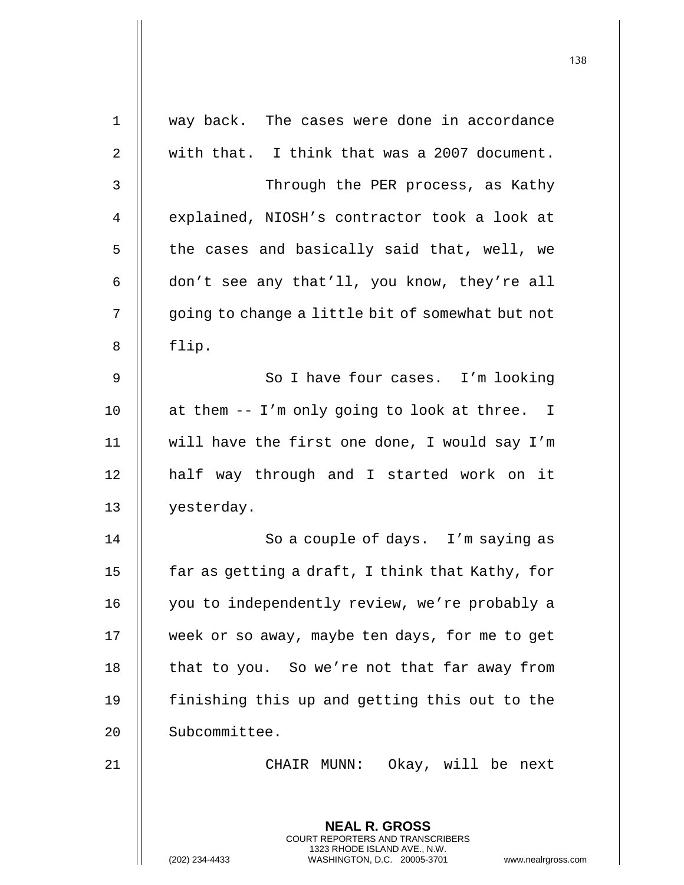way back. The cases were done in accordance with that. I think that was a 2007 document.

Through the PER process, as Kathy explained, NIOSH's contractor took a look at the cases and basically said that, well, we don't see any that'll, you know, they're all going to change a little bit of somewhat but not flip.

So I have four cases. I'm looking at them -- I'm only going to look at three. I will have the first one done, I would say I'm half way through and I started work on it yesterday.

So a couple of days. I'm saying as far as getting a draft, I think that Kathy, for you to independently review, we're probably a week or so away, maybe ten days, for me to get that to you. So we're not that far away from finishing this up and getting this out to the Subcommittee.

CHAIR MUNN: Okay, will be next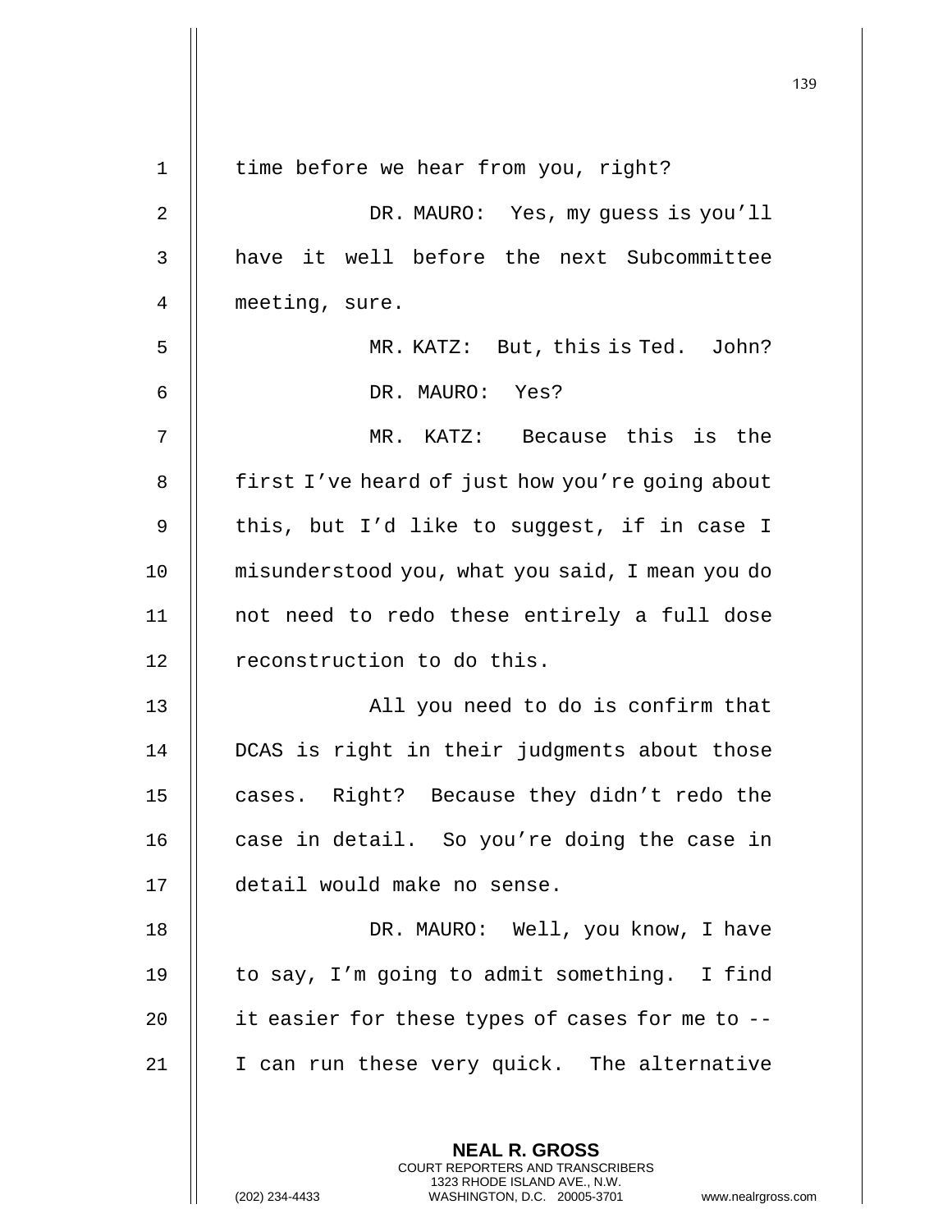time before we hear from you, right?

DR. MAURO: Yes, my guess is you'll have it well before the next Subcommittee meeting, sure.

MR. KATZ: But, this is Ted. John?

DR. MAURO: Yes?

MR. KATZ: Because this is the first I've heard of just how you're going about this, but I'd like to suggest, if in case I misunderstood you, what you said, I mean you do not need to redo these entirely a full dose reconstruction to do this.

All you need to do is confirm that DCAS is right in their judgments about those cases. Right? Because they didn't redo the case in detail. So you're doing the case in detail would make no sense.

DR. MAURO: Well, you know, I have to say, I'm going to admit something. I find it easier for these types of cases for me to -- I can run these very quick. The alternative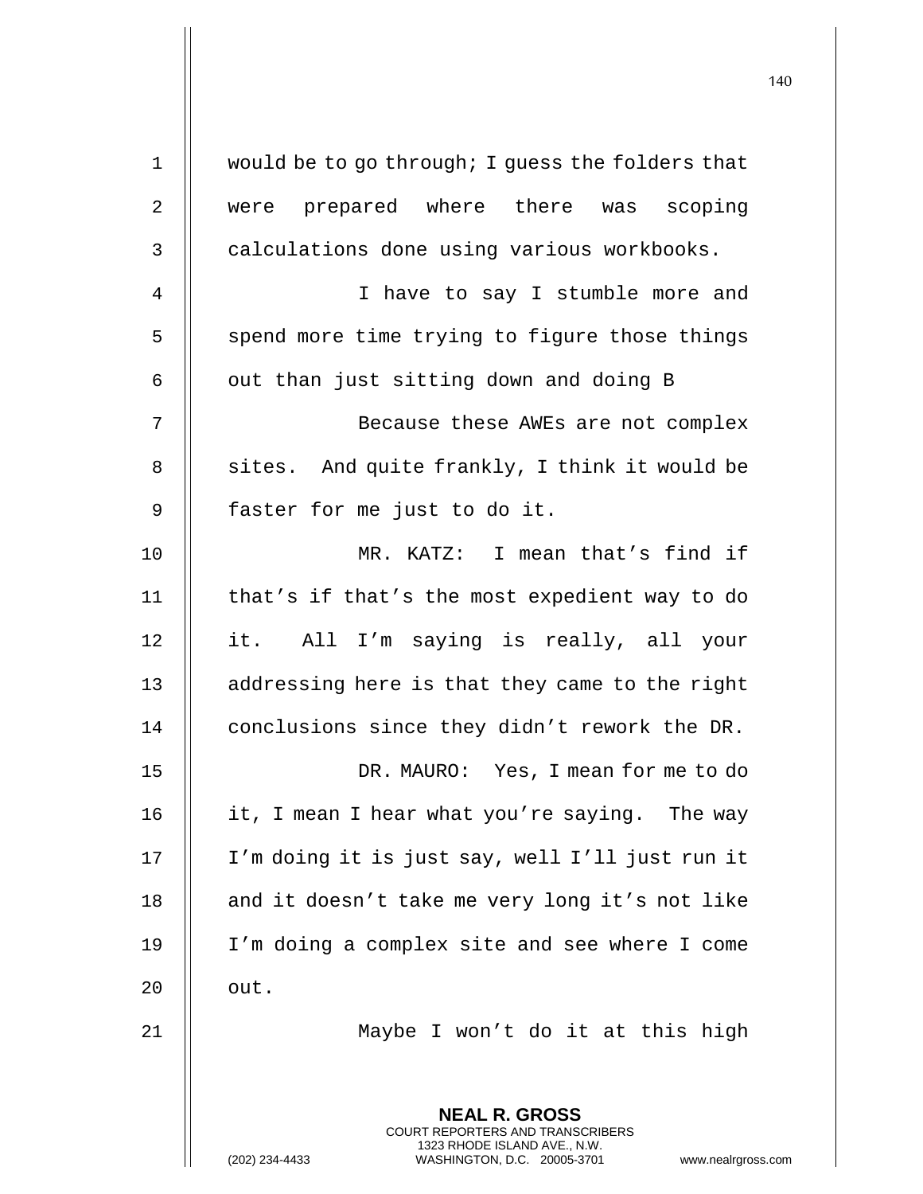would be to go through; I guess the folders that were prepared where there was scoping calculations done using various workbooks.

I have to say I stumble more and spend more time trying to figure those things out than just sitting down and doing B

Because these AWEs are not complex sites. And quite frankly, I think it would be faster for me just to do it.

MR. KATZ: I mean that's find if that's if that's the most expedient way to do it. All I'm saying is really, all your addressing here is that they came to the right conclusions since they didn't rework the DR.

DR. MAURO: Yes, I mean for me to do it, I mean I hear what you're saying. The way I'm doing it is just say, well I'll just run it and it doesn't take me very long it's not like I'm doing a complex site and see where I come out.

Maybe I won't do it at this high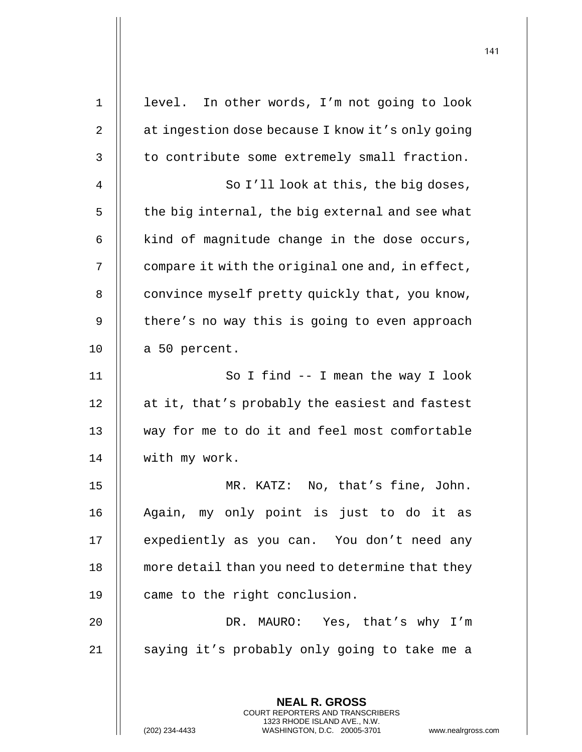level. In other words, I'm not going to look at ingestion dose because I know it's only going to contribute some extremely small fraction.

So I'll look at this, the big doses, the big internal, the big external and see what kind of magnitude change in the dose occurs, compare it with the original one and, in effect, convince myself pretty quickly that, you know, there's no way this is going to even approach a 50 percent.

So I find -- I mean the way I look at it, that's probably the easiest and fastest way for me to do it and feel most comfortable with my work.

MR. KATZ: No, that's fine, John. Again, my only point is just to do it as expediently as you can. You don't need any more detail than you need to determine that they came to the right conclusion.

DR. MAURO: Yes, that's why I'm saying it's probably only going to take me a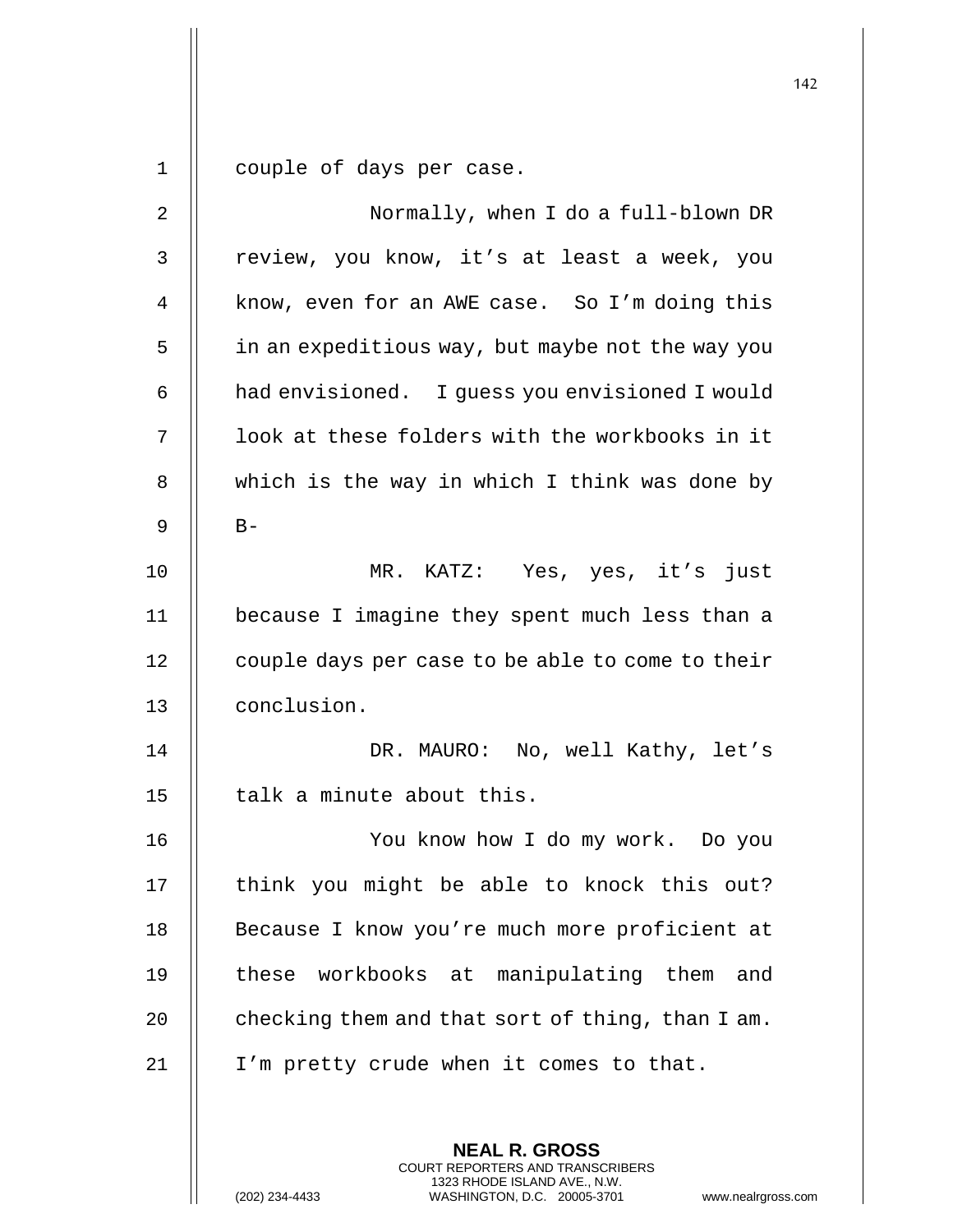couple of days per case.

Normally, when I do a full-blown DR review, you know, it's at least a week, you know, even for an AWE case. So I'm doing this in an expeditious way, but maybe not the way you had envisioned. I guess you envisioned I would look at these folders with the workbooks in it which is the way in which I think was done by B-

MR. KATZ: Yes, yes, it's just because I imagine they spent much less than a couple days per case to be able to come to their conclusion.

DR. MAURO: No, well Kathy, let's talk a minute about this.

You know how I do my work. Do you think you might be able to knock this out? Because I know you're much more proficient at these workbooks at manipulating them and checking them and that sort of thing, than I am. I'm pretty crude when it comes to that.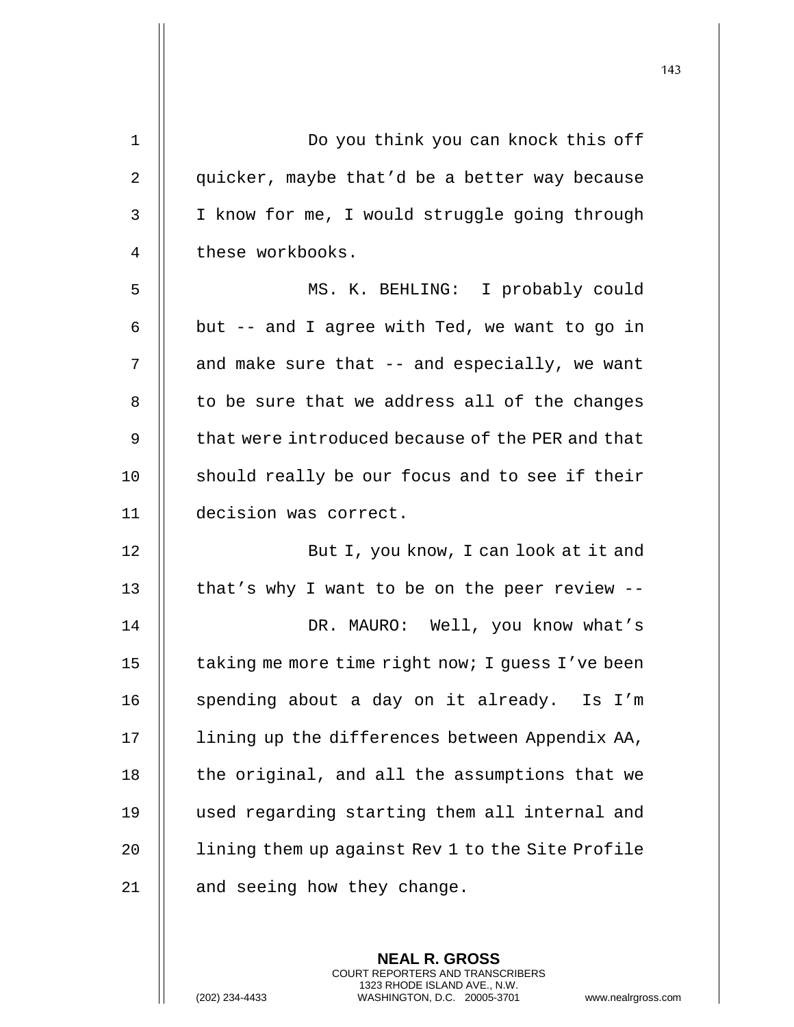Do you think you can knock this off quicker, maybe that'd be a better way because I know for me, I would struggle going through these workbooks.

MS. K. BEHLING: I probably could but -- and I agree with Ted, we want to go in and make sure that -- and especially, we want to be sure that we address all of the changes that were introduced because of the PER and that should really be our focus and to see if their decision was correct.

But I, you know, I can look at it and that's why I want to be on the peer review --

DR. MAURO: Well, you know what's taking me more time right now; I guess I've been spending about a day on it already. Is I'm lining up the differences between Appendix AA, the original, and all the assumptions that we used regarding starting them all internal and lining them up against Rev 1 to the Site Profile and seeing how they change.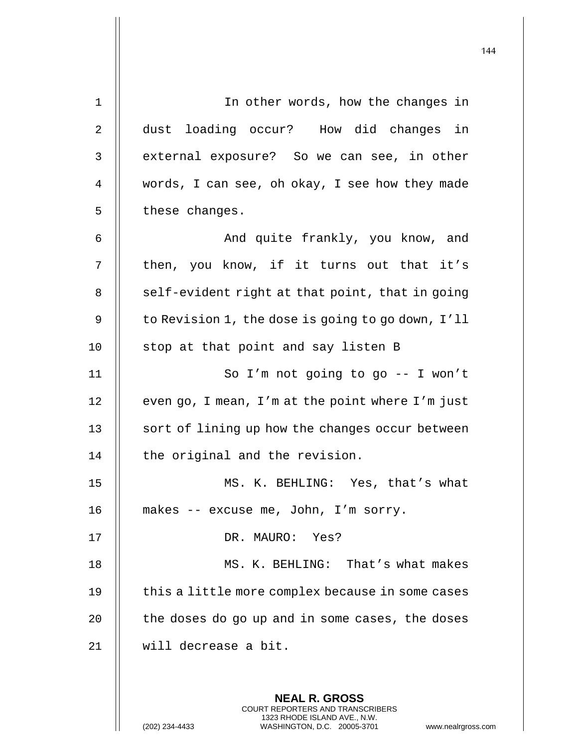In other words, how the changes in dust loading occur? How did changes in external exposure? So we can see, in other words, I can see, oh okay, I see how they made these changes.

And quite frankly, you know, and then, you know, if it turns out that it's self-evident right at that point, that in going to Revision 1, the dose is going to go down, I'll stop at that point and say listen B

So I'm not going to go -- I won't even go, I mean, I'm at the point where I'm just sort of lining up how the changes occur between the original and the revision.

MS. K. BEHLING: Yes, that's what makes -- excuse me, John, I'm sorry.

DR. MAURO: Yes?

MS. K. BEHLING: That's what makes this a little more complex because in some cases the doses do go up and in some cases, the doses will decrease a bit.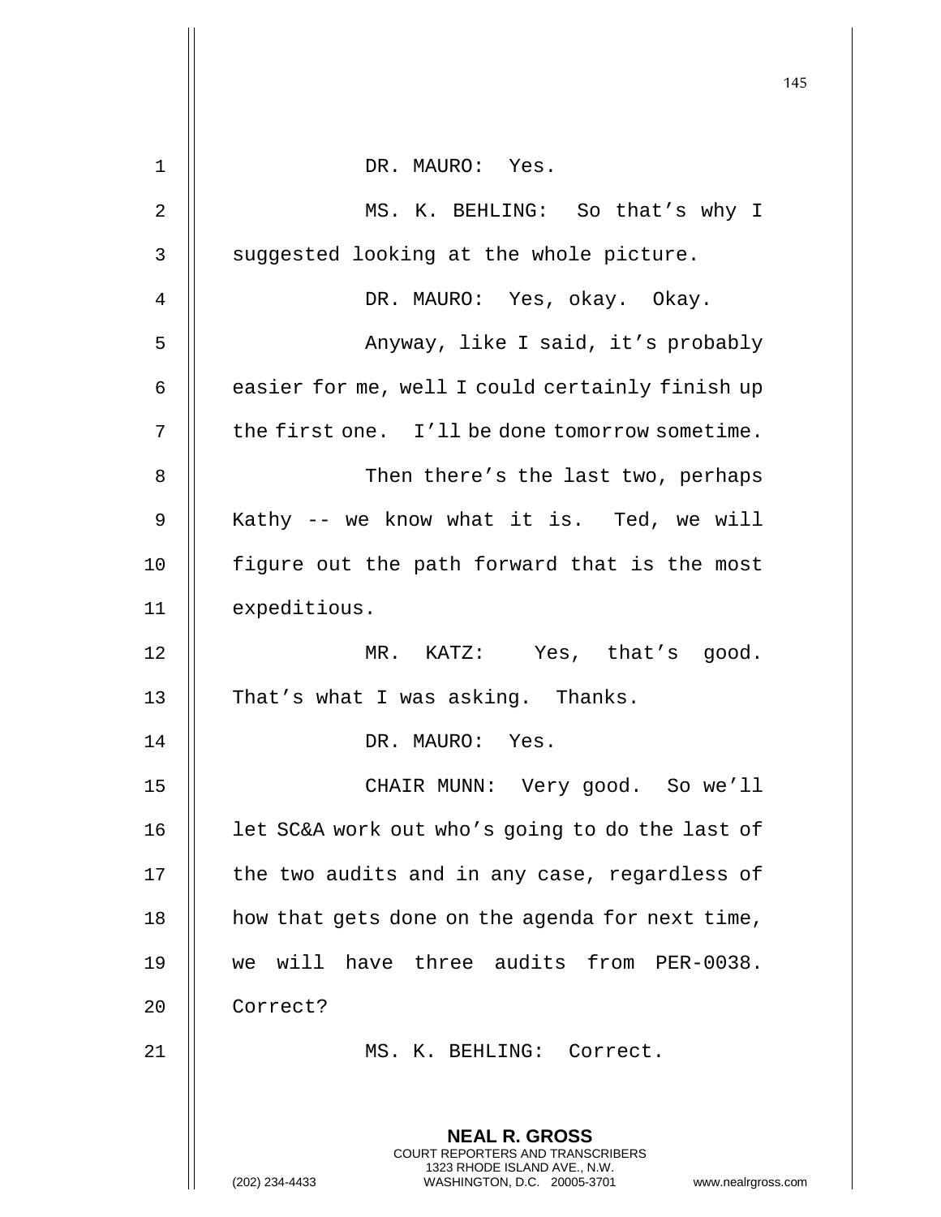DR. MAURO: Yes.

MS. K. BEHLING: So that's why I suggested looking at the whole picture.

DR. MAURO: Yes, okay. Okay.

Anyway, like I said, it's probably easier for me, well I could certainly finish up the first one. I'll be done tomorrow sometime.

Then there's the last two, perhaps Kathy -- we know what it is. Ted, we will figure out the path forward that is the most expeditious.

MR. KATZ: Yes, that's good. That's what I was asking. Thanks.

DR. MAURO: Yes.

CHAIR MUNN: Very good. So we'll let SC&A work out who's going to do the last of the two audits and in any case, regardless of how that gets done on the agenda for next time, we will have three audits from PER-0038. Correct?

MS. K. BEHLING: Correct.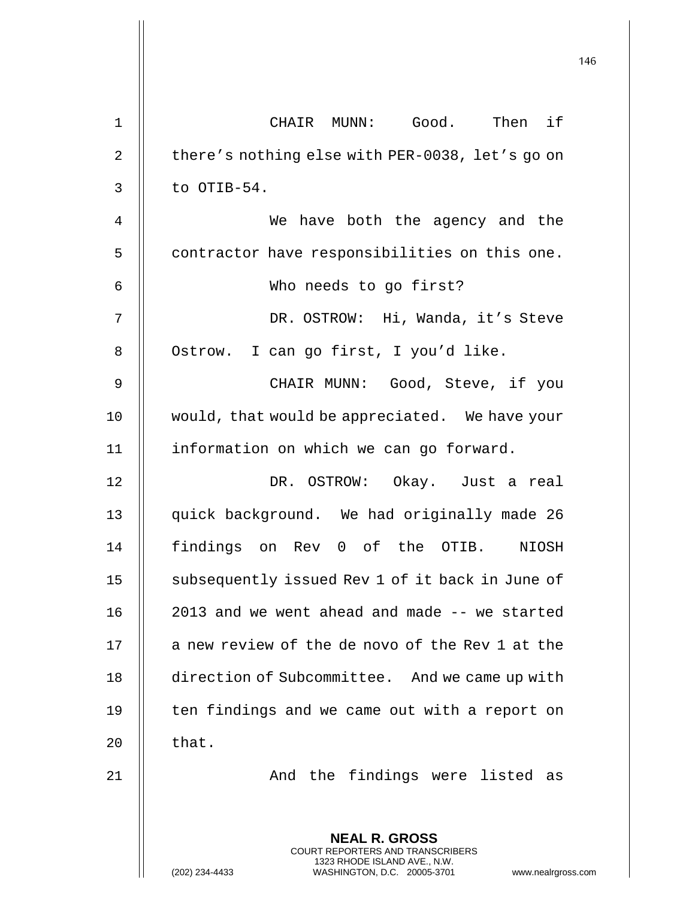CHAIR MUNN: Good. Then if there's nothing else with PER-0038, let's go on to OTIB-54.

We have both the agency and the contractor have responsibilities on this one.

Who needs to go first?

DR. OSTROW: Hi, Wanda, it's Steve Ostrow. I can go first, I you'd like.

CHAIR MUNN: Good, Steve, if you would, that would be appreciated. We have your information on which we can go forward.

DR. OSTROW: Okay. Just a real quick background. We had originally made 26 findings on Rev 0 of the OTIB. NIOSH subsequently issued Rev 1 of it back in June of 2013 and we went ahead and made -- we started a new review of the de novo of the Rev 1 at the direction of Subcommittee. And we came up with ten findings and we came out with a report on that.

And the findings were listed as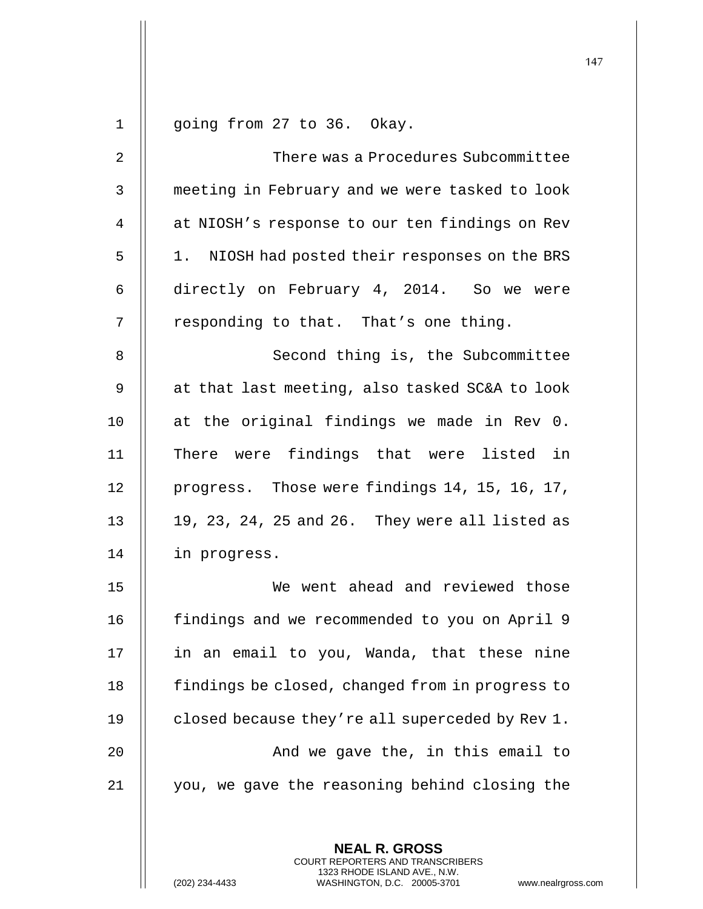going from 27 to 36. Okay.

There was a Procedures Subcommittee meeting in February and we were tasked to look at NIOSH's response to our ten findings on Rev 1. NIOSH had posted their responses on the BRS directly on February 4, 2014. So we were responding to that. That's one thing.

Second thing is, the Subcommittee at that last meeting, also tasked SC&A to look at the original findings we made in Rev 0. There were findings that were listed in progress. Those were findings 14, 15, 16, 17, 19, 23, 24, 25 and 26. They were all listed as in progress.

We went ahead and reviewed those findings and we recommended to you on April 9 in an email to you, Wanda, that these nine findings be closed, changed from in progress to closed because they're all superceded by Rev 1.

And we gave the, in this email to you, we gave the reasoning behind closing the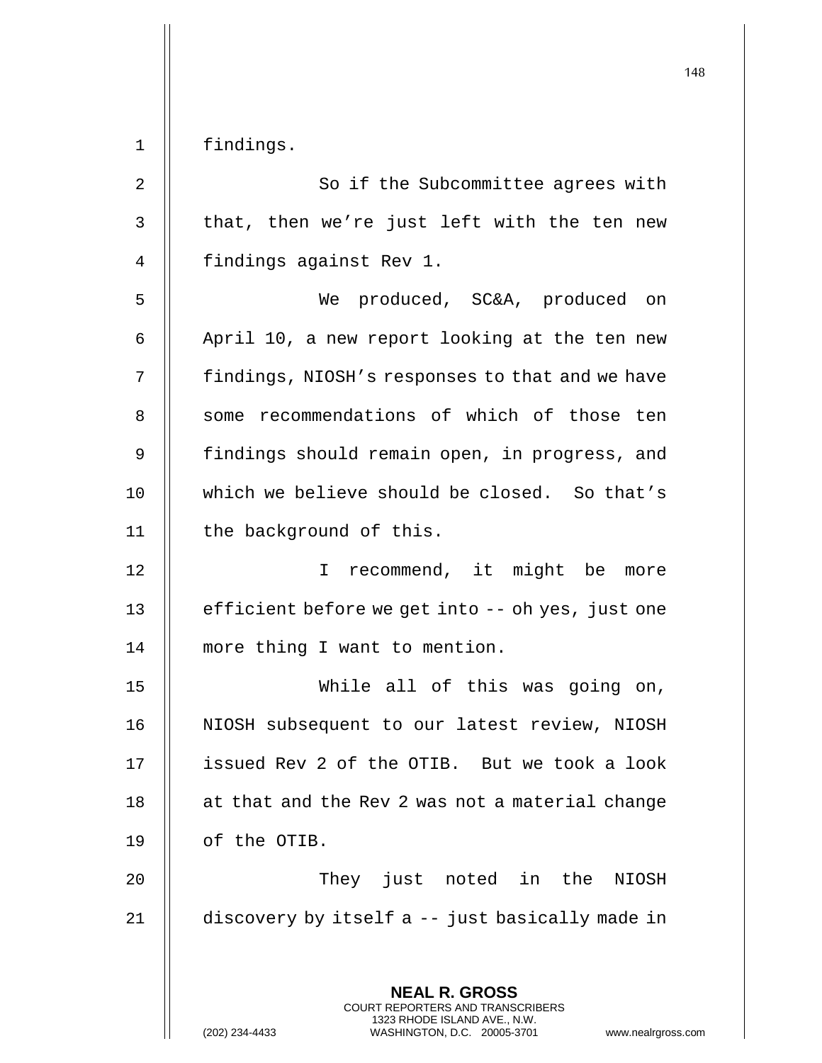findings.

So if the Subcommittee agrees with that, then we're just left with the ten new findings against Rev 1.

We produced, SC&A, produced on April 10, a new report looking at the ten new findings, NIOSH's responses to that and we have some recommendations of which of those ten findings should remain open, in progress, and which we believe should be closed. So that's the background of this.

I recommend, it might be more efficient before we get into -- oh yes, just one more thing I want to mention.

While all of this was going on, NIOSH subsequent to our latest review, NIOSH issued Rev 2 of the OTIB. But we took a look at that and the Rev 2 was not a material change of the OTIB.

They just noted in the NIOSH discovery by itself a -- just basically made in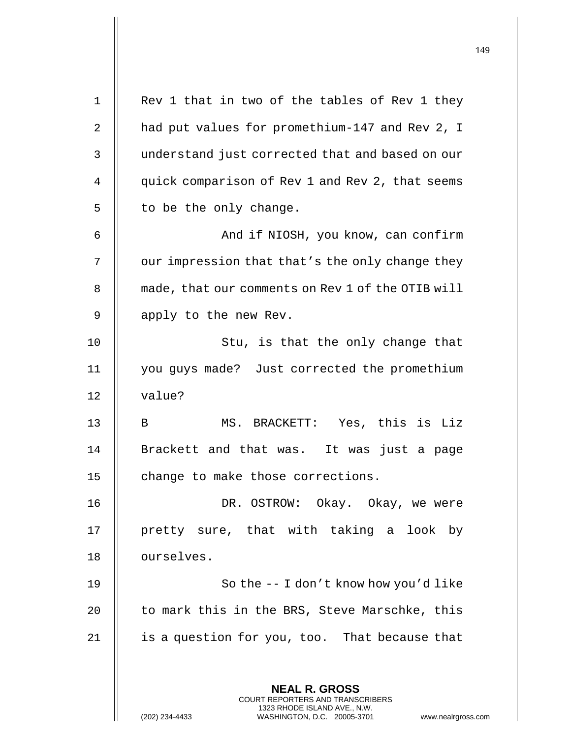Rev 1 that in two of the tables of Rev 1 they had put values for promethium-147 and Rev 2, I understand just corrected that and based on our quick comparison of Rev 1 and Rev 2, that seems to be the only change.

And if NIOSH, you know, can confirm our impression that that's the only change they made, that our comments on Rev 1 of the OTIB will apply to the new Rev.

Stu, is that the only change that you guys made? Just corrected the promethium value?

B MS. BRACKETT: Yes, this is Liz Brackett and that was. It was just a page change to make those corrections.

DR. OSTROW: Okay. Okay, we were pretty sure, that with taking a look by ourselves.

So the -- I don't know how you'd like to mark this in the BRS, Steve Marschke, this is a question for you, too. That because that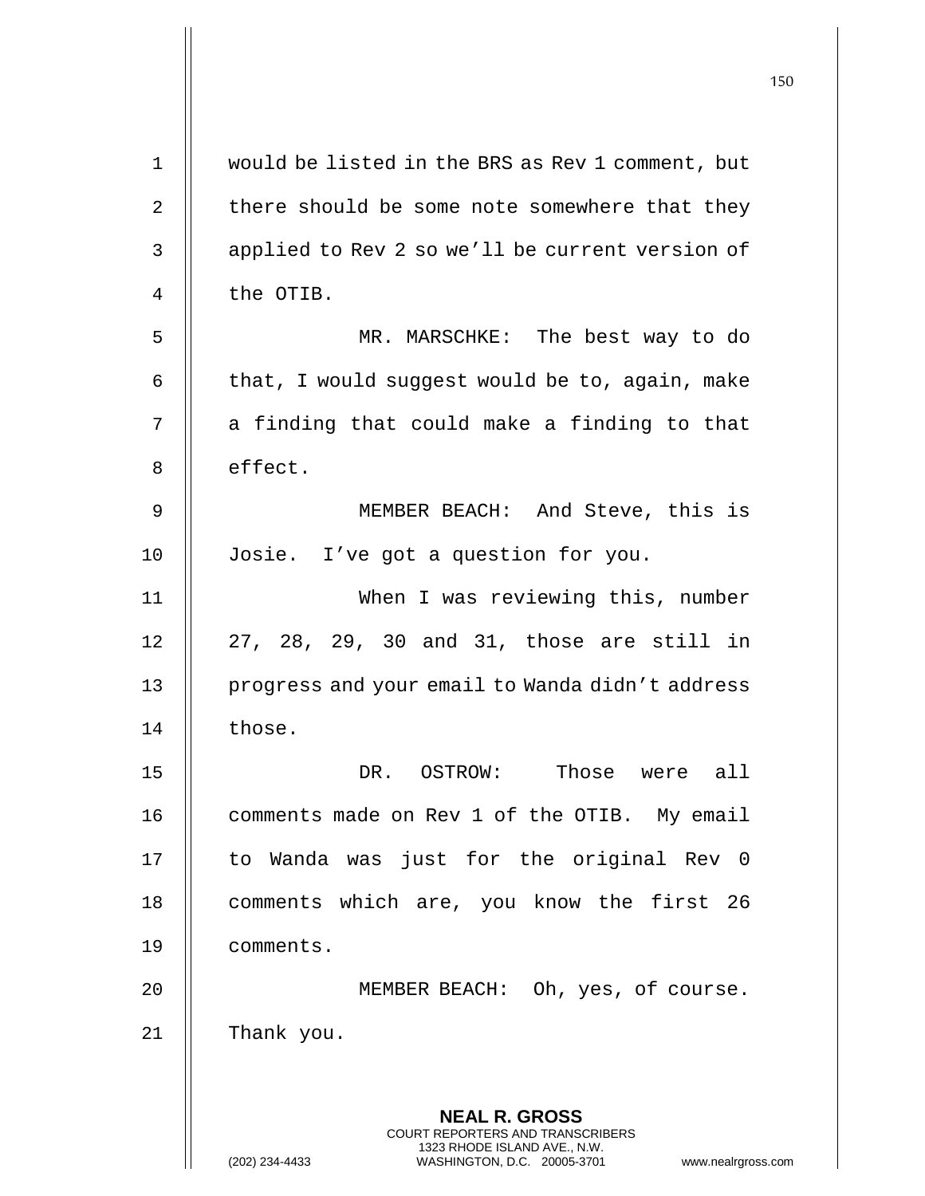would be listed in the BRS as Rev 1 comment, but there should be some note somewhere that they applied to Rev 2 so we'll be current version of the OTIB.

MR. MARSCHKE: The best way to do that, I would suggest would be to, again, make a finding that could make a finding to that effect.

MEMBER BEACH: And Steve, this is Josie. I've got a question for you.

When I was reviewing this, number 27, 28, 29, 30 and 31, those are still in progress and your email to Wanda didn't address those.

DR. OSTROW: Those were all comments made on Rev 1 of the OTIB. My email to Wanda was just for the original Rev 0 comments which are, you know the first 26 comments.

MEMBER BEACH: Oh, yes, of course. Thank you.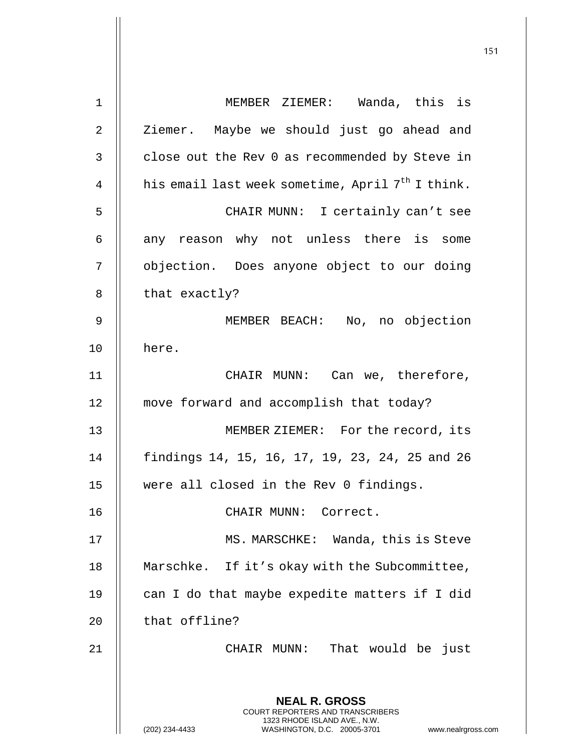MEMBER ZIEMER: Wanda, this is Ziemer. Maybe we should just go ahead and close out the Rev 0 as recommended by Steve in his email last week sometime, April 7th I think.

CHAIR MUNN: I certainly can't see any reason why not unless there is some objection. Does anyone object to our doing that exactly?

MEMBER BEACH: No, no objection here.

CHAIR MUNN: Can we, therefore, move forward and accomplish that today?

MEMBER ZIEMER: For the record, its findings 14, 15, 16, 17, 19, 23, 24, 25 and 26 were all closed in the Rev 0 findings.

CHAIR MUNN: Correct.

MS. MARSCHKE: Wanda, this is Steve Marschke. If it's okay with the Subcommittee, can I do that maybe expedite matters if I did that offline?

CHAIR MUNN: That would be just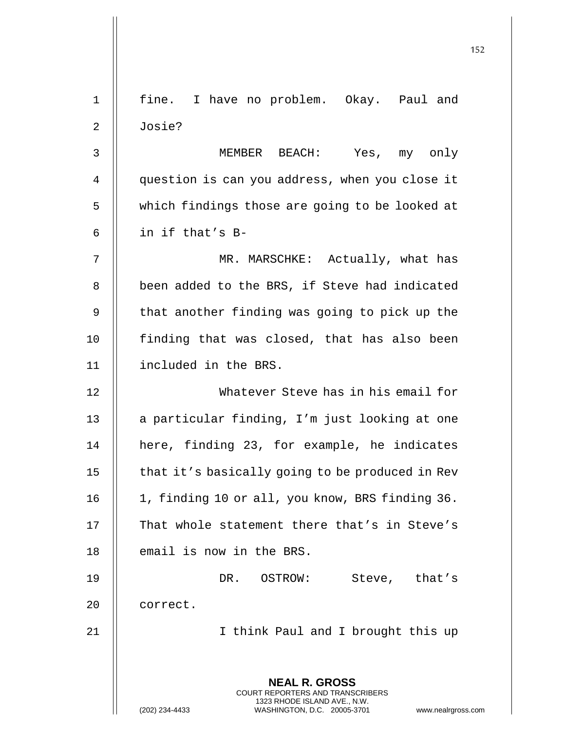fine. I have no problem. Okay. Paul and Josie?

MEMBER BEACH: Yes, my only question is can you address, when you close it which findings those are going to be looked at in if that's B-

MR. MARSCHKE: Actually, what has been added to the BRS, if Steve had indicated that another finding was going to pick up the finding that was closed, that has also been included in the BRS.

Whatever Steve has in his email for a particular finding, I'm just looking at one here, finding 23, for example, he indicates that it's basically going to be produced in Rev 1, finding 10 or all, you know, BRS finding 36. That whole statement there that's in Steve's email is now in the BRS.

DR. OSTROW: Steve, that's correct.

I think Paul and I brought this up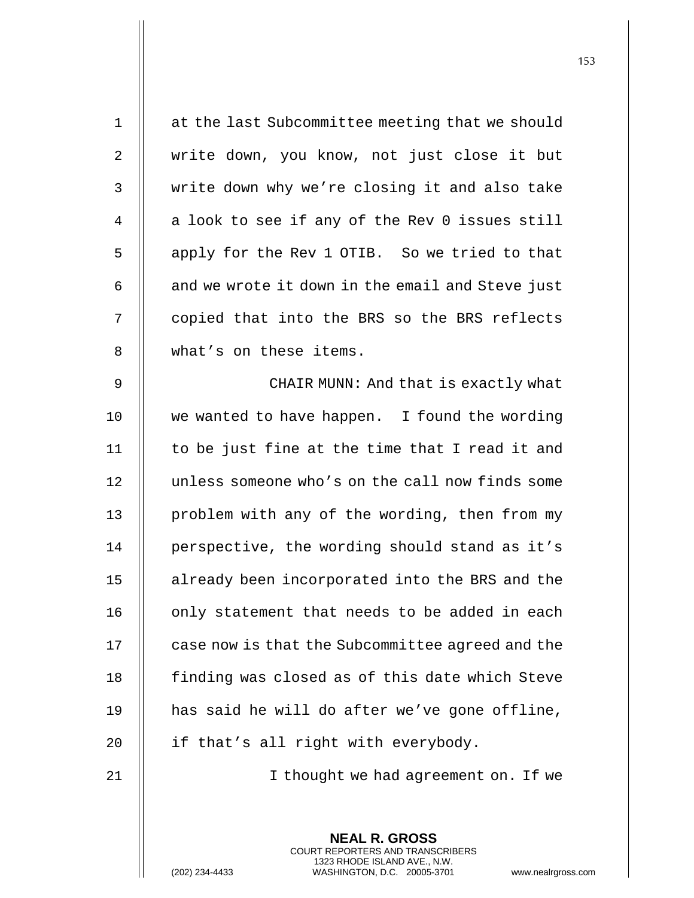at the last Subcommittee meeting that we should write down, you know, not just close it but write down why we're closing it and also take a look to see if any of the Rev 0 issues still apply for the Rev 1 OTIB. So we tried to that and we wrote it down in the email and Steve just copied that into the BRS so the BRS reflects what's on these items.

CHAIR MUNN: And that is exactly what we wanted to have happen. I found the wording to be just fine at the time that I read it and unless someone who's on the call now finds some problem with any of the wording, then from my perspective, the wording should stand as it's already been incorporated into the BRS and the only statement that needs to be added in each case now is that the Subcommittee agreed and the finding was closed as of this date which Steve has said he will do after we've gone offline, if that's all right with everybody.

I thought we had agreement on. If we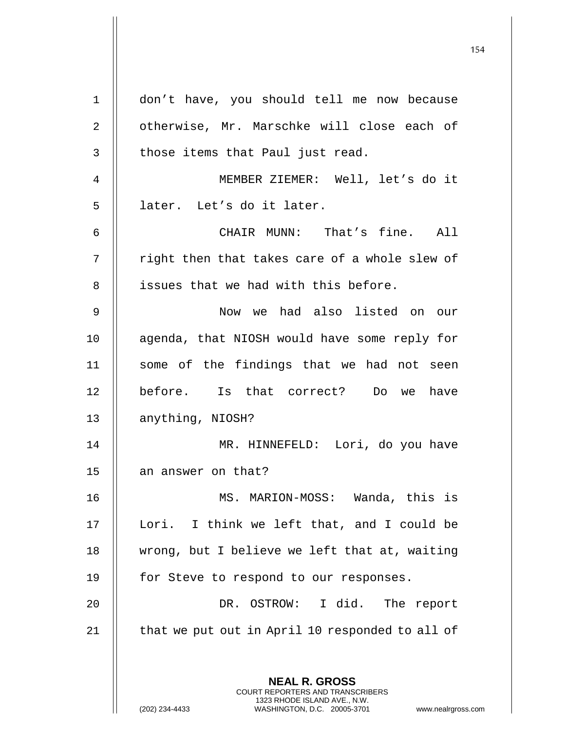don't have, you should tell me now because otherwise, Mr. Marschke will close each of those items that Paul just read.

MEMBER ZIEMER: Well, let's do it later. Let's do it later.

CHAIR MUNN: That's fine. All right then that takes care of a whole slew of issues that we had with this before.

Now we had also listed on our agenda, that NIOSH would have some reply for some of the findings that we had not seen before. Is that correct? Do we have anything, NIOSH?

MR. HINNEFELD: Lori, do you have an answer on that?

MS. MARION-MOSS: Wanda, this is Lori. I think we left that, and I could be wrong, but I believe we left that at, waiting for Steve to respond to our responses.

DR. OSTROW: I did. The report that we put out in April 10 responded to all of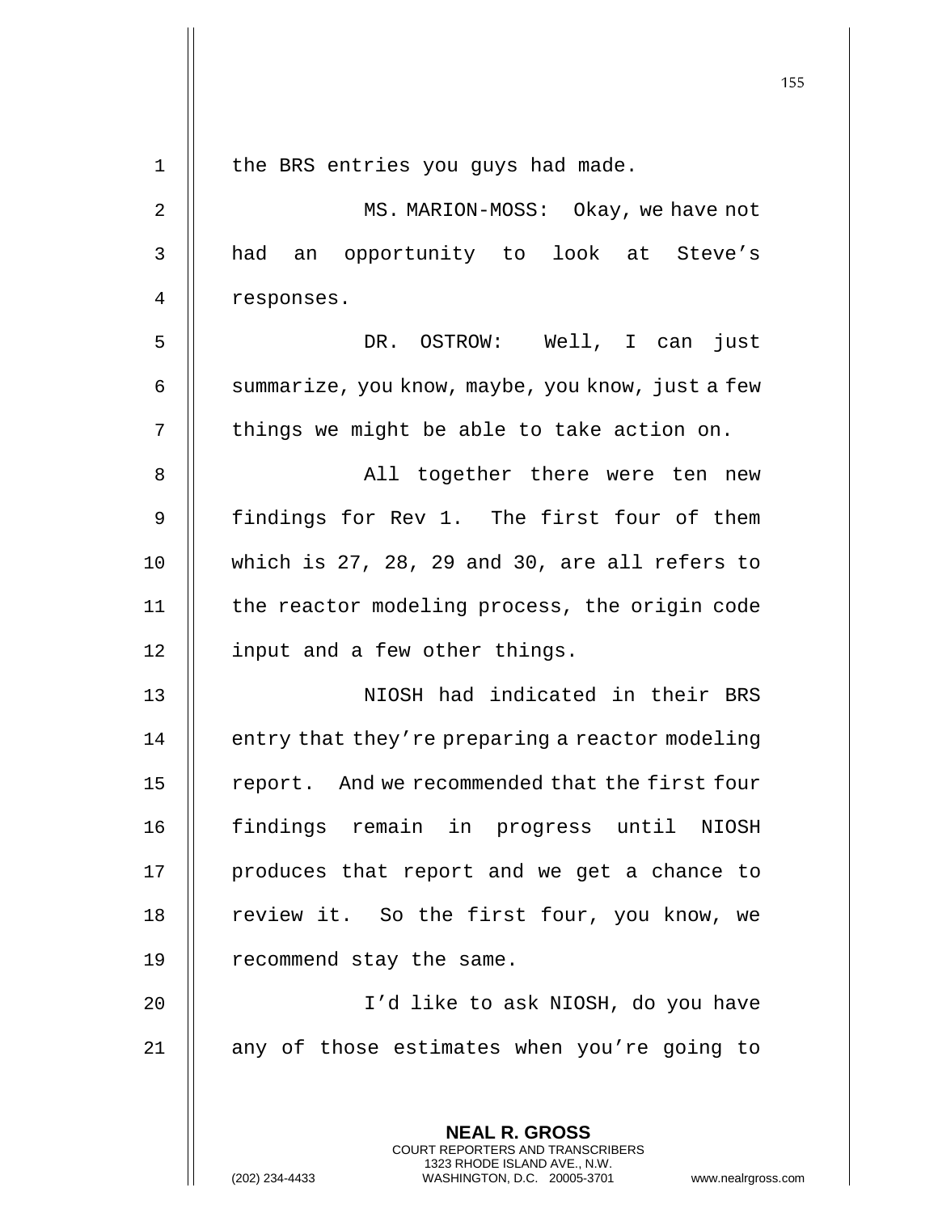the BRS entries you guys had made.

MS. MARION-MOSS: Okay, we have not had an opportunity to look at Steve's responses.

DR. OSTROW: Well, I can just summarize, you know, maybe, you know, just a few things we might be able to take action on.

All together there were ten new findings for Rev 1. The first four of them which is 27, 28, 29 and 30, are all refers to the reactor modeling process, the origin code input and a few other things.

NIOSH had indicated in their BRS entry that they're preparing a reactor modeling report. And we recommended that the first four findings remain in progress until NIOSH produces that report and we get a chance to review it. So the first four, you know, we recommend stay the same.

I'd like to ask NIOSH, do you have any of those estimates when you're going to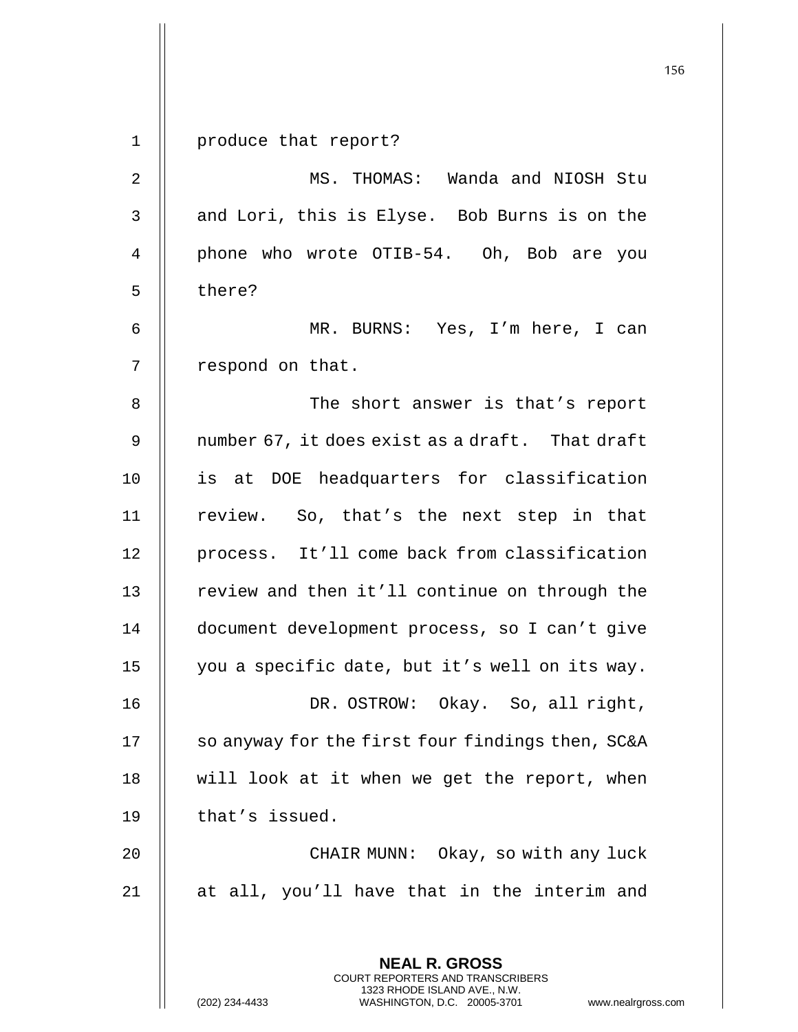produce that report?

MS. THOMAS: Wanda and NIOSH Stu and Lori, this is Elyse. Bob Burns is on the phone who wrote OTIB-54. Oh, Bob are you there?

MR. BURNS: Yes, I'm here, I can respond on that.

The short answer is that's report number 67, it does exist as a draft. That draft is at DOE headquarters for classification review. So, that's the next step in that process. It'll come back from classification review and then it'll continue on through the document development process, so I can't give you a specific date, but it's well on its way.

DR. OSTROW: Okay. So, all right, so anyway for the first four findings then, SC&A will look at it when we get the report, when that's issued.

CHAIR MUNN: Okay, so with any luck at all, you'll have that in the interim and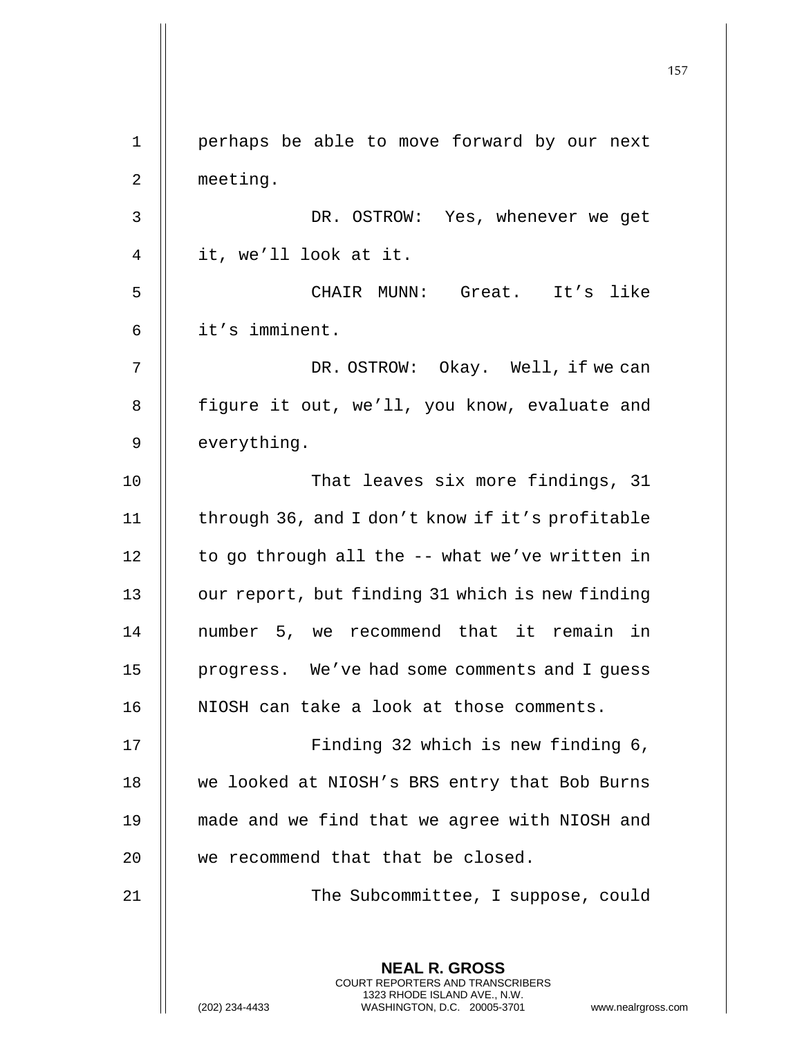perhaps be able to move forward by our next meeting.

DR. OSTROW: Yes, whenever we get it, we'll look at it.

CHAIR MUNN: Great. It's like it's imminent.

DR. OSTROW: Okay. Well, if we can figure it out, we'll, you know, evaluate and everything.

That leaves six more findings, 31 through 36, and I don't know if it's profitable to go through all the -- what we've written in our report, but finding 31 which is new finding number 5, we recommend that it remain in progress. We've had some comments and I guess NIOSH can take a look at those comments.

Finding 32 which is new finding 6, we looked at NIOSH's BRS entry that Bob Burns made and we find that we agree with NIOSH and we recommend that that be closed.

The Subcommittee, I suppose, could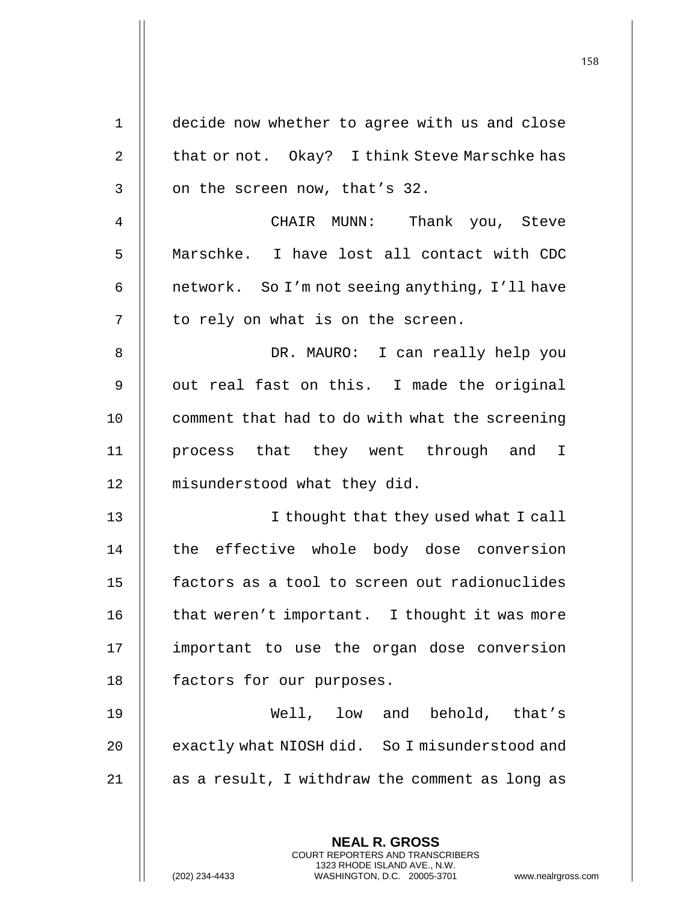decide now whether to agree with us and close that or not. Okay? I think Steve Marschke has on the screen now, that's 32.

CHAIR MUNN: Thank you, Steve Marschke. I have lost all contact with CDC network. So I'm not seeing anything, I'll have to rely on what is on the screen.

DR. MAURO: I can really help you out real fast on this. I made the original comment that had to do with what the screening process that they went through and I misunderstood what they did.

I thought that they used what I call the effective whole body dose conversion factors as a tool to screen out radionuclides that weren't important. I thought it was more important to use the organ dose conversion factors for our purposes.

Well, low and behold, that's exactly what NIOSH did. So I misunderstood and as a result, I withdraw the comment as long as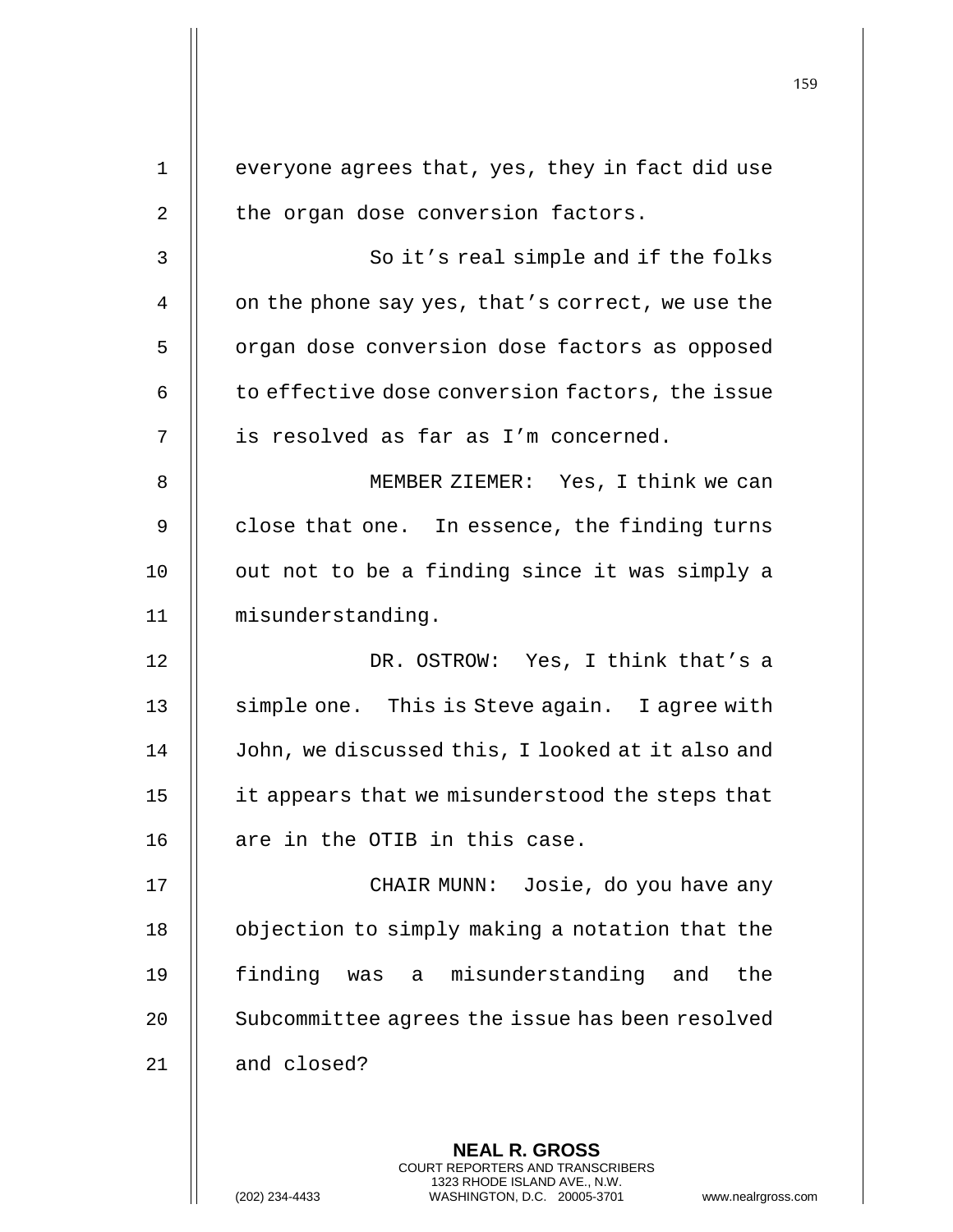everyone agrees that, yes, they in fact did use the organ dose conversion factors.

So it's real simple and if the folks on the phone say yes, that's correct, we use the organ dose conversion dose factors as opposed to effective dose conversion factors, the issue is resolved as far as I'm concerned.

MEMBER ZIEMER: Yes, I think we can close that one. In essence, the finding turns out not to be a finding since it was simply a misunderstanding.

DR. OSTROW: Yes, I think that's a simple one. This is Steve again. I agree with John, we discussed this, I looked at it also and it appears that we misunderstood the steps that are in the OTIB in this case.

CHAIR MUNN: Josie, do you have any objection to simply making a notation that the finding was a misunderstanding and the Subcommittee agrees the issue has been resolved and closed?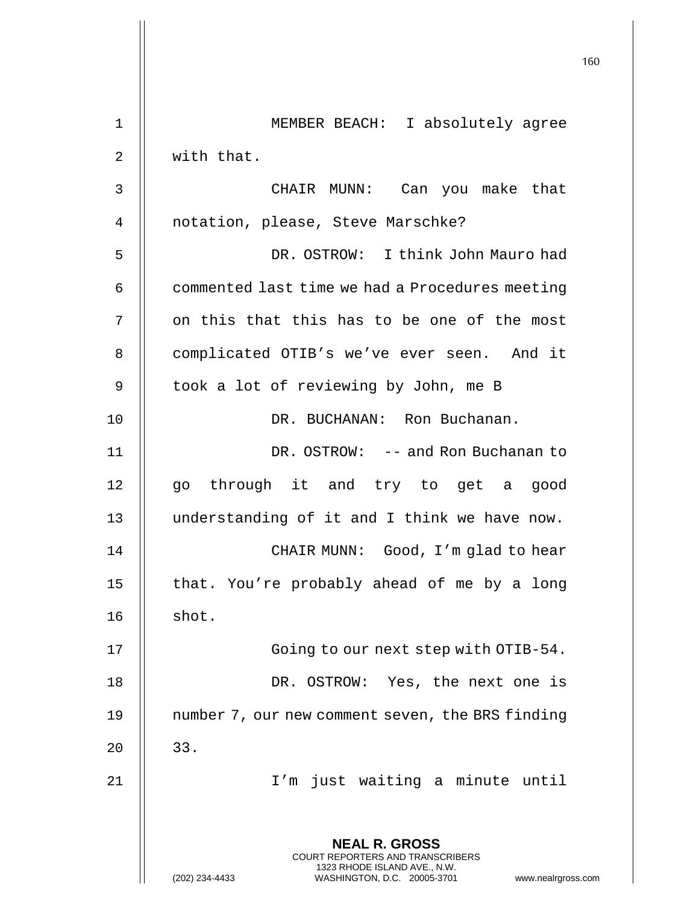MEMBER BEACH: I absolutely agree with that.

CHAIR MUNN: Can you make that notation, please, Steve Marschke?

DR. OSTROW: I think John Mauro had commented last time we had a Procedures meeting on this that this has to be one of the most complicated OTIB's we've ever seen. And it took a lot of reviewing by John, me B

DR. BUCHANAN: Ron Buchanan.

DR. OSTROW: -- and Ron Buchanan to go through it and try to get a good understanding of it and I think we have now.

CHAIR MUNN: Good, I'm glad to hear that. You're probably ahead of me by a long shot.

Going to our next step with OTIB-54.

DR. OSTROW: Yes, the next one is number 7, our new comment seven, the BRS finding 33.

I'm just waiting a minute until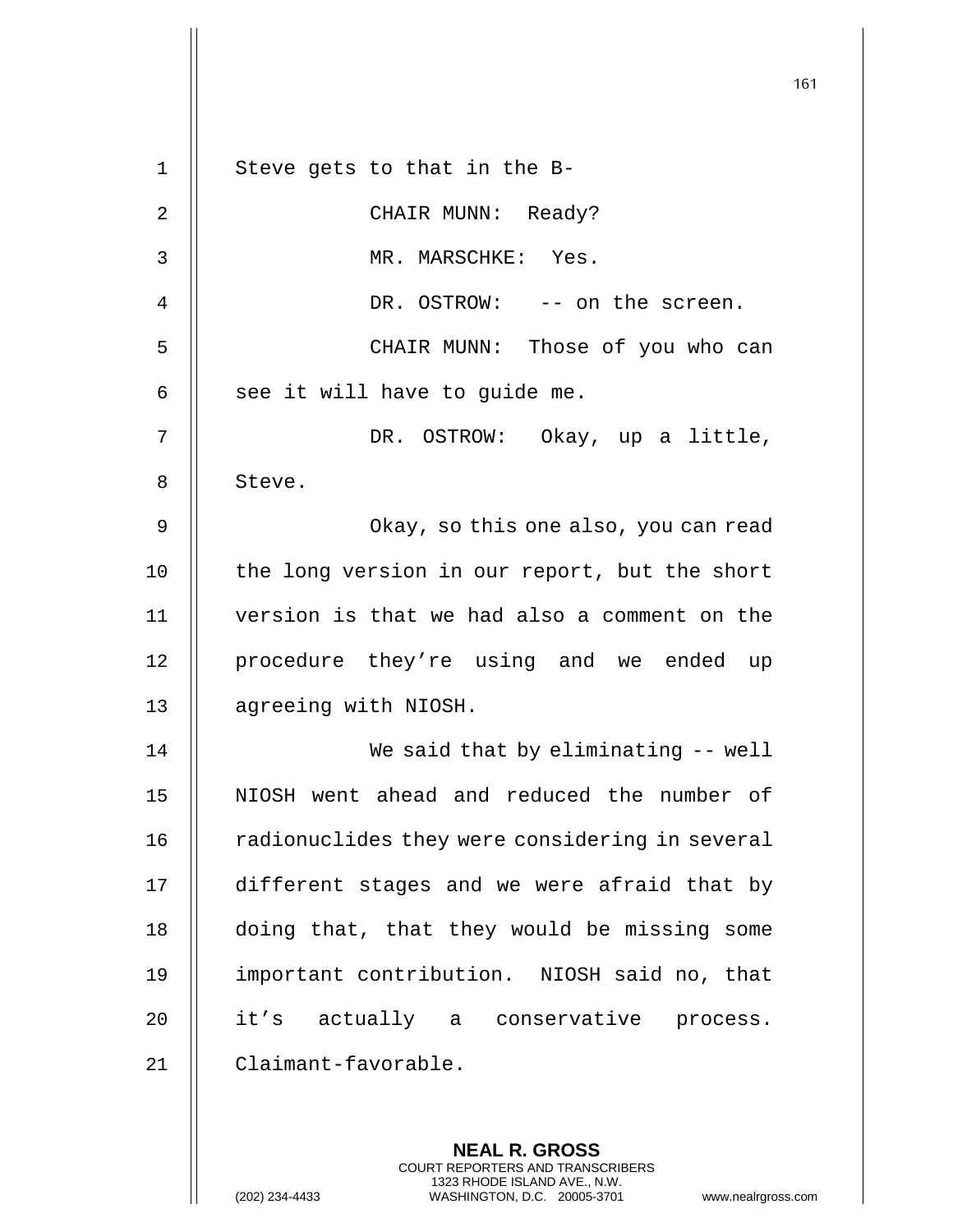Steve gets to that in the B-

CHAIR MUNN: Ready?

MR. MARSCHKE: Yes.

DR. OSTROW: -- on the screen.

CHAIR MUNN: Those of you who can see it will have to guide me.

DR. OSTROW: Okay, up a little, Steve.

Okay, so this one also, you can read the long version in our report, but the short version is that we had also a comment on the procedure they're using and we ended up agreeing with NIOSH.

We said that by eliminating -- well NIOSH went ahead and reduced the number of radionuclides they were considering in several different stages and we were afraid that by doing that, that they would be missing some important contribution. NIOSH said no, that it's actually a conservative process. Claimant-favorable.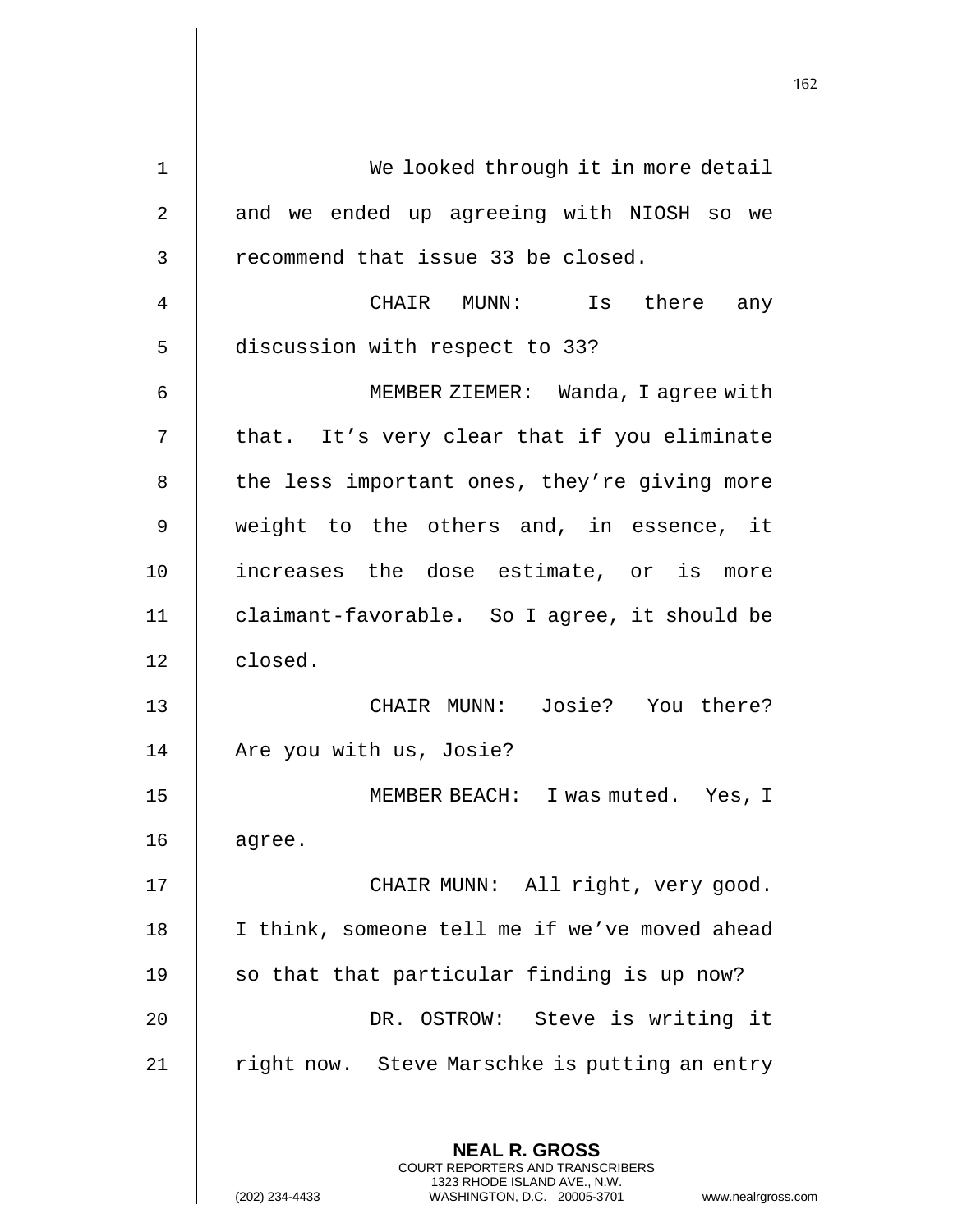We looked through it in more detail and we ended up agreeing with NIOSH so we recommend that issue 33 be closed.

CHAIR MUNN: Is there any discussion with respect to 33?

MEMBER ZIEMER: Wanda, I agree with that. It's very clear that if you eliminate the less important ones, they're giving more weight to the others and, in essence, it increases the dose estimate, or is more claimant-favorable. So I agree, it should be closed.

CHAIR MUNN: Josie? You there? Are you with us, Josie?

MEMBER BEACH: I was muted. Yes, I agree.

CHAIR MUNN: All right, very good. I think, someone tell me if we've moved ahead so that that particular finding is up now?

DR. OSTROW: Steve is writing it right now. Steve Marschke is putting an entry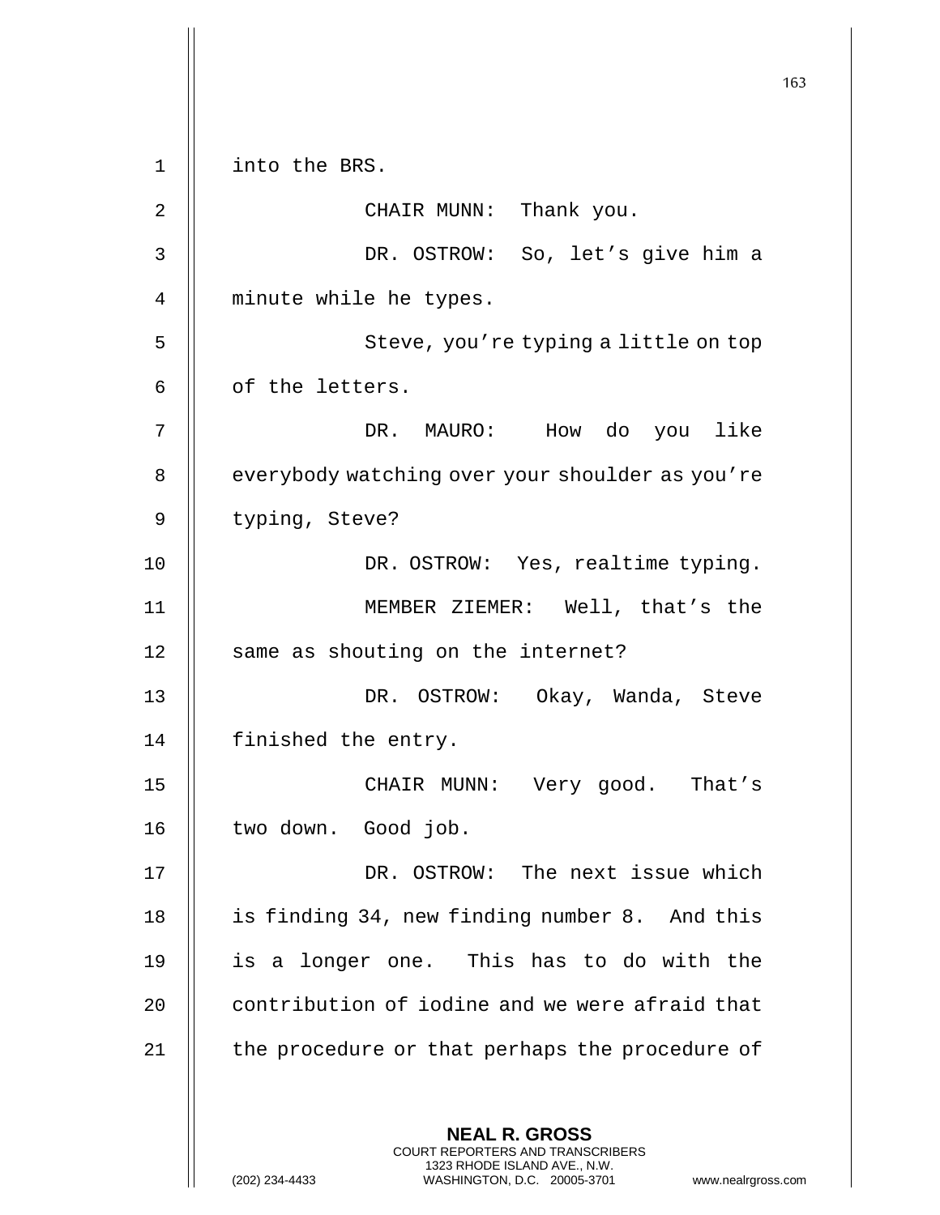into the BRS.

CHAIR MUNN: Thank you.

DR. OSTROW: So, let's give him a minute while he types.

Steve, you're typing a little on top of the letters.

DR. MAURO: How do you like everybody watching over your shoulder as you're typing, Steve?

DR. OSTROW: Yes, realtime typing.

MEMBER ZIEMER: Well, that's the same as shouting on the internet?

DR. OSTROW: Okay, Wanda, Steve finished the entry.

CHAIR MUNN: Very good. That's two down. Good job.

DR. OSTROW: The next issue which is finding 34, new finding number 8. And this is a longer one. This has to do with the contribution of iodine and we were afraid that the procedure or that perhaps the procedure of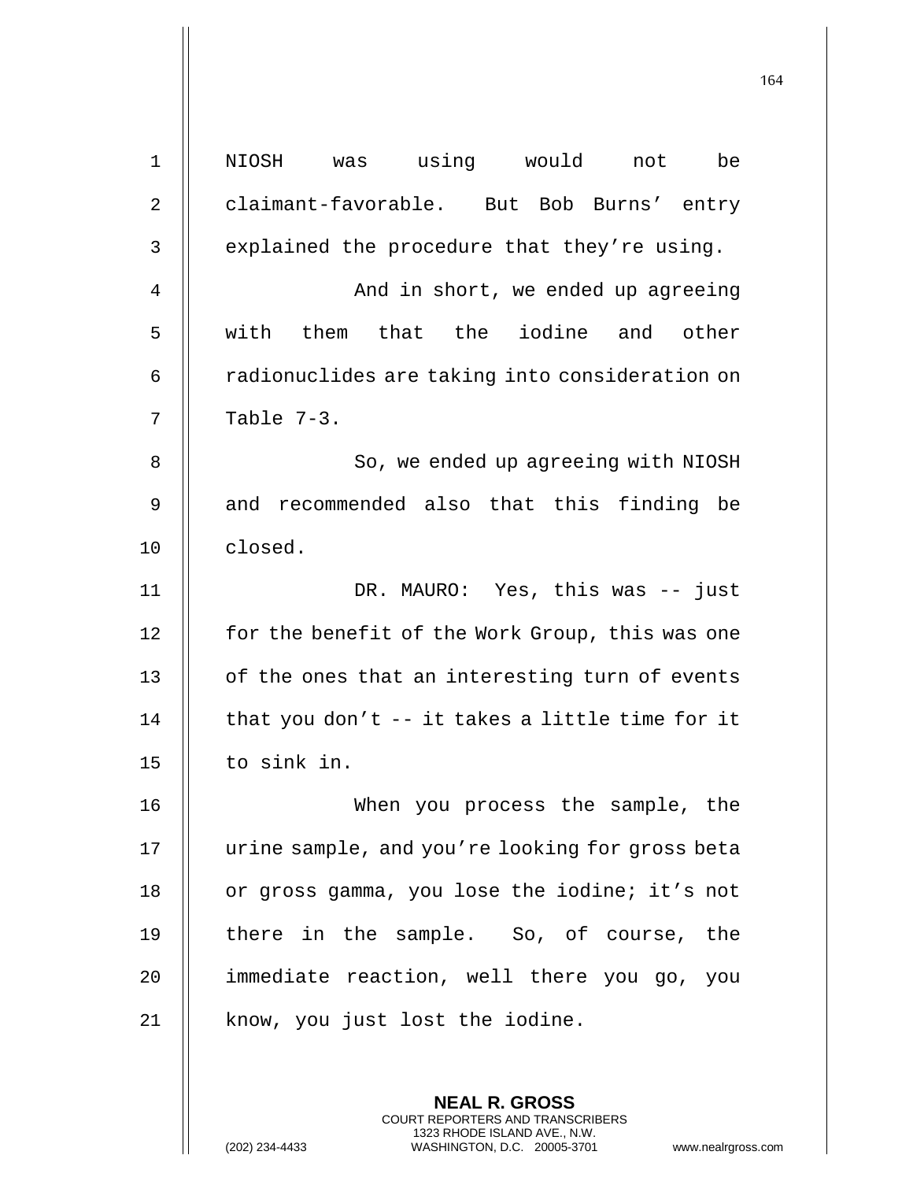NIOSH was using would not be claimant-favorable. But Bob Burns' entry explained the procedure that they're using.

And in short, we ended up agreeing with them that the iodine and other radionuclides are taking into consideration on Table 7-3.

So, we ended up agreeing with NIOSH and recommended also that this finding be closed.

DR. MAURO: Yes, this was -- just for the benefit of the Work Group, this was one of the ones that an interesting turn of events that you don't -- it takes a little time for it to sink in.

When you process the sample, the urine sample, and you're looking for gross beta or gross gamma, you lose the iodine; it's not there in the sample. So, of course, the immediate reaction, well there you go, you know, you just lost the iodine.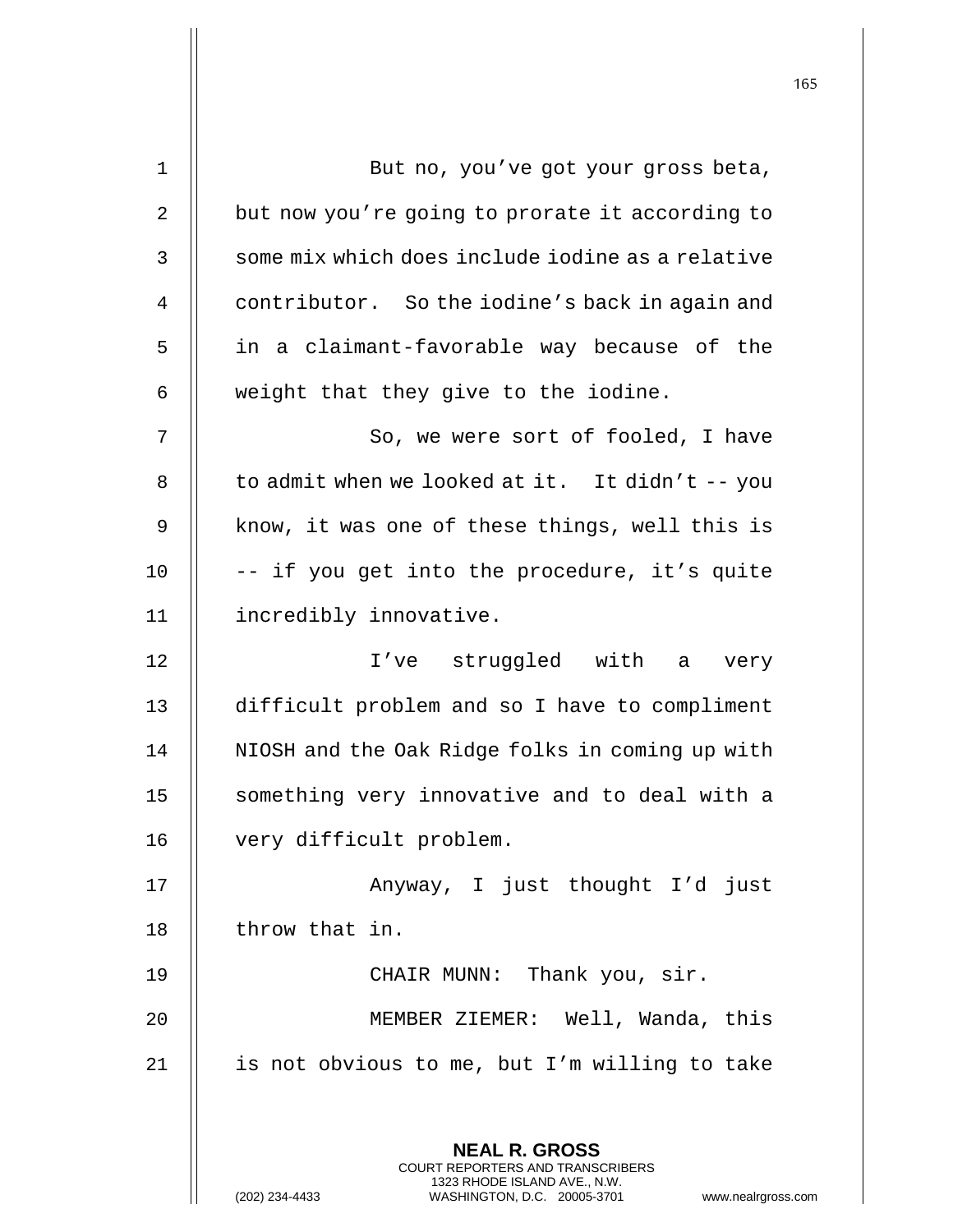But no, you've got your gross beta, but now you're going to prorate it according to some mix which does include iodine as a relative contributor. So the iodine's back in again and in a claimant-favorable way because of the weight that they give to the iodine.

So, we were sort of fooled, I have to admit when we looked at it. It didn't -- you know, it was one of these things, well this is -- if you get into the procedure, it's quite incredibly innovative.

I've struggled with a very difficult problem and so I have to compliment NIOSH and the Oak Ridge folks in coming up with something very innovative and to deal with a very difficult problem.

Anyway, I just thought I'd just throw that in.

CHAIR MUNN: Thank you, sir.

MEMBER ZIEMER: Well, Wanda, this is not obvious to me, but I'm willing to take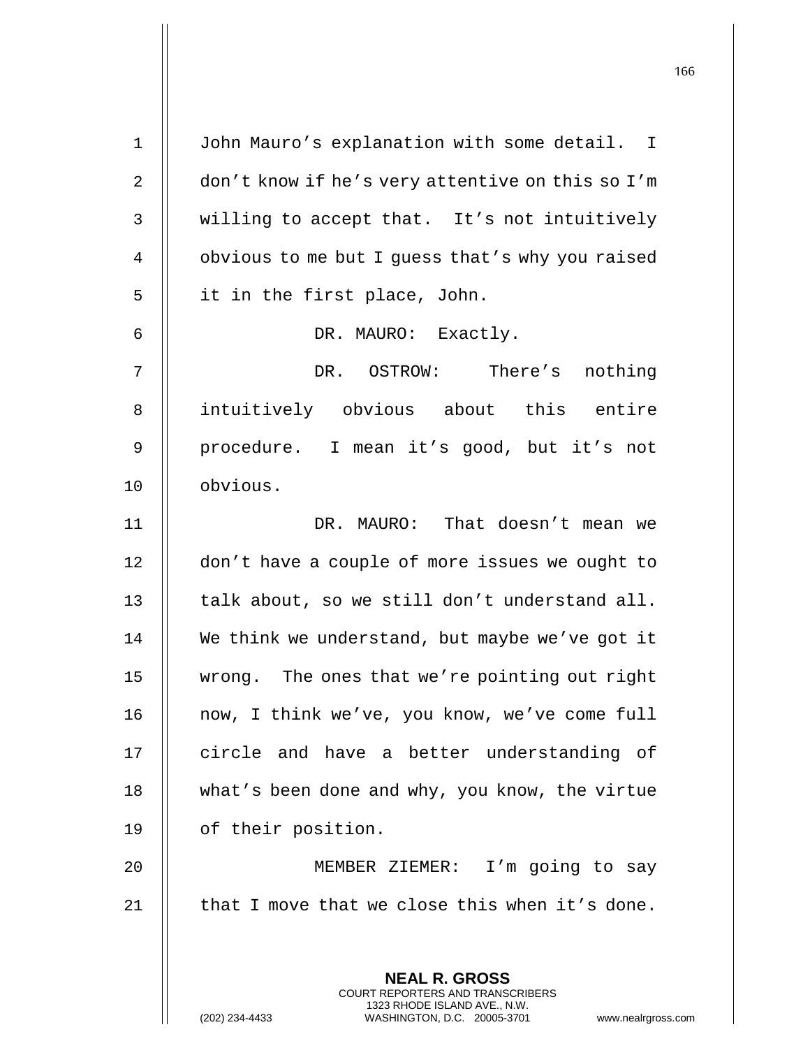John Mauro's explanation with some detail. I don't know if he's very attentive on this so I'm willing to accept that. It's not intuitively obvious to me but I guess that's why you raised it in the first place, John.

DR. MAURO: Exactly.

DR. OSTROW: There's nothing intuitively obvious about this entire procedure. I mean it's good, but it's not obvious.

DR. MAURO: That doesn't mean we don't have a couple of more issues we ought to talk about, so we still don't understand all. We think we understand, but maybe we've got it wrong. The ones that we're pointing out right now, I think we've, you know, we've come full circle and have a better understanding of what's been done and why, you know, the virtue of their position.

MEMBER ZIEMER: I'm going to say that I move that we close this when it's done.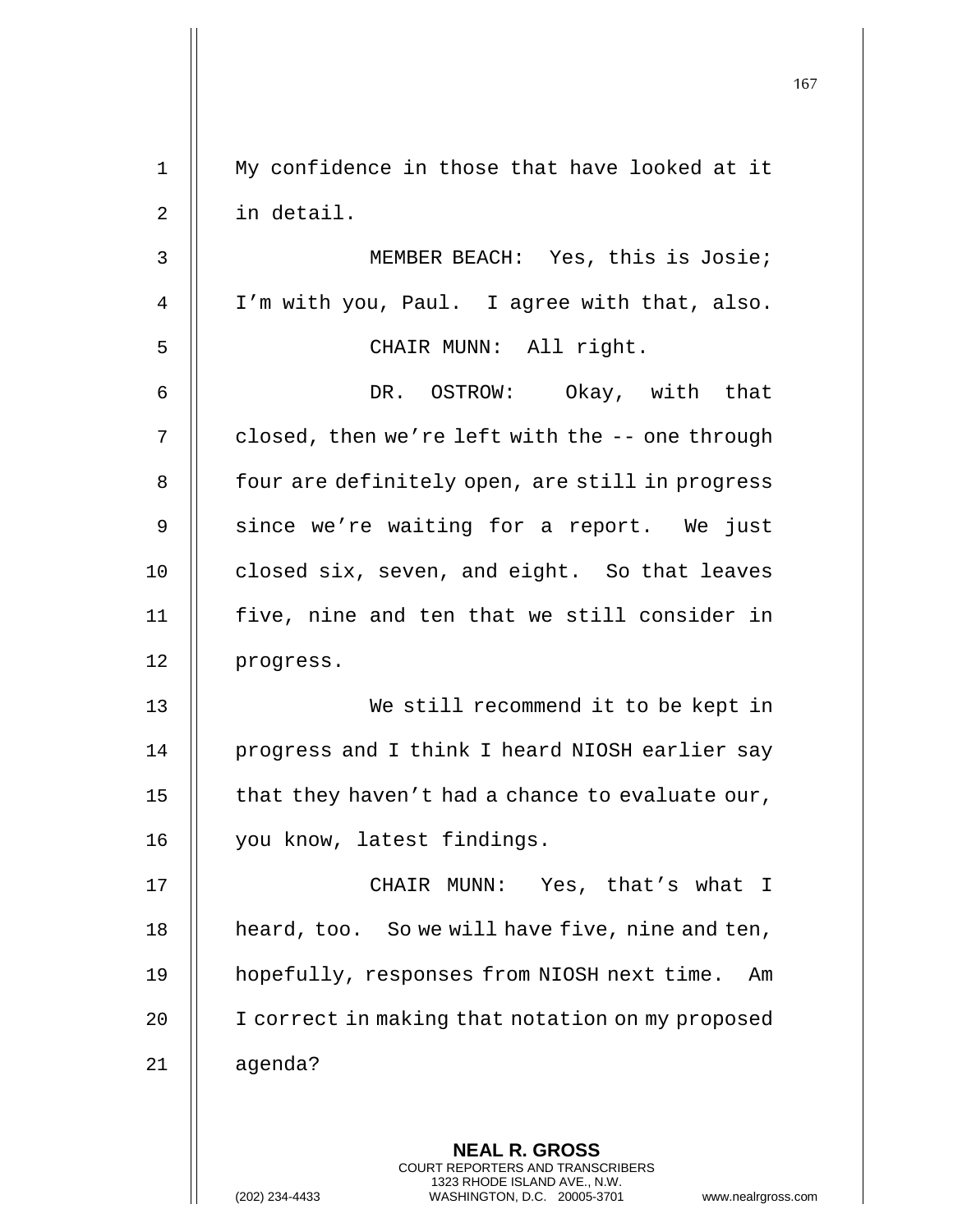My confidence in those that have looked at it in detail.

MEMBER BEACH: Yes, this is Josie; I'm with you, Paul. I agree with that, also.

CHAIR MUNN: All right.

DR. OSTROW: Okay, with that closed, then we're left with the -- one through four are definitely open, are still in progress since we're waiting for a report. We just closed six, seven, and eight. So that leaves five, nine and ten that we still consider in progress.

We still recommend it to be kept in progress and I think I heard NIOSH earlier say that they haven't had a chance to evaluate our, you know, latest findings.

CHAIR MUNN: Yes, that's what I heard, too. So we will have five, nine and ten, hopefully, responses from NIOSH next time. Am I correct in making that notation on my proposed agenda?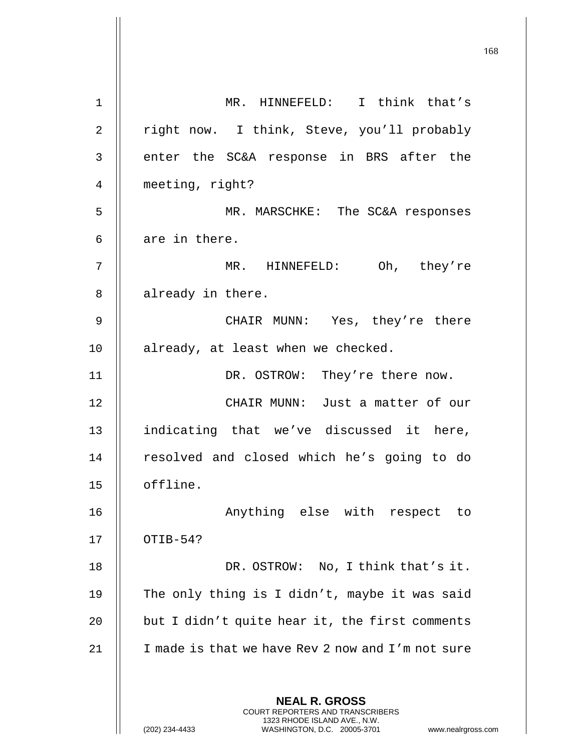MR. HINNEFELD: I think that's right now. I think, Steve, you'll probably enter the SC&A response in BRS after the meeting, right?

MR. MARSCHKE: The SC&A responses are in there.

MR. HINNEFELD: Oh, they're already in there.

CHAIR MUNN: Yes, they're there already, at least when we checked.

DR. OSTROW: They're there now.

CHAIR MUNN: Just a matter of our indicating that we've discussed it here, resolved and closed which he's going to do offline.

Anything else with respect to OTIB-54?

DR. OSTROW: No, I think that's it. The only thing is I didn't, maybe it was said but I didn't quite hear it, the first comments I made is that we have Rev 2 now and I'm not sure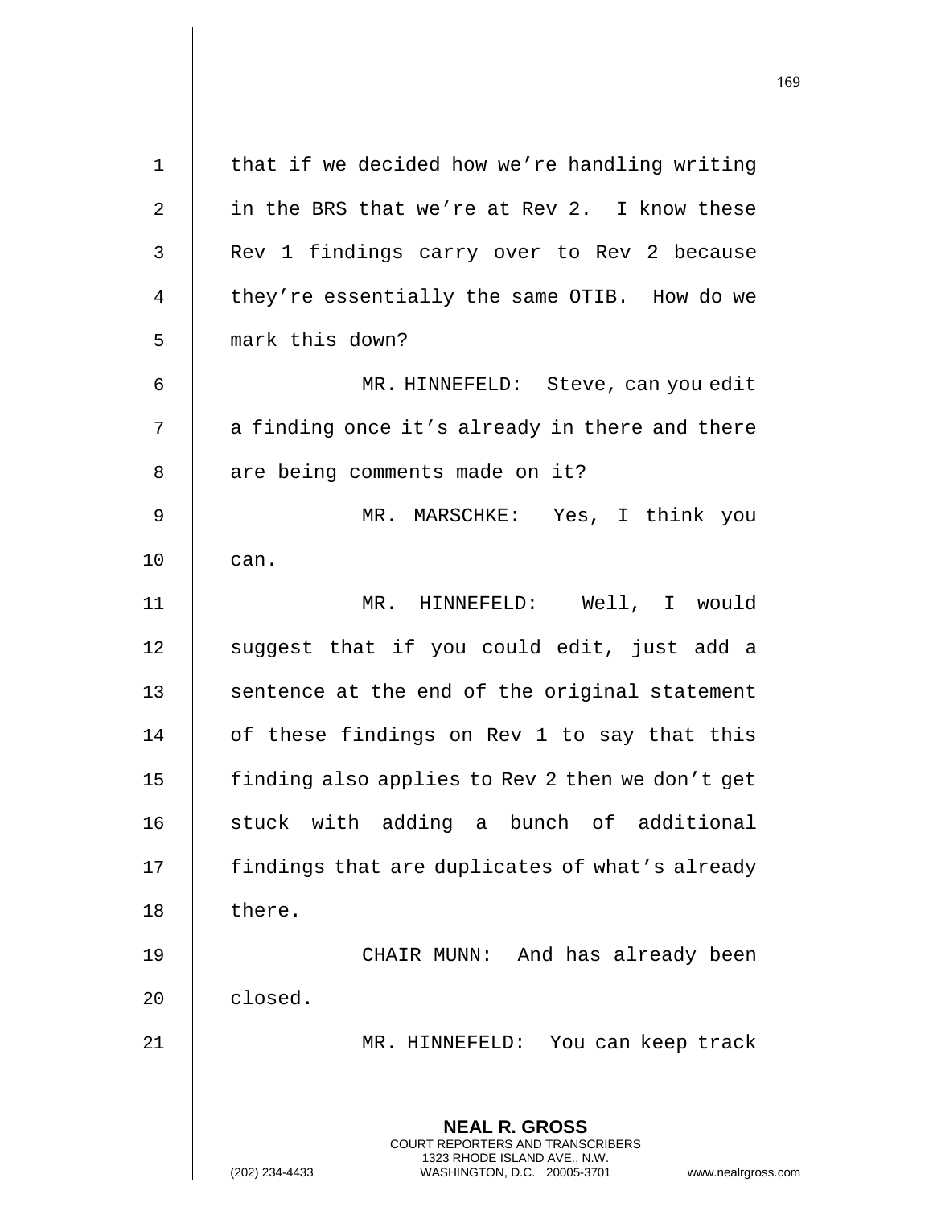that if we decided how we're handling writing in the BRS that we're at Rev 2. I know these Rev 1 findings carry over to Rev 2 because they're essentially the same OTIB. How do we mark this down?

MR. HINNEFELD: Steve, can you edit a finding once it's already in there and there are being comments made on it?

MR. MARSCHKE: Yes, I think you can.

MR. HINNEFELD: Well, I would suggest that if you could edit, just add a sentence at the end of the original statement of these findings on Rev 1 to say that this finding also applies to Rev 2 then we don't get stuck with adding a bunch of additional findings that are duplicates of what's already there.

CHAIR MUNN: And has already been closed.

MR. HINNEFELD: You can keep track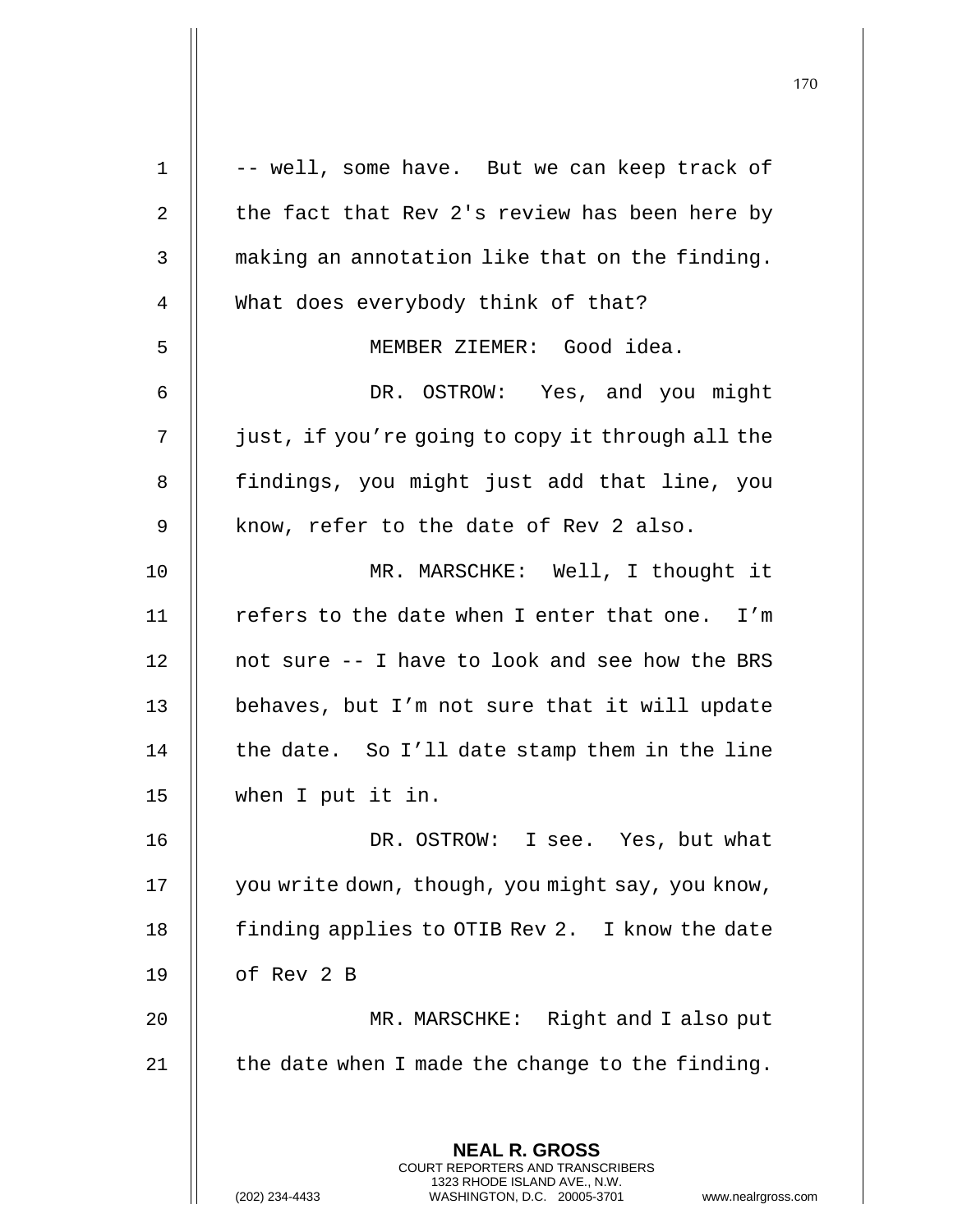-- well, some have. But we can keep track of the fact that Rev 2's review has been here by making an annotation like that on the finding. What does everybody think of that?

MEMBER ZIEMER: Good idea.

DR. OSTROW: Yes, and you might just, if you're going to copy it through all the findings, you might just add that line, you know, refer to the date of Rev 2 also.

MR. MARSCHKE: Well, I thought it refers to the date when I enter that one. I'm not sure -- I have to look and see how the BRS behaves, but I'm not sure that it will update the date. So I'll date stamp them in the line when I put it in.

DR. OSTROW: I see. Yes, but what you write down, though, you might say, you know, finding applies to OTIB Rev 2. I know the date of Rev 2 B

MR. MARSCHKE: Right and I also put the date when I made the change to the finding.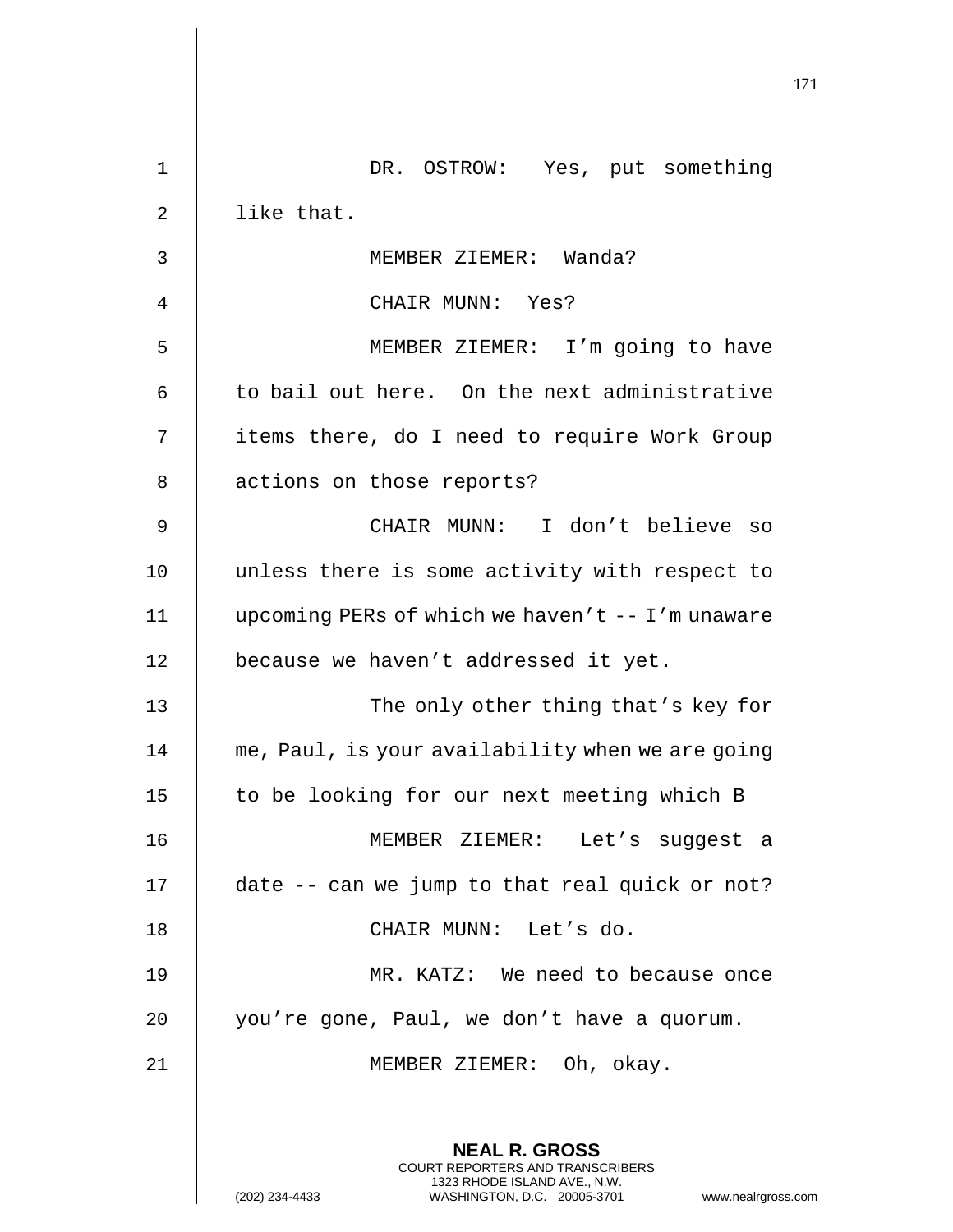DR. OSTROW: Yes, put something like that.

MEMBER ZIEMER: Wanda?

CHAIR MUNN: Yes?

MEMBER ZIEMER: I'm going to have to bail out here. On the next administrative items there, do I need to require Work Group actions on those reports?

CHAIR MUNN: I don't believe so unless there is some activity with respect to upcoming PERs of which we haven't -- I'm unaware because we haven't addressed it yet.

The only other thing that's key for me, Paul, is your availability when we are going to be looking for our next meeting which B

MEMBER ZIEMER: Let's suggest a date -- can we jump to that real quick or not?

CHAIR MUNN: Let's do.

MR. KATZ: We need to because once you're gone, Paul, we don't have a quorum.

MEMBER ZIEMER: Oh, okay.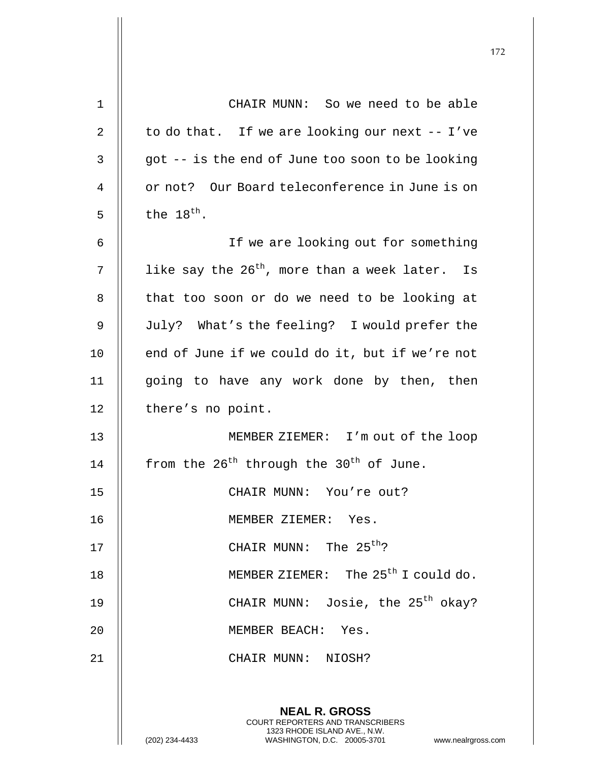CHAIR MUNN: So we need to be able to do that. If we are looking our next -- I've got -- is the end of June too soon to be looking or not? Our Board teleconference in June is on the $18^{th}$.

If we are looking out for something like say the $26^{th}$, more than a week later. Is that too soon or do we need to be looking at July? What's the feeling? I would prefer the end of June if we could do it, but if we're not going to have any work done by then, then there's no point.

MEMBER ZIEMER: I'm out of the loop from the $26^{th}$ through the $30^{th}$ of June.

CHAIR MUNN: You're out?

MEMBER ZIEMER: Yes.

CHAIR MUNN: The $25^{th}$?

MEMBER ZIEMER: The $25^{th}$ I could do.

CHAIR MUNN: Josie, the $25^{th}$ okay?

MEMBER BEACH: Yes.

CHAIR MUNN: NIOSH?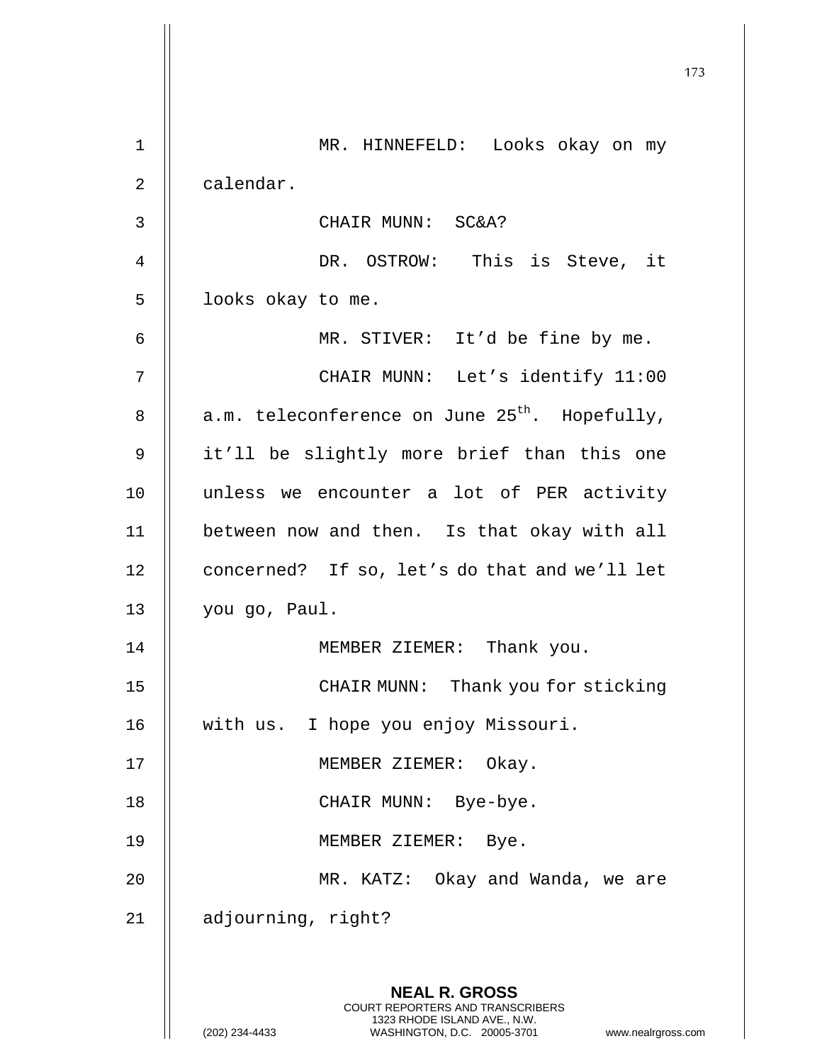MR. HINNEFELD: Looks okay on my calendar.

CHAIR MUNN: SC&A?

DR. OSTROW: This is Steve, it looks okay to me.

MR. STIVER: It'd be fine by me.

CHAIR MUNN: Let's identify 11:00 a.m. teleconference on June $25^{th}$. Hopefully, it'll be slightly more brief than this one unless we encounter a lot of PER activity between now and then. Is that okay with all concerned? If so, let's do that and we'll let you go, Paul.

MEMBER ZIEMER: Thank you.

CHAIR MUNN: Thank you for sticking with us. I hope you enjoy Missouri.

MEMBER ZIEMER: Okay.

CHAIR MUNN: Bye-bye.

MEMBER ZIEMER: Bye.

MR. KATZ: Okay and Wanda, we are adjourning, right?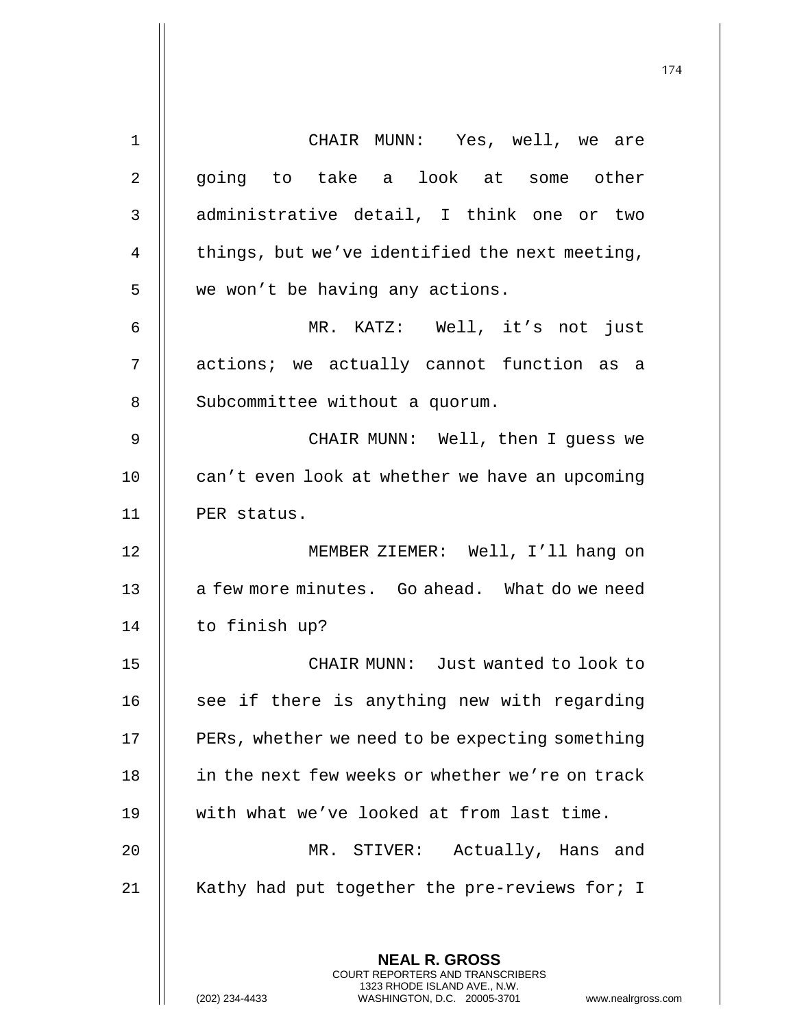CHAIR MUNN: Yes, well, we are going to take a look at some other administrative detail, I think one or two things, but we've identified the next meeting, we won't be having any actions.

MR. KATZ: Well, it's not just actions; we actually cannot function as a Subcommittee without a quorum.

CHAIR MUNN: Well, then I guess we can't even look at whether we have an upcoming PER status.

MEMBER ZIEMER: Well, I'll hang on a few more minutes. Go ahead. What do we need to finish up?

CHAIR MUNN: Just wanted to look to see if there is anything new with regarding PERs, whether we need to be expecting something in the next few weeks or whether we're on track with what we've looked at from last time.

MR. STIVER: Actually, Hans and Kathy had put together the pre-reviews for; I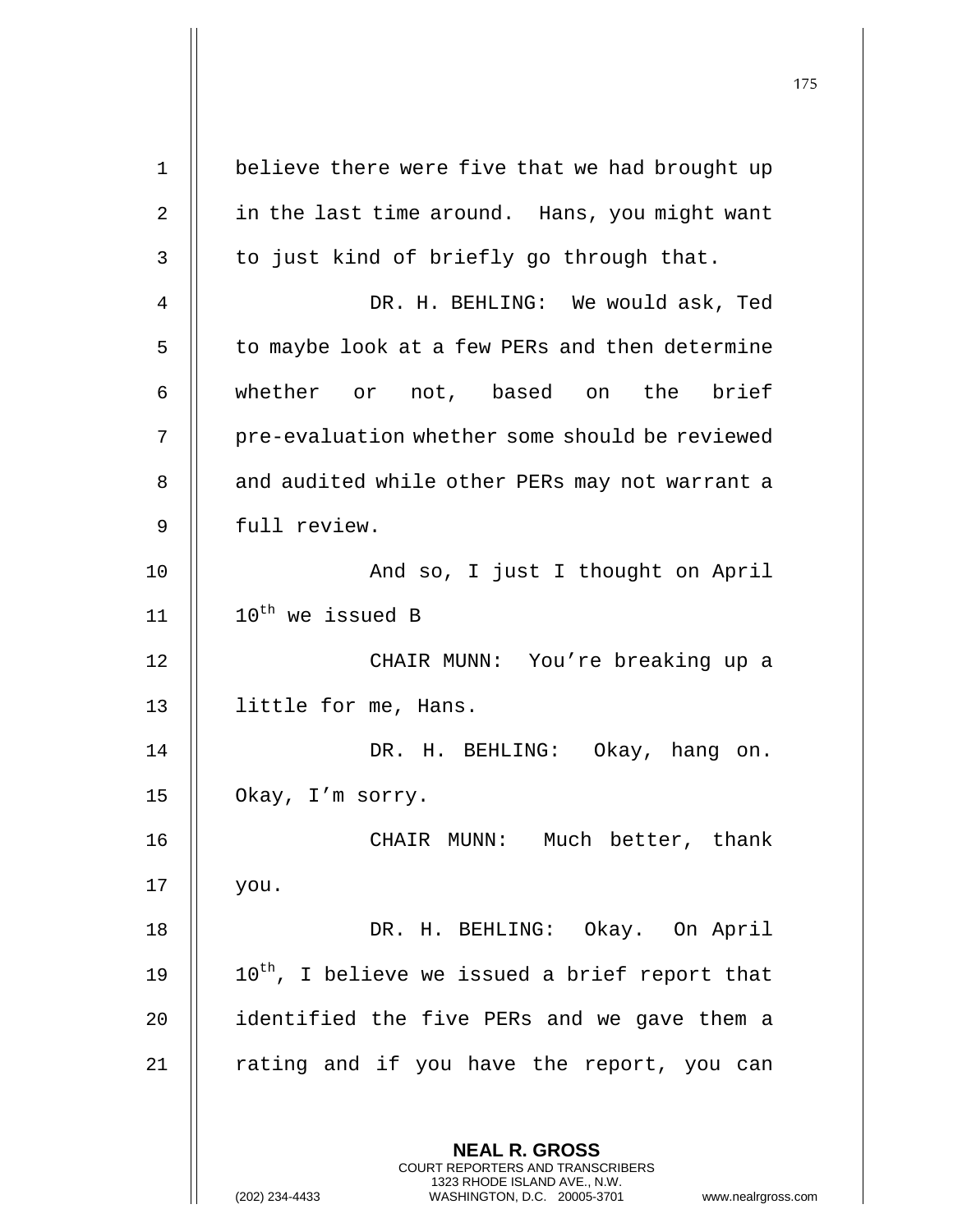believe there were five that we had brought up in the last time around. Hans, you might want to just kind of briefly go through that.

DR. H. BEHLING: We would ask, Ted to maybe look at a few PERs and then determine whether or not, based on the brief pre-evaluation whether some should be reviewed and audited while other PERs may not warrant a full review.

And so, I just I thought on April $10^{th}$ we issued B

CHAIR MUNN: You're breaking up a little for me, Hans.

DR. H. BEHLING: Okay, hang on. Okay, I'm sorry.

CHAIR MUNN: Much better, thank you.

DR. H. BEHLING: Okay. On April $10^{th}$, I believe we issued a brief report that identified the five PERs and we gave them a rating and if you have the report, you can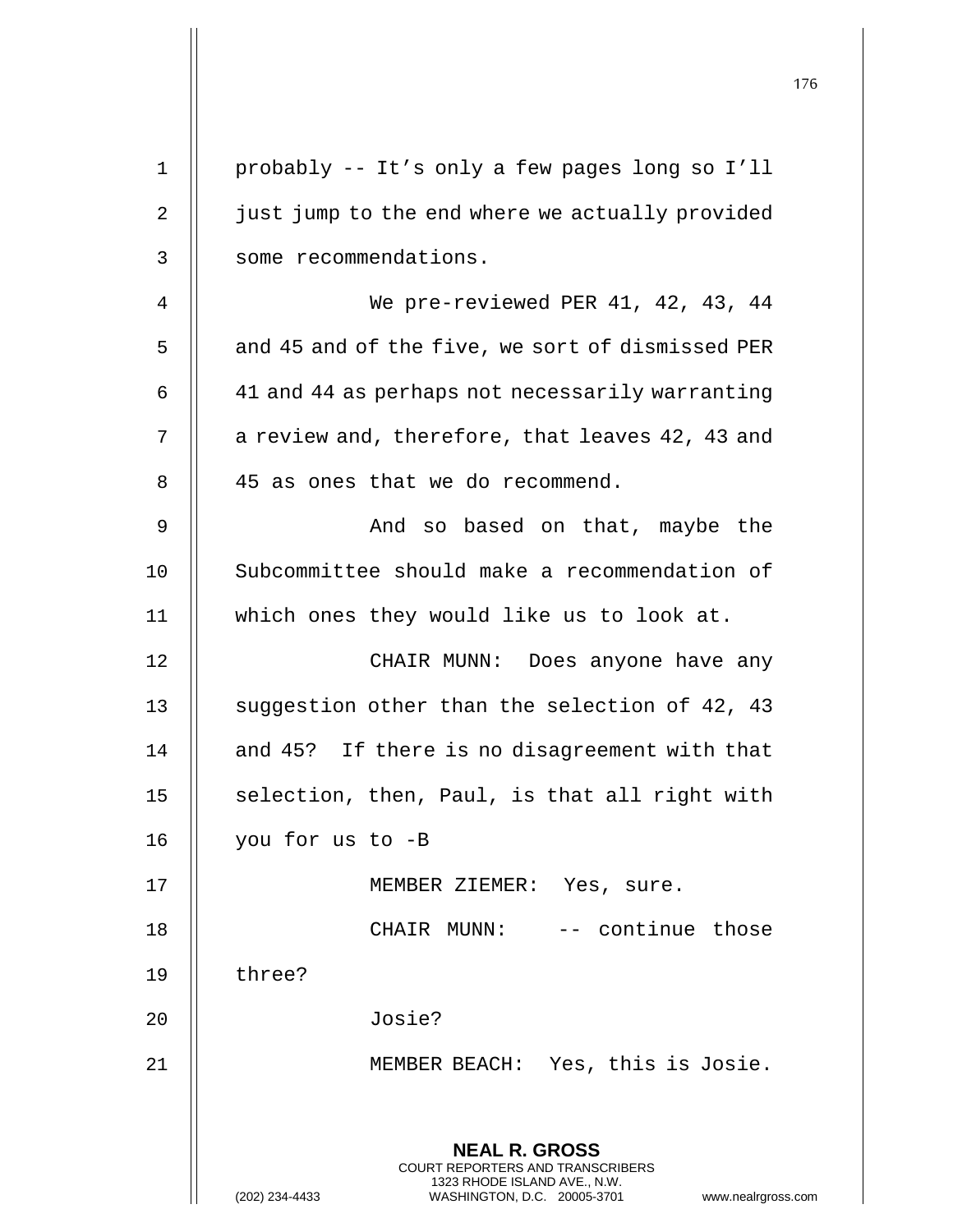probably -- It's only a few pages long so I'll just jump to the end where we actually provided some recommendations.

We pre-reviewed PER 41, 42, 43, 44 and 45 and of the five, we sort of dismissed PER 41 and 44 as perhaps not necessarily warranting a review and, therefore, that leaves 42, 43 and 45 as ones that we do recommend.

And so based on that, maybe the Subcommittee should make a recommendation of which ones they would like us to look at.

CHAIR MUNN: Does anyone have any suggestion other than the selection of 42, 43 and 45? If there is no disagreement with that selection, then, Paul, is that all right with you for us to -B

MEMBER ZIEMER: Yes, sure.

CHAIR MUNN: -- continue those three?

Josie?

MEMBER BEACH: Yes, this is Josie.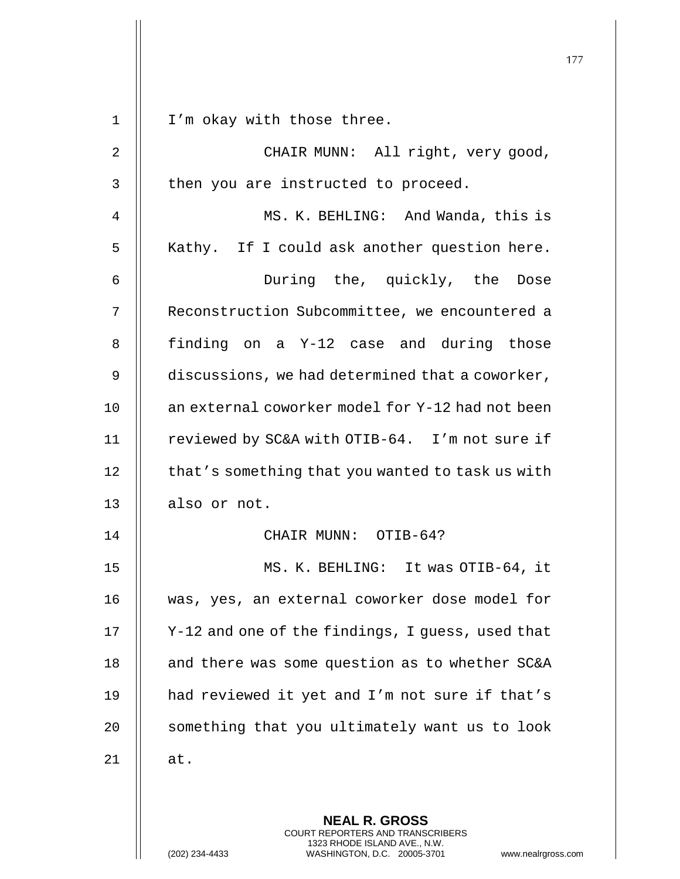I'm okay with those three.

CHAIR MUNN: All right, very good, then you are instructed to proceed.

MS. K. BEHLING: And Wanda, this is Kathy. If I could ask another question here.

During the, quickly, the Dose Reconstruction Subcommittee, we encountered a finding on a Y-12 case and during those discussions, we had determined that a coworker, an external coworker model for Y-12 had not been reviewed by SC&A with OTIB-64. I'm not sure if that's something that you wanted to task us with also or not.

CHAIR MUNN: OTIB-64?

MS. K. BEHLING: It was OTIB-64, it was, yes, an external coworker dose model for Y-12 and one of the findings, I guess, used that and there was some question as to whether SC&A had reviewed it yet and I'm not sure if that's something that you ultimately want us to look at.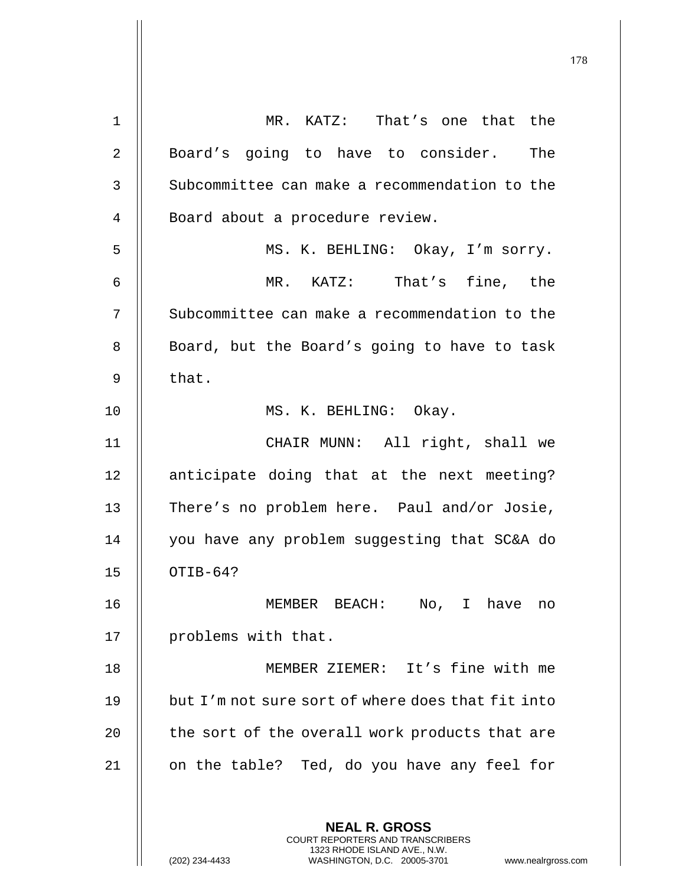MR. KATZ: That's one that the Board's going to have to consider. The Subcommittee can make a recommendation to the Board about a procedure review.

MS. K. BEHLING: Okay, I'm sorry.

MR. KATZ: That's fine, the Subcommittee can make a recommendation to the Board, but the Board's going to have to task that.

MS. K. BEHLING: Okay.

CHAIR MUNN: All right, shall we anticipate doing that at the next meeting? There's no problem here. Paul and/or Josie, you have any problem suggesting that SC&A do OTIB-64?

MEMBER BEACH: No, I have no problems with that.

MEMBER ZIEMER: It's fine with me but I'm not sure sort of where does that fit into the sort of the overall work products that are on the table? Ted, do you have any feel for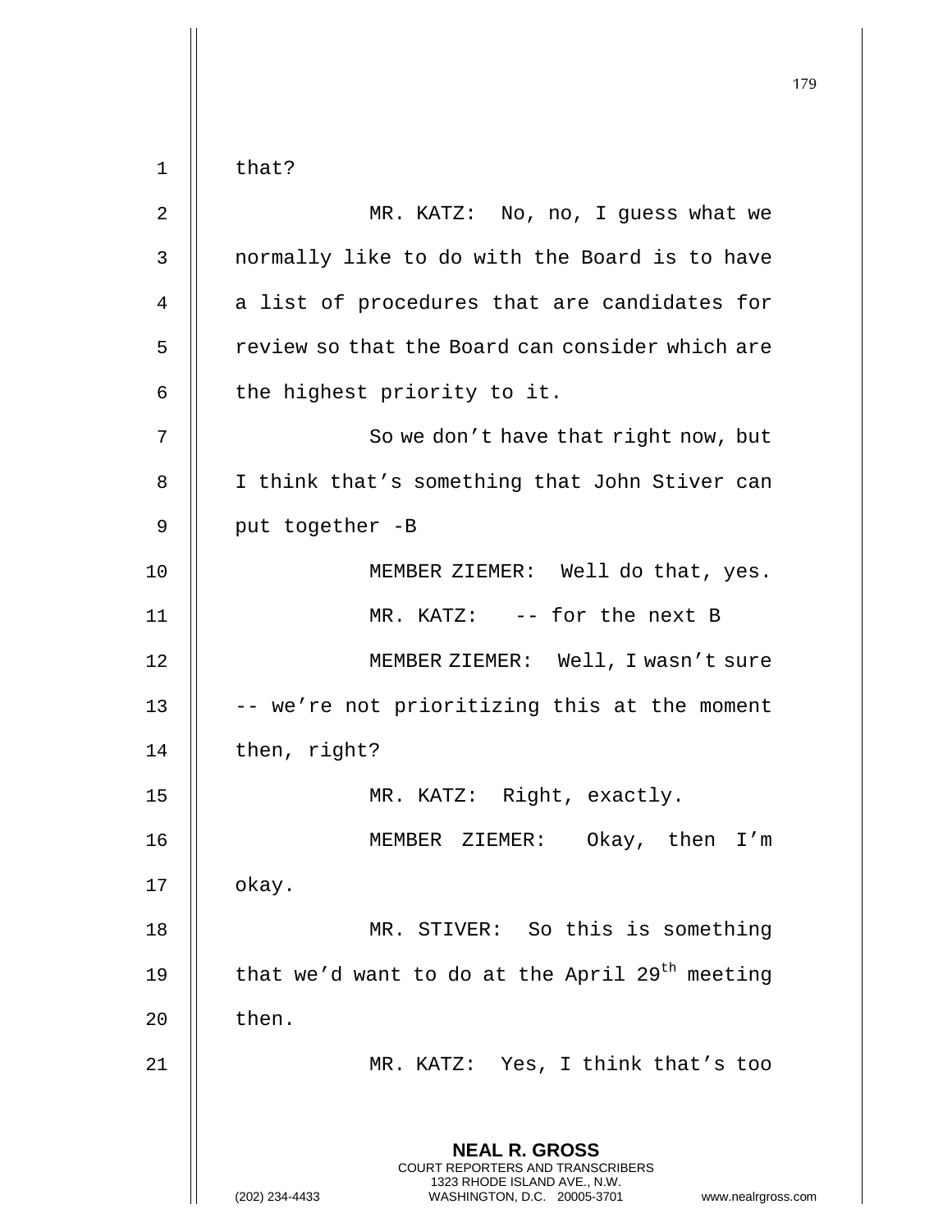that?

MR. KATZ: No, no, I guess what we normally like to do with the Board is to have a list of procedures that are candidates for review so that the Board can consider which are the highest priority to it.

So we don't have that right now, but I think that's something that John Stiver can put together -B

MEMBER ZIEMER: Well do that, yes.

MR. KATZ: -- for the next B

MEMBER ZIEMER: Well, I wasn't sure -- we're not prioritizing this at the moment then, right?

MR. KATZ: Right, exactly.

MEMBER ZIEMER: Okay, then I'm okay.

MR. STIVER: So this is something that we'd want to do at the April 29th meeting then.

MR. KATZ: Yes, I think that's too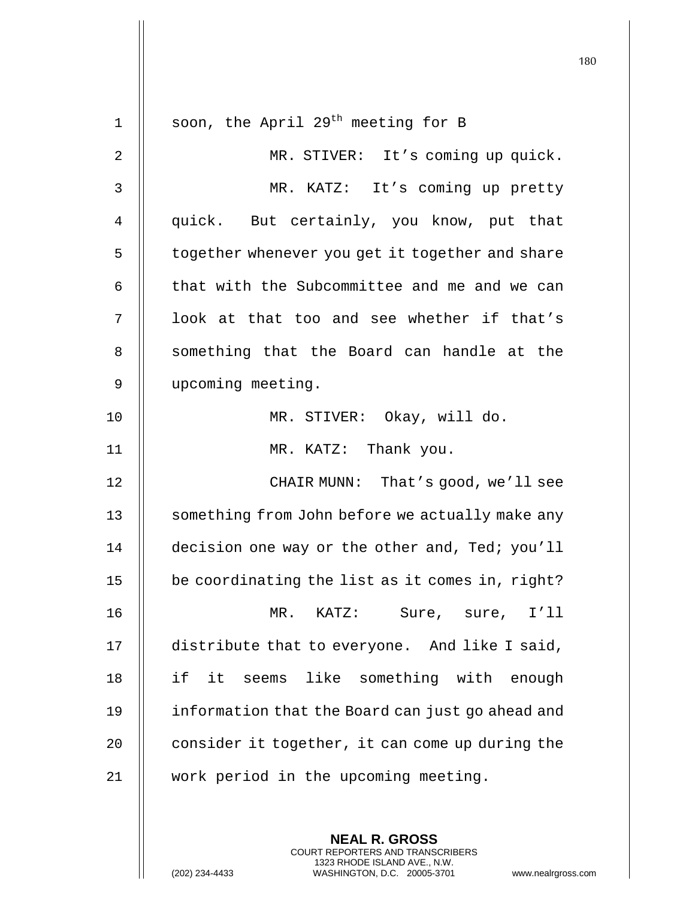soon, the April 29th meeting for B

MR. STIVER: It's coming up quick.

MR. KATZ: It's coming up pretty quick. But certainly, you know, put that together whenever you get it together and share that with the Subcommittee and me and we can look at that too and see whether if that's something that the Board can handle at the upcoming meeting.

MR. STIVER: Okay, will do.

MR. KATZ: Thank you.

CHAIR MUNN: That's good, we'll see something from John before we actually make any decision one way or the other and, Ted; you'll be coordinating the list as it comes in, right?

MR. KATZ: Sure, sure, I'll distribute that to everyone. And like I said, if it seems like something with enough information that the Board can just go ahead and consider it together, it can come up during the work period in the upcoming meeting.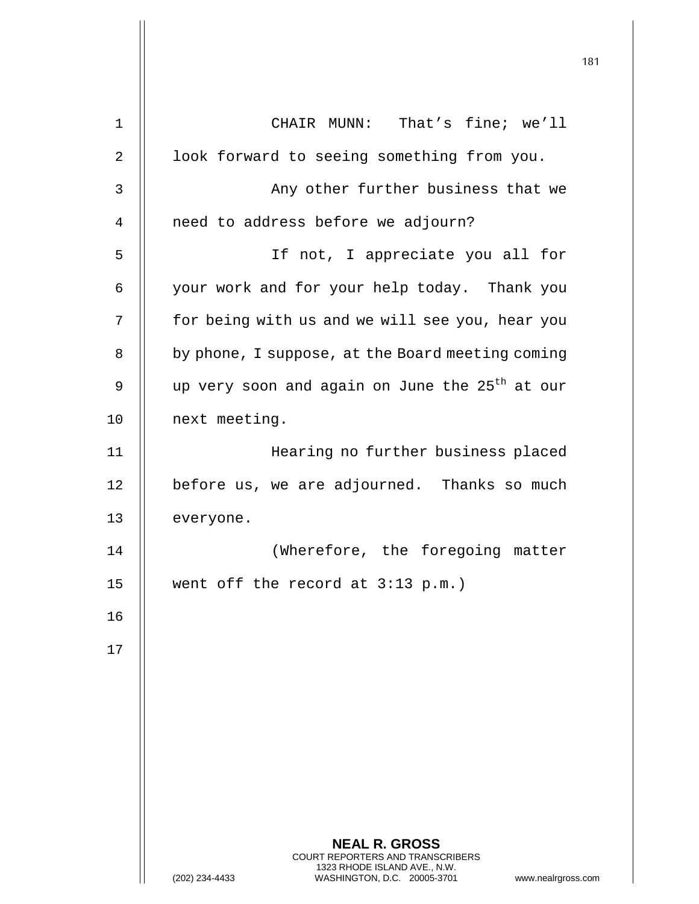CHAIR MUNN: That's fine; we'll look forward to seeing something from you.

Any other further business that we need to address before we adjourn?

If not, I appreciate you all for your work and for your help today. Thank you for being with us and we will see you, hear you by phone, I suppose, at the Board meeting coming up very soon and again on June the $25^{th}$ at our next meeting.

Hearing no further business placed before us, we are adjourned. Thanks so much everyone.

(Wherefore, the foregoing matter went off the record at 3:13 p.m.)